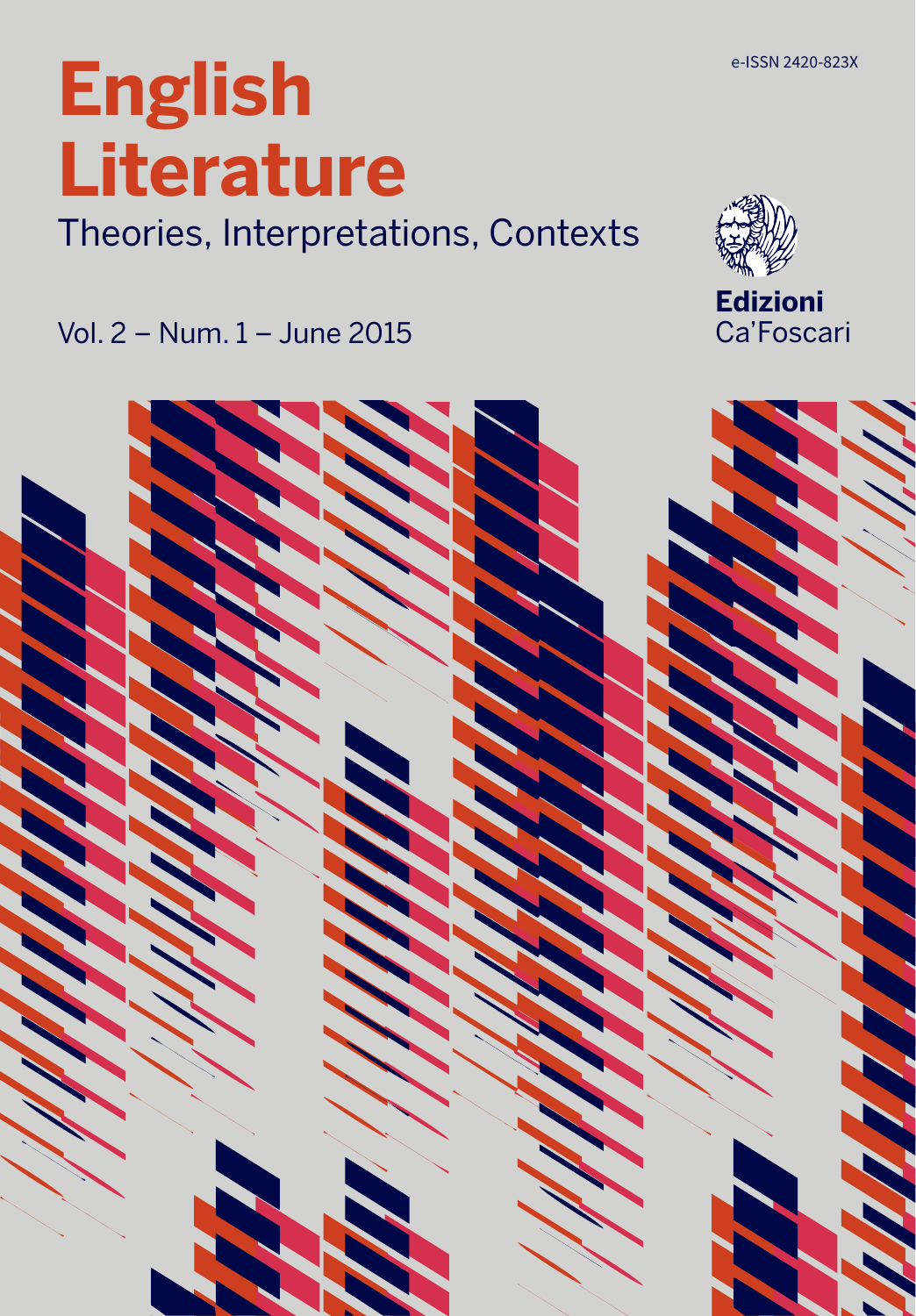e-ISSN 2420-823X

# English Literature

Theories, Interpretations, Contexts

Vol. 2 – Num. 1 – June 2015

**Edizioni**
Ca'Foscari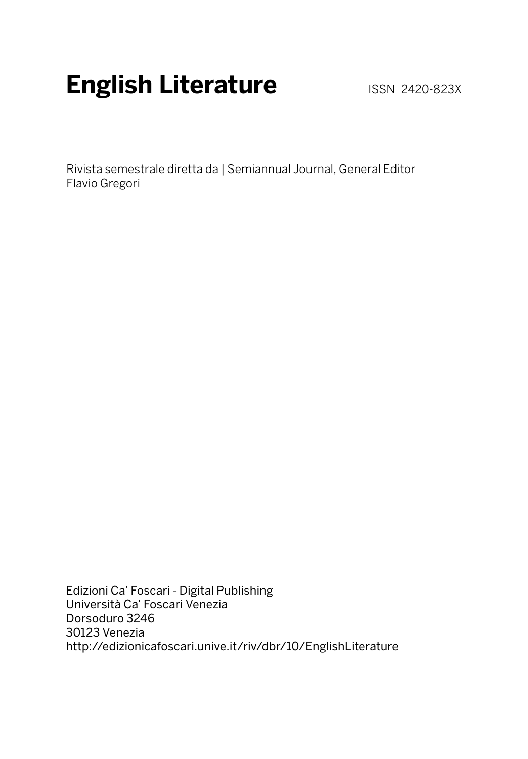# English Literature

ISSN 2420-823X

Rivista semestrale diretta da | Semiannual Journal, General Editor
Flavio Gregori

Edizioni Ca' Foscari - Digital Publishing
Università Ca' Foscari Venezia
Dorsoduro 3246
30123 Venezia
http://edizionicafoscari.unive.it/riv/dbr/10/EnglishLiterature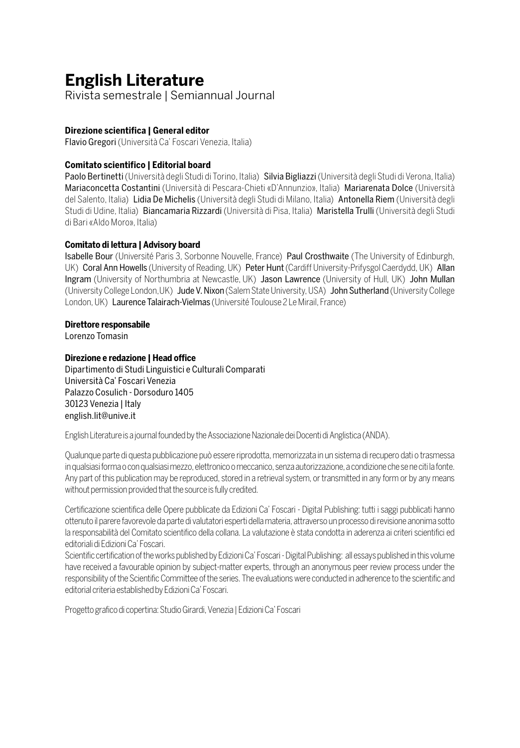# English Literature

Rivista semestrale | Semiannual Journal

**Direzione scientifica | General editor**
Flavio Gregori (Università Ca' Foscari Venezia, Italia)

**Comitato scientifico | Editorial board**
Paolo Bertinetti (Università degli Studi di Torino, Italia) Silvia Bigliazzi (Università degli Studi di Verona, Italia) Mariaconcetta Costantini (Università di Pescara-Chieti «D'Annunzio», Italia) Mariarenata Dolce (Università del Salento, Italia) Lidia De Michelis (Università degli Studi di Milano, Italia) Antonella Riem (Università degli Studi di Udine, Italia) Biancamaria Rizzardi (Università di Pisa, Italia) Maristella Trulli (Università degli Studi di Bari «Aldo Moro», Italia)

**Comitato di lettura | Advisory board**
Isabelle Bour (Université Paris 3, Sorbonne Nouvelle, France) Paul Crosthwaite (The University of Edinburgh, UK) Coral Ann Howells (University of Reading, UK) Peter Hunt (Cardiff University-Prifysgol Caerdydd, UK) Allan Ingram (University of Northumbria at Newcastle, UK) Jason Lawrence (University of Hull, UK) John Mullan (University College London,UK) Jude V. Nixon (Salem State University, USA) John Sutherland (University College London, UK) Laurence Talairach-Vielmas (Université Toulouse 2 Le Mirail, France)

**Direttore responsabile**
Lorenzo Tomasin

**Direzione e redazione | Head office**
Dipartimento di Studi Linguistici e Culturali Comparati
Università Ca' Foscari Venezia
Palazzo Cosulich - Dorsoduro 1405
30123 Venezia | Italy
english.lit@unive.it

English Literature is a journal founded by the Associazione Nazionale dei Docenti di Anglistica (ANDA).

Qualunque parte di questa pubblicazione può essere riprodotta, memorizzata in un sistema di recupero dati o trasmessa in qualsiasi forma o con qualsiasi mezzo, elettronico o meccanico, senza autorizzazione, a condizione che se ne citi la fonte.
Any part of this publication may be reproduced, stored in a retrieval system, or transmitted in any form or by any means without permission provided that the source is fully credited.

Certificazione scientifica delle Opere pubblicate da Edizioni Ca' Foscari - Digital Publishing: tutti i saggi pubblicati hanno ottenuto il parere favorevole da parte di valutatori esperti della materia, attraverso un processo di revisione anonima sotto la responsabilità del Comitato scientifico della collana. La valutazione è stata condotta in aderenza ai criteri scientifici ed editoriali di Edizioni Ca' Foscari.
Scientific certification of the works published by Edizioni Ca' Foscari - Digital Publishing: all essays published in this volume have received a favourable opinion by subject-matter experts, through an anonymous peer review process under the responsibility of the Scientific Committee of the series. The evaluations were conducted in adherence to the scientific and editorial criteria established by Edizioni Ca' Foscari.

Progetto grafico di copertina: Studio Girardi, Venezia | Edizioni Ca' Foscari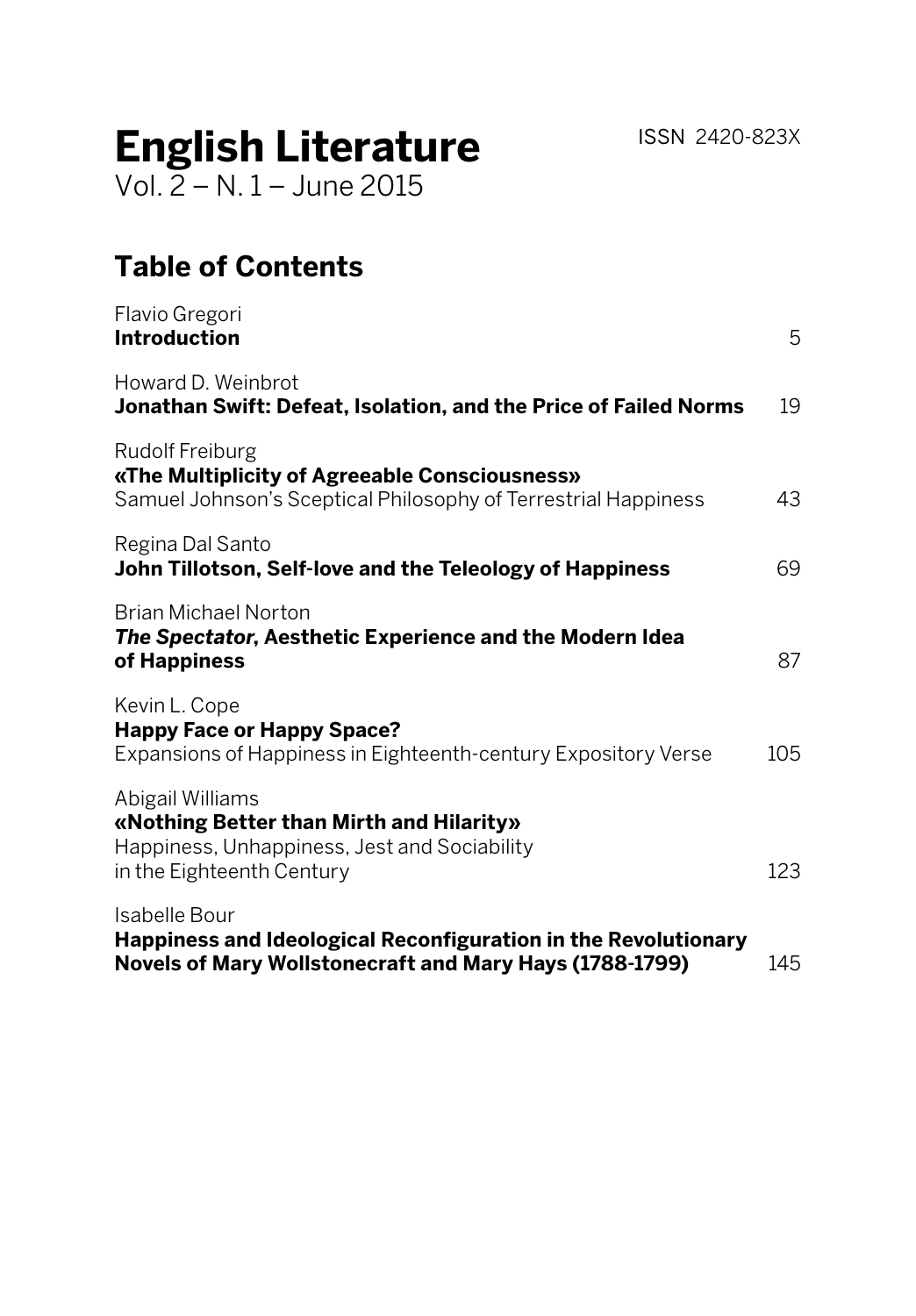# English Literature

Vol. 2 – N. 1 – June 2015

ISSN 2420-823X

## Table of Contents

Flavio Gregori
**Introduction** 5

Howard D. Weinbrot
**Jonathan Swift: Defeat, Isolation, and the Price of Failed Norms** 19

Rudolf Freiburg
**«The Multiplicity of Agreeable Consciousness»**
Samuel Johnson's Sceptical Philosophy of Terrestrial Happiness 43

Regina Dal Santo
**John Tillotson, Self-love and the Teleology of Happiness** 69

Brian Michael Norton
***The Spectator*, Aesthetic Experience and the Modern Idea of Happiness** 87

Kevin L. Cope
**Happy Face or Happy Space?**
Expansions of Happiness in Eighteenth-century Expository Verse 105

Abigail Williams
**«Nothing Better than Mirth and Hilarity»**
Happiness, Unhappiness, Jest and Sociability in the Eighteenth Century 123

Isabelle Bour
**Happiness and Ideological Reconfiguration in the Revolutionary Novels of Mary Wollstonecraft and Mary Hays (1788-1799)** 145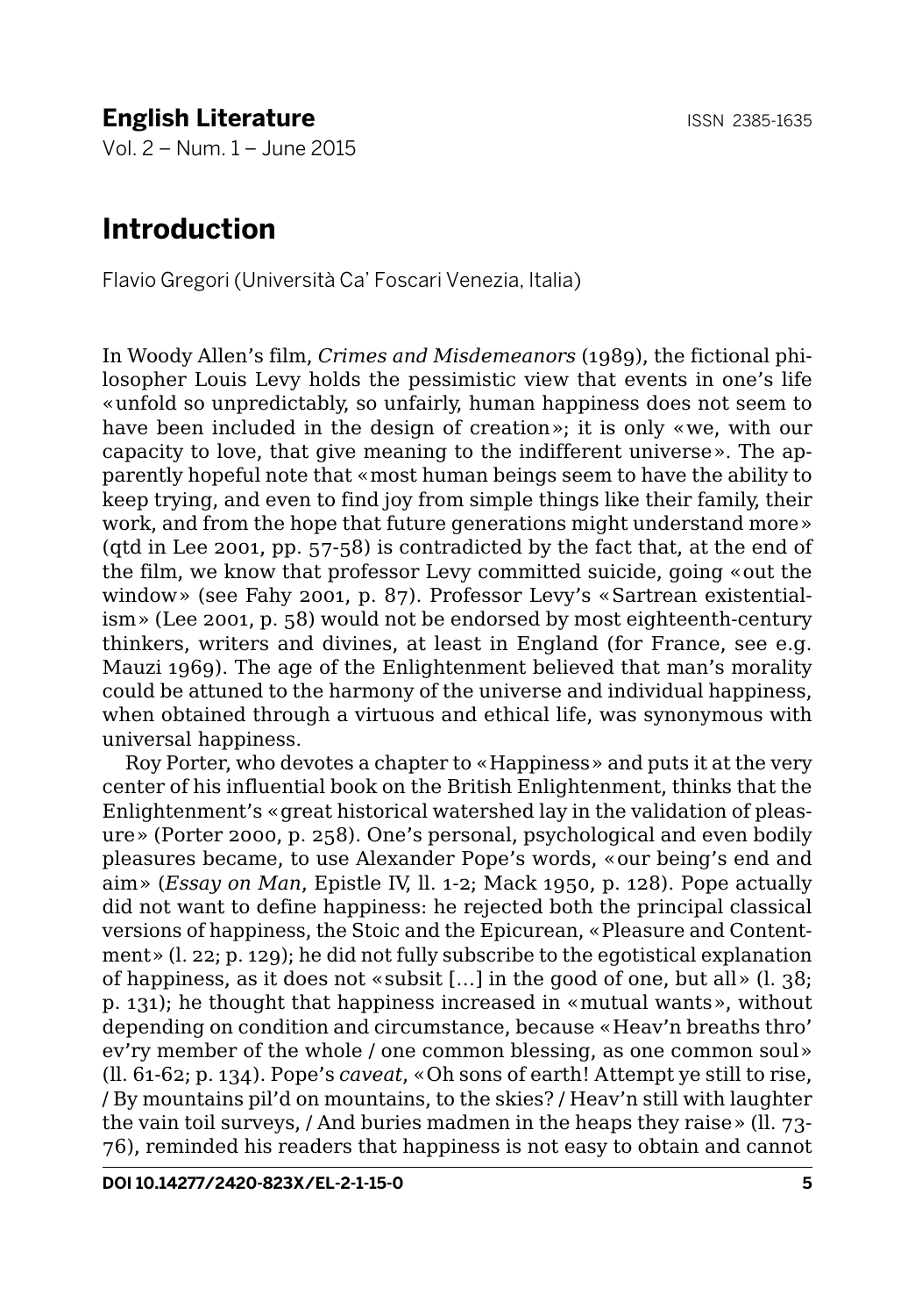# Introduction

Flavio Gregori (Università Ca' Foscari Venezia, Italia)

In Woody Allen's film, *Crimes and Misdemeanors* (1989), the fictional philosopher Louis Levy holds the pessimistic view that events in one's life «unfold so unpredictably, so unfairly, human happiness does not seem to have been included in the design of creation»; it is only «we, with our capacity to love, that give meaning to the indifferent universe». The apparently hopeful note that «most human beings seem to have the ability to keep trying, and even to find joy from simple things like their family, their work, and from the hope that future generations might understand more» (qtd in Lee 2001, pp. 57-58) is contradicted by the fact that, at the end of the film, we know that professor Levy committed suicide, going «out the window» (see Fahy 2001, p. 87). Professor Levy's «Sartrean existentialism» (Lee 2001, p. 58) would not be endorsed by most eighteenth-century thinkers, writers and divines, at least in England (for France, see e.g. Mauzi 1969). The age of the Enlightenment believed that man's morality could be attuned to the harmony of the universe and individual happiness, when obtained through a virtuous and ethical life, was synonymous with universal happiness.

Roy Porter, who devotes a chapter to «Happiness» and puts it at the very center of his influential book on the British Enlightenment, thinks that the Enlightenment's «great historical watershed lay in the validation of pleasure» (Porter 2000, p. 258). One's personal, psychological and even bodily pleasures became, to use Alexander Pope's words, «our being's end and aim» (*Essay on Man*, Epistle IV, ll. 1-2; Mack 1950, p. 128). Pope actually did not want to define happiness: he rejected both the principal classical versions of happiness, the Stoic and the Epicurean, «Pleasure and Contentment» (l. 22; p. 129); he did not fully subscribe to the egotistical explanation of happiness, as it does not «subsit […] in the good of one, but all» (l. 38; p. 131); he thought that happiness increased in «mutual wants», without depending on condition and circumstance, because «Heav'n breaths thro' ev'ry member of the whole / one common blessing, as one common soul» (ll. 61-62; p. 134). Pope's *caveat*, «Oh sons of earth! Attempt ye still to rise, / By mountains pil'd on mountains, to the skies? / Heav'n still with laughter the vain toil surveys, / And buries madmen in the heaps they raise» (ll. 73-76), reminded his readers that happiness is not easy to obtain and cannot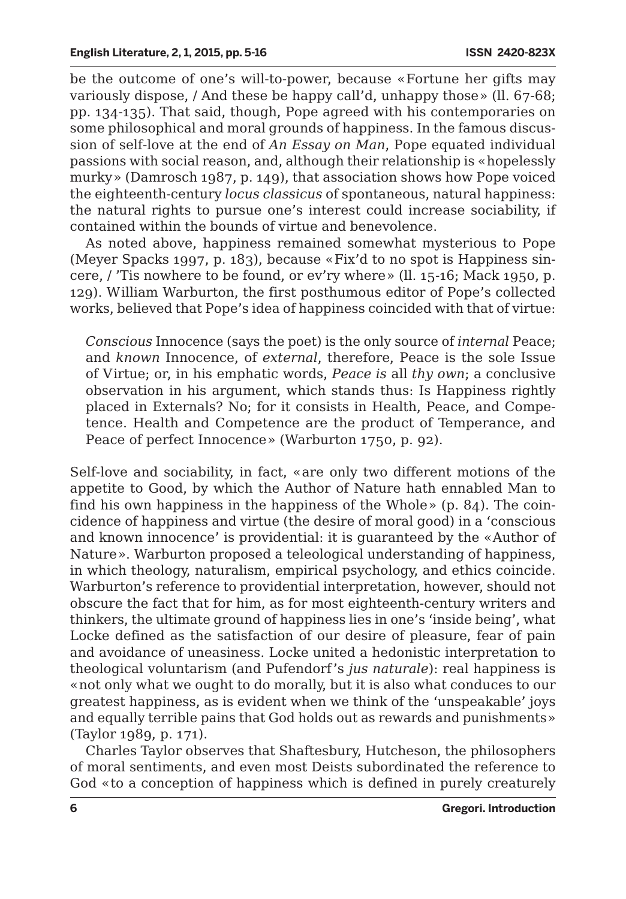be the outcome of one's will-to-power, because «Fortune her gifts may variously dispose, / And these be happy call'd, unhappy those» (ll. 67-68; pp. 134-135). That said, though, Pope agreed with his contemporaries on some philosophical and moral grounds of happiness. In the famous discussion of self-love at the end of *An Essay on Man*, Pope equated individual passions with social reason, and, although their relationship is «hopelessly murky» (Damrosch 1987, p. 149), that association shows how Pope voiced the eighteenth-century *locus classicus* of spontaneous, natural happiness: the natural rights to pursue one's interest could increase sociability, if contained within the bounds of virtue and benevolence.

As noted above, happiness remained somewhat mysterious to Pope (Meyer Spacks 1997, p. 183), because «Fix'd to no spot is Happiness sincere, / 'Tis nowhere to be found, or ev'ry where» (ll. 15-16; Mack 1950, p. 129). William Warburton, the first posthumous editor of Pope's collected works, believed that Pope's idea of happiness coincided with that of virtue:

> *Conscious* Innocence (says the poet) is the only source of *internal* Peace; and *known* Innocence, of *external*, therefore, Peace is the sole Issue of Virtue; or, in his emphatic words, *Peace is* all *thy own*; a conclusive observation in his argument, which stands thus: Is Happiness rightly placed in Externals? No; for it consists in Health, Peace, and Competence. Health and Competence are the product of Temperance, and Peace of perfect Innocence» (Warburton 1750, p. 92).

Self-love and sociability, in fact, «are only two different motions of the appetite to Good, by which the Author of Nature hath ennabled Man to find his own happiness in the happiness of the Whole» (p. 84). The coincidence of happiness and virtue (the desire of moral good) in a 'conscious and known innocence' is providential: it is guaranteed by the «Author of Nature». Warburton proposed a teleological understanding of happiness, in which theology, naturalism, empirical psychology, and ethics coincide. Warburton's reference to providential interpretation, however, should not obscure the fact that for him, as for most eighteenth-century writers and thinkers, the ultimate ground of happiness lies in one's 'inside being', what Locke defined as the satisfaction of our desire of pleasure, fear of pain and avoidance of uneasiness. Locke united a hedonistic interpretation to theological voluntarism (and Pufendorf's *jus naturale*): real happiness is «not only what we ought to do morally, but it is also what conduces to our greatest happiness, as is evident when we think of the 'unspeakable' joys and equally terrible pains that God holds out as rewards and punishments» (Taylor 1989, p. 171).

Charles Taylor observes that Shaftesbury, Hutcheson, the philosophers of moral sentiments, and even most Deists subordinated the reference to God «to a conception of happiness which is defined in purely creaturely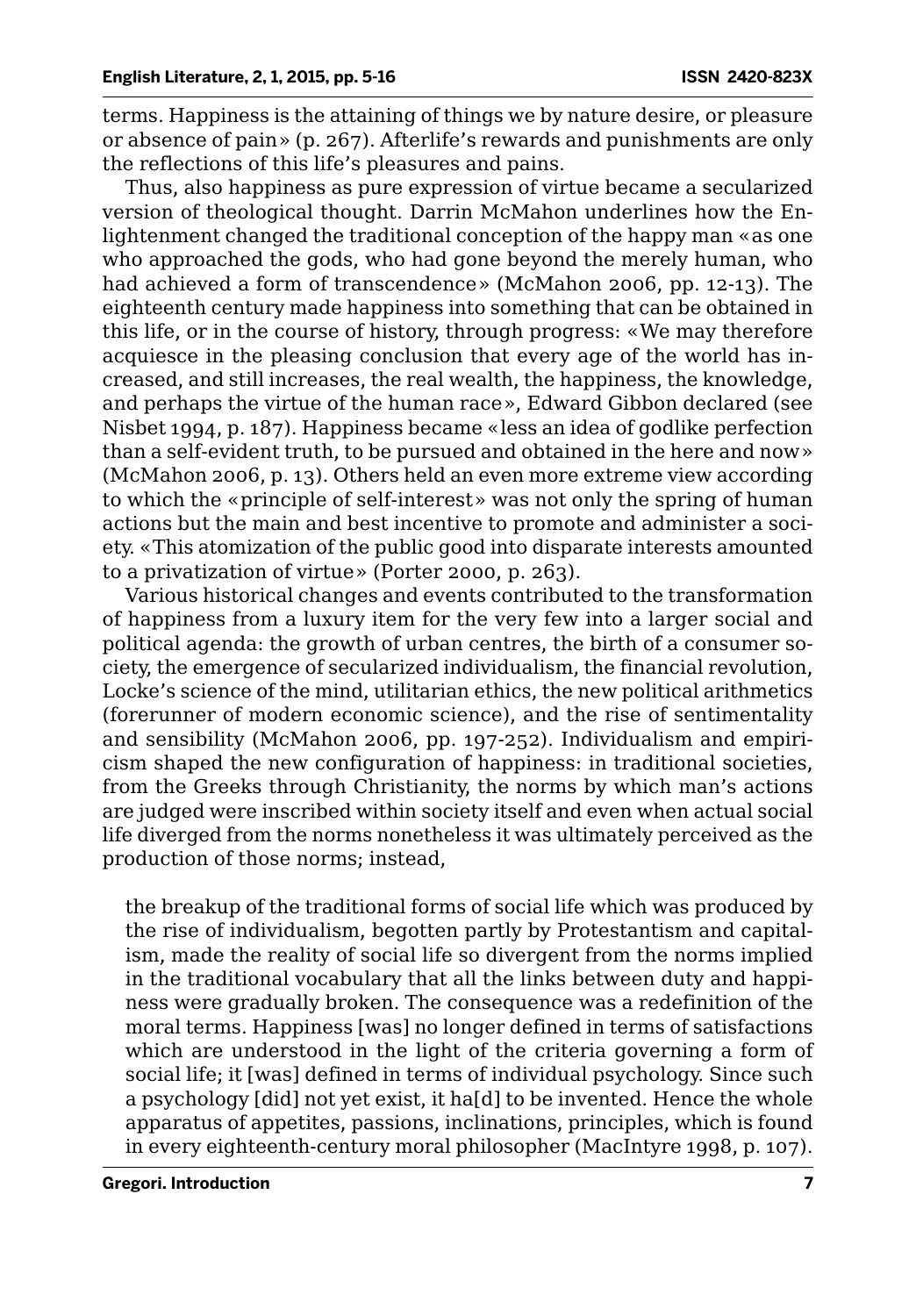terms. Happiness is the attaining of things we by nature desire, or pleasure or absence of pain» (p. 267). Afterlife's rewards and punishments are only the reflections of this life's pleasures and pains.

Thus, also happiness as pure expression of virtue became a secularized version of theological thought. Darrin McMahon underlines how the Enlightenment changed the traditional conception of the happy man «as one who approached the gods, who had gone beyond the merely human, who had achieved a form of transcendence» (McMahon 2006, pp. 12-13). The eighteenth century made happiness into something that can be obtained in this life, or in the course of history, through progress: «We may therefore acquiesce in the pleasing conclusion that every age of the world has increased, and still increases, the real wealth, the happiness, the knowledge, and perhaps the virtue of the human race», Edward Gibbon declared (see Nisbet 1994, p. 187). Happiness became «less an idea of godlike perfection than a self-evident truth, to be pursued and obtained in the here and now» (McMahon 2006, p. 13). Others held an even more extreme view according to which the «principle of self-interest» was not only the spring of human actions but the main and best incentive to promote and administer a society. «This atomization of the public good into disparate interests amounted to a privatization of virtue» (Porter 2000, p. 263).

Various historical changes and events contributed to the transformation of happiness from a luxury item for the very few into a larger social and political agenda: the growth of urban centres, the birth of a consumer society, the emergence of secularized individualism, the financial revolution, Locke's science of the mind, utilitarian ethics, the new political arithmetics (forerunner of modern economic science), and the rise of sentimentality and sensibility (McMahon 2006, pp. 197-252). Individualism and empiricism shaped the new configuration of happiness: in traditional societies, from the Greeks through Christianity, the norms by which man's actions are judged were inscribed within society itself and even when actual social life diverged from the norms nonetheless it was ultimately perceived as the production of those norms; instead,

> the breakup of the traditional forms of social life which was produced by the rise of individualism, begotten partly by Protestantism and capitalism, made the reality of social life so divergent from the norms implied in the traditional vocabulary that all the links between duty and happiness were gradually broken. The consequence was a redefinition of the moral terms. Happiness [was] no longer defined in terms of satisfactions which are understood in the light of the criteria governing a form of social life; it [was] defined in terms of individual psychology. Since such a psychology [did] not yet exist, it ha[d] to be invented. Hence the whole apparatus of appetites, passions, inclinations, principles, which is found in every eighteenth-century moral philosopher (MacIntyre 1998, p. 107).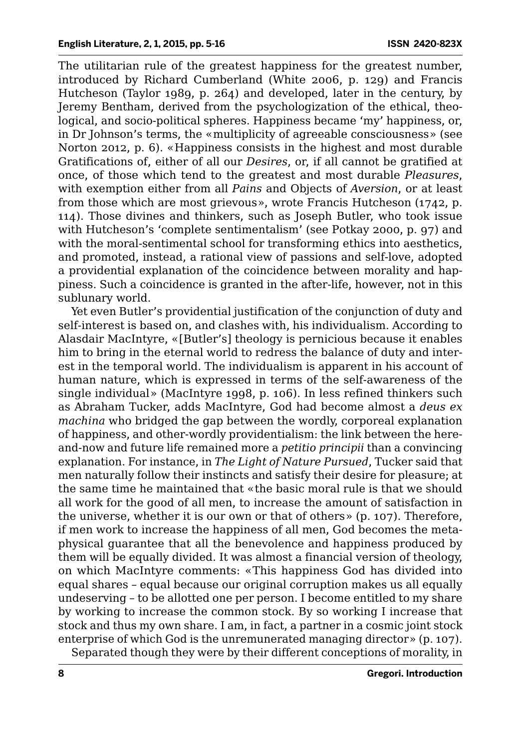The utilitarian rule of the greatest happiness for the greatest number, introduced by Richard Cumberland (White 2006, p. 129) and Francis Hutcheson (Taylor 1989, p. 264) and developed, later in the century, by Jeremy Bentham, derived from the psychologization of the ethical, theological, and socio-political spheres. Happiness became 'my' happiness, or, in Dr Johnson's terms, the «multiplicity of agreeable consciousness» (see Norton 2012, p. 6). «Happiness consists in the highest and most durable Gratifications of, either of all our *Desires*, or, if all cannot be gratified at once, of those which tend to the greatest and most durable *Pleasures*, with exemption either from all *Pains* and Objects of *Aversion*, or at least from those which are most grievous», wrote Francis Hutcheson (1742, p. 114). Those divines and thinkers, such as Joseph Butler, who took issue with Hutcheson's 'complete sentimentalism' (see Potkay 2000, p. 97) and with the moral-sentimental school for transforming ethics into aesthetics, and promoted, instead, a rational view of passions and self-love, adopted a providential explanation of the coincidence between morality and happiness. Such a coincidence is granted in the after-life, however, not in this sublunary world.

Yet even Butler's providential justification of the conjunction of duty and self-interest is based on, and clashes with, his individualism. According to Alasdair MacIntyre, «[Butler's] theology is pernicious because it enables him to bring in the eternal world to redress the balance of duty and interest in the temporal world. The individualism is apparent in his account of human nature, which is expressed in terms of the self-awareness of the single individual» (MacIntyre 1998, p. 106). In less refined thinkers such as Abraham Tucker, adds MacIntyre, God had become almost a *deus ex machina* who bridged the gap between the wordly, corporeal explanation of happiness, and other-wordly providentialism: the link between the here-and-now and future life remained more a *petitio principii* than a convincing explanation. For instance, in *The Light of Nature Pursued*, Tucker said that men naturally follow their instincts and satisfy their desire for pleasure; at the same time he maintained that «the basic moral rule is that we should all work for the good of all men, to increase the amount of satisfaction in the universe, whether it is our own or that of others» (p. 107). Therefore, if men work to increase the happiness of all men, God becomes the metaphysical guarantee that all the benevolence and happiness produced by them will be equally divided. It was almost a financial version of theology, on which MacIntyre comments: «This happiness God has divided into equal shares – equal because our original corruption makes us all equally undeserving – to be allotted one per person. I become entitled to my share by working to increase the common stock. By so working I increase that stock and thus my own share. I am, in fact, a partner in a cosmic joint stock enterprise of which God is the unremunerated managing director» (p. 107).

Separated though they were by their different conceptions of morality, in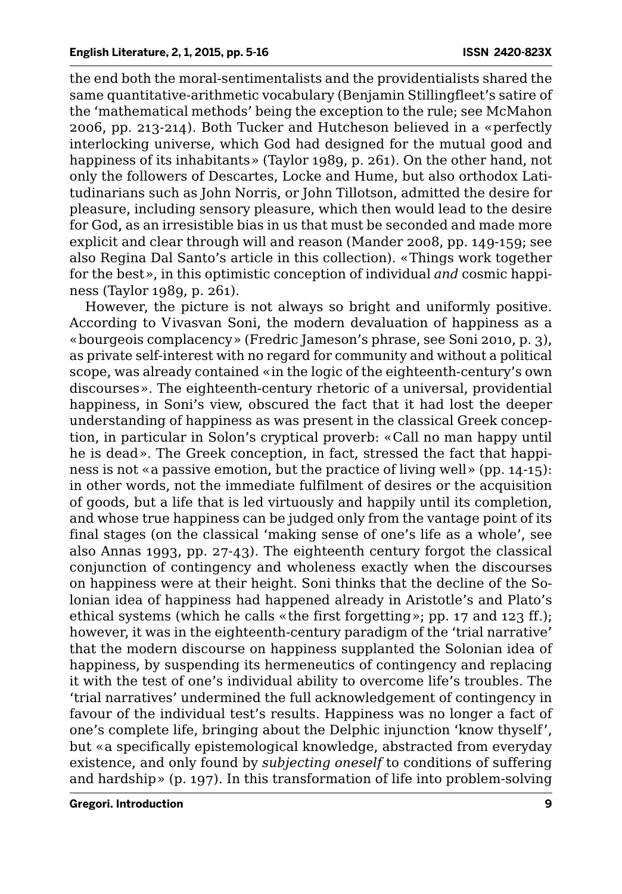the end both the moral-sentimentalists and the providentialists shared the same quantitative-arithmetic vocabulary (Benjamin Stillingfleet's satire of the 'mathematical methods' being the exception to the rule; see McMahon 2006, pp. 213-214). Both Tucker and Hutcheson believed in a «perfectly interlocking universe, which God had designed for the mutual good and happiness of its inhabitants» (Taylor 1989, p. 261). On the other hand, not only the followers of Descartes, Locke and Hume, but also orthodox Latitudinarians such as John Norris, or John Tillotson, admitted the desire for pleasure, including sensory pleasure, which then would lead to the desire for God, as an irresistible bias in us that must be seconded and made more explicit and clear through will and reason (Mander 2008, pp. 149-159; see also Regina Dal Santo's article in this collection). «Things work together for the best», in this optimistic conception of individual *and* cosmic happiness (Taylor 1989, p. 261).

However, the picture is not always so bright and uniformly positive. According to Vivasvan Soni, the modern devaluation of happiness as a «bourgeois complacency» (Fredric Jameson's phrase, see Soni 2010, p. 3), as private self-interest with no regard for community and without a political scope, was already contained «in the logic of the eighteenth-century's own discourses». The eighteenth-century rhetoric of a universal, providential happiness, in Soni's view, obscured the fact that it had lost the deeper understanding of happiness as was present in the classical Greek conception, in particular in Solon's cryptical proverb: «Call no man happy until he is dead». The Greek conception, in fact, stressed the fact that happiness is not «a passive emotion, but the practice of living well» (pp. 14-15): in other words, not the immediate fulfilment of desires or the acquisition of goods, but a life that is led virtuously and happily until its completion, and whose true happiness can be judged only from the vantage point of its final stages (on the classical 'making sense of one's life as a whole', see also Annas 1993, pp. 27-43). The eighteenth century forgot the classical conjunction of contingency and wholeness exactly when the discourses on happiness were at their height. Soni thinks that the decline of the Solonian idea of happiness had happened already in Aristotle's and Plato's ethical systems (which he calls «the first forgetting»; pp. 17 and 123 ff.); however, it was in the eighteenth-century paradigm of the 'trial narrative' that the modern discourse on happiness supplanted the Solonian idea of happiness, by suspending its hermeneutics of contingency and replacing it with the test of one's individual ability to overcome life's troubles. The 'trial narratives' undermined the full acknowledgement of contingency in favour of the individual test's results. Happiness was no longer a fact of one's complete life, bringing about the Delphic injunction 'know thyself', but «a specifically epistemological knowledge, abstracted from everyday existence, and only found by *subjecting oneself* to conditions of suffering and hardship» (p. 197). In this transformation of life into problem-solving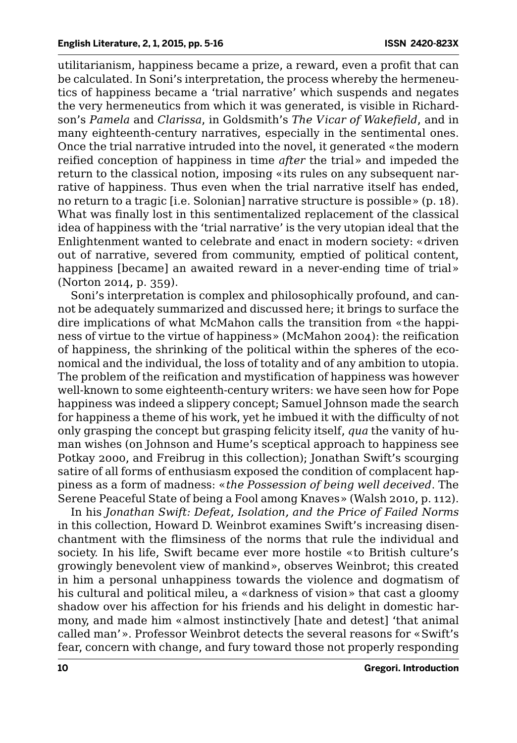utilitarianism, happiness became a prize, a reward, even a profit that can be calculated. In Soni's interpretation, the process whereby the hermeneutics of happiness became a 'trial narrative' which suspends and negates the very hermeneutics from which it was generated, is visible in Richardson's *Pamela* and *Clarissa*, in Goldsmith's *The Vicar of Wakefield*, and in many eighteenth-century narratives, especially in the sentimental ones. Once the trial narrative intruded into the novel, it generated «the modern reified conception of happiness in time *after* the trial» and impeded the return to the classical notion, imposing «its rules on any subsequent narrative of happiness. Thus even when the trial narrative itself has ended, no return to a tragic [i.e. Solonian] narrative structure is possible» (p. 18). What was finally lost in this sentimentalized replacement of the classical idea of happiness with the 'trial narrative' is the very utopian ideal that the Enlightenment wanted to celebrate and enact in modern society: «driven out of narrative, severed from community, emptied of political content, happiness [became] an awaited reward in a never-ending time of trial» (Norton 2014, p. 359).

Soni's interpretation is complex and philosophically profound, and cannot be adequately summarized and discussed here; it brings to surface the dire implications of what McMahon calls the transition from «the happiness of virtue to the virtue of happiness» (McMahon 2004): the reification of happiness, the shrinking of the political within the spheres of the economical and the individual, the loss of totality and of any ambition to utopia. The problem of the reification and mystification of happiness was however well-known to some eighteenth-century writers: we have seen how for Pope happiness was indeed a slippery concept; Samuel Johnson made the search for happiness a theme of his work, yet he imbued it with the difficulty of not only grasping the concept but grasping felicity itself, *qua* the vanity of human wishes (on Johnson and Hume's sceptical approach to happiness see Potkay 2000, and Freibrug in this collection); Jonathan Swift's scourging satire of all forms of enthusiasm exposed the condition of complacent happiness as a form of madness: «*the Possession of being well deceived*. The Serene Peaceful State of being a Fool among Knaves» (Walsh 2010, p. 112).

In his *Jonathan Swift: Defeat, Isolation, and the Price of Failed Norms* in this collection, Howard D. Weinbrot examines Swift's increasing disenchantment with the flimsiness of the norms that rule the individual and society. In his life, Swift became ever more hostile «to British culture's growingly benevolent view of mankind», observes Weinbrot; this created in him a personal unhappiness towards the violence and dogmatism of his cultural and political mileu, a «darkness of vision» that cast a gloomy shadow over his affection for his friends and his delight in domestic harmony, and made him «almost instinctively [hate and detest] 'that animal called man'». Professor Weinbrot detects the several reasons for «Swift's fear, concern with change, and fury toward those not properly responding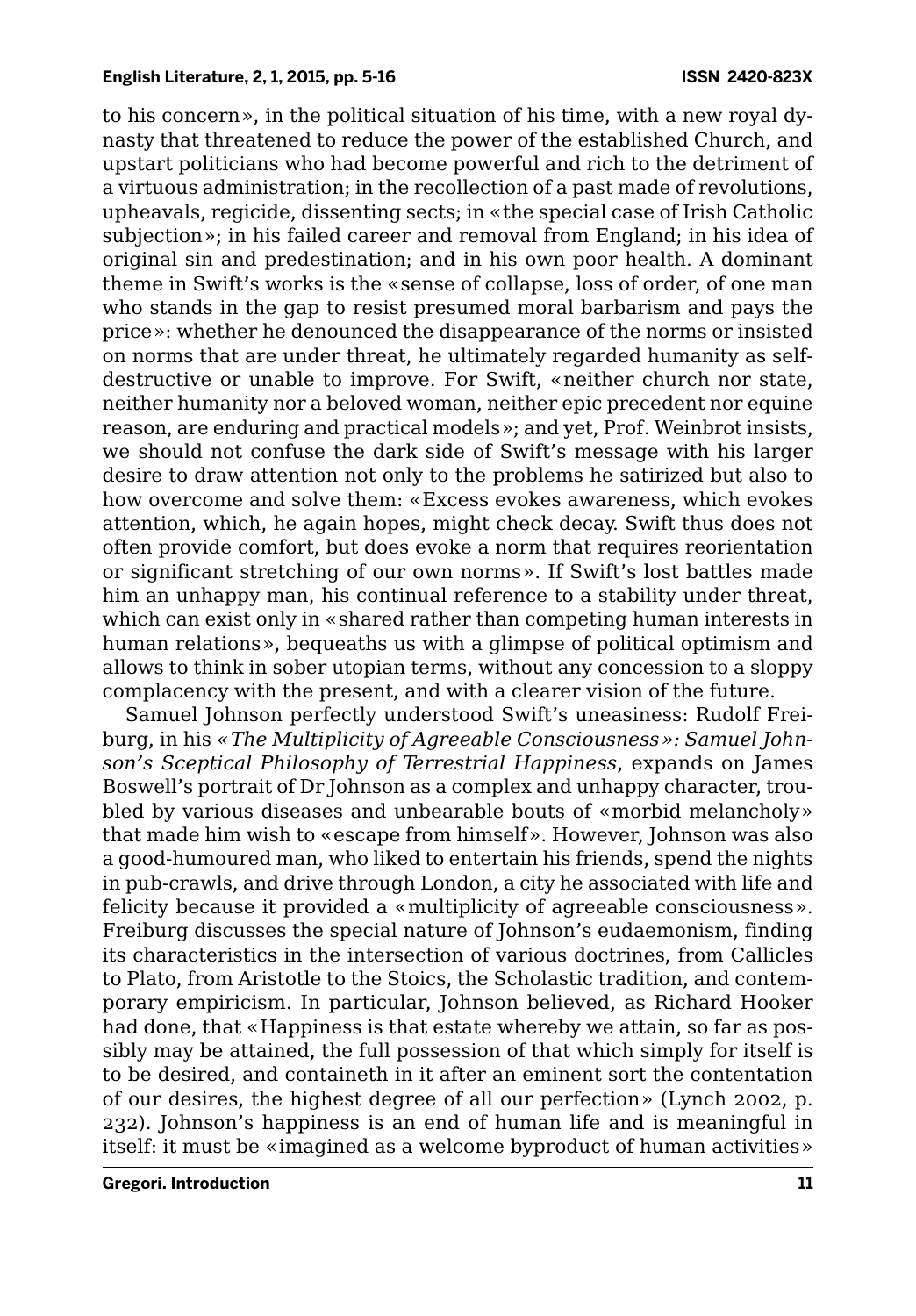to his concern», in the political situation of his time, with a new royal dynasty that threatened to reduce the power of the established Church, and upstart politicians who had become powerful and rich to the detriment of a virtuous administration; in the recollection of a past made of revolutions, upheavals, regicide, dissenting sects; in «the special case of Irish Catholic subjection»; in his failed career and removal from England; in his idea of original sin and predestination; and in his own poor health. A dominant theme in Swift's works is the «sense of collapse, loss of order, of one man who stands in the gap to resist presumed moral barbarism and pays the price»: whether he denounced the disappearance of the norms or insisted on norms that are under threat, he ultimately regarded humanity as self-destructive or unable to improve. For Swift, «neither church nor state, neither humanity nor a beloved woman, neither epic precedent nor equine reason, are enduring and practical models»; and yet, Prof. Weinbrot insists, we should not confuse the dark side of Swift's message with his larger desire to draw attention not only to the problems he satirized but also to how overcome and solve them: «Excess evokes awareness, which evokes attention, which, he again hopes, might check decay. Swift thus does not often provide comfort, but does evoke a norm that requires reorientation or significant stretching of our own norms». If Swift's lost battles made him an unhappy man, his continual reference to a stability under threat, which can exist only in «shared rather than competing human interests in human relations», bequeaths us with a glimpse of political optimism and allows to think in sober utopian terms, without any concession to a sloppy complacency with the present, and with a clearer vision of the future.

Samuel Johnson perfectly understood Swift's uneasiness: Rudolf Freiburg, in his *«The Multiplicity of Agreeable Consciousness»: Samuel Johnson's Sceptical Philosophy of Terrestrial Happiness*, expands on James Boswell's portrait of Dr Johnson as a complex and unhappy character, troubled by various diseases and unbearable bouts of «morbid melancholy» that made him wish to «escape from himself». However, Johnson was also a good-humoured man, who liked to entertain his friends, spend the nights in pub-crawls, and drive through London, a city he associated with life and felicity because it provided a «multiplicity of agreeable consciousness». Freiburg discusses the special nature of Johnson's eudaemonism, finding its characteristics in the intersection of various doctrines, from Callicles to Plato, from Aristotle to the Stoics, the Scholastic tradition, and contemporary empiricism. In particular, Johnson believed, as Richard Hooker had done, that «Happiness is that estate whereby we attain, so far as possibly may be attained, the full possession of that which simply for itself is to be desired, and containeth in it after an eminent sort the contentation of our desires, the highest degree of all our perfection» (Lynch 2002, p. 232). Johnson's happiness is an end of human life and is meaningful in itself: it must be «imagined as a welcome byproduct of human activities»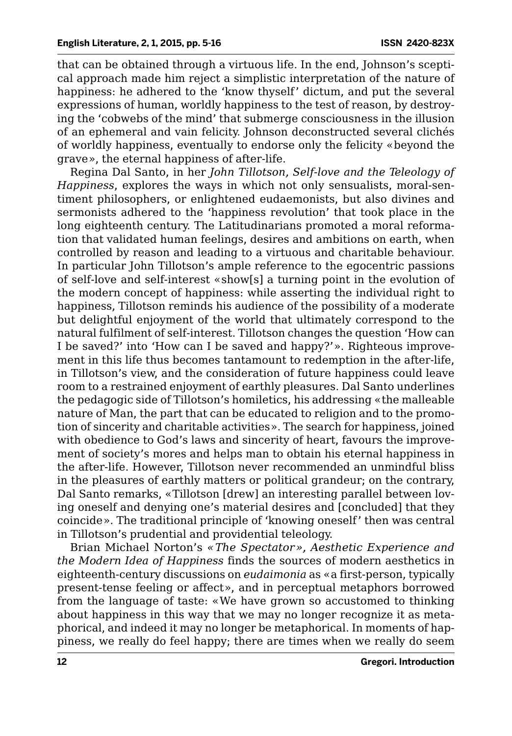that can be obtained through a virtuous life. In the end, Johnson's sceptical approach made him reject a simplistic interpretation of the nature of happiness: he adhered to the 'know thyself' dictum, and put the several expressions of human, worldly happiness to the test of reason, by destroying the 'cobwebs of the mind' that submerge consciousness in the illusion of an ephemeral and vain felicity. Johnson deconstructed several clichés of worldly happiness, eventually to endorse only the felicity «beyond the grave», the eternal happiness of after-life.

Regina Dal Santo, in her *John Tillotson, Self-love and the Teleology of Happiness*, explores the ways in which not only sensualists, moral-sentiment philosophers, or enlightened eudaemonists, but also divines and sermonists adhered to the 'happiness revolution' that took place in the long eighteenth century. The Latitudinarians promoted a moral reformation that validated human feelings, desires and ambitions on earth, when controlled by reason and leading to a virtuous and charitable behaviour. In particular John Tillotson's ample reference to the egocentric passions of self-love and self-interest «show[s] a turning point in the evolution of the modern concept of happiness: while asserting the individual right to happiness, Tillotson reminds his audience of the possibility of a moderate but delightful enjoyment of the world that ultimately correspond to the natural fulfilment of self-interest. Tillotson changes the question 'How can I be saved?' into 'How can I be saved and happy?'». Righteous improvement in this life thus becomes tantamount to redemption in the after-life, in Tillotson's view, and the consideration of future happiness could leave room to a restrained enjoyment of earthly pleasures. Dal Santo underlines the pedagogic side of Tillotson's homiletics, his addressing «the malleable nature of Man, the part that can be educated to religion and to the promotion of sincerity and charitable activities». The search for happiness, joined with obedience to God's laws and sincerity of heart, favours the improvement of society's mores and helps man to obtain his eternal happiness in the after-life. However, Tillotson never recommended an unmindful bliss in the pleasures of earthly matters or political grandeur; on the contrary, Dal Santo remarks, «Tillotson [drew] an interesting parallel between loving oneself and denying one's material desires and [concluded] that they coincide». The traditional principle of 'knowing oneself' then was central in Tillotson's prudential and providential teleology.

Brian Michael Norton's *«The Spectator», Aesthetic Experience and the Modern Idea of Happiness* finds the sources of modern aesthetics in eighteenth-century discussions on *eudaimonia* as «a first-person, typically present-tense feeling or affect», and in perceptual metaphors borrowed from the language of taste: «We have grown so accustomed to thinking about happiness in this way that we may no longer recognize it as metaphorical, and indeed it may no longer be metaphorical. In moments of happiness, we really do feel happy; there are times when we really do seem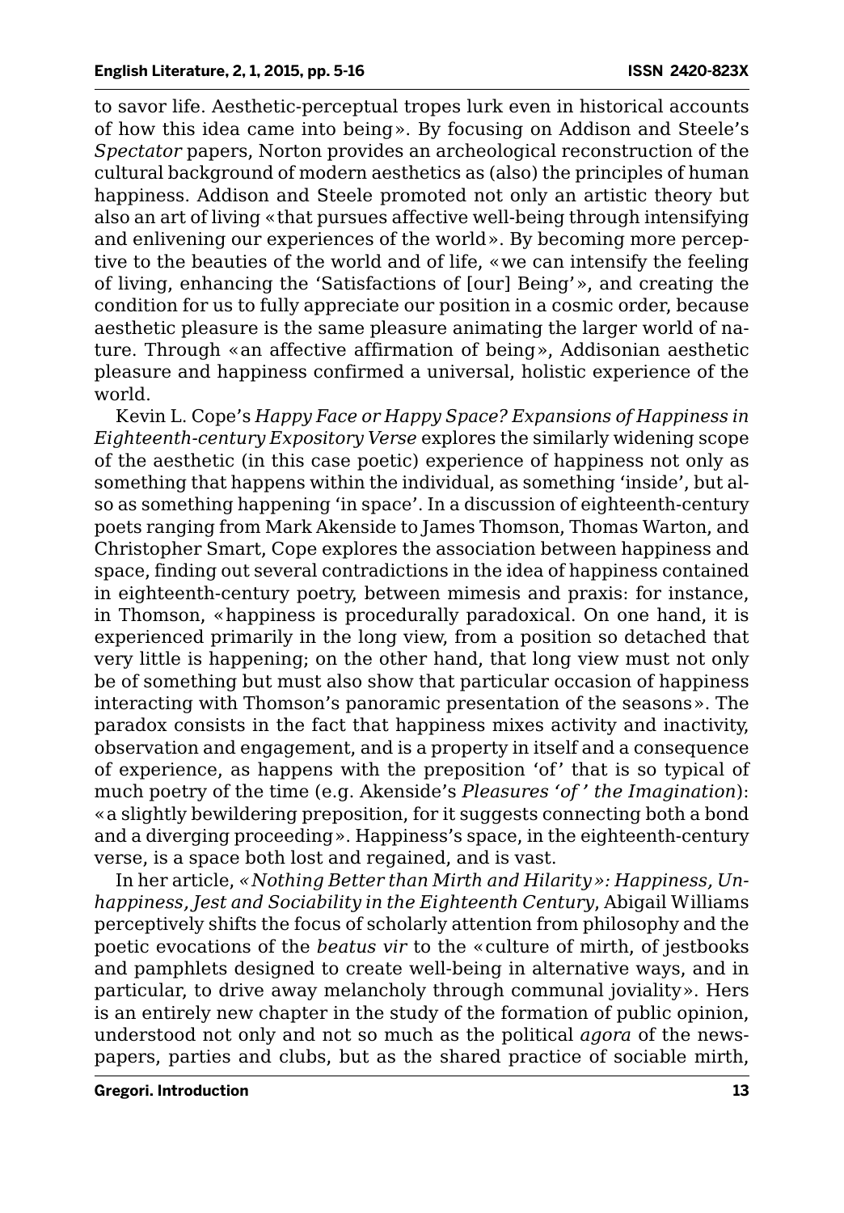to savor life. Aesthetic-perceptual tropes lurk even in historical accounts of how this idea came into being». By focusing on Addison and Steele's *Spectator* papers, Norton provides an archeological reconstruction of the cultural background of modern aesthetics as (also) the principles of human happiness. Addison and Steele promoted not only an artistic theory but also an art of living «that pursues affective well-being through intensifying and enlivening our experiences of the world». By becoming more perceptive to the beauties of the world and of life, «we can intensify the feeling of living, enhancing the 'Satisfactions of [our] Being'», and creating the condition for us to fully appreciate our position in a cosmic order, because aesthetic pleasure is the same pleasure animating the larger world of nature. Through «an affective affirmation of being», Addisonian aesthetic pleasure and happiness confirmed a universal, holistic experience of the world.

Kevin L. Cope's *Happy Face or Happy Space? Expansions of Happiness in Eighteenth-century Expository Verse* explores the similarly widening scope of the aesthetic (in this case poetic) experience of happiness not only as something that happens within the individual, as something 'inside', but also as something happening 'in space'. In a discussion of eighteenth-century poets ranging from Mark Akenside to James Thomson, Thomas Warton, and Christopher Smart, Cope explores the association between happiness and space, finding out several contradictions in the idea of happiness contained in eighteenth-century poetry, between mimesis and praxis: for instance, in Thomson, «happiness is procedurally paradoxical. On one hand, it is experienced primarily in the long view, from a position so detached that very little is happening; on the other hand, that long view must not only be of something but must also show that particular occasion of happiness interacting with Thomson's panoramic presentation of the seasons». The paradox consists in the fact that happiness mixes activity and inactivity, observation and engagement, and is a property in itself and a consequence of experience, as happens with the preposition 'of' that is so typical of much poetry of the time (e.g. Akenside's *Pleasures 'of' the Imagination*): «a slightly bewildering preposition, for it suggests connecting both a bond and a diverging proceeding». Happiness's space, in the eighteenth-century verse, is a space both lost and regained, and is vast.

In her article, *«Nothing Better than Mirth and Hilarity»: Happiness, Unhappiness, Jest and Sociability in the Eighteenth Century*, Abigail Williams perceptively shifts the focus of scholarly attention from philosophy and the poetic evocations of the *beatus vir* to the «culture of mirth, of jestbooks and pamphlets designed to create well-being in alternative ways, and in particular, to drive away melancholy through communal joviality». Hers is an entirely new chapter in the study of the formation of public opinion, understood not only and not so much as the political *agora* of the newspapers, parties and clubs, but as the shared practice of sociable mirth,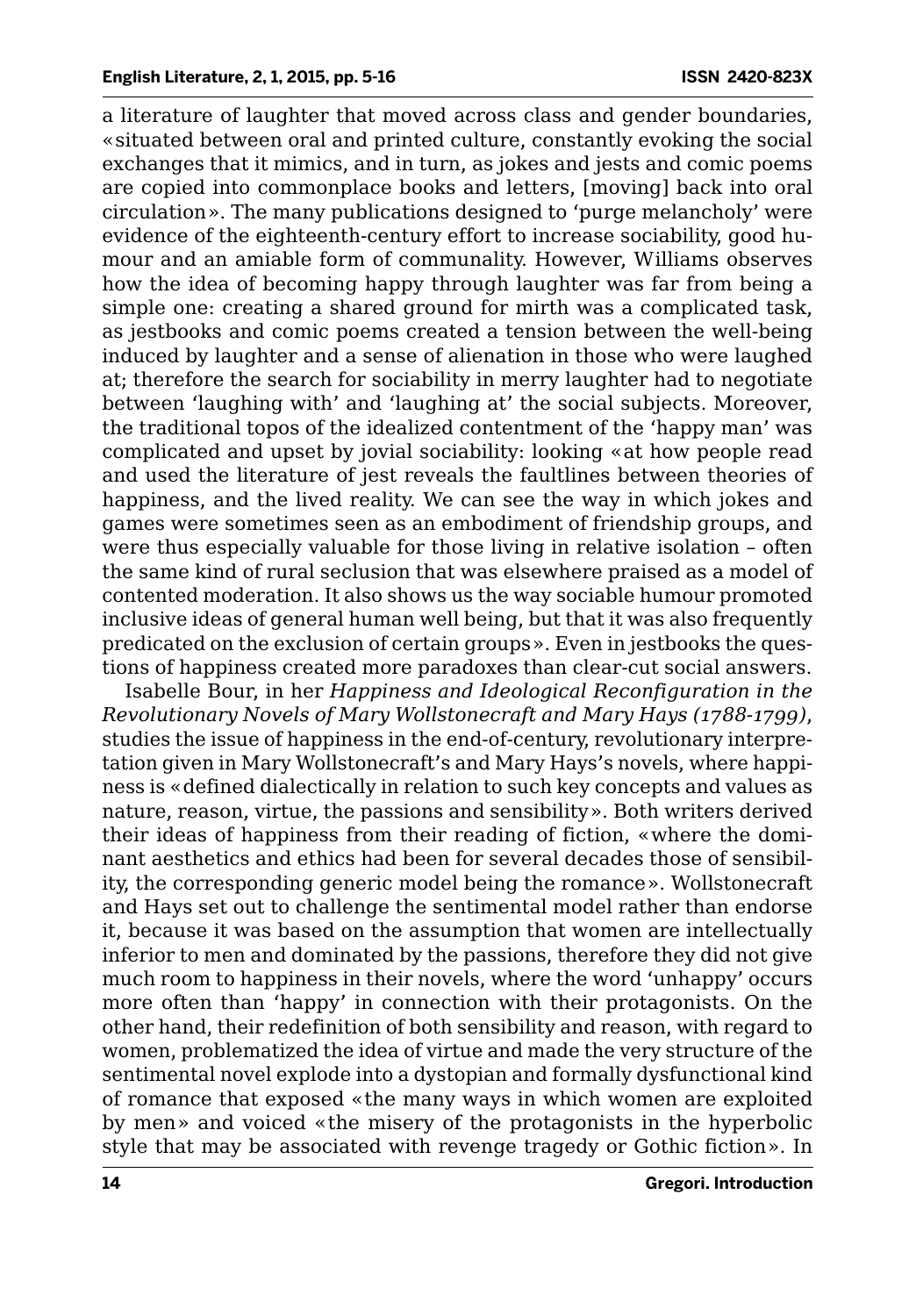a literature of laughter that moved across class and gender boundaries, «situated between oral and printed culture, constantly evoking the social exchanges that it mimics, and in turn, as jokes and jests and comic poems are copied into commonplace books and letters, [moving] back into oral circulation». The many publications designed to 'purge melancholy' were evidence of the eighteenth-century effort to increase sociability, good humour and an amiable form of communality. However, Williams observes how the idea of becoming happy through laughter was far from being a simple one: creating a shared ground for mirth was a complicated task, as jestbooks and comic poems created a tension between the well-being induced by laughter and a sense of alienation in those who were laughed at; therefore the search for sociability in merry laughter had to negotiate between 'laughing with' and 'laughing at' the social subjects. Moreover, the traditional topos of the idealized contentment of the 'happy man' was complicated and upset by jovial sociability: looking «at how people read and used the literature of jest reveals the faultlines between theories of happiness, and the lived reality. We can see the way in which jokes and games were sometimes seen as an embodiment of friendship groups, and were thus especially valuable for those living in relative isolation – often the same kind of rural seclusion that was elsewhere praised as a model of contented moderation. It also shows us the way sociable humour promoted inclusive ideas of general human well being, but that it was also frequently predicated on the exclusion of certain groups». Even in jestbooks the questions of happiness created more paradoxes than clear-cut social answers.

Isabelle Bour, in her *Happiness and Ideological Reconfiguration in the Revolutionary Novels of Mary Wollstonecraft and Mary Hays (1788-1799)*, studies the issue of happiness in the end-of-century, revolutionary interpretation given in Mary Wollstonecraft's and Mary Hays's novels, where happiness is «defined dialectically in relation to such key concepts and values as nature, reason, virtue, the passions and sensibility». Both writers derived their ideas of happiness from their reading of fiction, «where the dominant aesthetics and ethics had been for several decades those of sensibility, the corresponding generic model being the romance». Wollstonecraft and Hays set out to challenge the sentimental model rather than endorse it, because it was based on the assumption that women are intellectually inferior to men and dominated by the passions, therefore they did not give much room to happiness in their novels, where the word 'unhappy' occurs more often than 'happy' in connection with their protagonists. On the other hand, their redefinition of both sensibility and reason, with regard to women, problematized the idea of virtue and made the very structure of the sentimental novel explode into a dystopian and formally dysfunctional kind of romance that exposed «the many ways in which women are exploited by men» and voiced «the misery of the protagonists in the hyperbolic style that may be associated with revenge tragedy or Gothic fiction». In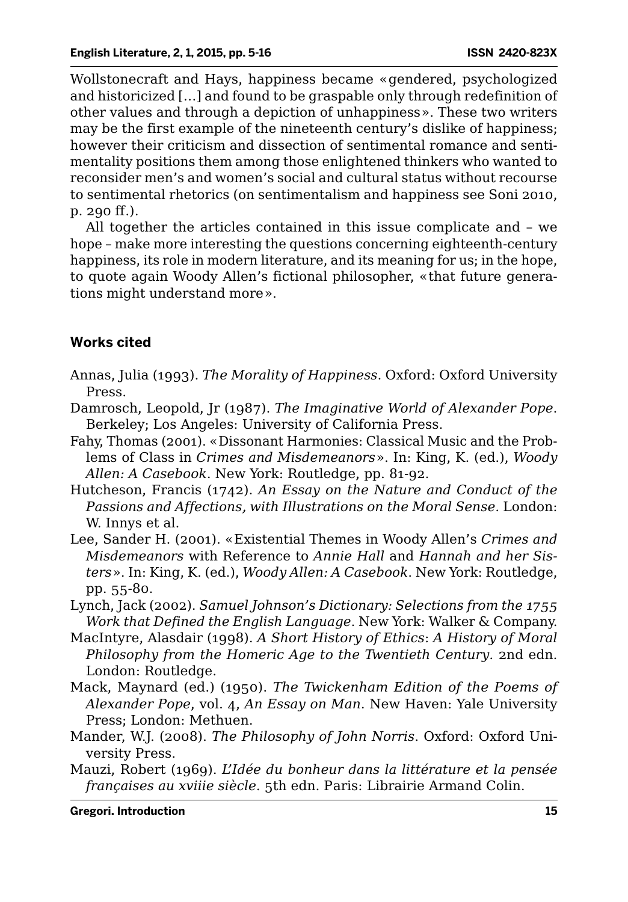Wollstonecraft and Hays, happiness became «gendered, psychologized and historicized [...] and found to be graspable only through redefinition of other values and through a depiction of unhappiness». These two writers may be the first example of the nineteenth century's dislike of happiness; however their criticism and dissection of sentimental romance and sentimentality positions them among those enlightened thinkers who wanted to reconsider men's and women's social and cultural status without recourse to sentimental rhetorics (on sentimentalism and happiness see Soni 2010, p. 290 ff.).

All together the articles contained in this issue complicate and – we hope – make more interesting the questions concerning eighteenth-century happiness, its role in modern literature, and its meaning for us; in the hope, to quote again Woody Allen's fictional philosopher, «that future generations might understand more».

## Works cited

Annas, Julia (1993). *The Morality of Happiness*. Oxford: Oxford University Press.

Damrosch, Leopold, Jr (1987). *The Imaginative World of Alexander Pope*. Berkeley; Los Angeles: University of California Press.

Fahy, Thomas (2001). «Dissonant Harmonies: Classical Music and the Problems of Class in *Crimes and Misdemeanors*». In: King, K. (ed.), *Woody Allen: A Casebook*. New York: Routledge, pp. 81-92.

Hutcheson, Francis (1742). *An Essay on the Nature and Conduct of the Passions and Affections, with Illustrations on the Moral Sense*. London: W. Innys et al.

Lee, Sander H. (2001). «Existential Themes in Woody Allen's *Crimes and Misdemeanors* with Reference to *Annie Hall* and *Hannah and her Sisters*». In: King, K. (ed.), *Woody Allen: A Casebook*. New York: Routledge, pp. 55-80.

Lynch, Jack (2002). *Samuel Johnson's Dictionary: Selections from the 1755 Work that Defined the English Language*. New York: Walker & Company.

MacIntyre, Alasdair (1998). *A Short History of Ethics*: *A History of Moral Philosophy from the Homeric Age to the Twentieth Century*. 2nd edn. London: Routledge.

Mack, Maynard (ed.) (1950). *The Twickenham Edition of the Poems of Alexander Pope*, vol. 4, *An Essay on Man*. New Haven: Yale University Press; London: Methuen.

Mander, W.J. (2008). *The Philosophy of John Norris*. Oxford: Oxford University Press.

Mauzi, Robert (1969). *L'Idée du bonheur dans la littérature et la pensée françaises au xviiie siècle*. 5th edn. Paris: Librairie Armand Colin.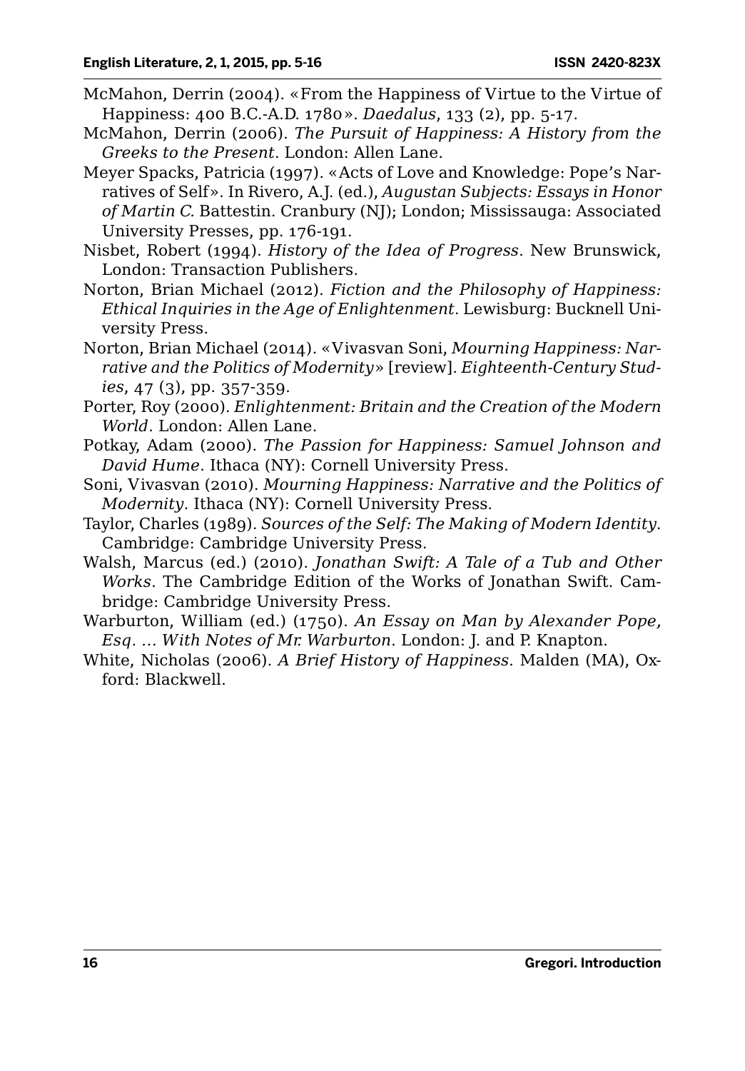McMahon, Derrin (2004). «From the Happiness of Virtue to the Virtue of Happiness: 400 B.C.-A.D. 1780». *Daedalus*, 133 (2), pp. 5-17.

McMahon, Derrin (2006). *The Pursuit of Happiness: A History from the Greeks to the Present*. London: Allen Lane.

Meyer Spacks, Patricia (1997). «Acts of Love and Knowledge: Pope's Narratives of Self». In Rivero, A.J. (ed.), *Augustan Subjects: Essays in Honor of Martin C.* Battestin. Cranbury (NJ); London; Mississauga: Associated University Presses, pp. 176-191.

Nisbet, Robert (1994). *History of the Idea of Progress*. New Brunswick, London: Transaction Publishers.

Norton, Brian Michael (2012). *Fiction and the Philosophy of Happiness: Ethical Inquiries in the Age of Enlightenment*. Lewisburg: Bucknell University Press.

Norton, Brian Michael (2014). «Vivasvan Soni, *Mourning Happiness: Narrative and the Politics of Modernity*» [review]. *Eighteenth-Century Studies*, 47 (3), pp. 357-359.

Porter, Roy (2000). *Enlightenment: Britain and the Creation of the Modern World*. London: Allen Lane.

Potkay, Adam (2000). *The Passion for Happiness: Samuel Johnson and David Hume*. Ithaca (NY): Cornell University Press.

Soni, Vivasvan (2010). *Mourning Happiness: Narrative and the Politics of Modernity*. Ithaca (NY): Cornell University Press.

Taylor, Charles (1989). *Sources of the Self: The Making of Modern Identity*. Cambridge: Cambridge University Press.

Walsh, Marcus (ed.) (2010). *Jonathan Swift: A Tale of a Tub and Other Works*. The Cambridge Edition of the Works of Jonathan Swift. Cambridge: Cambridge University Press.

Warburton, William (ed.) (1750). *An Essay on Man by Alexander Pope, Esq. … With Notes of Mr. Warburton*. London: J. and P. Knapton.

White, Nicholas (2006). *A Brief History of Happiness*. Malden (MA), Oxford: Blackwell.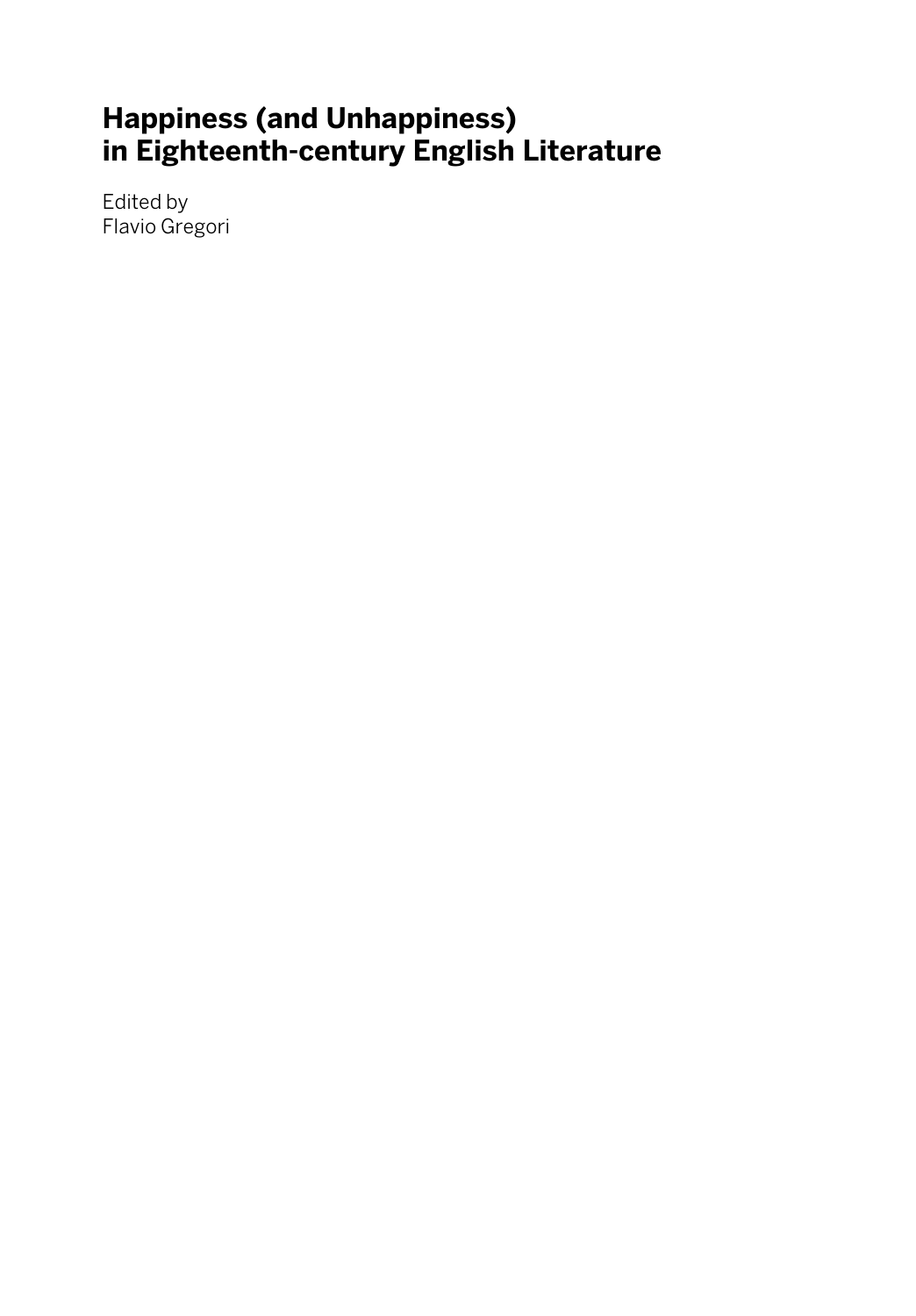# Happiness (and Unhappiness) in Eighteenth-century English Literature

Edited by
Flavio Gregori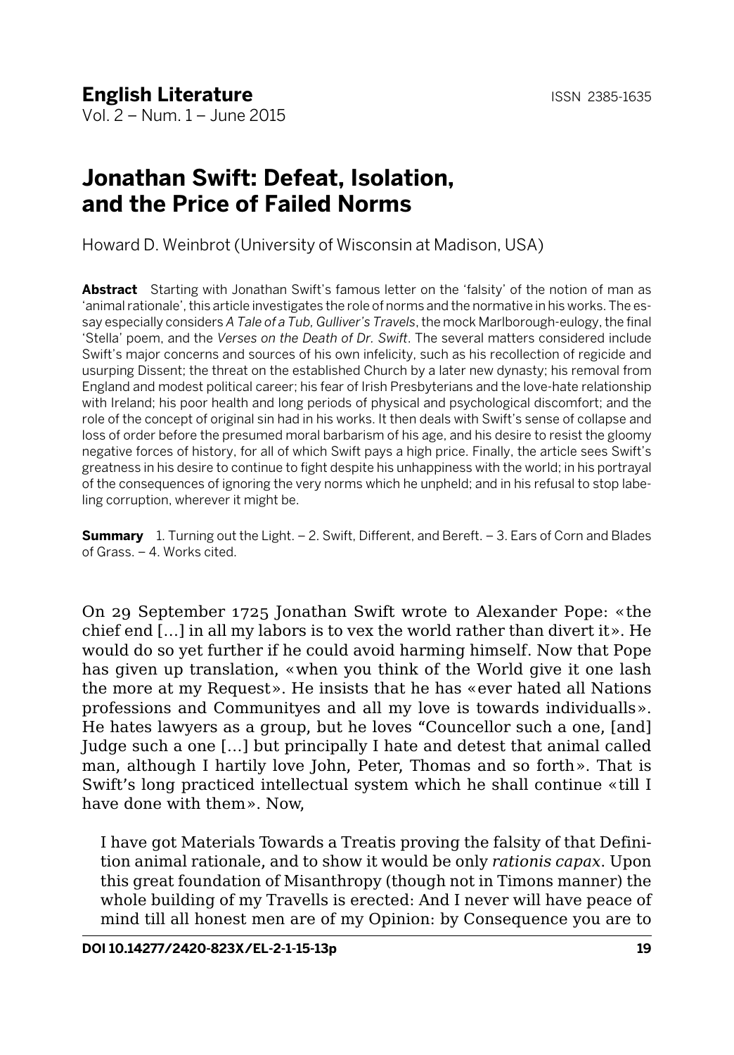# Jonathan Swift: Defeat, Isolation, and the Price of Failed Norms

Howard D. Weinbrot (University of Wisconsin at Madison, USA)

**Abstract** Starting with Jonathan Swift's famous letter on the 'falsity' of the notion of man as 'animal rationale', this article investigates the role of norms and the normative in his works. The essay especially considers *A Tale of a Tub*, *Gulliver's Travels*, the mock Marlborough-eulogy, the final 'Stella' poem, and the *Verses on the Death of Dr. Swift*. The several matters considered include Swift's major concerns and sources of his own infelicity, such as his recollection of regicide and usurping Dissent; the threat on the established Church by a later new dynasty; his removal from England and modest political career; his fear of Irish Presbyterians and the love-hate relationship with Ireland; his poor health and long periods of physical and psychological discomfort; and the role of the concept of original sin had in his works. It then deals with Swift's sense of collapse and loss of order before the presumed moral barbarism of his age, and his desire to resist the gloomy negative forces of history, for all of which Swift pays a high price. Finally, the article sees Swift's greatness in his desire to continue to fight despite his unhappiness with the world; in his portrayal of the consequences of ignoring the very norms which he unpheld; and in his refusal to stop labeling corruption, wherever it might be.

**Summary** 1. Turning out the Light. – 2. Swift, Different, and Bereft. – 3. Ears of Corn and Blades of Grass. – 4. Works cited.

On 29 September 1725 Jonathan Swift wrote to Alexander Pope: «the chief end [...] in all my labors is to vex the world rather than divert it». He would do so yet further if he could avoid harming himself. Now that Pope has given up translation, «when you think of the World give it one lash the more at my Request». He insists that he has «ever hated all Nations professions and Communityes and all my love is towards individualls». He hates lawyers as a group, but he loves "Councellor such a one, [and] Judge such a one [...] but principally I hate and detest that animal called man, although I hartily love John, Peter, Thomas and so forth». That is Swift's long practiced intellectual system which he shall continue «till I have done with them». Now,

> I have got Materials Towards a Treatis proving the falsity of that Definition animal rationale, and to show it would be only *rationis capax*. Upon this great foundation of Misanthropy (though not in Timons manner) the whole building of my Travells is erected: And I never will have peace of mind till all honest men are of my Opinion: by Consequence you are to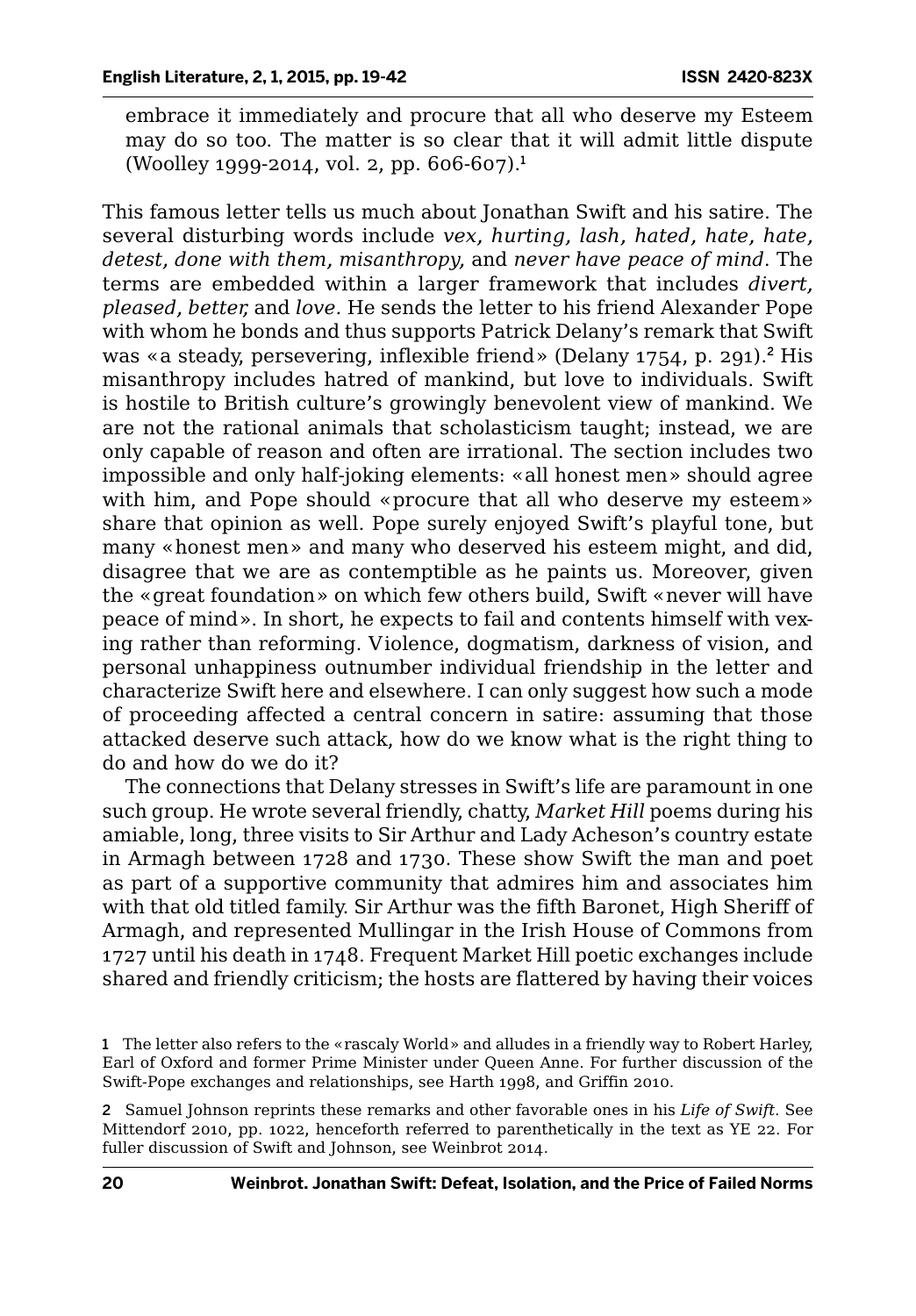embrace it immediately and procure that all who deserve my Esteem may do so too. The matter is so clear that it will admit little dispute (Woolley 1999-2014, vol. 2, pp. 606-607).[1]

This famous letter tells us much about Jonathan Swift and his satire. The several disturbing words include *vex, hurting, lash, hated, hate, hate, detest, done with them, misanthropy,* and *never have peace of mind*. The terms are embedded within a larger framework that includes *divert, pleased, better,* and *love.* He sends the letter to his friend Alexander Pope with whom he bonds and thus supports Patrick Delany's remark that Swift was «a steady, persevering, inflexible friend» (Delany 1754, p. 291).[2] His misanthropy includes hatred of mankind, but love to individuals. Swift is hostile to British culture's growingly benevolent view of mankind. We are not the rational animals that scholasticism taught; instead, we are only capable of reason and often are irrational. The section includes two impossible and only half-joking elements: «all honest men» should agree with him, and Pope should «procure that all who deserve my esteem» share that opinion as well. Pope surely enjoyed Swift's playful tone, but many «honest men» and many who deserved his esteem might, and did, disagree that we are as contemptible as he paints us. Moreover, given the «great foundation» on which few others build, Swift «never will have peace of mind». In short, he expects to fail and contents himself with vexing rather than reforming. Violence, dogmatism, darkness of vision, and personal unhappiness outnumber individual friendship in the letter and characterize Swift here and elsewhere. I can only suggest how such a mode of proceeding affected a central concern in satire: assuming that those attacked deserve such attack, how do we know what is the right thing to do and how do we do it?

The connections that Delany stresses in Swift's life are paramount in one such group. He wrote several friendly, chatty, *Market Hill* poems during his amiable, long, three visits to Sir Arthur and Lady Acheson's country estate in Armagh between 1728 and 1730. These show Swift the man and poet as part of a supportive community that admires him and associates him with that old titled family. Sir Arthur was the fifth Baronet, High Sheriff of Armagh, and represented Mullingar in the Irish House of Commons from 1727 until his death in 1748. Frequent Market Hill poetic exchanges include shared and friendly criticism; the hosts are flattered by having their voices

[1] The letter also refers to the «rascaly World» and alludes in a friendly way to Robert Harley, Earl of Oxford and former Prime Minister under Queen Anne. For further discussion of the Swift-Pope exchanges and relationships, see Harth 1998, and Griffin 2010.

[2] Samuel Johnson reprints these remarks and other favorable ones in his *Life of Swift*. See Mittendorf 2010, pp. 1022, henceforth referred to parenthetically in the text as YE 22. For fuller discussion of Swift and Johnson, see Weinbrot 2014.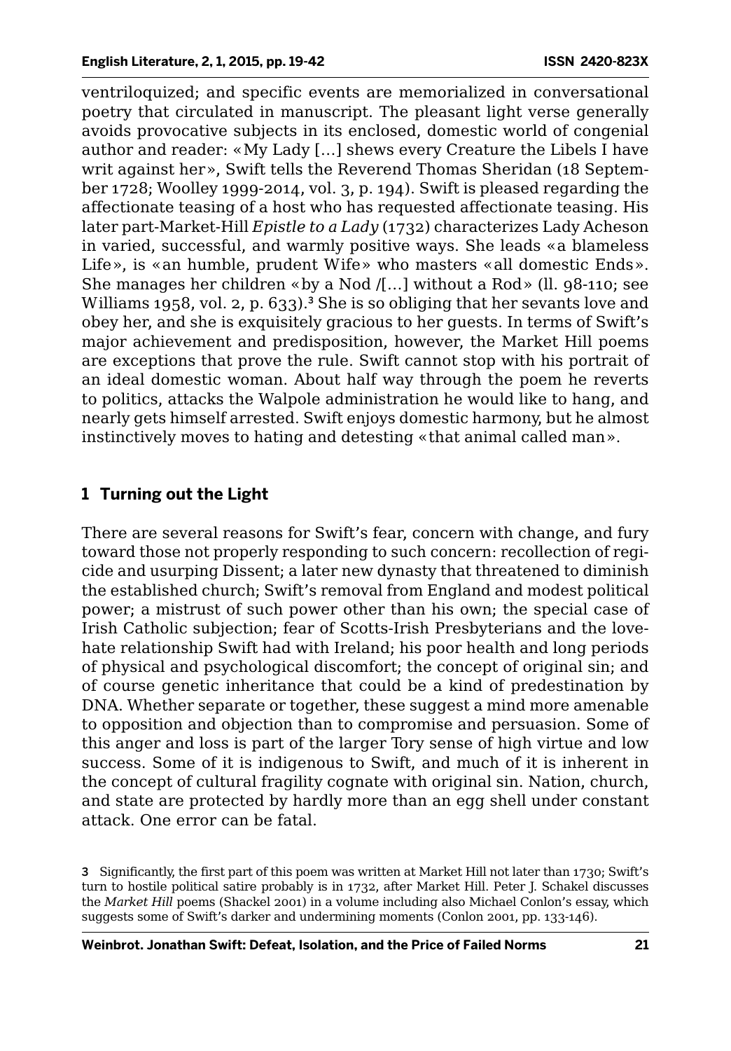ventriloquized; and specific events are memorialized in conversational poetry that circulated in manuscript. The pleasant light verse generally avoids provocative subjects in its enclosed, domestic world of congenial author and reader: «My Lady […] shews every Creature the Libels I have writ against her», Swift tells the Reverend Thomas Sheridan (18 September 1728; Woolley 1999-2014, vol. 3, p. 194). Swift is pleased regarding the affectionate teasing of a host who has requested affectionate teasing. His later part-Market-Hill *Epistle to a Lady* (1732) characterizes Lady Acheson in varied, successful, and warmly positive ways. She leads «a blameless Life», is «an humble, prudent Wife» who masters «all domestic Ends». She manages her children «by a Nod /[…] without a Rod» (ll. 98-110; see Williams 1958, vol. 2, p. 633).[3] She is so obliging that her sevants love and obey her, and she is exquisitely gracious to her guests. In terms of Swift's major achievement and predisposition, however, the Market Hill poems are exceptions that prove the rule. Swift cannot stop with his portrait of an ideal domestic woman. About half way through the poem he reverts to politics, attacks the Walpole administration he would like to hang, and nearly gets himself arrested. Swift enjoys domestic harmony, but he almost instinctively moves to hating and detesting «that animal called man».

## 1 Turning out the Light

There are several reasons for Swift's fear, concern with change, and fury toward those not properly responding to such concern: recollection of regicide and usurping Dissent; a later new dynasty that threatened to diminish the established church; Swift's removal from England and modest political power; a mistrust of such power other than his own; the special case of Irish Catholic subjection; fear of Scotts-Irish Presbyterians and the love-hate relationship Swift had with Ireland; his poor health and long periods of physical and psychological discomfort; the concept of original sin; and of course genetic inheritance that could be a kind of predestination by DNA. Whether separate or together, these suggest a mind more amenable to opposition and objection than to compromise and persuasion. Some of this anger and loss is part of the larger Tory sense of high virtue and low success. Some of it is indigenous to Swift, and much of it is inherent in the concept of cultural fragility cognate with original sin. Nation, church, and state are protected by hardly more than an egg shell under constant attack. One error can be fatal.

3 Significantly, the first part of this poem was written at Market Hill not later than 1730; Swift's turn to hostile political satire probably is in 1732, after Market Hill. Peter J. Schakel discusses the *Market Hill* poems (Shackel 2001) in a volume including also Michael Conlon's essay, which suggests some of Swift's darker and undermining moments (Conlon 2001, pp. 133-146).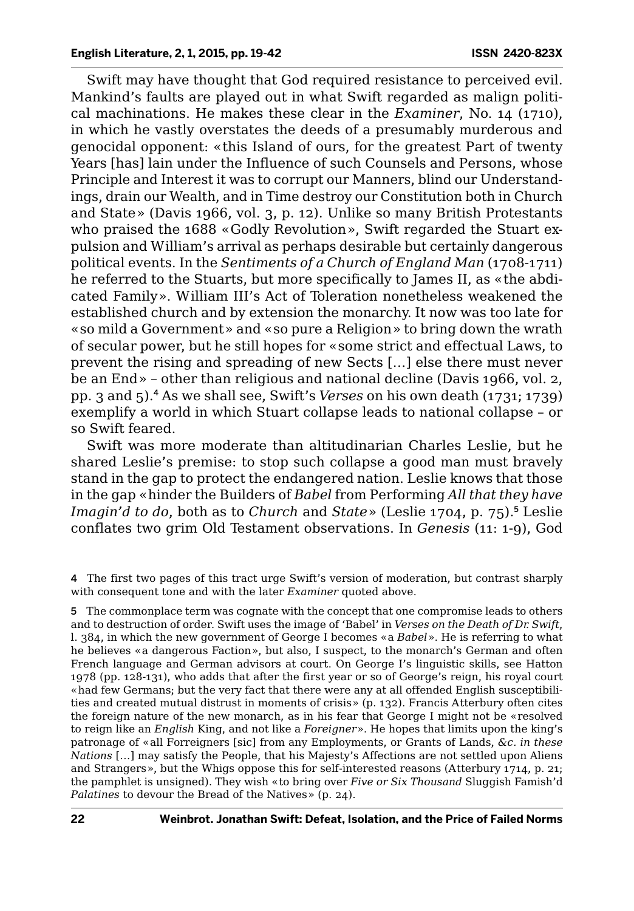Swift may have thought that God required resistance to perceived evil. Mankind's faults are played out in what Swift regarded as malign political machinations. He makes these clear in the *Examiner*, No. 14 (1710), in which he vastly overstates the deeds of a presumably murderous and genocidal opponent: «this Island of ours, for the greatest Part of twenty Years [has] lain under the Influence of such Counsels and Persons, whose Principle and Interest it was to corrupt our Manners, blind our Understandings, drain our Wealth, and in Time destroy our Constitution both in Church and State» (Davis 1966, vol. 3, p. 12). Unlike so many British Protestants who praised the 1688 «Godly Revolution», Swift regarded the Stuart expulsion and William's arrival as perhaps desirable but certainly dangerous political events. In the *Sentiments of a Church of England Man* (1708-1711) he referred to the Stuarts, but more specifically to James II, as «the abdicated Family». William III's Act of Toleration nonetheless weakened the established church and by extension the monarchy. It now was too late for «so mild a Government» and «so pure a Religion» to bring down the wrath of secular power, but he still hopes for «some strict and effectual Laws, to prevent the rising and spreading of new Sects […] else there must never be an End» – other than religious and national decline (Davis 1966, vol. 2, pp. 3 and 5).[4] As we shall see, Swift's *Verses* on his own death (1731; 1739) exemplify a world in which Stuart collapse leads to national collapse – or so Swift feared.

Swift was more moderate than altitudinarian Charles Leslie, but he shared Leslie's premise: to stop such collapse a good man must bravely stand in the gap to protect the endangered nation. Leslie knows that those in the gap «hinder the Builders of *Babel* from Performing *All that they have Imagin'd to do*, both as to *Church* and *State*» (Leslie 1704, p. 75).[5] Leslie conflates two grim Old Testament observations. In *Genesis* (11: 1-9), God

4 The first two pages of this tract urge Swift's version of moderation, but contrast sharply with consequent tone and with the later *Examiner* quoted above.

5 The commonplace term was cognate with the concept that one compromise leads to others and to destruction of order. Swift uses the image of 'Babel' in *Verses on the Death of Dr. Swift*, l. 384, in which the new government of George I becomes «a *Babel*». He is referring to what he believes «a dangerous Faction», but also, I suspect, to the monarch's German and often French language and German advisors at court. On George I's linguistic skills, see Hatton 1978 (pp. 128-131), who adds that after the first year or so of George's reign, his royal court «had few Germans; but the very fact that there were any at all offended English susceptibilities and created mutual distrust in moments of crisis» (p. 132). Francis Atterbury often cites the foreign nature of the new monarch, as in his fear that George I might not be «resolved to reign like an *English* King, and not like a *Foreigner*». He hopes that limits upon the king's patronage of «all Forreigners [sic] from any Employments, or Grants of Lands, *&c. in these Nations* […] may satisfy the People, that his Majesty's Affections are not settled upon Aliens and Strangers», but the Whigs oppose this for self-interested reasons (Atterbury 1714, p. 21; the pamphlet is unsigned). They wish «to bring over *Five or Six Thousand* Sluggish Famish'd *Palatines* to devour the Bread of the Natives» (p. 24).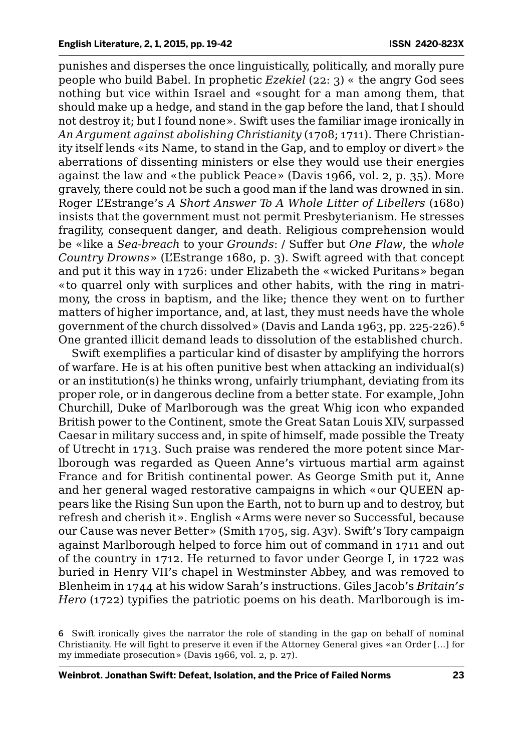punishes and disperses the once linguistically, politically, and morally pure people who build Babel. In prophetic *Ezekiel* (22: 3) « the angry God sees nothing but vice within Israel and «sought for a man among them, that should make up a hedge, and stand in the gap before the land, that I should not destroy it; but I found none». Swift uses the familiar image ironically in *An Argument against abolishing Christianity* (1708; 1711). There Christianity itself lends «its Name, to stand in the Gap, and to employ or divert» the aberrations of dissenting ministers or else they would use their energies against the law and «the publick Peace» (Davis 1966, vol. 2, p. 35). More gravely, there could not be such a good man if the land was drowned in sin. Roger L'Estrange's *A Short Answer To A Whole Litter of Libellers* (1680) insists that the government must not permit Presbyterianism. He stresses fragility, consequent danger, and death. Religious comprehension would be «like a *Sea-breach* to your *Grounds*: / Suffer but *One Flaw*, the *whole Country Drowns*» (L'Estrange 1680, p. 3). Swift agreed with that concept and put it this way in 1726: under Elizabeth the «wicked Puritans» began «to quarrel only with surplices and other habits, with the ring in matrimony, the cross in baptism, and the like; thence they went on to further matters of higher importance, and, at last, they must needs have the whole government of the church dissolved» (Davis and Landa 1963, pp. 225-226).[6] One granted illicit demand leads to dissolution of the established church.

Swift exemplifies a particular kind of disaster by amplifying the horrors of warfare. He is at his often punitive best when attacking an individual(s) or an institution(s) he thinks wrong, unfairly triumphant, deviating from its proper role, or in dangerous decline from a better state. For example, John Churchill, Duke of Marlborough was the great Whig icon who expanded British power to the Continent, smote the Great Satan Louis XIV, surpassed Caesar in military success and, in spite of himself, made possible the Treaty of Utrecht in 1713. Such praise was rendered the more potent since Marlborough was regarded as Queen Anne's virtuous martial arm against France and for British continental power. As George Smith put it, Anne and her general waged restorative campaigns in which «our QUEEN appears like the Rising Sun upon the Earth, not to burn up and to destroy, but refresh and cherish it». English «Arms were never so Successful, because our Cause was never Better» (Smith 1705, sig. A3v). Swift's Tory campaign against Marlborough helped to force him out of command in 1711 and out of the country in 1712. He returned to favor under George I, in 1722 was buried in Henry VII's chapel in Westminster Abbey, and was removed to Blenheim in 1744 at his widow Sarah's instructions. Giles Jacob's *Britain's Hero* (1722) typifies the patriotic poems on his death. Marlborough is im-

6 Swift ironically gives the narrator the role of standing in the gap on behalf of nominal Christianity. He will fight to preserve it even if the Attorney General gives «an Order [...] for my immediate prosecution» (Davis 1966, vol. 2, p. 27).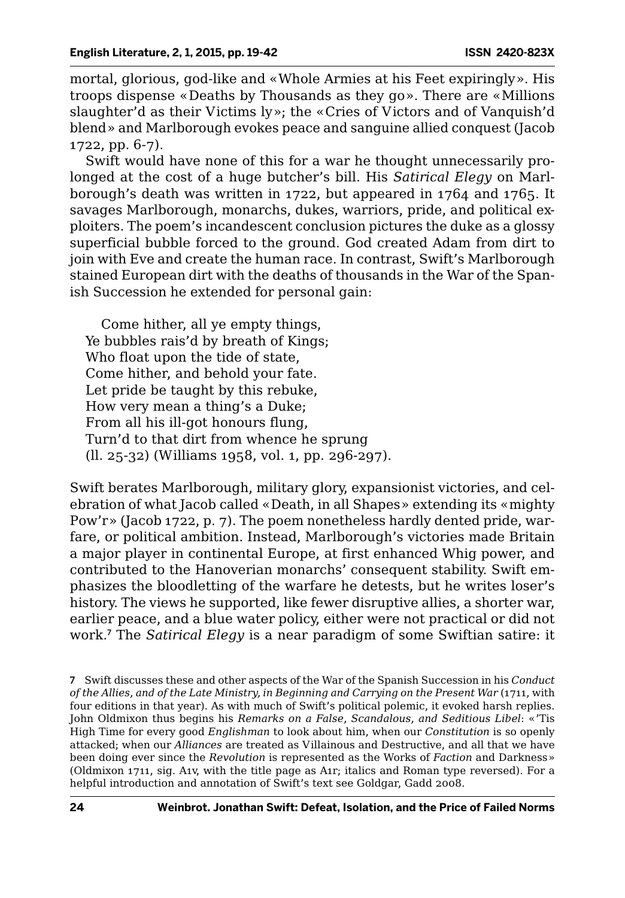mortal, glorious, god-like and «Whole Armies at his Feet expiringly». His troops dispense «Deaths by Thousands as they go». There are «Millions slaughter'd as their Victims ly»; the «Cries of Victors and of Vanquish'd blend» and Marlborough evokes peace and sanguine allied conquest (Jacob 1722, pp. 6-7).

Swift would have none of this for a war he thought unnecessarily prolonged at the cost of a huge butcher's bill. His *Satirical Elegy* on Marlborough's death was written in 1722, but appeared in 1764 and 1765. It savages Marlborough, monarchs, dukes, warriors, pride, and political exploiters. The poem's incandescent conclusion pictures the duke as a glossy superficial bubble forced to the ground. God created Adam from dirt to join with Eve and create the human race. In contrast, Swift's Marlborough stained European dirt with the deaths of thousands in the War of the Spanish Succession he extended for personal gain:

> Come hither, all ye empty things,
> Ye bubbles rais'd by breath of Kings;
> Who float upon the tide of state,
> Come hither, and behold your fate.
> Let pride be taught by this rebuke,
> How very mean a thing's a Duke;
> From all his ill-got honours flung,
> Turn'd to that dirt from whence he sprung
> (ll. 25-32) (Williams 1958, vol. 1, pp. 296-297).

Swift berates Marlborough, military glory, expansionist victories, and celebration of what Jacob called «Death, in all Shapes» extending its «mighty Pow'r» (Jacob 1722, p. 7). The poem nonetheless hardly dented pride, warfare, or political ambition. Instead, Marlborough's victories made Britain a major player in continental Europe, at first enhanced Whig power, and contributed to the Hanoverian monarchs' consequent stability. Swift emphasizes the bloodletting of the warfare he detests, but he writes loser's history. The views he supported, like fewer disruptive allies, a shorter war, earlier peace, and a blue water policy, either were not practical or did not work.[7] The *Satirical Elegy* is a near paradigm of some Swiftian satire: it

---

[7] Swift discusses these and other aspects of the War of the Spanish Succession in his *Conduct of the Allies, and of the Late Ministry, in Beginning and Carrying on the Present War* (1711, with four editions in that year). As with much of Swift's political polemic, it evoked harsh replies. John Oldmixon thus begins his *Remarks on a False, Scandalous, and Seditious Libel*: «'Tis High Time for every good *Englishman* to look about him, when our *Constitution* is so openly attacked; when our *Alliances* are treated as Villainous and Destructive, and all that we have been doing ever since the *Revolution* is represented as the Works of *Faction* and Darkness» (Oldmixon 1711, sig. A1v, with the title page as A1r; italics and Roman type reversed). For a helpful introduction and annotation of Swift's text see Goldgar, Gadd 2008.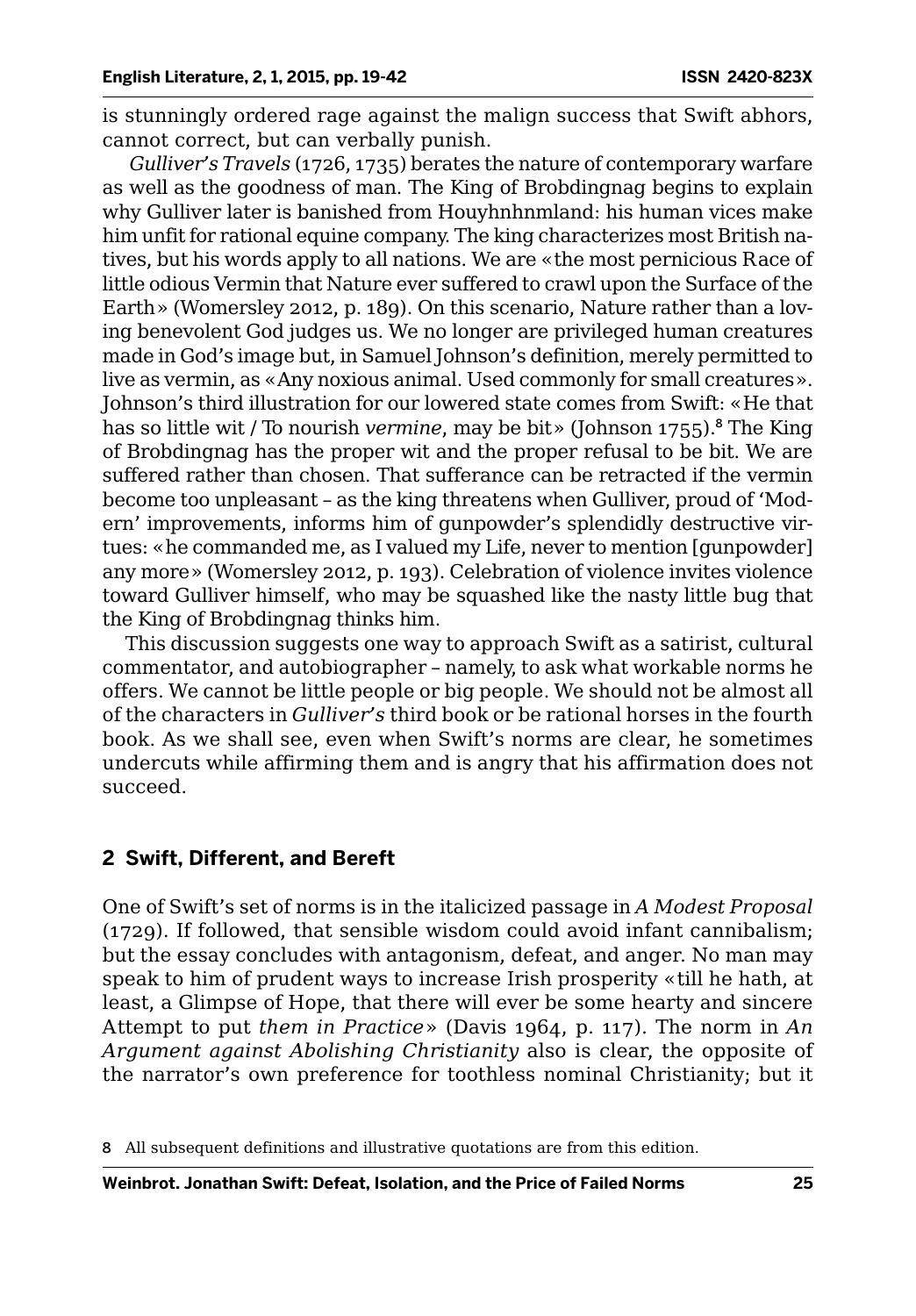is stunningly ordered rage against the malign success that Swift abhors, cannot correct, but can verbally punish.

*Gulliver's Travels* (1726, 1735) berates the nature of contemporary warfare as well as the goodness of man. The King of Brobdingnag begins to explain why Gulliver later is banished from Houyhnhnmland: his human vices make him unfit for rational equine company. The king characterizes most British natives, but his words apply to all nations. We are «the most pernicious Race of little odious Vermin that Nature ever suffered to crawl upon the Surface of the Earth» (Womersley 2012, p. 189). On this scenario, Nature rather than a loving benevolent God judges us. We no longer are privileged human creatures made in God's image but, in Samuel Johnson's definition, merely permitted to live as vermin, as «Any noxious animal. Used commonly for small creatures». Johnson's third illustration for our lowered state comes from Swift: «He that has so little wit / To nourish *vermine*, may be bit» (Johnson 1755).[8] The King of Brobdingnag has the proper wit and the proper refusal to be bit. We are suffered rather than chosen. That sufferance can be retracted if the vermin become too unpleasant – as the king threatens when Gulliver, proud of 'Modern' improvements, informs him of gunpowder's splendidly destructive virtues: «he commanded me, as I valued my Life, never to mention [gunpowder] any more» (Womersley 2012, p. 193). Celebration of violence invites violence toward Gulliver himself, who may be squashed like the nasty little bug that the King of Brobdingnag thinks him.

This discussion suggests one way to approach Swift as a satirist, cultural commentator, and autobiographer – namely, to ask what workable norms he offers. We cannot be little people or big people. We should not be almost all of the characters in *Gulliver's* third book or be rational horses in the fourth book. As we shall see, even when Swift's norms are clear, he sometimes undercuts while affirming them and is angry that his affirmation does not succeed.

## 2 Swift, Different, and Bereft

One of Swift's set of norms is in the italicized passage in *A Modest Proposal* (1729). If followed, that sensible wisdom could avoid infant cannibalism; but the essay concludes with antagonism, defeat, and anger. No man may speak to him of prudent ways to increase Irish prosperity «till he hath, at least, a Glimpse of Hope, that there will ever be some hearty and sincere Attempt to put *them in Practice*» (Davis 1964, p. 117). The norm in *An Argument against Abolishing Christianity* also is clear, the opposite of the narrator's own preference for toothless nominal Christianity; but it

8 All subsequent definitions and illustrative quotations are from this edition.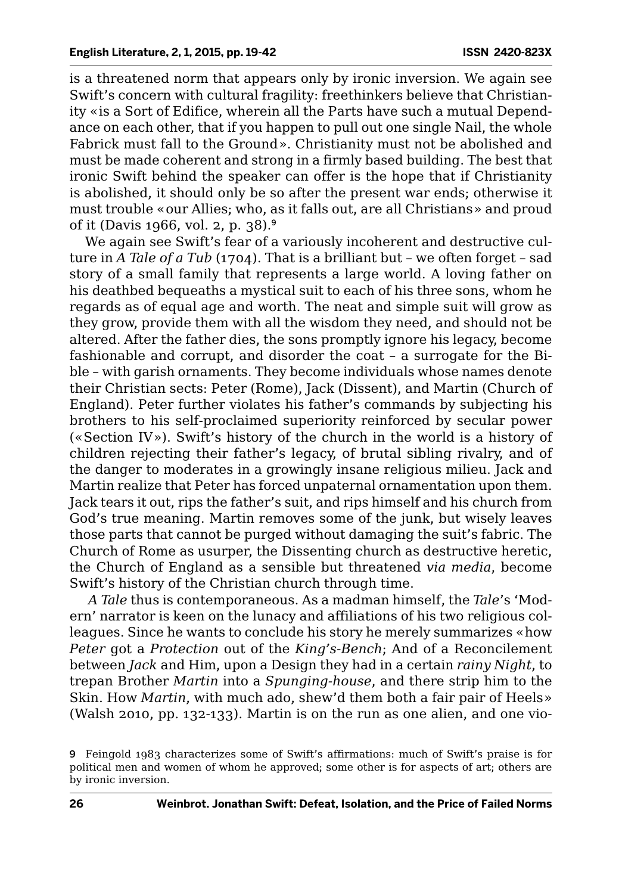is a threatened norm that appears only by ironic inversion. We again see Swift's concern with cultural fragility: freethinkers believe that Christianity «is a Sort of Edifice, wherein all the Parts have such a mutual Dependance on each other, that if you happen to pull out one single Nail, the whole Fabrick must fall to the Ground». Christianity must not be abolished and must be made coherent and strong in a firmly based building. The best that ironic Swift behind the speaker can offer is the hope that if Christianity is abolished, it should only be so after the present war ends; otherwise it must trouble «our Allies; who, as it falls out, are all Christians» and proud of it (Davis 1966, vol. 2, p. 38).[9]

We again see Swift's fear of a variously incoherent and destructive culture in *A Tale of a Tub* (1704). That is a brilliant but – we often forget – sad story of a small family that represents a large world. A loving father on his deathbed bequeaths a mystical suit to each of his three sons, whom he regards as of equal age and worth. The neat and simple suit will grow as they grow, provide them with all the wisdom they need, and should not be altered. After the father dies, the sons promptly ignore his legacy, become fashionable and corrupt, and disorder the coat – a surrogate for the Bible – with garish ornaments. They become individuals whose names denote their Christian sects: Peter (Rome), Jack (Dissent), and Martin (Church of England). Peter further violates his father's commands by subjecting his brothers to his self-proclaimed superiority reinforced by secular power («Section IV»). Swift's history of the church in the world is a history of children rejecting their father's legacy, of brutal sibling rivalry, and of the danger to moderates in a growingly insane religious milieu. Jack and Martin realize that Peter has forced unpaternal ornamentation upon them. Jack tears it out, rips the father's suit, and rips himself and his church from God's true meaning. Martin removes some of the junk, but wisely leaves those parts that cannot be purged without damaging the suit's fabric. The Church of Rome as usurper, the Dissenting church as destructive heretic, the Church of England as a sensible but threatened *via media*, become Swift's history of the Christian church through time.

*A Tale* thus is contemporaneous. As a madman himself, the *Tale*'s 'Modern' narrator is keen on the lunacy and affiliations of his two religious colleagues. Since he wants to conclude his story he merely summarizes «how *Peter* got a *Protection* out of the *King's-Bench*; And of a Reconcilement between *Jack* and Him, upon a Design they had in a certain *rainy Night*, to trepan Brother *Martin* into a *Spunging-house*, and there strip him to the Skin. How *Martin*, with much ado, shew'd them both a fair pair of Heels» (Walsh 2010, pp. 132-133). Martin is on the run as one alien, and one vio-

[9] Feingold 1983 characterizes some of Swift's affirmations: much of Swift's praise is for political men and women of whom he approved; some other is for aspects of art; others are by ironic inversion.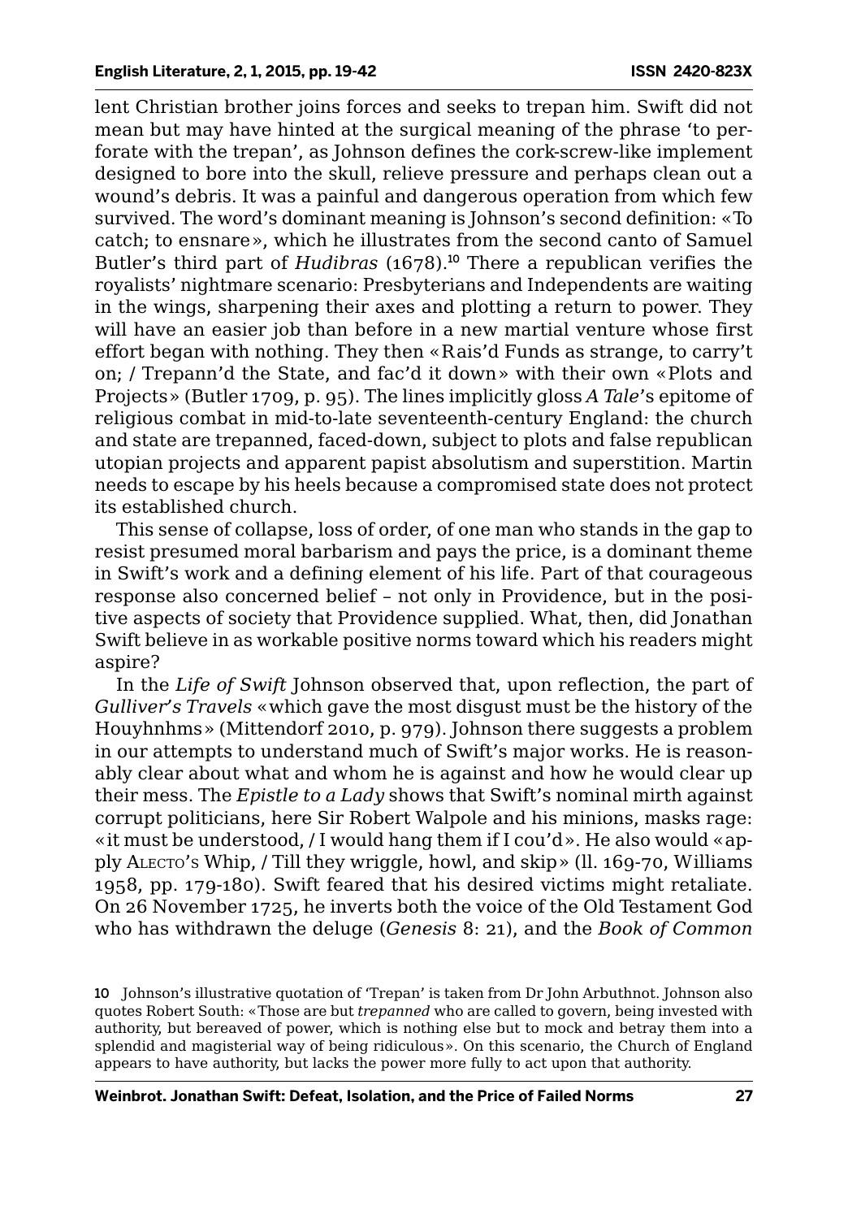lent Christian brother joins forces and seeks to trepan him. Swift did not mean but may have hinted at the surgical meaning of the phrase 'to perforate with the trepan', as Johnson defines the cork-screw-like implement designed to bore into the skull, relieve pressure and perhaps clean out a wound's debris. It was a painful and dangerous operation from which few survived. The word's dominant meaning is Johnson's second definition: «To catch; to ensnare», which he illustrates from the second canto of Samuel Butler's third part of *Hudibras* (1678).[10] There a republican verifies the royalists' nightmare scenario: Presbyterians and Independents are waiting in the wings, sharpening their axes and plotting a return to power. They will have an easier job than before in a new martial venture whose first effort began with nothing. They then «Rais'd Funds as strange, to carry't on; / Trepann'd the State, and fac'd it down» with their own «Plots and Projects» (Butler 1709, p. 95). The lines implicitly gloss *A Tale*'s epitome of religious combat in mid-to-late seventeenth-century England: the church and state are trepanned, faced-down, subject to plots and false republican utopian projects and apparent papist absolutism and superstition. Martin needs to escape by his heels because a compromised state does not protect its established church.

This sense of collapse, loss of order, of one man who stands in the gap to resist presumed moral barbarism and pays the price, is a dominant theme in Swift's work and a defining element of his life. Part of that courageous response also concerned belief – not only in Providence, but in the positive aspects of society that Providence supplied. What, then, did Jonathan Swift believe in as workable positive norms toward which his readers might aspire?

In the *Life of Swift* Johnson observed that, upon reflection, the part of *Gulliver's Travels* «which gave the most disgust must be the history of the Houyhnhms» (Mittendorf 2010, p. 979). Johnson there suggests a problem in our attempts to understand much of Swift's major works. He is reasonably clear about what and whom he is against and how he would clear up their mess. The *Epistle to a Lady* shows that Swift's nominal mirth against corrupt politicians, here Sir Robert Walpole and his minions, masks rage: «it must be understood, / I would hang them if I cou'd». He also would «apply Alecto's Whip, / Till they wriggle, howl, and skip» (ll. 169-70, Williams 1958, pp. 179-180). Swift feared that his desired victims might retaliate. On 26 November 1725, he inverts both the voice of the Old Testament God who has withdrawn the deluge (*Genesis* 8: 21), and the *Book of Common*

10 Johnson's illustrative quotation of 'Trepan' is taken from Dr John Arbuthnot. Johnson also quotes Robert South: «Those are but *trepanned* who are called to govern, being invested with authority, but bereaved of power, which is nothing else but to mock and betray them into a splendid and magisterial way of being ridiculous». On this scenario, the Church of England appears to have authority, but lacks the power more fully to act upon that authority.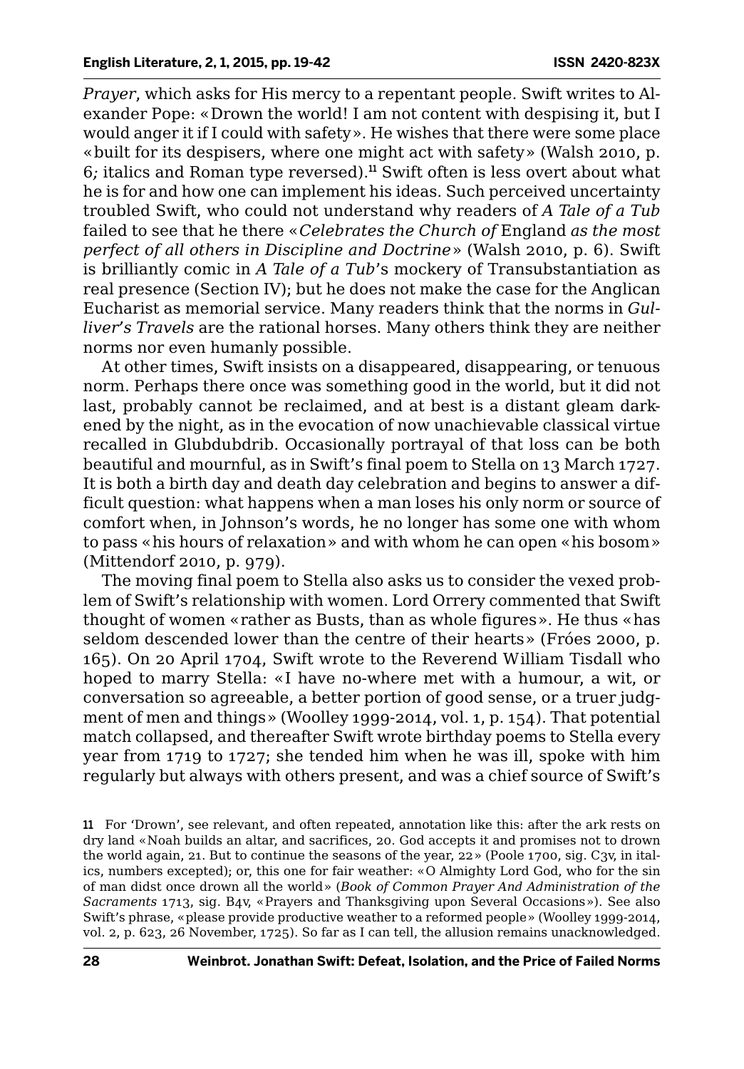*Prayer*, which asks for His mercy to a repentant people. Swift writes to Alexander Pope: «Drown the world! I am not content with despising it, but I would anger it if I could with safety». He wishes that there were some place «built for its despisers, where one might act with safety» (Walsh 2010, p. 6*;* italics and Roman type reversed).[11] Swift often is less overt about what he is for and how one can implement his ideas. Such perceived uncertainty troubled Swift, who could not understand why readers of *A Tale of a Tub* failed to see that he there «*Celebrates the Church of* England *as the most perfect of all others in Discipline and Doctrine*» (Walsh 2010, p. 6). Swift is brilliantly comic in *A Tale of a Tub*'s mockery of Transubstantiation as real presence (Section IV); but he does not make the case for the Anglican Eucharist as memorial service. Many readers think that the norms in *Gulliver's Travels* are the rational horses. Many others think they are neither norms nor even humanly possible.

At other times, Swift insists on a disappeared, disappearing, or tenuous norm. Perhaps there once was something good in the world, but it did not last, probably cannot be reclaimed, and at best is a distant gleam darkened by the night, as in the evocation of now unachievable classical virtue recalled in Glubdubdrib. Occasionally portrayal of that loss can be both beautiful and mournful, as in Swift's final poem to Stella on 13 March 1727. It is both a birth day and death day celebration and begins to answer a difficult question: what happens when a man loses his only norm or source of comfort when, in Johnson's words, he no longer has some one with whom to pass «his hours of relaxation» and with whom he can open «his bosom» (Mittendorf 2010, p. 979).

The moving final poem to Stella also asks us to consider the vexed problem of Swift's relationship with women. Lord Orrery commented that Swift thought of women «rather as Busts, than as whole figures». He thus «has seldom descended lower than the centre of their hearts» (Fróes 2000, p. 165). On 20 April 1704, Swift wrote to the Reverend William Tisdall who hoped to marry Stella: «I have no-where met with a humour, a wit, or conversation so agreeable, a better portion of good sense, or a truer judgment of men and things» (Woolley 1999-2014, vol. 1, p. 154). That potential match collapsed, and thereafter Swift wrote birthday poems to Stella every year from 1719 to 1727; she tended him when he was ill, spoke with him regularly but always with others present, and was a chief source of Swift's

11 For 'Drown', see relevant, and often repeated, annotation like this: after the ark rests on dry land «Noah builds an altar, and sacrifices, 20. God accepts it and promises not to drown the world again, 21. But to continue the seasons of the year, 22» (Poole 1700, sig. C3v, in italics, numbers excepted); or, this one for fair weather: «O Almighty Lord God, who for the sin of man didst once drown all the world» (*Book of Common Prayer And Administration of the Sacraments* 1713, sig. B4v, «Prayers and Thanksgiving upon Several Occasions»). See also Swift's phrase, «please provide productive weather to a reformed people» (Woolley 1999-2014, vol. 2, p. 623, 26 November, 1725). So far as I can tell, the allusion remains unacknowledged.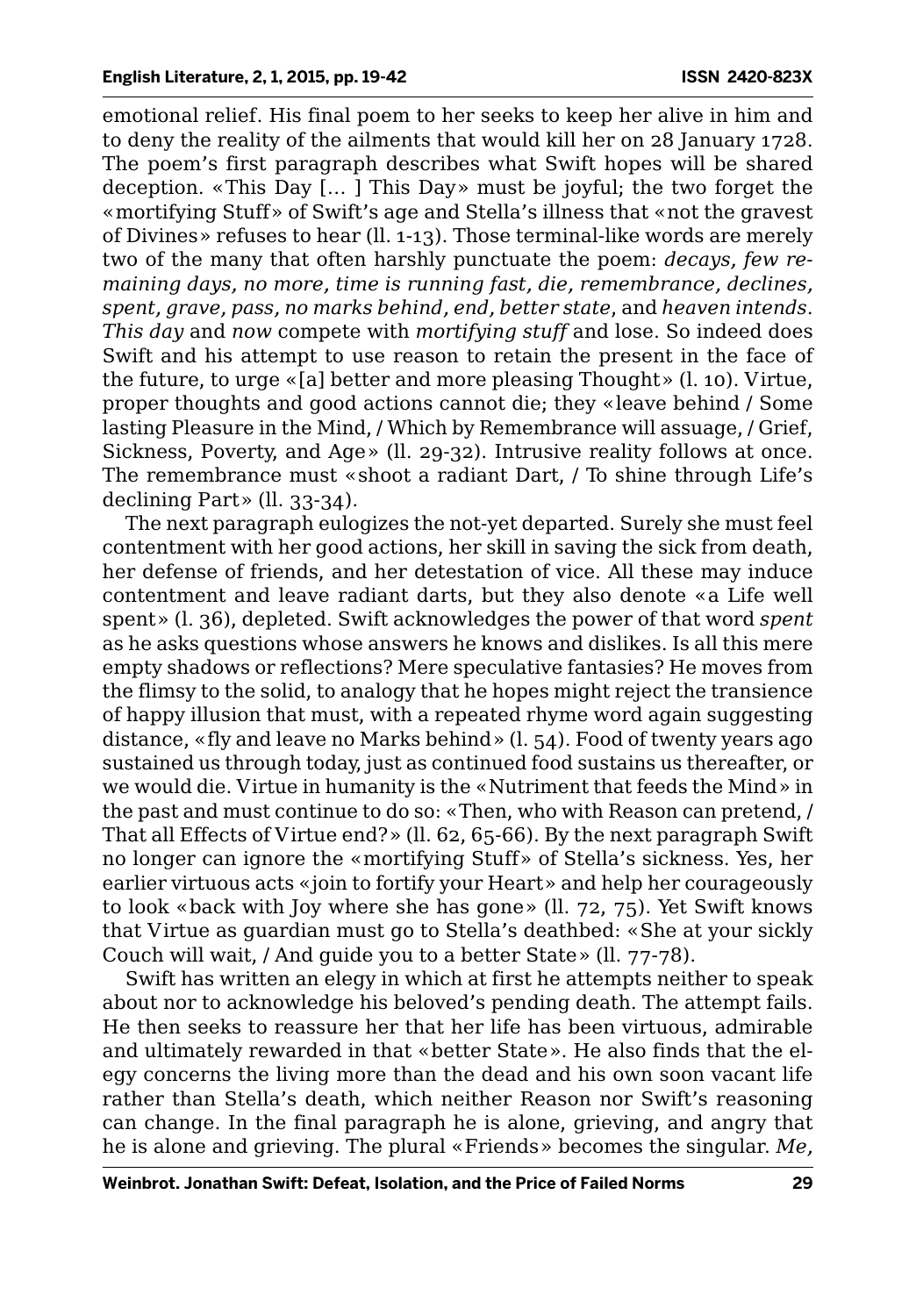emotional relief. His final poem to her seeks to keep her alive in him and to deny the reality of the ailments that would kill her on 28 January 1728. The poem's first paragraph describes what Swift hopes will be shared deception. «This Day [… ] This Day» must be joyful; the two forget the «mortifying Stuff» of Swift's age and Stella's illness that «not the gravest of Divines» refuses to hear (ll. 1-13). Those terminal-like words are merely two of the many that often harshly punctuate the poem: *decays, few remaining days, no more, time is running fast, die, remembrance, declines, spent, grave, pass, no marks behind, end, better state*, and *heaven intends*. *This day* and *now* compete with *mortifying stuff* and lose. So indeed does Swift and his attempt to use reason to retain the present in the face of the future, to urge «[a] better and more pleasing Thought» (l. 10). Virtue, proper thoughts and good actions cannot die; they «leave behind / Some lasting Pleasure in the Mind, / Which by Remembrance will assuage, / Grief, Sickness, Poverty, and Age» (ll. 29-32). Intrusive reality follows at once. The remembrance must «shoot a radiant Dart, / To shine through Life's declining Part» (ll. 33-34).

The next paragraph eulogizes the not-yet departed. Surely she must feel contentment with her good actions, her skill in saving the sick from death, her defense of friends, and her detestation of vice. All these may induce contentment and leave radiant darts, but they also denote «a Life well spent» (l. 36), depleted. Swift acknowledges the power of that word *spent* as he asks questions whose answers he knows and dislikes. Is all this mere empty shadows or reflections? Mere speculative fantasies? He moves from the flimsy to the solid, to analogy that he hopes might reject the transience of happy illusion that must, with a repeated rhyme word again suggesting distance, «fly and leave no Marks behind» (l. 54). Food of twenty years ago sustained us through today, just as continued food sustains us thereafter, or we would die. Virtue in humanity is the «Nutriment that feeds the Mind» in the past and must continue to do so: «Then, who with Reason can pretend, / That all Effects of Virtue end?» (ll. 62, 65-66). By the next paragraph Swift no longer can ignore the «mortifying Stuff» of Stella's sickness. Yes, her earlier virtuous acts «join to fortify your Heart» and help her courageously to look «back with Joy where she has gone» (ll. 72, 75). Yet Swift knows that Virtue as guardian must go to Stella's deathbed: «She at your sickly Couch will wait, / And guide you to a better State» (ll. 77-78).

Swift has written an elegy in which at first he attempts neither to speak about nor to acknowledge his beloved's pending death. The attempt fails. He then seeks to reassure her that her life has been virtuous, admirable and ultimately rewarded in that «better State». He also finds that the elegy concerns the living more than the dead and his own soon vacant life rather than Stella's death, which neither Reason nor Swift's reasoning can change. In the final paragraph he is alone, grieving, and angry that he is alone and grieving. The plural «Friends» becomes the singular. *Me,*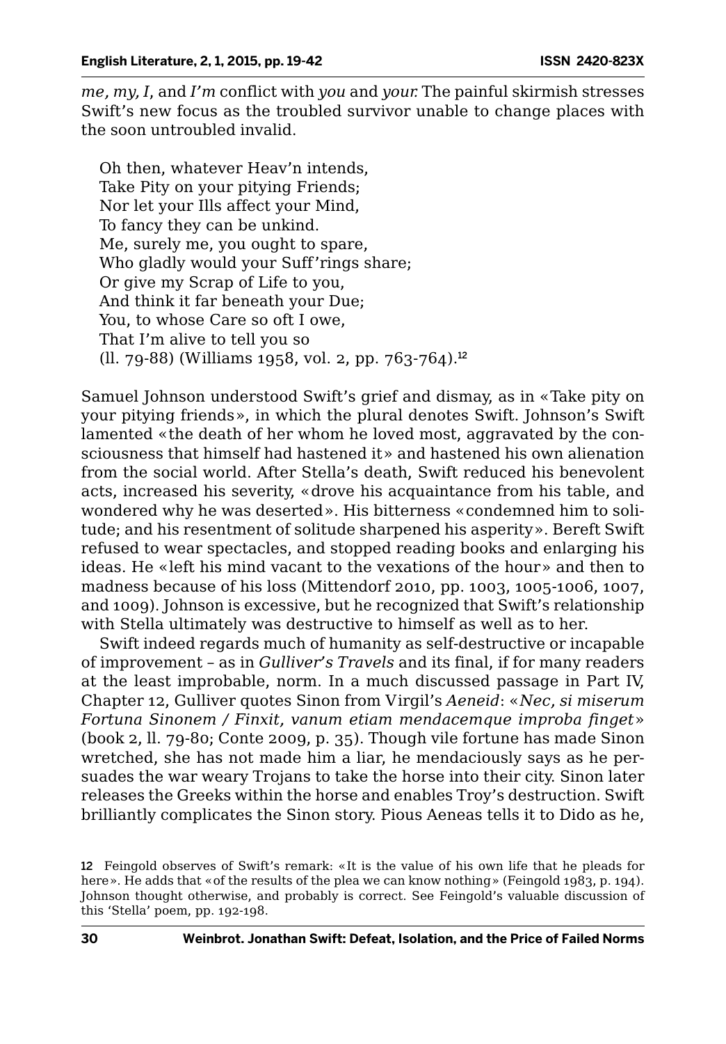*me, my, I*, and *I'm* conflict with *you* and *your.* The painful skirmish stresses Swift's new focus as the troubled survivor unable to change places with the soon untroubled invalid.

> Oh then, whatever Heav'n intends,  
> Take Pity on your pitying Friends;  
> Nor let your Ills affect your Mind,  
> To fancy they can be unkind.  
> Me, surely me, you ought to spare,  
> Who gladly would your Suff'rings share;  
> Or give my Scrap of Life to you,  
> And think it far beneath your Due;  
> You, to whose Care so oft I owe,  
> That I'm alive to tell you so  
> (ll. 79-88) (Williams 1958, vol. 2, pp. 763-764).[12]

Samuel Johnson understood Swift's grief and dismay, as in «Take pity on your pitying friends», in which the plural denotes Swift. Johnson's Swift lamented «the death of her whom he loved most, aggravated by the consciousness that himself had hastened it» and hastened his own alienation from the social world. After Stella's death, Swift reduced his benevolent acts, increased his severity, «drove his acquaintance from his table, and wondered why he was deserted». His bitterness «condemned him to solitude; and his resentment of solitude sharpened his asperity». Bereft Swift refused to wear spectacles, and stopped reading books and enlarging his ideas. He «left his mind vacant to the vexations of the hour» and then to madness because of his loss (Mittendorf 2010, pp. 1003, 1005-1006, 1007, and 1009). Johnson is excessive, but he recognized that Swift's relationship with Stella ultimately was destructive to himself as well as to her.

Swift indeed regards much of humanity as self-destructive or incapable of improvement – as in *Gulliver's Travels* and its final, if for many readers at the least improbable, norm. In a much discussed passage in Part IV, Chapter 12, Gulliver quotes Sinon from Virgil's *Aeneid*: «*Nec, si miserum Fortuna Sinonem / Finxit, vanum etiam mendacemque improba finget*» (book 2, ll. 79-80; Conte 2009, p. 35). Though vile fortune has made Sinon wretched, she has not made him a liar, he mendaciously says as he persuades the war weary Trojans to take the horse into their city. Sinon later releases the Greeks within the horse and enables Troy's destruction. Swift brilliantly complicates the Sinon story. Pious Aeneas tells it to Dido as he,

12 Feingold observes of Swift's remark: «It is the value of his own life that he pleads for here». He adds that «of the results of the plea we can know nothing» (Feingold 1983, p. 194). Johnson thought otherwise, and probably is correct. See Feingold's valuable discussion of this 'Stella' poem, pp. 192-198.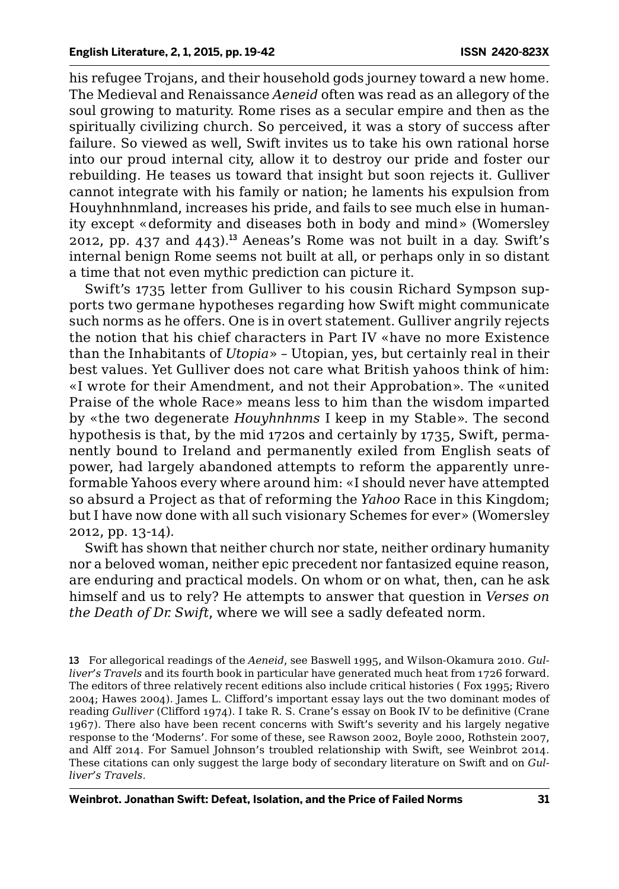his refugee Trojans, and their household gods journey toward a new home. The Medieval and Renaissance *Aeneid* often was read as an allegory of the soul growing to maturity. Rome rises as a secular empire and then as the spiritually civilizing church. So perceived, it was a story of success after failure. So viewed as well, Swift invites us to take his own rational horse into our proud internal city, allow it to destroy our pride and foster our rebuilding. He teases us toward that insight but soon rejects it. Gulliver cannot integrate with his family or nation; he laments his expulsion from Houyhnhnmland, increases his pride, and fails to see much else in humanity except «deformity and diseases both in body and mind» (Womersley 2012, pp. 437 and 443).[13] Aeneas's Rome was not built in a day. Swift's internal benign Rome seems not built at all, or perhaps only in so distant a time that not even mythic prediction can picture it.

Swift's 1735 letter from Gulliver to his cousin Richard Sympson supports two germane hypotheses regarding how Swift might communicate such norms as he offers. One is in overt statement. Gulliver angrily rejects the notion that his chief characters in Part IV «have no more Existence than the Inhabitants of *Utopia*» – Utopian, yes, but certainly real in their best values. Yet Gulliver does not care what British yahoos think of him: «I wrote for their Amendment, and not their Approbation». The «united Praise of the whole Race» means less to him than the wisdom imparted by «the two degenerate *Houyhnhnms* I keep in my Stable». The second hypothesis is that, by the mid 1720s and certainly by 1735, Swift, permanently bound to Ireland and permanently exiled from English seats of power, had largely abandoned attempts to reform the apparently unreformable Yahoos every where around him: «I should never have attempted so absurd a Project as that of reforming the *Yahoo* Race in this Kingdom; but I have now done with all such visionary Schemes for ever» (Womersley 2012, pp. 13-14).

Swift has shown that neither church nor state, neither ordinary humanity nor a beloved woman, neither epic precedent nor fantasized equine reason, are enduring and practical models. On whom or on what, then, can he ask himself and us to rely? He attempts to answer that question in *Verses on the Death of Dr. Swift*, where we will see a sadly defeated norm.

13 For allegorical readings of the *Aeneid*, see Baswell 1995, and Wilson-Okamura 2010. *Gulliver's Travels* and its fourth book in particular have generated much heat from 1726 forward. The editors of three relatively recent editions also include critical histories ( Fox 1995; Rivero 2004; Hawes 2004). James L. Clifford's important essay lays out the two dominant modes of reading *Gulliver* (Clifford 1974). I take R. S. Crane's essay on Book IV to be definitive (Crane 1967). There also have been recent concerns with Swift's severity and his largely negative response to the 'Moderns'. For some of these, see Rawson 2002, Boyle 2000, Rothstein 2007, and Alff 2014. For Samuel Johnson's troubled relationship with Swift, see Weinbrot 2014. These citations can only suggest the large body of secondary literature on Swift and on *Gulliver's Travels*.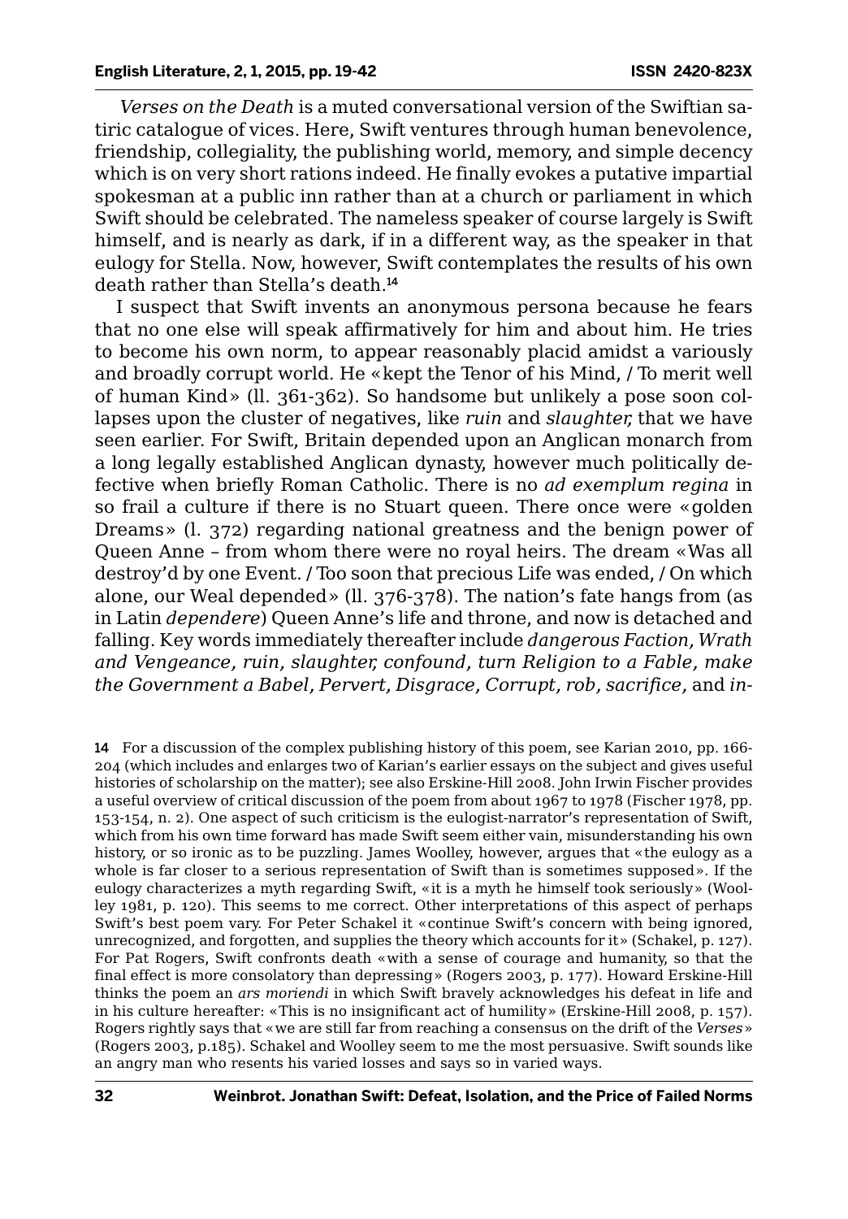*Verses on the Death* is a muted conversational version of the Swiftian satiric catalogue of vices. Here, Swift ventures through human benevolence, friendship, collegiality, the publishing world, memory, and simple decency which is on very short rations indeed. He finally evokes a putative impartial spokesman at a public inn rather than at a church or parliament in which Swift should be celebrated. The nameless speaker of course largely is Swift himself, and is nearly as dark, if in a different way, as the speaker in that eulogy for Stella. Now, however, Swift contemplates the results of his own death rather than Stella's death.[14]

I suspect that Swift invents an anonymous persona because he fears that no one else will speak affirmatively for him and about him. He tries to become his own norm, to appear reasonably placid amidst a variously and broadly corrupt world. He «kept the Tenor of his Mind, / To merit well of human Kind» (ll. 361-362). So handsome but unlikely a pose soon collapses upon the cluster of negatives, like *ruin* and *slaughter,* that we have seen earlier. For Swift, Britain depended upon an Anglican monarch from a long legally established Anglican dynasty, however much politically defective when briefly Roman Catholic. There is no *ad exemplum regina* in so frail a culture if there is no Stuart queen. There once were «golden Dreams» (l. 372) regarding national greatness and the benign power of Queen Anne – from whom there were no royal heirs. The dream «Was all destroy'd by one Event. / Too soon that precious Life was ended, / On which alone, our Weal depended» (ll. 376-378). The nation's fate hangs from (as in Latin *dependere*) Queen Anne's life and throne, and now is detached and falling. Key words immediately thereafter include *dangerous Faction, Wrath and Vengeance, ruin, slaughter, confound, turn Religion to a Fable, make the Government a Babel, Pervert, Disgrace, Corrupt, rob, sacrifice,* and *in-*

14 For a discussion of the complex publishing history of this poem, see Karian 2010, pp. 166-204 (which includes and enlarges two of Karian's earlier essays on the subject and gives useful histories of scholarship on the matter); see also Erskine-Hill 2008. John Irwin Fischer provides a useful overview of critical discussion of the poem from about 1967 to 1978 (Fischer 1978, pp. 153-154, n. 2). One aspect of such criticism is the eulogist-narrator's representation of Swift, which from his own time forward has made Swift seem either vain, misunderstanding his own history, or so ironic as to be puzzling. James Woolley, however, argues that «the eulogy as a whole is far closer to a serious representation of Swift than is sometimes supposed». If the eulogy characterizes a myth regarding Swift, «it is a myth he himself took seriously» (Woolley 1981, p. 120). This seems to me correct. Other interpretations of this aspect of perhaps Swift's best poem vary. For Peter Schakel it «continue Swift's concern with being ignored, unrecognized, and forgotten, and supplies the theory which accounts for it» (Schakel, p. 127). For Pat Rogers, Swift confronts death «with a sense of courage and humanity, so that the final effect is more consolatory than depressing» (Rogers 2003, p. 177). Howard Erskine-Hill thinks the poem an *ars moriendi* in which Swift bravely acknowledges his defeat in life and in his culture hereafter: «This is no insignificant act of humility» (Erskine-Hill 2008, p. 157). Rogers rightly says that «we are still far from reaching a consensus on the drift of the *Verses*» (Rogers 2003, p.185). Schakel and Woolley seem to me the most persuasive. Swift sounds like an angry man who resents his varied losses and says so in varied ways.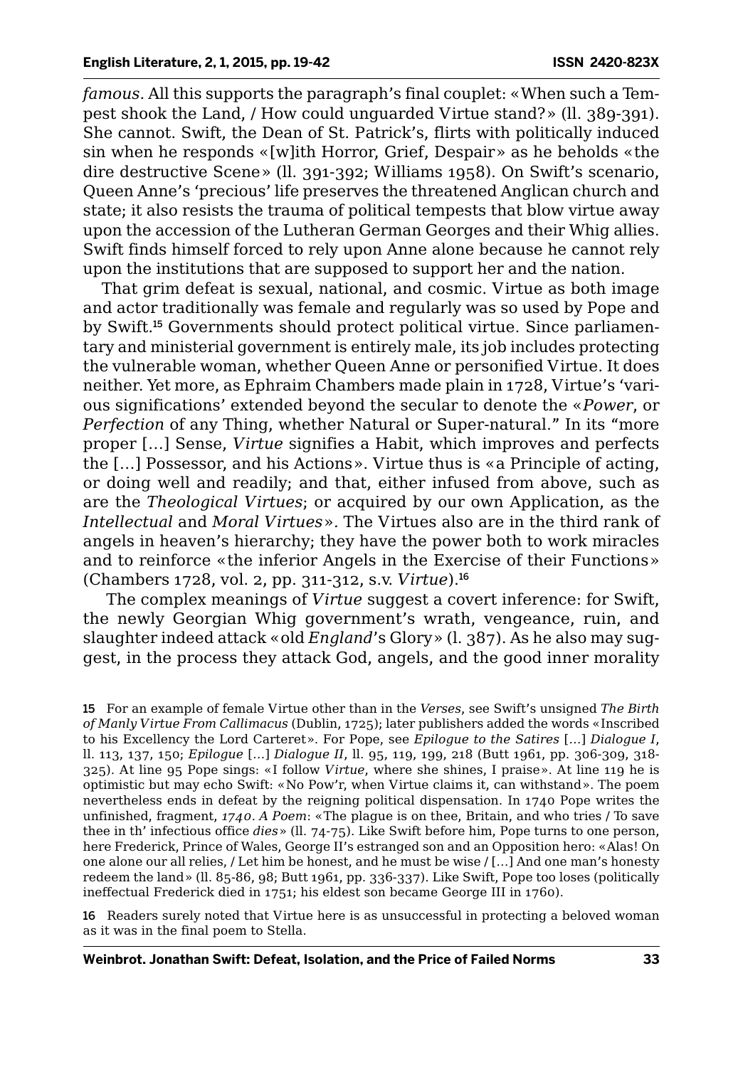*famous*. All this supports the paragraph's final couplet: «When such a Tempest shook the Land, / How could unguarded Virtue stand?» (ll. 389-391). She cannot. Swift, the Dean of St. Patrick's, flirts with politically induced sin when he responds «[w]ith Horror, Grief, Despair» as he beholds «the dire destructive Scene» (ll. 391-392; Williams 1958). On Swift's scenario, Queen Anne's 'precious' life preserves the threatened Anglican church and state; it also resists the trauma of political tempests that blow virtue away upon the accession of the Lutheran German Georges and their Whig allies. Swift finds himself forced to rely upon Anne alone because he cannot rely upon the institutions that are supposed to support her and the nation.

That grim defeat is sexual, national, and cosmic. Virtue as both image and actor traditionally was female and regularly was so used by Pope and by Swift.[15] Governments should protect political virtue. Since parliamentary and ministerial government is entirely male, its job includes protecting the vulnerable woman, whether Queen Anne or personified Virtue. It does neither. Yet more, as Ephraim Chambers made plain in 1728, Virtue's 'various significations' extended beyond the secular to denote the «*Power*, or *Perfection* of any Thing, whether Natural or Super-natural." In its "more proper [...] Sense, *Virtue* signifies a Habit, which improves and perfects the [...] Possessor, and his Actions». Virtue thus is «a Principle of acting, or doing well and readily; and that, either infused from above, such as are the *Theological Virtues*; or acquired by our own Application, as the *Intellectual* and *Moral Virtues*». The Virtues also are in the third rank of angels in heaven's hierarchy; they have the power both to work miracles and to reinforce «the inferior Angels in the Exercise of their Functions» (Chambers 1728, vol. 2, pp. 311-312, s.v. *Virtue*).[16]

The complex meanings of *Virtue* suggest a covert inference: for Swift, the newly Georgian Whig government's wrath, vengeance, ruin, and slaughter indeed attack «old *England*'s Glory» (l. 387). As he also may suggest, in the process they attack God, angels, and the good inner morality

15 For an example of female Virtue other than in the *Verses*, see Swift's unsigned *The Birth of Manly Virtue From Callimacus* (Dublin, 1725); later publishers added the words «Inscribed to his Excellency the Lord Carteret». For Pope, see *Epilogue to the Satires* [...] *Dialogue I*, ll. 113, 137, 150; *Epilogue* [...] *Dialogue II*, ll. 95, 119, 199, 218 (Butt 1961, pp. 306-309, 318-325). At line 95 Pope sings: «I follow *Virtue*, where she shines, I praise». At line 119 he is optimistic but may echo Swift: «No Pow'r, when Virtue claims it, can withstand». The poem nevertheless ends in defeat by the reigning political dispensation. In 1740 Pope writes the unfinished, fragment, *1740. A Poem*: «The plague is on thee, Britain, and who tries / To save thee in th' infectious office *dies*» (ll. 74-75). Like Swift before him, Pope turns to one person, here Frederick, Prince of Wales, George II's estranged son and an Opposition hero: «Alas! On one alone our all relies, / Let him be honest, and he must be wise / [...] And one man's honesty redeem the land» (ll. 85-86, 98; Butt 1961, pp. 336-337). Like Swift, Pope too loses (politically ineffectual Frederick died in 1751; his eldest son became George III in 1760).

16 Readers surely noted that Virtue here is as unsuccessful in protecting a beloved woman as it was in the final poem to Stella.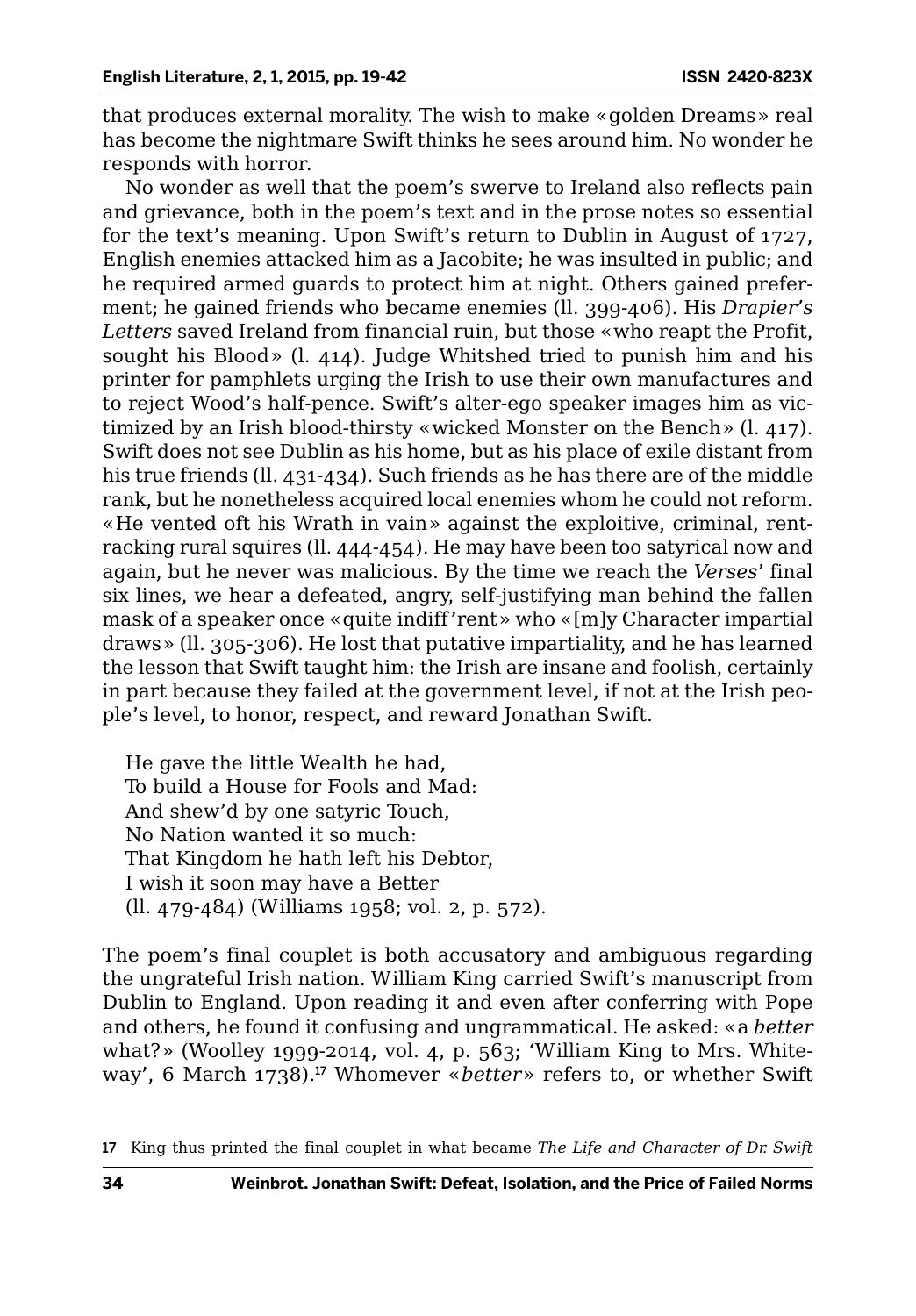that produces external morality. The wish to make «golden Dreams» real has become the nightmare Swift thinks he sees around him. No wonder he responds with horror.

No wonder as well that the poem's swerve to Ireland also reflects pain and grievance, both in the poem's text and in the prose notes so essential for the text's meaning. Upon Swift's return to Dublin in August of 1727, English enemies attacked him as a Jacobite; he was insulted in public; and he required armed guards to protect him at night. Others gained preferment; he gained friends who became enemies (ll. 399-406). His *Drapier's Letters* saved Ireland from financial ruin, but those «who reapt the Profit, sought his Blood» (l. 414). Judge Whitshed tried to punish him and his printer for pamphlets urging the Irish to use their own manufactures and to reject Wood's half-pence. Swift's alter-ego speaker images him as victimized by an Irish blood-thirsty «wicked Monster on the Bench» (l. 417). Swift does not see Dublin as his home, but as his place of exile distant from his true friends (ll. 431-434). Such friends as he has there are of the middle rank, but he nonetheless acquired local enemies whom he could not reform. «He vented oft his Wrath in vain» against the exploitive, criminal, rent-racking rural squires (ll. 444-454). He may have been too satyrical now and again, but he never was malicious. By the time we reach the *Verses*' final six lines, we hear a defeated, angry, self-justifying man behind the fallen mask of a speaker once «quite indiff'rent» who «[m]y Character impartial draws» (ll. 305-306). He lost that putative impartiality, and he has learned the lesson that Swift taught him: the Irish are insane and foolish, certainly in part because they failed at the government level, if not at the Irish people's level, to honor, respect, and reward Jonathan Swift.

> He gave the little Wealth he had,
> To build a House for Fools and Mad:
> And shew'd by one satyric Touch,
> No Nation wanted it so much:
> That Kingdom he hath left his Debtor,
> I wish it soon may have a Better
> (ll. 479-484) (Williams 1958; vol. 2, p. 572).

The poem's final couplet is both accusatory and ambiguous regarding the ungrateful Irish nation. William King carried Swift's manuscript from Dublin to England. Upon reading it and even after conferring with Pope and others, he found it confusing and ungrammatical. He asked: «a *better* what?» (Woolley 1999-2014, vol. 4, p. 563; 'William King to Mrs. Whiteway', 6 March 1738).[17] Whomever «*better*» refers to, or whether Swift

[17] King thus printed the final couplet in what became *The Life and Character of Dr. Swift*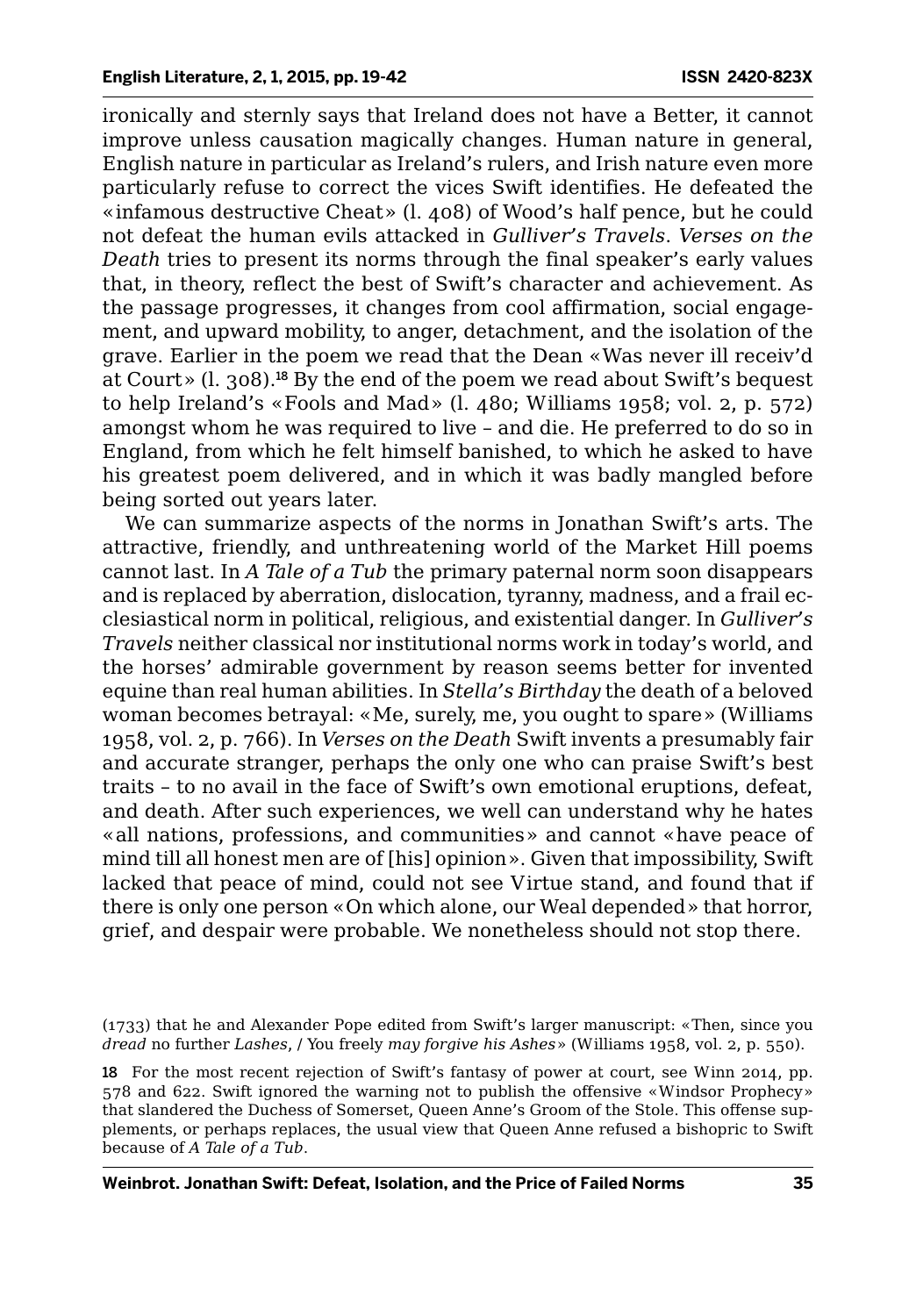ironically and sternly says that Ireland does not have a Better, it cannot improve unless causation magically changes. Human nature in general, English nature in particular as Ireland's rulers, and Irish nature even more particularly refuse to correct the vices Swift identifies. He defeated the «infamous destructive Cheat» (l. 408) of Wood's half pence, but he could not defeat the human evils attacked in *Gulliver's Travels*. *Verses on the Death* tries to present its norms through the final speaker's early values that, in theory, reflect the best of Swift's character and achievement. As the passage progresses, it changes from cool affirmation, social engagement, and upward mobility, to anger, detachment, and the isolation of the grave. Earlier in the poem we read that the Dean «Was never ill receiv'd at Court» (l. 308).[18] By the end of the poem we read about Swift's bequest to help Ireland's «Fools and Mad» (l. 480; Williams 1958; vol. 2, p. 572) amongst whom he was required to live – and die. He preferred to do so in England, from which he felt himself banished, to which he asked to have his greatest poem delivered, and in which it was badly mangled before being sorted out years later.

We can summarize aspects of the norms in Jonathan Swift's arts. The attractive, friendly, and unthreatening world of the Market Hill poems cannot last. In *A Tale of a Tub* the primary paternal norm soon disappears and is replaced by aberration, dislocation, tyranny, madness, and a frail ecclesiastical norm in political, religious, and existential danger. In *Gulliver's Travels* neither classical nor institutional norms work in today's world, and the horses' admirable government by reason seems better for invented equine than real human abilities. In *Stella's Birthday* the death of a beloved woman becomes betrayal: «Me, surely, me, you ought to spare» (Williams 1958, vol. 2, p. 766). In *Verses on the Death* Swift invents a presumably fair and accurate stranger, perhaps the only one who can praise Swift's best traits – to no avail in the face of Swift's own emotional eruptions, defeat, and death. After such experiences, we well can understand why he hates «all nations, professions, and communities» and cannot «have peace of mind till all honest men are of [his] opinion». Given that impossibility, Swift lacked that peace of mind, could not see Virtue stand, and found that if there is only one person «On which alone, our Weal depended» that horror, grief, and despair were probable. We nonetheless should not stop there.

(1733) that he and Alexander Pope edited from Swift's larger manuscript: «Then, since you *dread* no further *Lashes*, / You freely *may forgive his Ashes*» (Williams 1958, vol. 2, p. 550).

18 For the most recent rejection of Swift's fantasy of power at court, see Winn 2014, pp. 578 and 622. Swift ignored the warning not to publish the offensive «Windsor Prophecy» that slandered the Duchess of Somerset, Queen Anne's Groom of the Stole. This offense supplements, or perhaps replaces, the usual view that Queen Anne refused a bishopric to Swift because of *A Tale of a Tub*.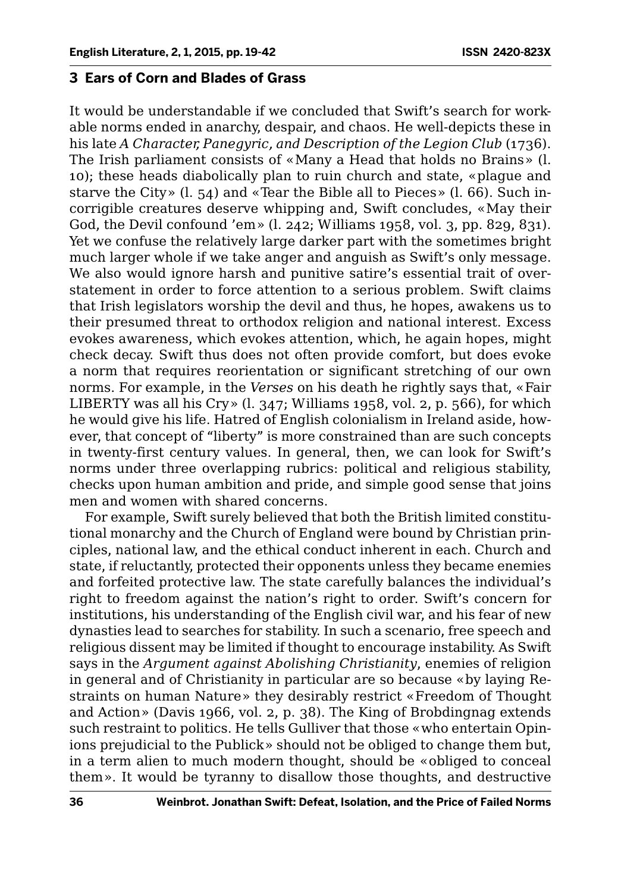## 3 Ears of Corn and Blades of Grass

It would be understandable if we concluded that Swift's search for workable norms ended in anarchy, despair, and chaos. He well-depicts these in his late *A Character, Panegyric, and Description of the Legion Club* (1736). The Irish parliament consists of «Many a Head that holds no Brains» (l. 10); these heads diabolically plan to ruin church and state, «plague and starve the City» (l. 54) and «Tear the Bible all to Pieces» (l. 66). Such incorrigible creatures deserve whipping and, Swift concludes, «May their God, the Devil confound 'em» (l. 242; Williams 1958, vol. 3, pp. 829, 831). Yet we confuse the relatively large darker part with the sometimes bright much larger whole if we take anger and anguish as Swift's only message. We also would ignore harsh and punitive satire's essential trait of overstatement in order to force attention to a serious problem. Swift claims that Irish legislators worship the devil and thus, he hopes, awakens us to their presumed threat to orthodox religion and national interest. Excess evokes awareness, which evokes attention, which, he again hopes, might check decay. Swift thus does not often provide comfort, but does evoke a norm that requires reorientation or significant stretching of our own norms. For example, in the *Verses* on his death he rightly says that, «Fair LIBERTY was all his Cry» (l. 347; Williams 1958, vol. 2, p. 566), for which he would give his life. Hatred of English colonialism in Ireland aside, however, that concept of "liberty" is more constrained than are such concepts in twenty-first century values. In general, then, we can look for Swift's norms under three overlapping rubrics: political and religious stability, checks upon human ambition and pride, and simple good sense that joins men and women with shared concerns.

For example, Swift surely believed that both the British limited constitutional monarchy and the Church of England were bound by Christian principles, national law, and the ethical conduct inherent in each. Church and state, if reluctantly, protected their opponents unless they became enemies and forfeited protective law. The state carefully balances the individual's right to freedom against the nation's right to order. Swift's concern for institutions, his understanding of the English civil war, and his fear of new dynasties lead to searches for stability. In such a scenario, free speech and religious dissent may be limited if thought to encourage instability. As Swift says in the *Argument against Abolishing Christianity*, enemies of religion in general and of Christianity in particular are so because «by laying Restraints on human Nature» they desirably restrict «Freedom of Thought and Action» (Davis 1966, vol. 2, p. 38). The King of Brobdingnag extends such restraint to politics. He tells Gulliver that those «who entertain Opinions prejudicial to the Publick» should not be obliged to change them but, in a term alien to much modern thought, should be «obliged to conceal them». It would be tyranny to disallow those thoughts, and destructive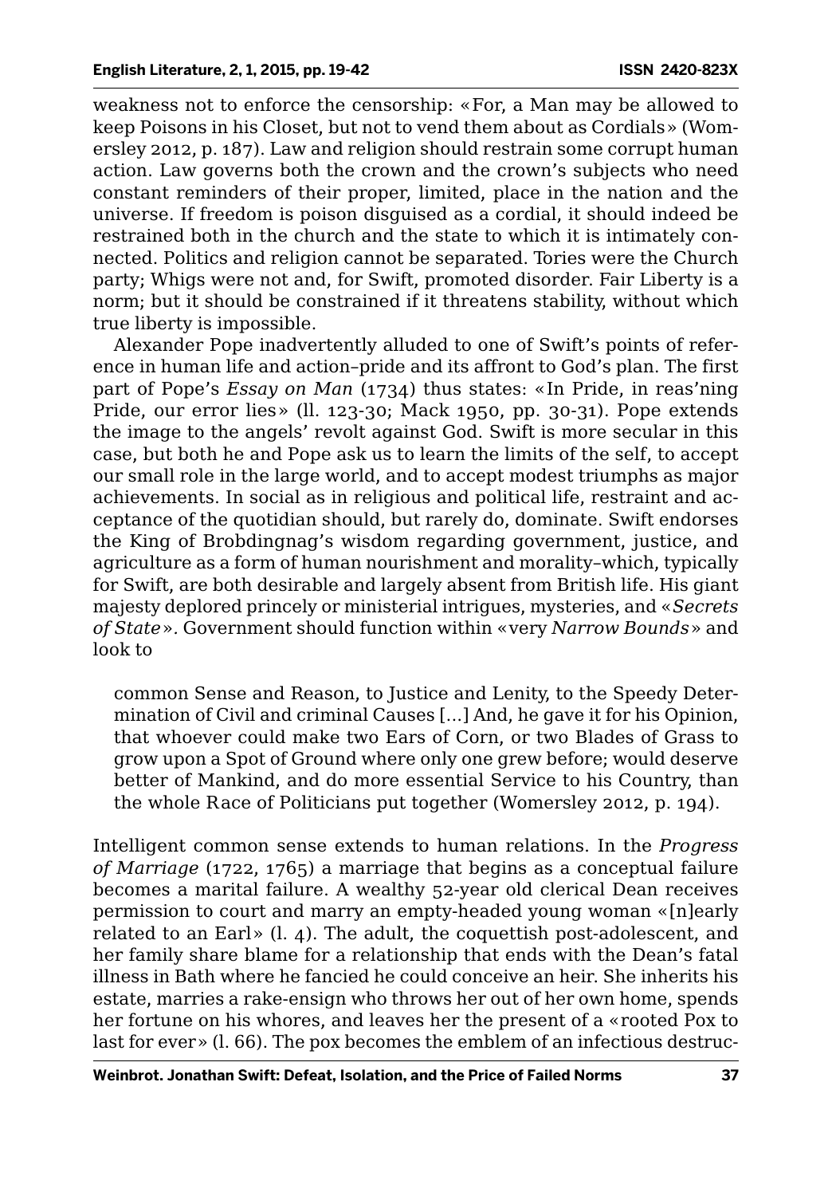weakness not to enforce the censorship: «For, a Man may be allowed to keep Poisons in his Closet, but not to vend them about as Cordials» (Womersley 2012, p. 187). Law and religion should restrain some corrupt human action. Law governs both the crown and the crown's subjects who need constant reminders of their proper, limited, place in the nation and the universe. If freedom is poison disguised as a cordial, it should indeed be restrained both in the church and the state to which it is intimately connected. Politics and religion cannot be separated. Tories were the Church party; Whigs were not and, for Swift, promoted disorder. Fair Liberty is a norm; but it should be constrained if it threatens stability, without which true liberty is impossible.

Alexander Pope inadvertently alluded to one of Swift's points of reference in human life and action–pride and its affront to God's plan. The first part of Pope's *Essay on Man* (1734) thus states: «In Pride, in reas'ning Pride, our error lies» (ll. 123-30; Mack 1950, pp. 30-31). Pope extends the image to the angels' revolt against God. Swift is more secular in this case, but both he and Pope ask us to learn the limits of the self, to accept our small role in the large world, and to accept modest triumphs as major achievements. In social as in religious and political life, restraint and acceptance of the quotidian should, but rarely do, dominate. Swift endorses the King of Brobdingnag's wisdom regarding government, justice, and agriculture as a form of human nourishment and morality–which, typically for Swift, are both desirable and largely absent from British life. His giant majesty deplored princely or ministerial intrigues, mysteries, and «*Secrets of State*». Government should function within «very *Narrow Bounds*» and look to

> common Sense and Reason, to Justice and Lenity, to the Speedy Determination of Civil and criminal Causes [...] And, he gave it for his Opinion, that whoever could make two Ears of Corn, or two Blades of Grass to grow upon a Spot of Ground where only one grew before; would deserve better of Mankind, and do more essential Service to his Country, than the whole Race of Politicians put together (Womersley 2012, p. 194).

Intelligent common sense extends to human relations. In the *Progress of Marriage* (1722, 1765) a marriage that begins as a conceptual failure becomes a marital failure. A wealthy 52-year old clerical Dean receives permission to court and marry an empty-headed young woman «[n]early related to an Earl» (l. 4). The adult, the coquettish post-adolescent, and her family share blame for a relationship that ends with the Dean's fatal illness in Bath where he fancied he could conceive an heir. She inherits his estate, marries a rake-ensign who throws her out of her own home, spends her fortune on his whores, and leaves her the present of a «rooted Pox to last for ever» (l. 66). The pox becomes the emblem of an infectious destruc-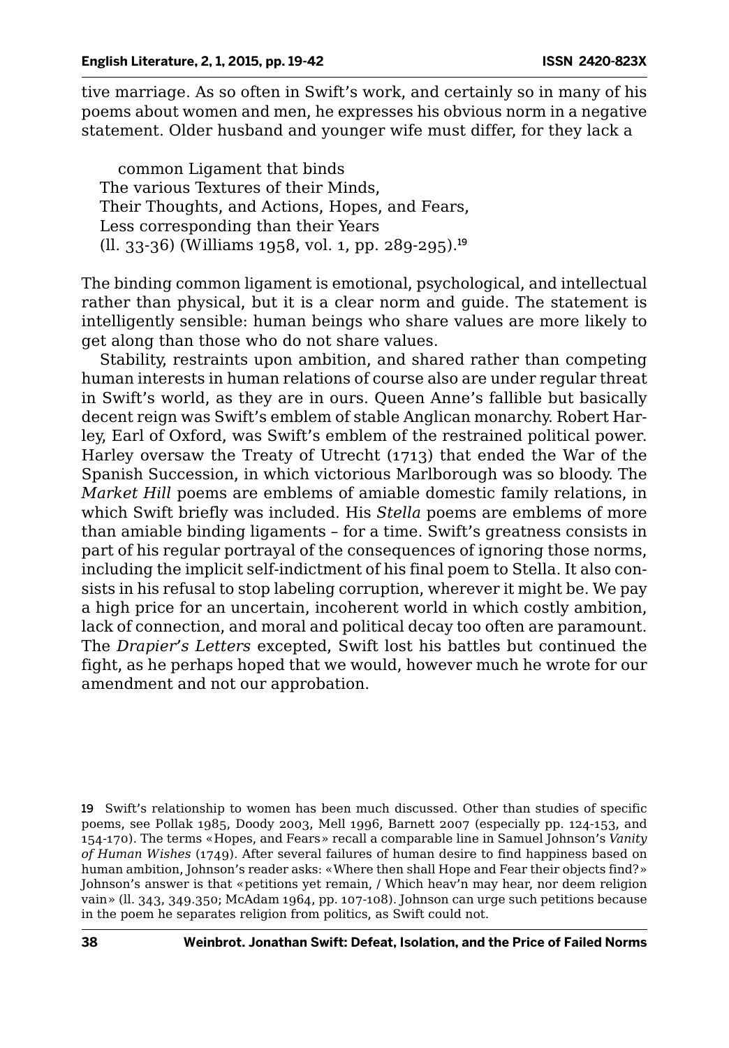tive marriage. As so often in Swift's work, and certainly so in many of his poems about women and men, he expresses his obvious norm in a negative statement. Older husband and younger wife must differ, for they lack a

> common Ligament that binds
> The various Textures of their Minds,
> Their Thoughts, and Actions, Hopes, and Fears,
> Less corresponding than their Years
> (ll. 33-36) (Williams 1958, vol. 1, pp. 289-295).[19]

The binding common ligament is emotional, psychological, and intellectual rather than physical, but it is a clear norm and guide. The statement is intelligently sensible: human beings who share values are more likely to get along than those who do not share values.

Stability, restraints upon ambition, and shared rather than competing human interests in human relations of course also are under regular threat in Swift's world, as they are in ours. Queen Anne's fallible but basically decent reign was Swift's emblem of stable Anglican monarchy. Robert Harley, Earl of Oxford, was Swift's emblem of the restrained political power. Harley oversaw the Treaty of Utrecht (1713) that ended the War of the Spanish Succession, in which victorious Marlborough was so bloody. The *Market Hill* poems are emblems of amiable domestic family relations, in which Swift briefly was included. His *Stella* poems are emblems of more than amiable binding ligaments – for a time. Swift's greatness consists in part of his regular portrayal of the consequences of ignoring those norms, including the implicit self-indictment of his final poem to Stella. It also consists in his refusal to stop labeling corruption, wherever it might be. We pay a high price for an uncertain, incoherent world in which costly ambition, lack of connection, and moral and political decay too often are paramount. The *Drapier's Letters* excepted, Swift lost his battles but continued the fight, as he perhaps hoped that we would, however much he wrote for our amendment and not our approbation.

19 Swift's relationship to women has been much discussed. Other than studies of specific poems, see Pollak 1985, Doody 2003, Mell 1996, Barnett 2007 (especially pp. 124-153, and 154-170). The terms «Hopes, and Fears» recall a comparable line in Samuel Johnson's *Vanity of Human Wishes* (1749). After several failures of human desire to find happiness based on human ambition, Johnson's reader asks: «Where then shall Hope and Fear their objects find?» Johnson's answer is that «petitions yet remain, / Which heav'n may hear, nor deem religion vain» (ll. 343, 349.350; McAdam 1964, pp. 107-108). Johnson can urge such petitions because in the poem he separates religion from politics, as Swift could not.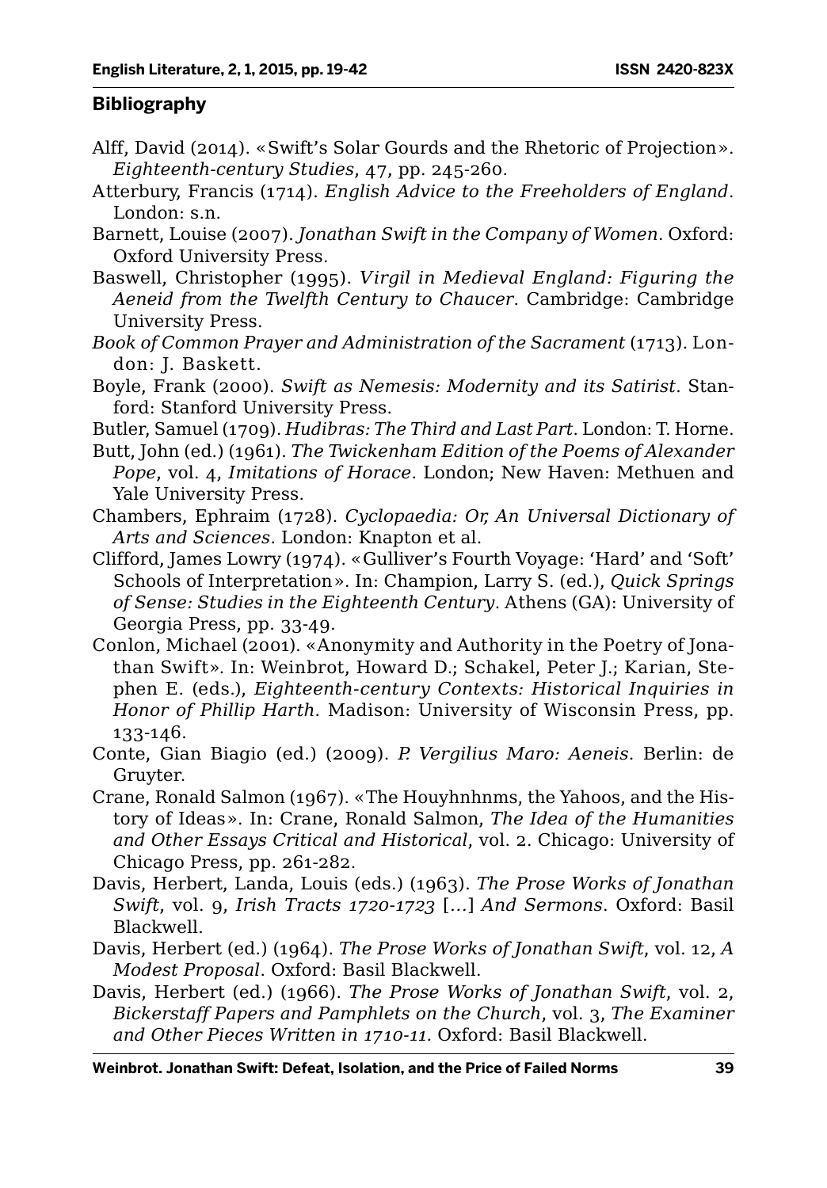## Bibliography

Alff, David (2014). «Swift's Solar Gourds and the Rhetoric of Projection». *Eighteenth-century Studies*, 47, pp. 245-260.

Atterbury, Francis (1714). *English Advice to the Freeholders of England*. London: s.n.

Barnett, Louise (2007). *Jonathan Swift in the Company of Women*. Oxford: Oxford University Press.

Baswell, Christopher (1995). *Virgil in Medieval England: Figuring the Aeneid from the Twelfth Century to Chaucer*. Cambridge: Cambridge University Press.

*Book of Common Prayer and Administration of the Sacrament* (1713). London: J. Baskett.

Boyle, Frank (2000). *Swift as Nemesis: Modernity and its Satirist*. Stanford: Stanford University Press.

Butler, Samuel (1709). *Hudibras: The Third and Last Part*. London: T. Horne.

Butt, John (ed.) (1961). *The Twickenham Edition of the Poems of Alexander Pope*, vol. 4, *Imitations of Horace*. London; New Haven: Methuen and Yale University Press.

Chambers, Ephraim (1728). *Cyclopaedia: Or, An Universal Dictionary of Arts and Sciences*. London: Knapton et al.

Clifford, James Lowry (1974). «Gulliver's Fourth Voyage: 'Hard' and 'Soft' Schools of Interpretation». In: Champion, Larry S. (ed.), *Quick Springs of Sense: Studies in the Eighteenth Century*. Athens (GA): University of Georgia Press, pp. 33-49.

Conlon, Michael (2001). «Anonymity and Authority in the Poetry of Jonathan Swift». In: Weinbrot, Howard D.; Schakel, Peter J.; Karian, Stephen E. (eds.), *Eighteenth-century Contexts: Historical Inquiries in Honor of Phillip Harth*. Madison: University of Wisconsin Press, pp. 133-146.

Conte, Gian Biagio (ed.) (2009). *P. Vergilius Maro: Aeneis*. Berlin: de Gruyter.

Crane, Ronald Salmon (1967). «The Houyhnhnms, the Yahoos, and the History of Ideas». In: Crane, Ronald Salmon, *The Idea of the Humanities and Other Essays Critical and Historical*, vol. 2. Chicago: University of Chicago Press, pp. 261-282.

Davis, Herbert, Landa, Louis (eds.) (1963). *The Prose Works of Jonathan Swift*, vol. 9, *Irish Tracts 1720-1723* [...] *And Sermons*. Oxford: Basil Blackwell.

Davis, Herbert (ed.) (1964). *The Prose Works of Jonathan Swift*, vol. 12, *A Modest Proposal*. Oxford: Basil Blackwell.

Davis, Herbert (ed.) (1966). *The Prose Works of Jonathan Swift*, vol. 2, *Bickerstaff Papers and Pamphlets on the Church*, vol. 3, *The Examiner and Other Pieces Written in 1710-11.* Oxford: Basil Blackwell.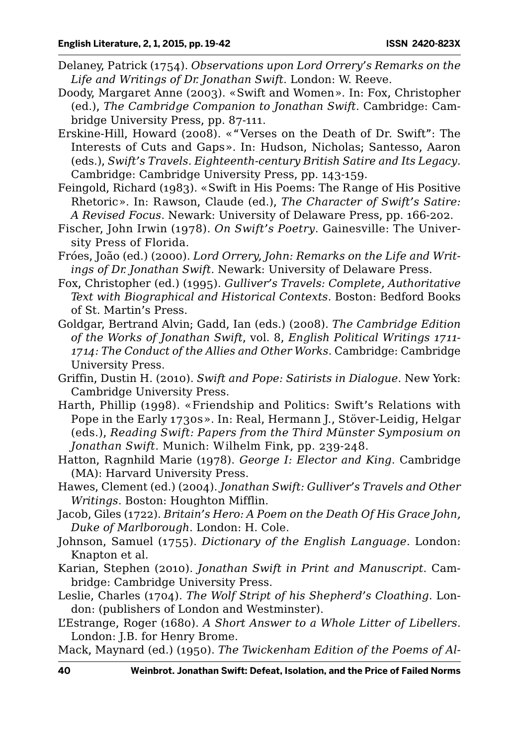Delaney, Patrick (1754). *Observations upon Lord Orrery's Remarks on the Life and Writings of Dr. Jonathan Swift*. London: W. Reeve.

Doody, Margaret Anne (2003). «Swift and Women». In: Fox, Christopher (ed.), *The Cambridge Companion to Jonathan Swift*. Cambridge: Cambridge University Press, pp. 87-111.

Erskine-Hill, Howard (2008). «"Verses on the Death of Dr. Swift": The Interests of Cuts and Gaps». In: Hudson, Nicholas; Santesso, Aaron (eds.), *Swift's Travels. Eighteenth-century British Satire and Its Legacy*. Cambridge: Cambridge University Press, pp. 143-159.

Feingold, Richard (1983). «Swift in His Poems: The Range of His Positive Rhetoric». In: Rawson, Claude (ed.), *The Character of Swift's Satire: A Revised Focus*. Newark: University of Delaware Press, pp. 166-202.

Fischer, John Irwin (1978). *On Swift's Poetry*. Gainesville: The University Press of Florida.

Fróes, João (ed.) (2000). *Lord Orrery, John: Remarks on the Life and Writings of Dr. Jonathan Swift.* Newark: University of Delaware Press.

Fox, Christopher (ed.) (1995). *Gulliver's Travels: Complete, Authoritative Text with Biographical and Historical Contexts*. Boston: Bedford Books of St. Martin's Press.

Goldgar, Bertrand Alvin; Gadd, Ian (eds.) (2008). *The Cambridge Edition of the Works of Jonathan Swift*, vol. 8, *English Political Writings 1711-1714: The Conduct of the Allies and Other Works*. Cambridge: Cambridge University Press.

Griffin, Dustin H. (2010). *Swift and Pope: Satirists in Dialogue*. New York: Cambridge University Press.

Harth, Phillip (1998). «Friendship and Politics: Swift's Relations with Pope in the Early 1730s». In: Real, Hermann J., Stöver-Leidig, Helgar (eds.), *Reading Swift: Papers from the Third Münster Symposium on Jonathan Swift*. Munich: Wilhelm Fink, pp. 239-248.

Hatton, Ragnhild Marie (1978). *George I: Elector and King*. Cambridge (MA): Harvard University Press.

Hawes, Clement (ed.) (2004). *Jonathan Swift: Gulliver's Travels and Other Writings*. Boston: Houghton Mifflin.

Jacob, Giles (1722). *Britain's Hero: A Poem on the Death Of His Grace John, Duke of Marlborough*. London: H. Cole.

Johnson, Samuel (1755). *Dictionary of the English Language*. London: Knapton et al.

Karian, Stephen (2010). *Jonathan Swift in Print and Manuscript*. Cambridge: Cambridge University Press.

Leslie, Charles (1704). *The Wolf Stript of his Shepherd's Cloathing*. London: (publishers of London and Westminster).

L'Estrange, Roger (1680). *A Short Answer to a Whole Litter of Libellers*. London: J.B. for Henry Brome.

Mack, Maynard (ed.) (1950). *The Twickenham Edition of the Poems of Al-*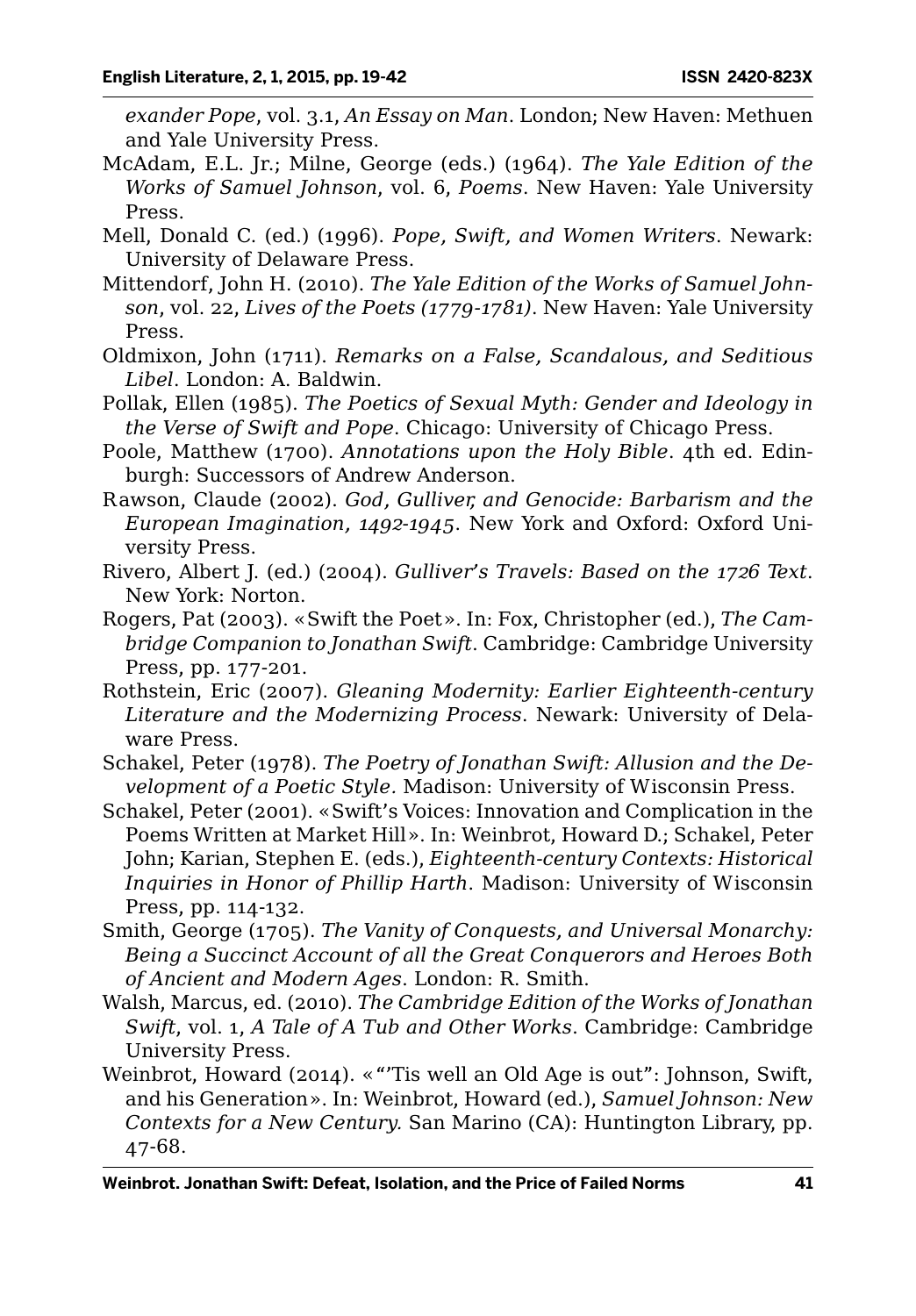*exander Pope*, vol. 3.1, *An Essay on Man*. London; New Haven: Methuen and Yale University Press.

McAdam, E.L. Jr.; Milne, George (eds.) (1964). *The Yale Edition of the Works of Samuel Johnson*, vol. 6, *Poems*. New Haven: Yale University Press.

Mell, Donald C. (ed.) (1996). *Pope, Swift, and Women Writers*. Newark: University of Delaware Press.

Mittendorf, John H. (2010). *The Yale Edition of the Works of Samuel Johnson*, vol. 22, *Lives of the Poets (1779-1781)*. New Haven: Yale University Press.

Oldmixon, John (1711). *Remarks on a False, Scandalous, and Seditious Libel*. London: A. Baldwin.

Pollak, Ellen (1985). *The Poetics of Sexual Myth: Gender and Ideology in the Verse of Swift and Pope*. Chicago: University of Chicago Press.

Poole, Matthew (1700). *Annotations upon the Holy Bible*. 4th ed. Edinburgh: Successors of Andrew Anderson.

Rawson, Claude (2002). *God, Gulliver, and Genocide: Barbarism and the European Imagination, 1492-1945*. New York and Oxford: Oxford University Press.

Rivero, Albert J. (ed.) (2004). *Gulliver's Travels: Based on the 1726 Text*. New York: Norton.

Rogers, Pat (2003). «Swift the Poet». In: Fox, Christopher (ed.), *The Cambridge Companion to Jonathan Swift*. Cambridge: Cambridge University Press, pp. 177-201.

Rothstein, Eric (2007). *Gleaning Modernity: Earlier Eighteenth-century Literature and the Modernizing Process*. Newark: University of Delaware Press.

Schakel, Peter (1978). *The Poetry of Jonathan Swift: Allusion and the Development of a Poetic Style*. Madison: University of Wisconsin Press.

Schakel, Peter (2001). «Swift's Voices: Innovation and Complication in the Poems Written at Market Hill». In: Weinbrot, Howard D.; Schakel, Peter John; Karian, Stephen E. (eds.), *Eighteenth-century Contexts: Historical Inquiries in Honor of Phillip Harth*. Madison: University of Wisconsin Press, pp. 114-132.

Smith, George (1705). *The Vanity of Conquests, and Universal Monarchy: Being a Succinct Account of all the Great Conquerors and Heroes Both of Ancient and Modern Ages*. London: R. Smith.

Walsh, Marcus, ed. (2010). *The Cambridge Edition of the Works of Jonathan Swift*, vol. 1, *A Tale of A Tub and Other Works*. Cambridge: Cambridge University Press.

Weinbrot, Howard (2014). «"'Tis well an Old Age is out": Johnson, Swift, and his Generation». In: Weinbrot, Howard (ed.), *Samuel Johnson: New Contexts for a New Century.* San Marino (CA): Huntington Library, pp. 47-68.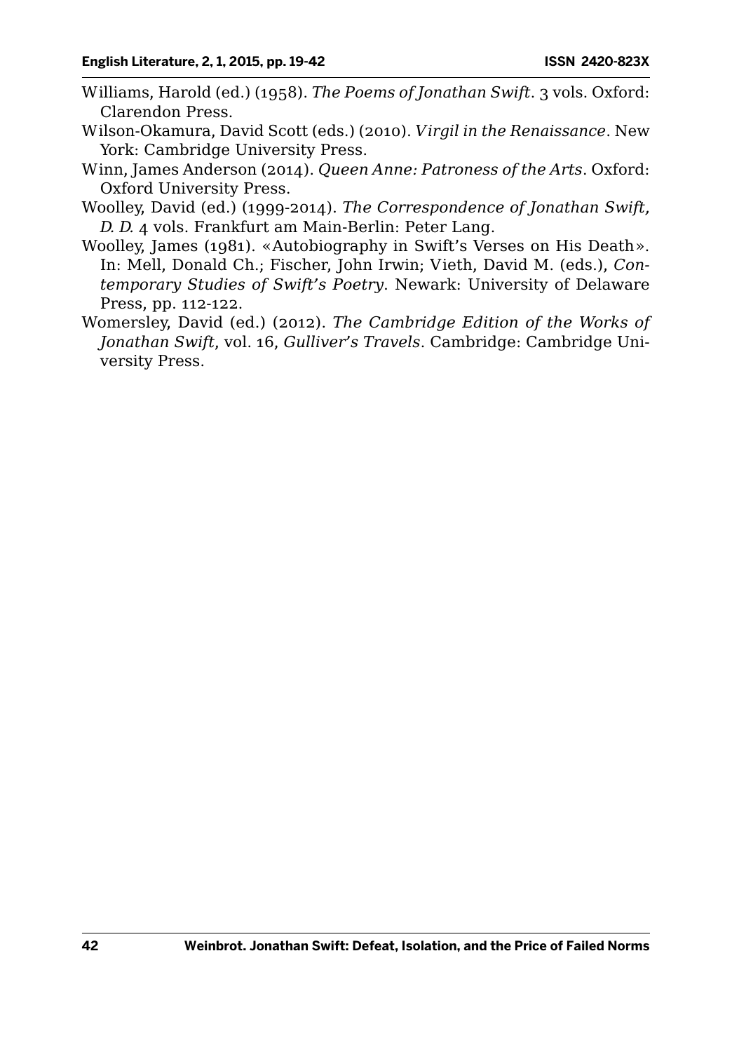Williams, Harold (ed.) (1958). *The Poems of Jonathan Swift*. 3 vols. Oxford: Clarendon Press.

Wilson-Okamura, David Scott (eds.) (2010). *Virgil in the Renaissance*. New York: Cambridge University Press.

Winn, James Anderson (2014). *Queen Anne: Patroness of the Arts*. Oxford: Oxford University Press.

Woolley, David (ed.) (1999-2014). *The Correspondence of Jonathan Swift, D. D.* 4 vols. Frankfurt am Main-Berlin: Peter Lang.

Woolley, James (1981). «Autobiography in Swift's Verses on His Death». In: Mell, Donald Ch.; Fischer, John Irwin; Vieth, David M. (eds.), *Contemporary Studies of Swift's Poetry*. Newark: University of Delaware Press, pp. 112-122.

Womersley, David (ed.) (2012). *The Cambridge Edition of the Works of Jonathan Swift*, vol. 16, *Gulliver's Travels*. Cambridge: Cambridge University Press.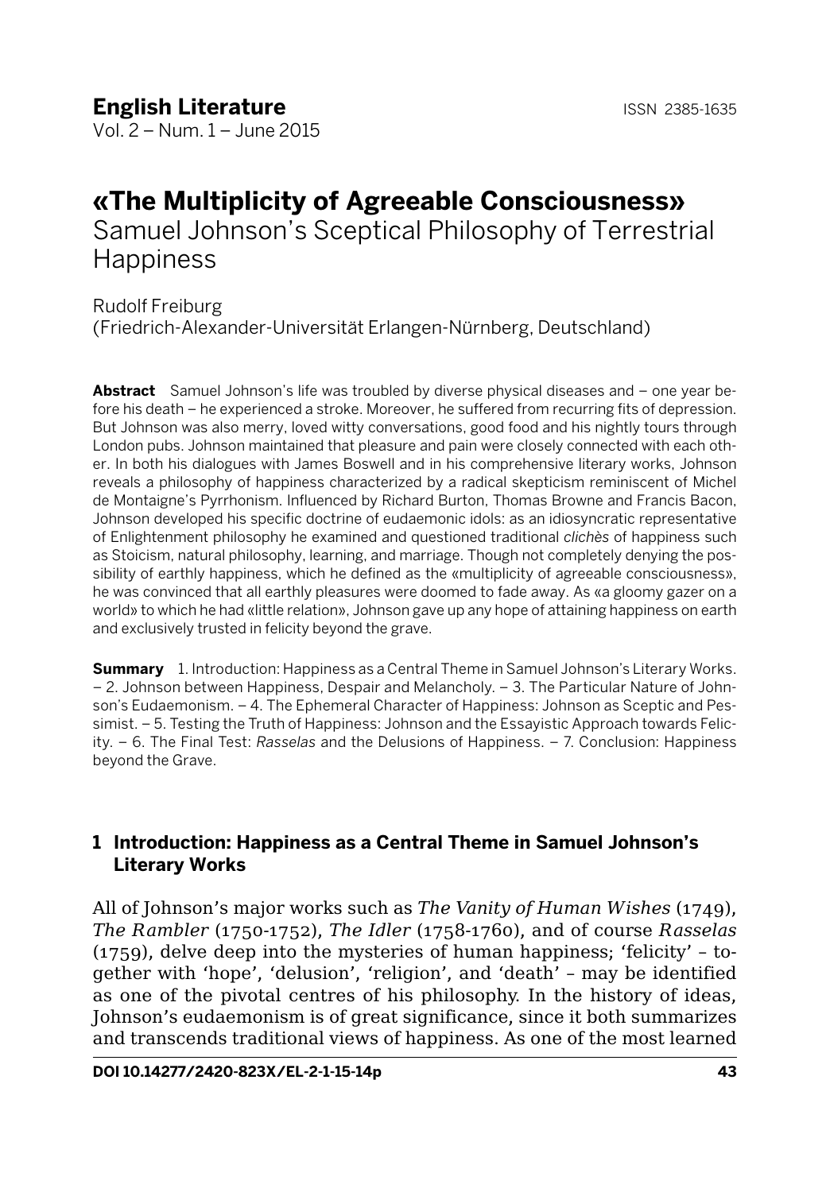# «The Multiplicity of Agreeable Consciousness»

## Samuel Johnson's Sceptical Philosophy of Terrestrial Happiness

Rudolf Freiburg
(Friedrich-Alexander-Universität Erlangen-Nürnberg, Deutschland)

**Abstract** Samuel Johnson's life was troubled by diverse physical diseases and – one year before his death – he experienced a stroke. Moreover, he suffered from recurring fits of depression. But Johnson was also merry, loved witty conversations, good food and his nightly tours through London pubs. Johnson maintained that pleasure and pain were closely connected with each other. In both his dialogues with James Boswell and in his comprehensive literary works, Johnson reveals a philosophy of happiness characterized by a radical skepticism reminiscent of Michel de Montaigne's Pyrrhonism. Influenced by Richard Burton, Thomas Browne and Francis Bacon, Johnson developed his specific doctrine of eudaemonic idols: as an idiosyncratic representative of Enlightenment philosophy he examined and questioned traditional *clichès* of happiness such as Stoicism, natural philosophy, learning, and marriage. Though not completely denying the possibility of earthly happiness, which he defined as the «multiplicity of agreeable consciousness», he was convinced that all earthly pleasures were doomed to fade away. As «a gloomy gazer on a world» to which he had «little relation», Johnson gave up any hope of attaining happiness on earth and exclusively trusted in felicity beyond the grave.

**Summary** 1. Introduction: Happiness as a Central Theme in Samuel Johnson's Literary Works. – 2. Johnson between Happiness, Despair and Melancholy. – 3. The Particular Nature of Johnson's Eudaemonism. – 4. The Ephemeral Character of Happiness: Johnson as Sceptic and Pessimist. – 5. Testing the Truth of Happiness: Johnson and the Essayistic Approach towards Felicity. – 6. The Final Test: *Rasselas* and the Delusions of Happiness. – 7. Conclusion: Happiness beyond the Grave.

### 1 Introduction: Happiness as a Central Theme in Samuel Johnson's Literary Works

All of Johnson's major works such as *The Vanity of Human Wishes* (1749), *The Rambler* (1750-1752), *The Idler* (1758-1760), and of course *Rasselas* (1759), delve deep into the mysteries of human happiness; 'felicity' – together with 'hope', 'delusion', 'religion', and 'death' – may be identified as one of the pivotal centres of his philosophy. In the history of ideas, Johnson's eudaemonism is of great significance, since it both summarizes and transcends traditional views of happiness. As one of the most learned

DOI 10.14277/2420-823X/EL-2-1-15-14p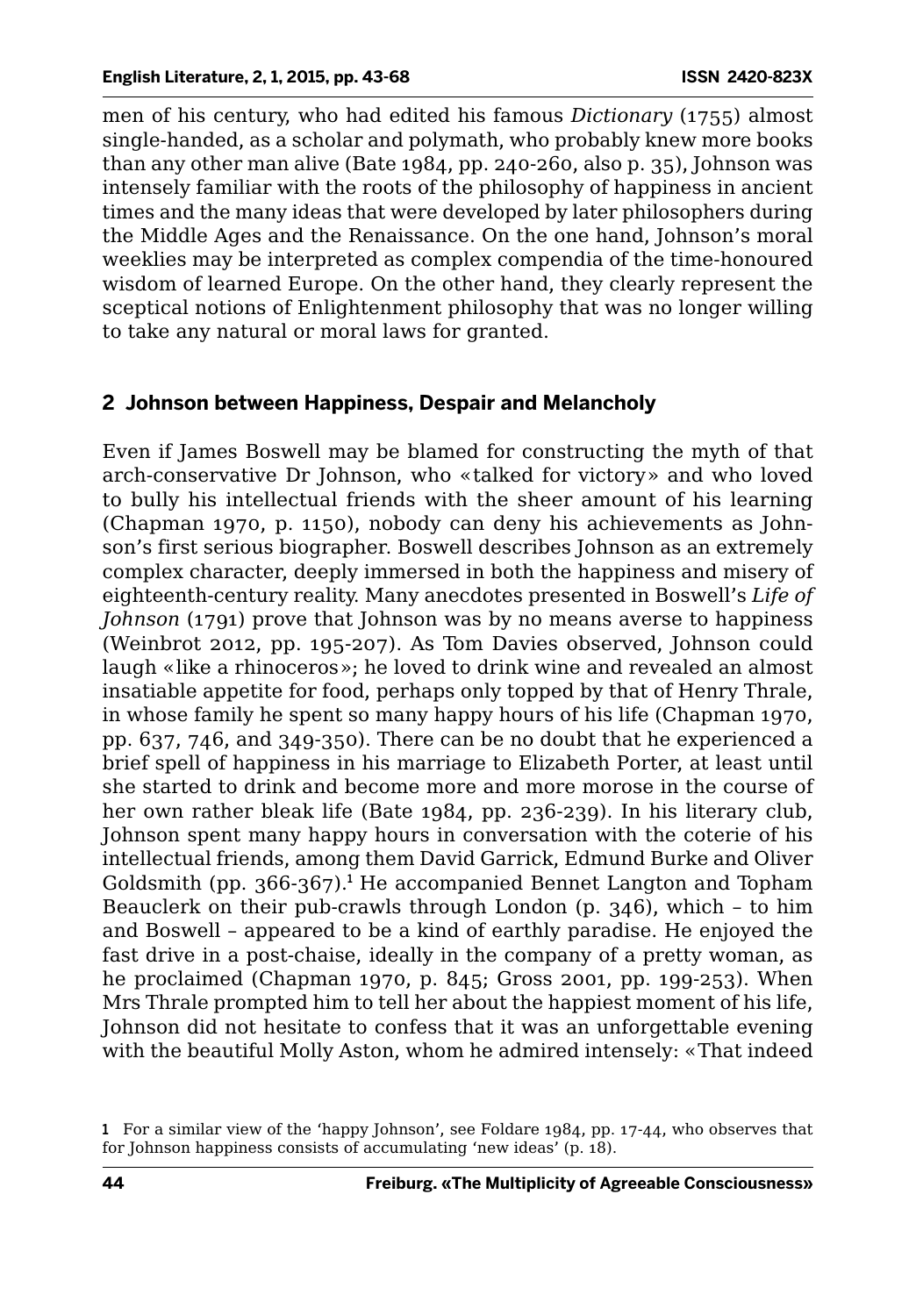men of his century, who had edited his famous *Dictionary* (1755) almost single-handed, as a scholar and polymath, who probably knew more books than any other man alive (Bate 1984, pp. 240-260, also p. 35), Johnson was intensely familiar with the roots of the philosophy of happiness in ancient times and the many ideas that were developed by later philosophers during the Middle Ages and the Renaissance. On the one hand, Johnson's moral weeklies may be interpreted as complex compendia of the time-honoured wisdom of learned Europe. On the other hand, they clearly represent the sceptical notions of Enlightenment philosophy that was no longer willing to take any natural or moral laws for granted.

## 2 Johnson between Happiness, Despair and Melancholy

Even if James Boswell may be blamed for constructing the myth of that arch-conservative Dr Johnson, who «talked for victory» and who loved to bully his intellectual friends with the sheer amount of his learning (Chapman 1970, p. 1150), nobody can deny his achievements as Johnson's first serious biographer. Boswell describes Johnson as an extremely complex character, deeply immersed in both the happiness and misery of eighteenth-century reality. Many anecdotes presented in Boswell's *Life of Johnson* (1791) prove that Johnson was by no means averse to happiness (Weinbrot 2012, pp. 195-207). As Tom Davies observed, Johnson could laugh «like a rhinoceros»; he loved to drink wine and revealed an almost insatiable appetite for food, perhaps only topped by that of Henry Thrale, in whose family he spent so many happy hours of his life (Chapman 1970, pp. 637, 746, and 349-350). There can be no doubt that he experienced a brief spell of happiness in his marriage to Elizabeth Porter, at least until she started to drink and become more and more morose in the course of her own rather bleak life (Bate 1984, pp. 236-239). In his literary club, Johnson spent many happy hours in conversation with the coterie of his intellectual friends, among them David Garrick, Edmund Burke and Oliver Goldsmith (pp. 366-367).[1] He accompanied Bennet Langton and Topham Beauclerk on their pub-crawls through London (p. 346), which – to him and Boswell – appeared to be a kind of earthly paradise. He enjoyed the fast drive in a post-chaise, ideally in the company of a pretty woman, as he proclaimed (Chapman 1970, p. 845; Gross 2001, pp. 199-253). When Mrs Thrale prompted him to tell her about the happiest moment of his life, Johnson did not hesitate to confess that it was an unforgettable evening with the beautiful Molly Aston, whom he admired intensely: «That indeed

[1] For a similar view of the 'happy Johnson', see Foldare 1984, pp. 17-44, who observes that for Johnson happiness consists of accumulating 'new ideas' (p. 18).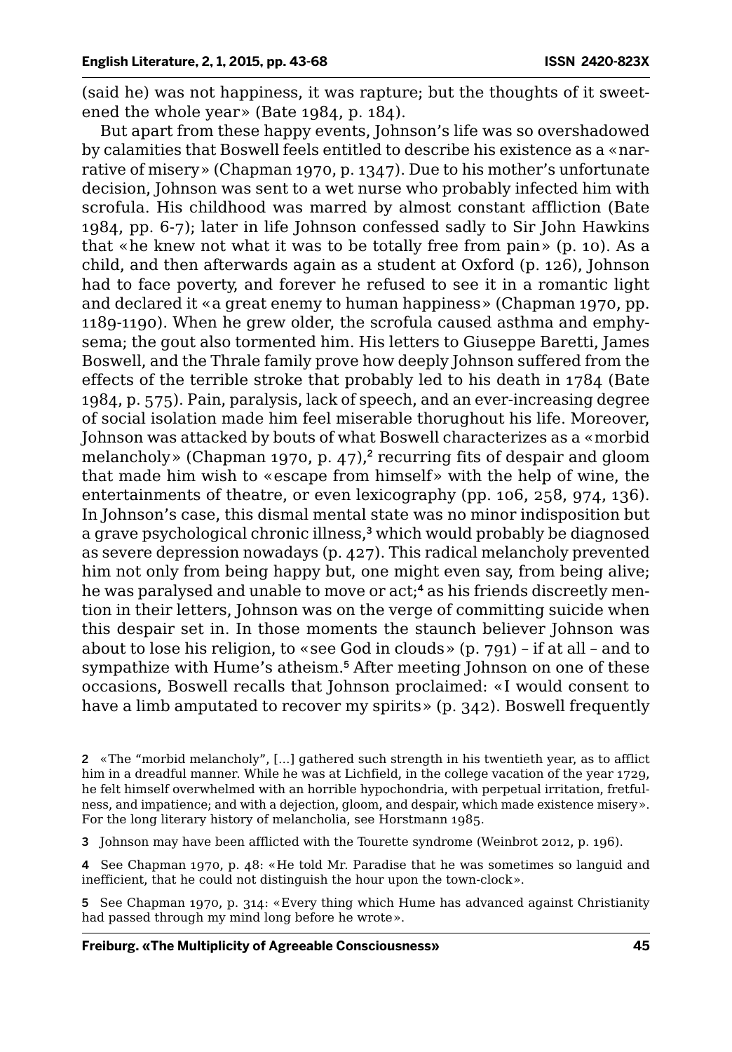(said he) was not happiness, it was rapture; but the thoughts of it sweetened the whole year» (Bate 1984, p. 184).

But apart from these happy events, Johnson's life was so overshadowed by calamities that Boswell feels entitled to describe his existence as a «narrative of misery» (Chapman 1970, p. 1347). Due to his mother's unfortunate decision, Johnson was sent to a wet nurse who probably infected him with scrofula. His childhood was marred by almost constant affliction (Bate 1984, pp. 6-7); later in life Johnson confessed sadly to Sir John Hawkins that «he knew not what it was to be totally free from pain» (p. 10). As a child, and then afterwards again as a student at Oxford (p. 126), Johnson had to face poverty, and forever he refused to see it in a romantic light and declared it «a great enemy to human happiness» (Chapman 1970, pp. 1189-1190). When he grew older, the scrofula caused asthma and emphysema; the gout also tormented him. His letters to Giuseppe Baretti, James Boswell, and the Thrale family prove how deeply Johnson suffered from the effects of the terrible stroke that probably led to his death in 1784 (Bate 1984, p. 575). Pain, paralysis, lack of speech, and an ever-increasing degree of social isolation made him feel miserable thorughout his life. Moreover, Johnson was attacked by bouts of what Boswell characterizes as a «morbid melancholy» (Chapman 1970, p. 47),[2] recurring fits of despair and gloom that made him wish to «escape from himself» with the help of wine, the entertainments of theatre, or even lexicography (pp. 106, 258, 974, 136). In Johnson's case, this dismal mental state was no minor indisposition but a grave psychological chronic illness,[3] which would probably be diagnosed as severe depression nowadays (p. 427). This radical melancholy prevented him not only from being happy but, one might even say, from being alive; he was paralysed and unable to move or act;[4] as his friends discreetly mention in their letters, Johnson was on the verge of committing suicide when this despair set in. In those moments the staunch believer Johnson was about to lose his religion, to «see God in clouds» (p. 791) – if at all – and to sympathize with Hume's atheism.[5] After meeting Johnson on one of these occasions, Boswell recalls that Johnson proclaimed: «I would consent to have a limb amputated to recover my spirits» (p. 342). Boswell frequently

2 «The "morbid melancholy", [...] gathered such strength in his twentieth year, as to afflict him in a dreadful manner. While he was at Lichfield, in the college vacation of the year 1729, he felt himself overwhelmed with an horrible hypochondria, with perpetual irritation, fretfulness, and impatience; and with a dejection, gloom, and despair, which made existence misery». For the long literary history of melancholia, see Horstmann 1985.

3 Johnson may have been afflicted with the Tourette syndrome (Weinbrot 2012, p. 196).

4 See Chapman 1970, p. 48: «He told Mr. Paradise that he was sometimes so languid and inefficient, that he could not distinguish the hour upon the town-clock».

5 See Chapman 1970, p. 314: «Every thing which Hume has advanced against Christianity had passed through my mind long before he wrote».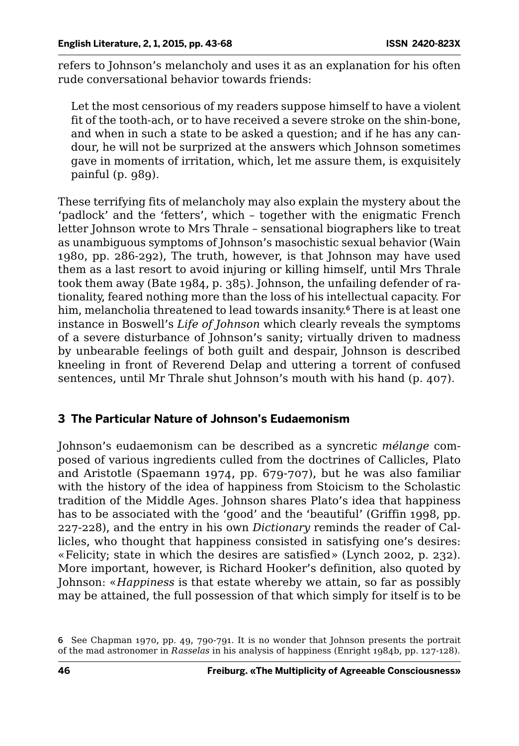refers to Johnson's melancholy and uses it as an explanation for his often rude conversational behavior towards friends:

> Let the most censorious of my readers suppose himself to have a violent fit of the tooth-ach, or to have received a severe stroke on the shin-bone, and when in such a state to be asked a question; and if he has any candour, he will not be surprized at the answers which Johnson sometimes gave in moments of irritation, which, let me assure them, is exquisitely painful (p. 989).

These terrifying fits of melancholy may also explain the mystery about the 'padlock' and the 'fetters', which – together with the enigmatic French letter Johnson wrote to Mrs Thrale – sensational biographers like to treat as unambiguous symptoms of Johnson's masochistic sexual behavior (Wain 1980, pp. 286-292), The truth, however, is that Johnson may have used them as a last resort to avoid injuring or killing himself, until Mrs Thrale took them away (Bate 1984, p. 385). Johnson, the unfailing defender of rationality, feared nothing more than the loss of his intellectual capacity. For him, melancholia threatened to lead towards insanity.[6] There is at least one instance in Boswell's *Life of Johnson* which clearly reveals the symptoms of a severe disturbance of Johnson's sanity; virtually driven to madness by unbearable feelings of both guilt and despair, Johnson is described kneeling in front of Reverend Delap and uttering a torrent of confused sentences, until Mr Thrale shut Johnson's mouth with his hand (p. 407).

## 3 The Particular Nature of Johnson's Eudaemonism

Johnson's eudaemonism can be described as a syncretic *mélange* composed of various ingredients culled from the doctrines of Callicles, Plato and Aristotle (Spaemann 1974, pp. 679-707), but he was also familiar with the history of the idea of happiness from Stoicism to the Scholastic tradition of the Middle Ages. Johnson shares Plato's idea that happiness has to be associated with the 'good' and the 'beautiful' (Griffin 1998, pp. 227-228), and the entry in his own *Dictionary* reminds the reader of Callicles, who thought that happiness consisted in satisfying one's desires: «Felicity; state in which the desires are satisfied» (Lynch 2002, p. 232). More important, however, is Richard Hooker's definition, also quoted by Johnson: «*Happiness* is that estate whereby we attain, so far as possibly may be attained, the full possession of that which simply for itself is to be

[6] See Chapman 1970, pp. 49, 790-791. It is no wonder that Johnson presents the portrait of the mad astronomer in *Rasselas* in his analysis of happiness (Enright 1984b, pp. 127-128).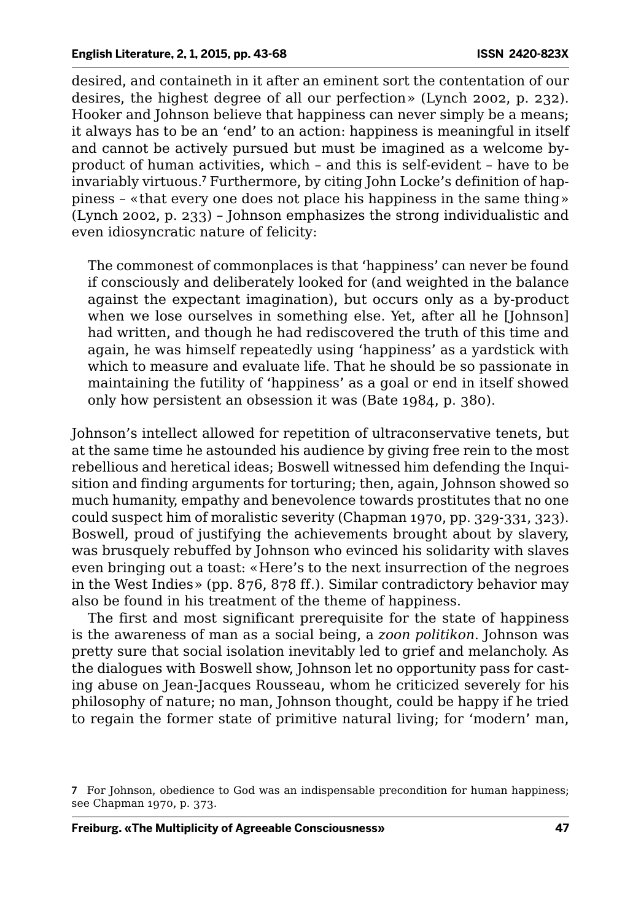desired, and containeth in it after an eminent sort the contentation of our desires, the highest degree of all our perfection» (Lynch 2002, p. 232). Hooker and Johnson believe that happiness can never simply be a means; it always has to be an 'end' to an action: happiness is meaningful in itself and cannot be actively pursued but must be imagined as a welcome by-product of human activities, which – and this is self-evident – have to be invariably virtuous.[7] Furthermore, by citing John Locke's definition of happiness – «that every one does not place his happiness in the same thing» (Lynch 2002, p. 233) – Johnson emphasizes the strong individualistic and even idiosyncratic nature of felicity:

> The commonest of commonplaces is that 'happiness' can never be found if consciously and deliberately looked for (and weighted in the balance against the expectant imagination), but occurs only as a by-product when we lose ourselves in something else. Yet, after all he [Johnson] had written, and though he had rediscovered the truth of this time and again, he was himself repeatedly using 'happiness' as a yardstick with which to measure and evaluate life. That he should be so passionate in maintaining the futility of 'happiness' as a goal or end in itself showed only how persistent an obsession it was (Bate 1984, p. 380).

Johnson's intellect allowed for repetition of ultraconservative tenets, but at the same time he astounded his audience by giving free rein to the most rebellious and heretical ideas; Boswell witnessed him defending the Inquisition and finding arguments for torturing; then, again, Johnson showed so much humanity, empathy and benevolence towards prostitutes that no one could suspect him of moralistic severity (Chapman 1970, pp. 329-331, 323). Boswell, proud of justifying the achievements brought about by slavery, was brusquely rebuffed by Johnson who evinced his solidarity with slaves even bringing out a toast: «Here's to the next insurrection of the negroes in the West Indies» (pp. 876, 878 ff.). Similar contradictory behavior may also be found in his treatment of the theme of happiness.

The first and most significant prerequisite for the state of happiness is the awareness of man as a social being, a *zoon politikon*. Johnson was pretty sure that social isolation inevitably led to grief and melancholy. As the dialogues with Boswell show, Johnson let no opportunity pass for casting abuse on Jean-Jacques Rousseau, whom he criticized severely for his philosophy of nature; no man, Johnson thought, could be happy if he tried to regain the former state of primitive natural living; for 'modern' man,

7 For Johnson, obedience to God was an indispensable precondition for human happiness; see Chapman 1970, p. 373.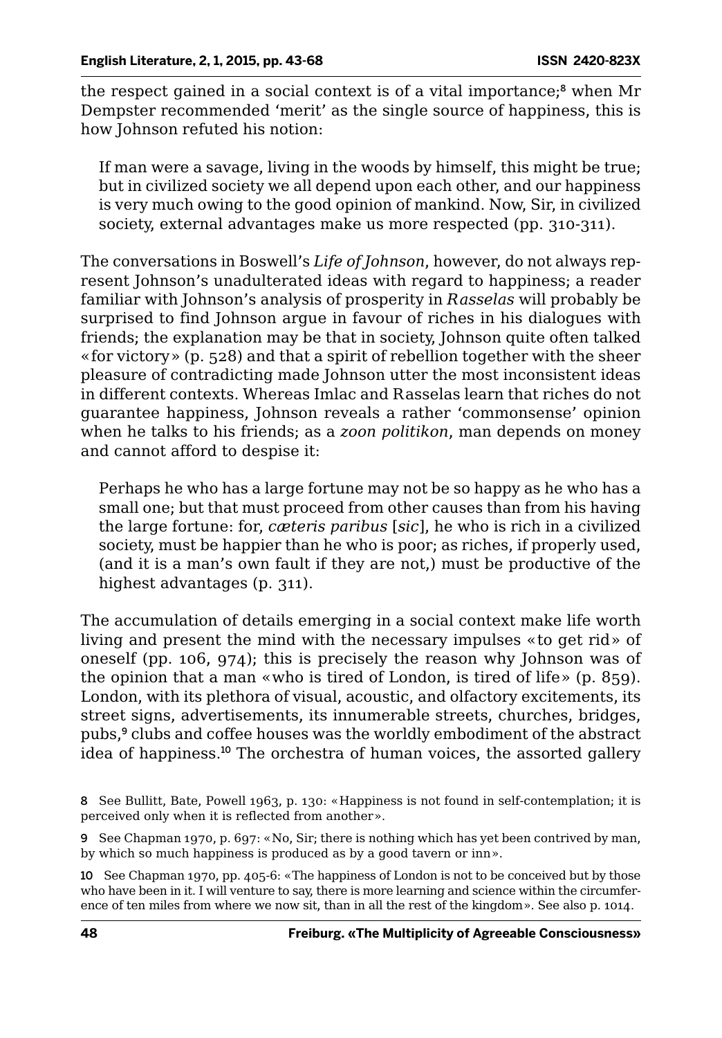the respect gained in a social context is of a vital importance;[8] when Mr Dempster recommended 'merit' as the single source of happiness, this is how Johnson refuted his notion:

> If man were a savage, living in the woods by himself, this might be true; but in civilized society we all depend upon each other, and our happiness is very much owing to the good opinion of mankind. Now, Sir, in civilized society, external advantages make us more respected (pp. 310-311).

The conversations in Boswell's *Life of Johnson*, however, do not always represent Johnson's unadulterated ideas with regard to happiness; a reader familiar with Johnson's analysis of prosperity in *Rasselas* will probably be surprised to find Johnson argue in favour of riches in his dialogues with friends; the explanation may be that in society, Johnson quite often talked «for victory» (p. 528) and that a spirit of rebellion together with the sheer pleasure of contradicting made Johnson utter the most inconsistent ideas in different contexts. Whereas Imlac and Rasselas learn that riches do not guarantee happiness, Johnson reveals a rather 'commonsense' opinion when he talks to his friends; as a *zoon politikon*, man depends on money and cannot afford to despise it:

> Perhaps he who has a large fortune may not be so happy as he who has a small one; but that must proceed from other causes than from his having the large fortune: for, *cæteris paribus* [*sic*], he who is rich in a civilized society, must be happier than he who is poor; as riches, if properly used, (and it is a man's own fault if they are not,) must be productive of the highest advantages (p. 311).

The accumulation of details emerging in a social context make life worth living and present the mind with the necessary impulses «to get rid» of oneself (pp. 106, 974); this is precisely the reason why Johnson was of the opinion that a man «who is tired of London, is tired of life» (p. 859). London, with its plethora of visual, acoustic, and olfactory excitements, its street signs, advertisements, its innumerable streets, churches, bridges, pubs,[9] clubs and coffee houses was the worldly embodiment of the abstract idea of happiness.[10] The orchestra of human voices, the assorted gallery

---

8 See Bullitt, Bate, Powell 1963, p. 130: «Happiness is not found in self-contemplation; it is perceived only when it is reflected from another».

9 See Chapman 1970, p. 697: «No, Sir; there is nothing which has yet been contrived by man, by which so much happiness is produced as by a good tavern or inn».

10 See Chapman 1970, pp. 405-6: «The happiness of London is not to be conceived but by those who have been in it. I will venture to say, there is more learning and science within the circumference of ten miles from where we now sit, than in all the rest of the kingdom». See also p. 1014.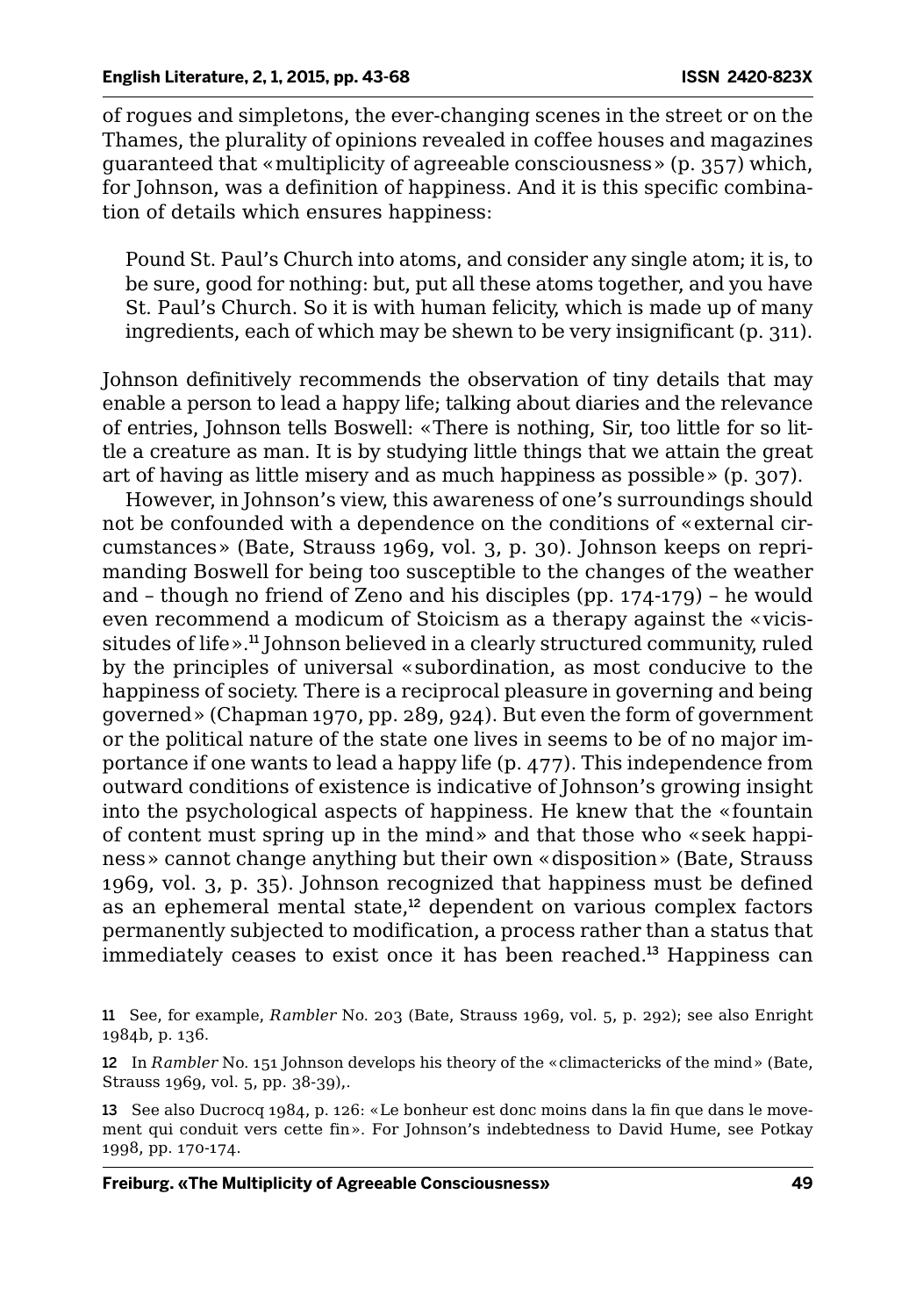of rogues and simpletons, the ever-changing scenes in the street or on the Thames, the plurality of opinions revealed in coffee houses and magazines guaranteed that «multiplicity of agreeable consciousness» (p. 357) which, for Johnson, was a definition of happiness. And it is this specific combination of details which ensures happiness:

> Pound St. Paul's Church into atoms, and consider any single atom; it is, to be sure, good for nothing: but, put all these atoms together, and you have St. Paul's Church. So it is with human felicity, which is made up of many ingredients, each of which may be shewn to be very insignificant (p. 311).

Johnson definitively recommends the observation of tiny details that may enable a person to lead a happy life; talking about diaries and the relevance of entries, Johnson tells Boswell: «There is nothing, Sir, too little for so little a creature as man. It is by studying little things that we attain the great art of having as little misery and as much happiness as possible» (p. 307).

However, in Johnson's view, this awareness of one's surroundings should not be confounded with a dependence on the conditions of «external circumstances» (Bate, Strauss 1969, vol. 3, p. 30). Johnson keeps on reprimanding Boswell for being too susceptible to the changes of the weather and – though no friend of Zeno and his disciples (pp. 174-179) – he would even recommend a modicum of Stoicism as a therapy against the «vicissitudes of life».[11] Johnson believed in a clearly structured community, ruled by the principles of universal «subordination, as most conducive to the happiness of society. There is a reciprocal pleasure in governing and being governed» (Chapman 1970, pp. 289, 924). But even the form of government or the political nature of the state one lives in seems to be of no major importance if one wants to lead a happy life (p. 477). This independence from outward conditions of existence is indicative of Johnson's growing insight into the psychological aspects of happiness. He knew that the «fountain of content must spring up in the mind» and that those who «seek happiness» cannot change anything but their own «disposition» (Bate, Strauss 1969, vol. 3, p. 35). Johnson recognized that happiness must be defined as an ephemeral mental state,[12] dependent on various complex factors permanently subjected to modification, a process rather than a status that immediately ceases to exist once it has been reached.[13] Happiness can

11 See, for example, *Rambler* No. 203 (Bate, Strauss 1969, vol. 5, p. 292); see also Enright 1984b, p. 136.

12 In *Rambler* No. 151 Johnson develops his theory of the «climactericks of the mind» (Bate, Strauss 1969, vol. 5, pp. 38-39),.

13 See also Ducrocq 1984, p. 126: «Le bonheur est donc moins dans la fin que dans le movement qui conduit vers cette fin». For Johnson's indebtedness to David Hume, see Potkay 1998, pp. 170-174.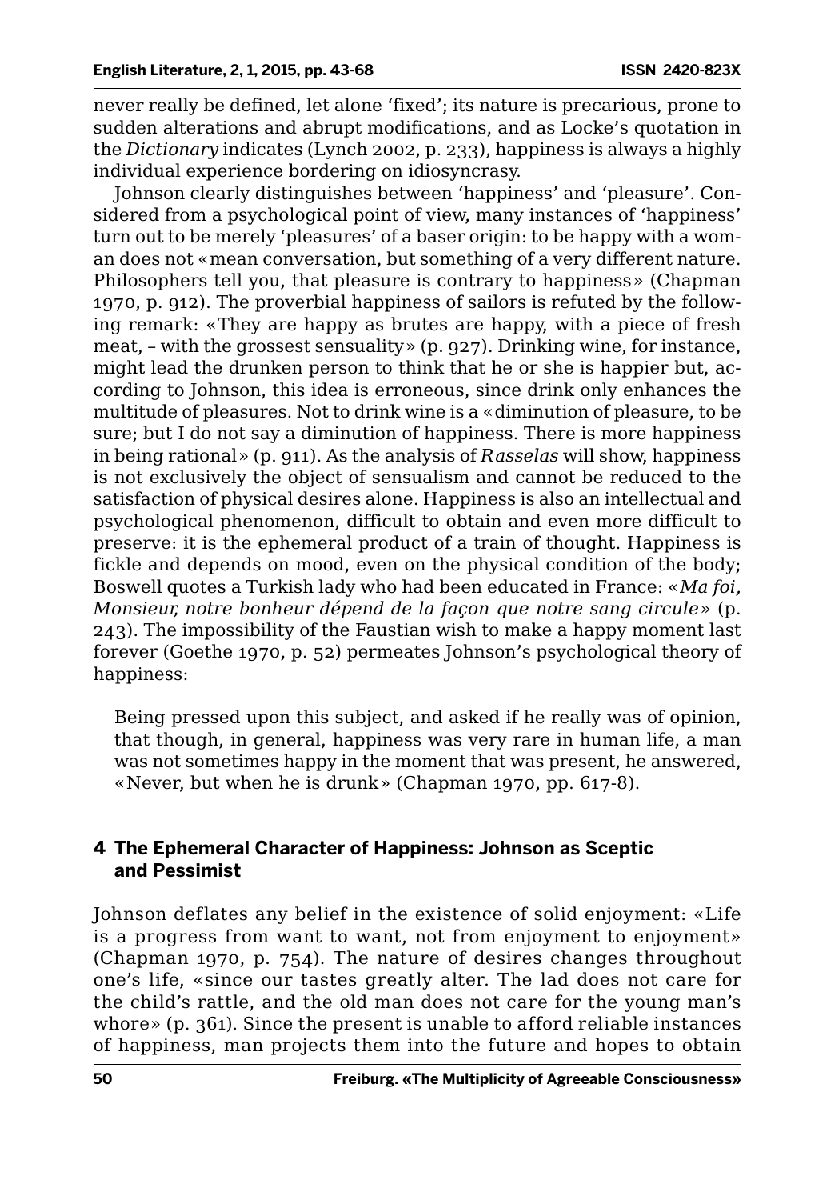never really be defined, let alone 'fixed'; its nature is precarious, prone to sudden alterations and abrupt modifications, and as Locke's quotation in the *Dictionary* indicates (Lynch 2002, p. 233), happiness is always a highly individual experience bordering on idiosyncrasy.

Johnson clearly distinguishes between 'happiness' and 'pleasure'. Considered from a psychological point of view, many instances of 'happiness' turn out to be merely 'pleasures' of a baser origin: to be happy with a woman does not «mean conversation, but something of a very different nature. Philosophers tell you, that pleasure is contrary to happiness» (Chapman 1970, p. 912). The proverbial happiness of sailors is refuted by the following remark: «They are happy as brutes are happy, with a piece of fresh meat, – with the grossest sensuality» (p. 927). Drinking wine, for instance, might lead the drunken person to think that he or she is happier but, according to Johnson, this idea is erroneous, since drink only enhances the multitude of pleasures. Not to drink wine is a «diminution of pleasure, to be sure; but I do not say a diminution of happiness. There is more happiness in being rational» (p. 911). As the analysis of *Rasselas* will show, happiness is not exclusively the object of sensualism and cannot be reduced to the satisfaction of physical desires alone. Happiness is also an intellectual and psychological phenomenon, difficult to obtain and even more difficult to preserve: it is the ephemeral product of a train of thought. Happiness is fickle and depends on mood, even on the physical condition of the body; Boswell quotes a Turkish lady who had been educated in France: «*Ma foi, Monsieur, notre bonheur dépend de la façon que notre sang circule*» (p. 243). The impossibility of the Faustian wish to make a happy moment last forever (Goethe 1970, p. 52) permeates Johnson's psychological theory of happiness:

> Being pressed upon this subject, and asked if he really was of opinion, that though, in general, happiness was very rare in human life, a man was not sometimes happy in the moment that was present, he answered, «Never, but when he is drunk» (Chapman 1970, pp. 617-8).

## 4 The Ephemeral Character of Happiness: Johnson as Sceptic and Pessimist

Johnson deflates any belief in the existence of solid enjoyment: «Life is a progress from want to want, not from enjoyment to enjoyment» (Chapman 1970, p. 754). The nature of desires changes throughout one's life, «since our tastes greatly alter. The lad does not care for the child's rattle, and the old man does not care for the young man's whore» (p. 361). Since the present is unable to afford reliable instances of happiness, man projects them into the future and hopes to obtain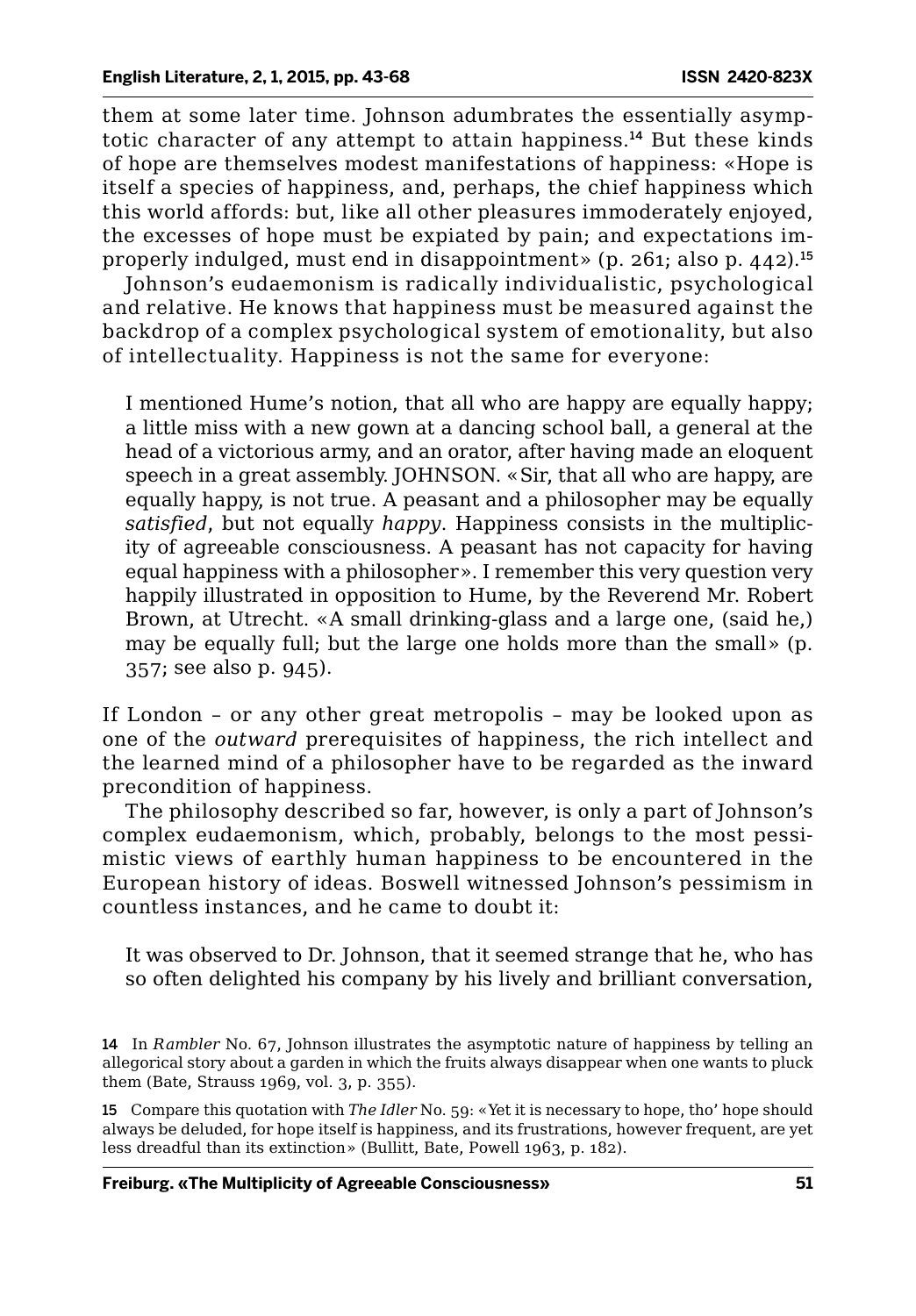them at some later time. Johnson adumbrates the essentially asymptotic character of any attempt to attain happiness.[14] But these kinds of hope are themselves modest manifestations of happiness: «Hope is itself a species of happiness, and, perhaps, the chief happiness which this world affords: but, like all other pleasures immoderately enjoyed, the excesses of hope must be expiated by pain; and expectations improperly indulged, must end in disappointment» (p. 261; also p. 442).[15]

Johnson's eudaemonism is radically individualistic, psychological and relative. He knows that happiness must be measured against the backdrop of a complex psychological system of emotionality, but also of intellectuality. Happiness is not the same for everyone:

> I mentioned Hume's notion, that all who are happy are equally happy; a little miss with a new gown at a dancing school ball, a general at the head of a victorious army, and an orator, after having made an eloquent speech in a great assembly. JOHNSON. «Sir, that all who are happy, are equally happy, is not true. A peasant and a philosopher may be equally *satisfied*, but not equally *happy*. Happiness consists in the multiplicity of agreeable consciousness. A peasant has not capacity for having equal happiness with a philosopher». I remember this very question very happily illustrated in opposition to Hume, by the Reverend Mr. Robert Brown, at Utrecht. «A small drinking-glass and a large one, (said he,) may be equally full; but the large one holds more than the small» (p. 357; see also p. 945).

If London – or any other great metropolis – may be looked upon as one of the *outward* prerequisites of happiness, the rich intellect and the learned mind of a philosopher have to be regarded as the inward precondition of happiness.

The philosophy described so far, however, is only a part of Johnson's complex eudaemonism, which, probably, belongs to the most pessimistic views of earthly human happiness to be encountered in the European history of ideas. Boswell witnessed Johnson's pessimism in countless instances, and he came to doubt it:

> It was observed to Dr. Johnson, that it seemed strange that he, who has so often delighted his company by his lively and brilliant conversation,

[14] In *Rambler* No. 67, Johnson illustrates the asymptotic nature of happiness by telling an allegorical story about a garden in which the fruits always disappear when one wants to pluck them (Bate, Strauss 1969, vol. 3, p. 355).

[15] Compare this quotation with *The Idler* No. 59: «Yet it is necessary to hope, tho' hope should always be deluded, for hope itself is happiness, and its frustrations, however frequent, are yet less dreadful than its extinction» (Bullitt, Bate, Powell 1963, p. 182).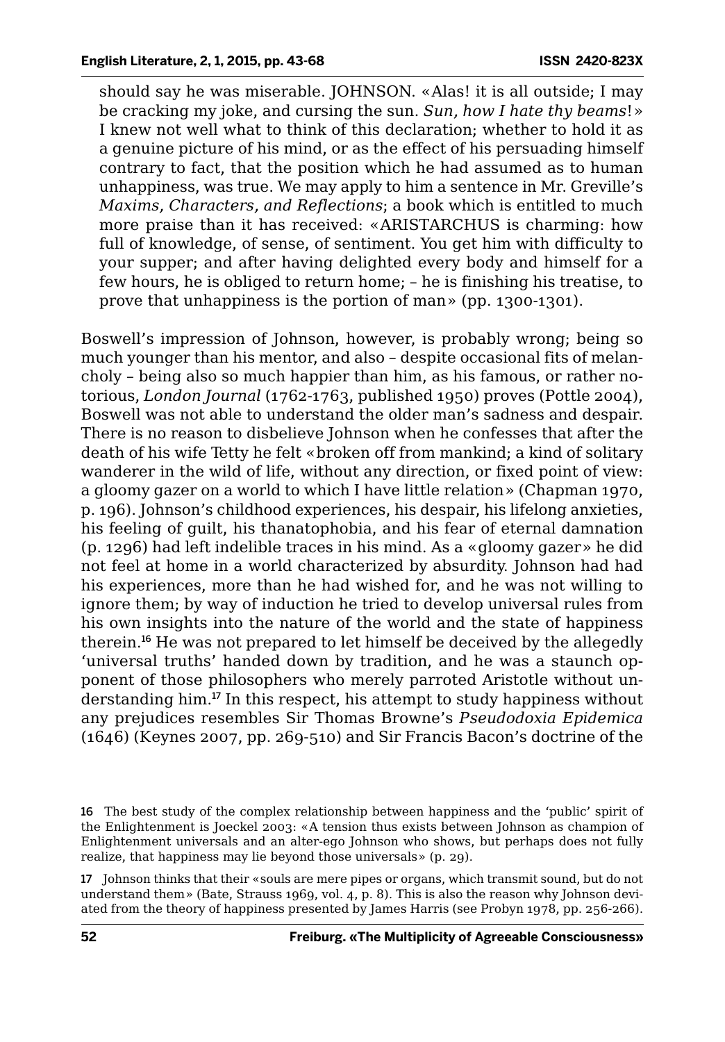should say he was miserable. JOHNSON. «Alas! it is all outside; I may be cracking my joke, and cursing the sun. *Sun, how I hate thy beams*!» I knew not well what to think of this declaration; whether to hold it as a genuine picture of his mind, or as the effect of his persuading himself contrary to fact, that the position which he had assumed as to human unhappiness, was true. We may apply to him a sentence in Mr. Greville's *Maxims, Characters, and Reflections*; a book which is entitled to much more praise than it has received: «ARISTARCHUS is charming: how full of knowledge, of sense, of sentiment. You get him with difficulty to your supper; and after having delighted every body and himself for a few hours, he is obliged to return home; – he is finishing his treatise, to prove that unhappiness is the portion of man» (pp. 1300-1301).

Boswell's impression of Johnson, however, is probably wrong; being so much younger than his mentor, and also – despite occasional fits of melancholy – being also so much happier than him, as his famous, or rather notorious, *London Journal* (1762-1763, published 1950) proves (Pottle 2004), Boswell was not able to understand the older man's sadness and despair. There is no reason to disbelieve Johnson when he confesses that after the death of his wife Tetty he felt «broken off from mankind; a kind of solitary wanderer in the wild of life, without any direction, or fixed point of view: a gloomy gazer on a world to which I have little relation» (Chapman 1970, p. 196). Johnson's childhood experiences, his despair, his lifelong anxieties, his feeling of guilt, his thanatophobia, and his fear of eternal damnation (p. 1296) had left indelible traces in his mind. As a «gloomy gazer» he did not feel at home in a world characterized by absurdity. Johnson had had his experiences, more than he had wished for, and he was not willing to ignore them; by way of induction he tried to develop universal rules from his own insights into the nature of the world and the state of happiness therein.[16] He was not prepared to let himself be deceived by the allegedly 'universal truths' handed down by tradition, and he was a staunch opponent of those philosophers who merely parroted Aristotle without understanding him.[17] In this respect, his attempt to study happiness without any prejudices resembles Sir Thomas Browne's *Pseudodoxia Epidemica* (1646) (Keynes 2007, pp. 269-510) and Sir Francis Bacon's doctrine of the

16 The best study of the complex relationship between happiness and the 'public' spirit of the Enlightenment is Joeckel 2003: «A tension thus exists between Johnson as champion of Enlightenment universals and an alter-ego Johnson who shows, but perhaps does not fully realize, that happiness may lie beyond those universals» (p. 29).

17 Johnson thinks that their «souls are mere pipes or organs, which transmit sound, but do not understand them» (Bate, Strauss 1969, vol. 4, p. 8). This is also the reason why Johnson deviated from the theory of happiness presented by James Harris (see Probyn 1978, pp. 256-266).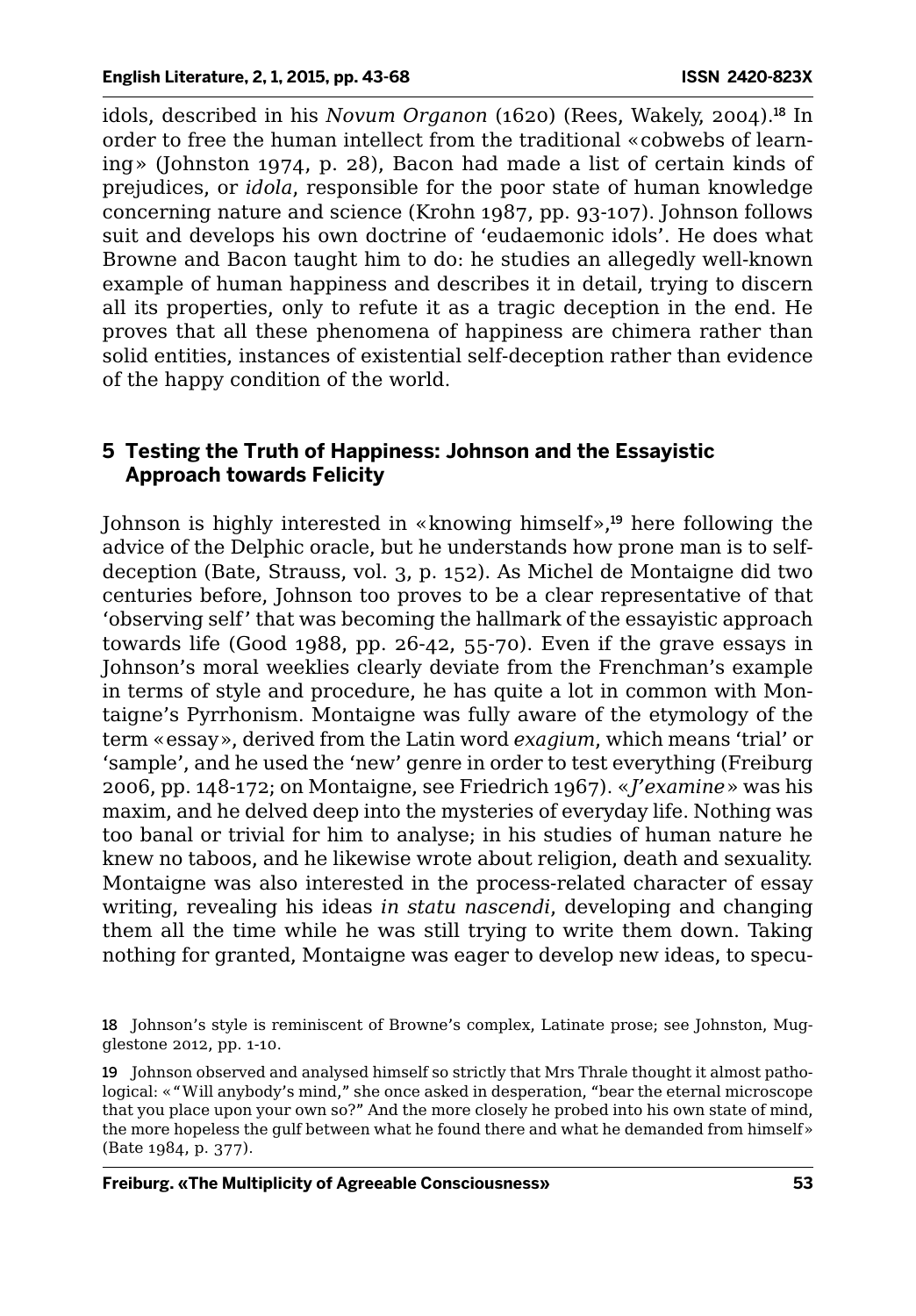idols, described in his *Novum Organon* (1620) (Rees, Wakely, 2004).[18] In order to free the human intellect from the traditional «cobwebs of learning» (Johnston 1974, p. 28), Bacon had made a list of certain kinds of prejudices, or *idola*, responsible for the poor state of human knowledge concerning nature and science (Krohn 1987, pp. 93-107). Johnson follows suit and develops his own doctrine of 'eudaemonic idols'. He does what Browne and Bacon taught him to do: he studies an allegedly well-known example of human happiness and describes it in detail, trying to discern all its properties, only to refute it as a tragic deception in the end. He proves that all these phenomena of happiness are chimera rather than solid entities, instances of existential self-deception rather than evidence of the happy condition of the world.

## 5 Testing the Truth of Happiness: Johnson and the Essayistic Approach towards Felicity

Johnson is highly interested in «knowing himself»,[19] here following the advice of the Delphic oracle, but he understands how prone man is to self-deception (Bate, Strauss, vol. 3, p. 152). As Michel de Montaigne did two centuries before, Johnson too proves to be a clear representative of that 'observing self' that was becoming the hallmark of the essayistic approach towards life (Good 1988, pp. 26-42, 55-70). Even if the grave essays in Johnson's moral weeklies clearly deviate from the Frenchman's example in terms of style and procedure, he has quite a lot in common with Montaigne's Pyrrhonism. Montaigne was fully aware of the etymology of the term «essay», derived from the Latin word *exagium*, which means 'trial' or 'sample', and he used the 'new' genre in order to test everything (Freiburg 2006, pp. 148-172; on Montaigne, see Friedrich 1967). «*J'examine*» was his maxim, and he delved deep into the mysteries of everyday life. Nothing was too banal or trivial for him to analyse; in his studies of human nature he knew no taboos, and he likewise wrote about religion, death and sexuality. Montaigne was also interested in the process-related character of essay writing, revealing his ideas *in statu nascendi*, developing and changing them all the time while he was still trying to write them down. Taking nothing for granted, Montaigne was eager to develop new ideas, to specu-

18 Johnson's style is reminiscent of Browne's complex, Latinate prose; see Johnston, Mugglestone 2012, pp. 1-10.

19 Johnson observed and analysed himself so strictly that Mrs Thrale thought it almost pathological: «"Will anybody's mind," she once asked in desperation, "bear the eternal microscope that you place upon your own so?" And the more closely he probed into his own state of mind, the more hopeless the gulf between what he found there and what he demanded from himself» (Bate 1984, p. 377).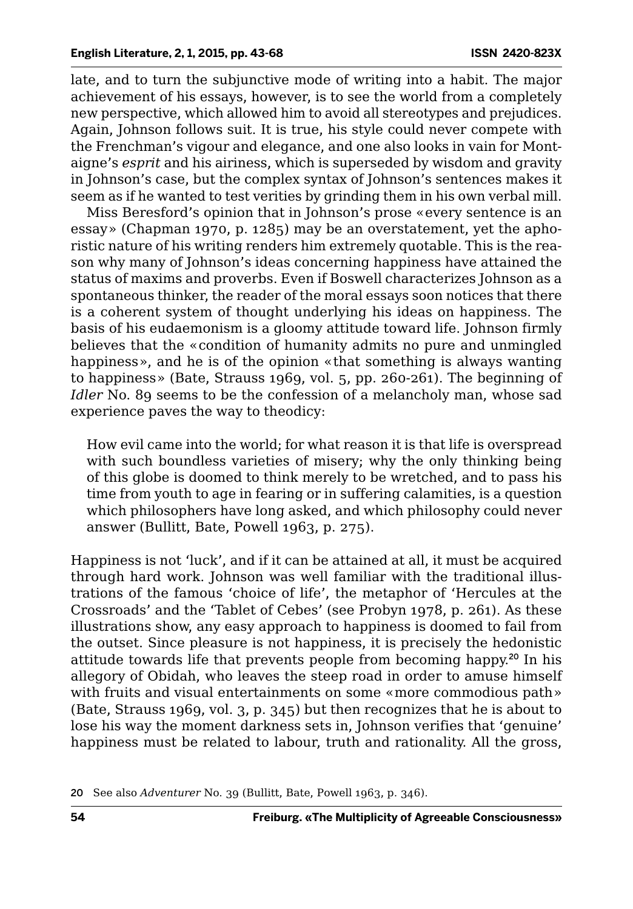late, and to turn the subjunctive mode of writing into a habit. The major achievement of his essays, however, is to see the world from a completely new perspective, which allowed him to avoid all stereotypes and prejudices. Again, Johnson follows suit. It is true, his style could never compete with the Frenchman's vigour and elegance, and one also looks in vain for Montaigne's *esprit* and his airiness, which is superseded by wisdom and gravity in Johnson's case, but the complex syntax of Johnson's sentences makes it seem as if he wanted to test verities by grinding them in his own verbal mill.

Miss Beresford's opinion that in Johnson's prose «every sentence is an essay» (Chapman 1970, p. 1285) may be an overstatement, yet the aphoristic nature of his writing renders him extremely quotable. This is the reason why many of Johnson's ideas concerning happiness have attained the status of maxims and proverbs. Even if Boswell characterizes Johnson as a spontaneous thinker, the reader of the moral essays soon notices that there is a coherent system of thought underlying his ideas on happiness. The basis of his eudaemonism is a gloomy attitude toward life. Johnson firmly believes that the «condition of humanity admits no pure and unmingled happiness», and he is of the opinion «that something is always wanting to happiness» (Bate, Strauss 1969, vol. 5, pp. 260-261). The beginning of *Idler* No. 89 seems to be the confession of a melancholy man, whose sad experience paves the way to theodicy:

> How evil came into the world; for what reason it is that life is overspread with such boundless varieties of misery; why the only thinking being of this globe is doomed to think merely to be wretched, and to pass his time from youth to age in fearing or in suffering calamities, is a question which philosophers have long asked, and which philosophy could never answer (Bullitt, Bate, Powell 1963, p. 275).

Happiness is not 'luck', and if it can be attained at all, it must be acquired through hard work. Johnson was well familiar with the traditional illustrations of the famous 'choice of life', the metaphor of 'Hercules at the Crossroads' and the 'Tablet of Cebes' (see Probyn 1978, p. 261). As these illustrations show, any easy approach to happiness is doomed to fail from the outset. Since pleasure is not happiness, it is precisely the hedonistic attitude towards life that prevents people from becoming happy.[20] In his allegory of Obidah, who leaves the steep road in order to amuse himself with fruits and visual entertainments on some «more commodious path» (Bate, Strauss 1969, vol. 3, p. 345) but then recognizes that he is about to lose his way the moment darkness sets in, Johnson verifies that 'genuine' happiness must be related to labour, truth and rationality. All the gross,

[20] See also *Adventurer* No. 39 (Bullitt, Bate, Powell 1963, p. 346).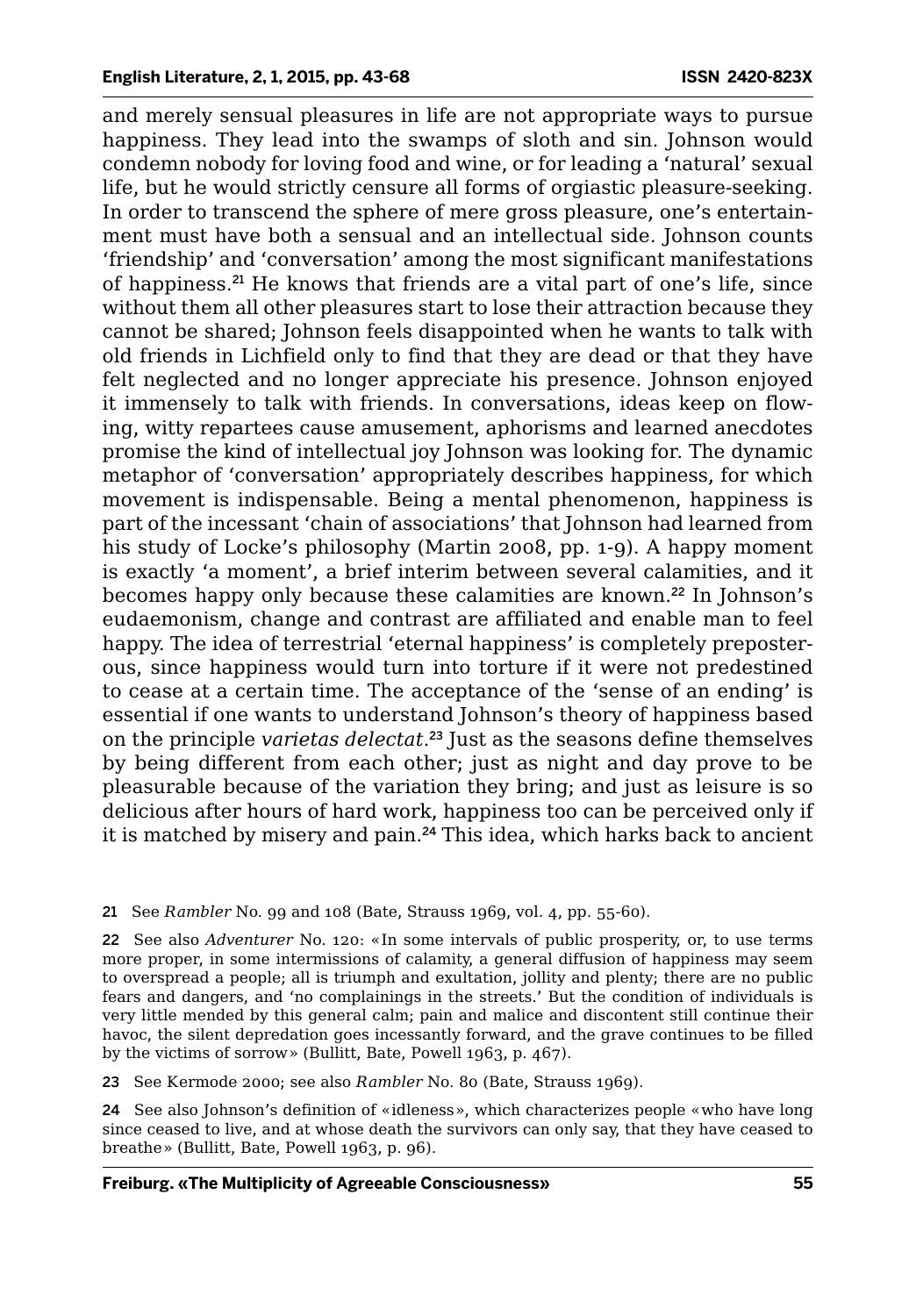and merely sensual pleasures in life are not appropriate ways to pursue happiness. They lead into the swamps of sloth and sin. Johnson would condemn nobody for loving food and wine, or for leading a 'natural' sexual life, but he would strictly censure all forms of orgiastic pleasure-seeking. In order to transcend the sphere of mere gross pleasure, one's entertainment must have both a sensual and an intellectual side. Johnson counts 'friendship' and 'conversation' among the most significant manifestations of happiness.[21] He knows that friends are a vital part of one's life, since without them all other pleasures start to lose their attraction because they cannot be shared; Johnson feels disappointed when he wants to talk with old friends in Lichfield only to find that they are dead or that they have felt neglected and no longer appreciate his presence. Johnson enjoyed it immensely to talk with friends. In conversations, ideas keep on flowing, witty repartees cause amusement, aphorisms and learned anecdotes promise the kind of intellectual joy Johnson was looking for. The dynamic metaphor of 'conversation' appropriately describes happiness, for which movement is indispensable. Being a mental phenomenon, happiness is part of the incessant 'chain of associations' that Johnson had learned from his study of Locke's philosophy (Martin 2008, pp. 1-9). A happy moment is exactly 'a moment', a brief interim between several calamities, and it becomes happy only because these calamities are known.[22] In Johnson's eudaemonism, change and contrast are affiliated and enable man to feel happy. The idea of terrestrial 'eternal happiness' is completely preposterous, since happiness would turn into torture if it were not predestined to cease at a certain time. The acceptance of the 'sense of an ending' is essential if one wants to understand Johnson's theory of happiness based on the principle *varietas delectat*.[23] Just as the seasons define themselves by being different from each other; just as night and day prove to be pleasurable because of the variation they bring; and just as leisure is so delicious after hours of hard work, happiness too can be perceived only if it is matched by misery and pain.[24] This idea, which harks back to ancient

21 See *Rambler* No. 99 and 108 (Bate, Strauss 1969, vol. 4, pp. 55-60).

22 See also *Adventurer* No. 120: «In some intervals of public prosperity, or, to use terms more proper, in some intermissions of calamity, a general diffusion of happiness may seem to overspread a people; all is triumph and exultation, jollity and plenty; there are no public fears and dangers, and 'no complainings in the streets.' But the condition of individuals is very little mended by this general calm; pain and malice and discontent still continue their havoc, the silent depredation goes incessantly forward, and the grave continues to be filled by the victims of sorrow» (Bullitt, Bate, Powell 1963, p. 467).

23 See Kermode 2000; see also *Rambler* No. 80 (Bate, Strauss 1969).

24 See also Johnson's definition of «idleness», which characterizes people «who have long since ceased to live, and at whose death the survivors can only say, that they have ceased to breathe» (Bullitt, Bate, Powell 1963, p. 96).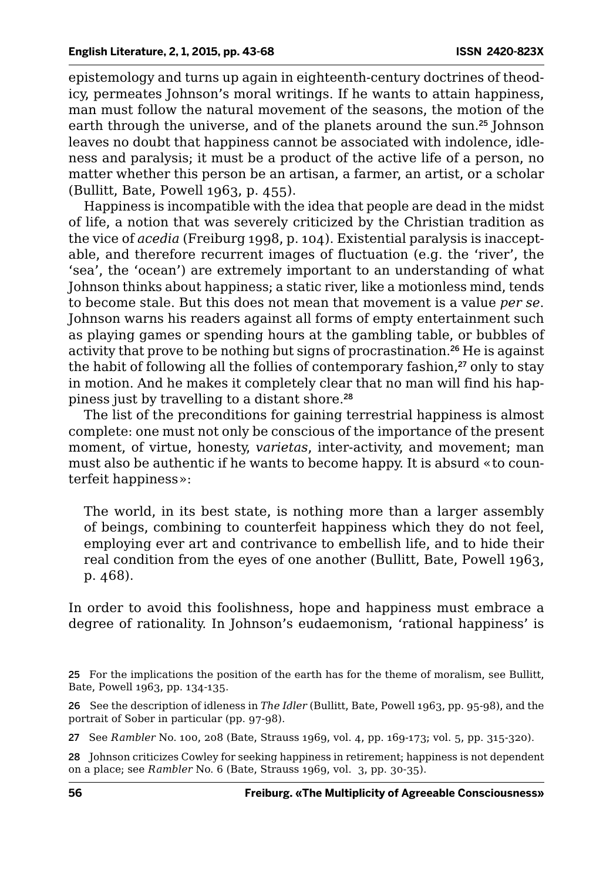epistemology and turns up again in eighteenth-century doctrines of theodicy, permeates Johnson's moral writings. If he wants to attain happiness, man must follow the natural movement of the seasons, the motion of the earth through the universe, and of the planets around the sun.[25] Johnson leaves no doubt that happiness cannot be associated with indolence, idleness and paralysis; it must be a product of the active life of a person, no matter whether this person be an artisan, a farmer, an artist, or a scholar (Bullitt, Bate, Powell 1963, p. 455).

Happiness is incompatible with the idea that people are dead in the midst of life, a notion that was severely criticized by the Christian tradition as the vice of *acedia* (Freiburg 1998, p. 104). Existential paralysis is inacceptable, and therefore recurrent images of fluctuation (e.g. the 'river', the 'sea', the 'ocean') are extremely important to an understanding of what Johnson thinks about happiness; a static river, like a motionless mind, tends to become stale. But this does not mean that movement is a value *per se*. Johnson warns his readers against all forms of empty entertainment such as playing games or spending hours at the gambling table, or bubbles of activity that prove to be nothing but signs of procrastination.[26] He is against the habit of following all the follies of contemporary fashion,[27] only to stay in motion. And he makes it completely clear that no man will find his happiness just by travelling to a distant shore.[28]

The list of the preconditions for gaining terrestrial happiness is almost complete: one must not only be conscious of the importance of the present moment, of virtue, honesty, *varietas*, inter-activity, and movement; man must also be authentic if he wants to become happy. It is absurd «to counterfeit happiness»:

> The world, in its best state, is nothing more than a larger assembly of beings, combining to counterfeit happiness which they do not feel, employing ever art and contrivance to embellish life, and to hide their real condition from the eyes of one another (Bullitt, Bate, Powell 1963, p. 468).

In order to avoid this foolishness, hope and happiness must embrace a degree of rationality. In Johnson's eudaemonism, 'rational happiness' is

---

25 For the implications the position of the earth has for the theme of moralism, see Bullitt, Bate, Powell 1963, pp. 134-135.

26 See the description of idleness in *The Idler* (Bullitt, Bate, Powell 1963, pp. 95-98), and the portrait of Sober in particular (pp. 97-98).

27 See *Rambler* No. 100, 208 (Bate, Strauss 1969, vol. 4, pp. 169-173; vol. 5, pp. 315-320).

28 Johnson criticizes Cowley for seeking happiness in retirement; happiness is not dependent on a place; see *Rambler* No. 6 (Bate, Strauss 1969, vol. 3, pp. 30-35).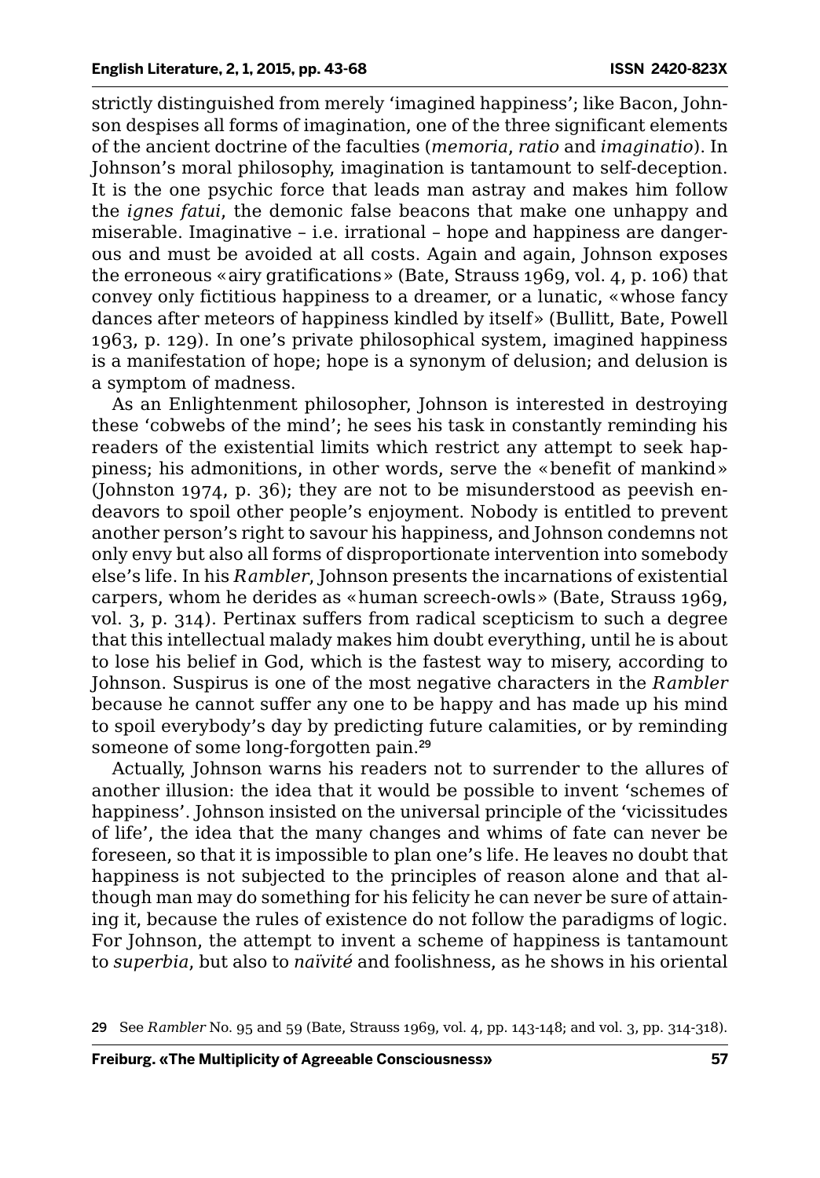strictly distinguished from merely 'imagined happiness'; like Bacon, Johnson despises all forms of imagination, one of the three significant elements of the ancient doctrine of the faculties (*memoria*, *ratio* and *imaginatio*). In Johnson's moral philosophy, imagination is tantamount to self-deception. It is the one psychic force that leads man astray and makes him follow the *ignes fatui*, the demonic false beacons that make one unhappy and miserable. Imaginative – i.e. irrational – hope and happiness are dangerous and must be avoided at all costs. Again and again, Johnson exposes the erroneous «airy gratifications» (Bate, Strauss 1969, vol. 4, p. 106) that convey only fictitious happiness to a dreamer, or a lunatic, «whose fancy dances after meteors of happiness kindled by itself» (Bullitt, Bate, Powell 1963, p. 129). In one's private philosophical system, imagined happiness is a manifestation of hope; hope is a synonym of delusion; and delusion is a symptom of madness.

As an Enlightenment philosopher, Johnson is interested in destroying these 'cobwebs of the mind'; he sees his task in constantly reminding his readers of the existential limits which restrict any attempt to seek happiness; his admonitions, in other words, serve the «benefit of mankind» (Johnston 1974, p. 36); they are not to be misunderstood as peevish endeavors to spoil other people's enjoyment. Nobody is entitled to prevent another person's right to savour his happiness, and Johnson condemns not only envy but also all forms of disproportionate intervention into somebody else's life. In his *Rambler*, Johnson presents the incarnations of existential carpers, whom he derides as «human screech-owls» (Bate, Strauss 1969, vol. 3, p. 314). Pertinax suffers from radical scepticism to such a degree that this intellectual malady makes him doubt everything, until he is about to lose his belief in God, which is the fastest way to misery, according to Johnson. Suspirus is one of the most negative characters in the *Rambler* because he cannot suffer any one to be happy and has made up his mind to spoil everybody's day by predicting future calamities, or by reminding someone of some long-forgotten pain.[29]

Actually, Johnson warns his readers not to surrender to the allures of another illusion: the idea that it would be possible to invent 'schemes of happiness'. Johnson insisted on the universal principle of the 'vicissitudes of life', the idea that the many changes and whims of fate can never be foreseen, so that it is impossible to plan one's life. He leaves no doubt that happiness is not subjected to the principles of reason alone and that although man may do something for his felicity he can never be sure of attaining it, because the rules of existence do not follow the paradigms of logic. For Johnson, the attempt to invent a scheme of happiness is tantamount to *superbia*, but also to *naïvité* and foolishness, as he shows in his oriental

29 See *Rambler* No. 95 and 59 (Bate, Strauss 1969, vol. 4, pp. 143-148; and vol. 3, pp. 314-318).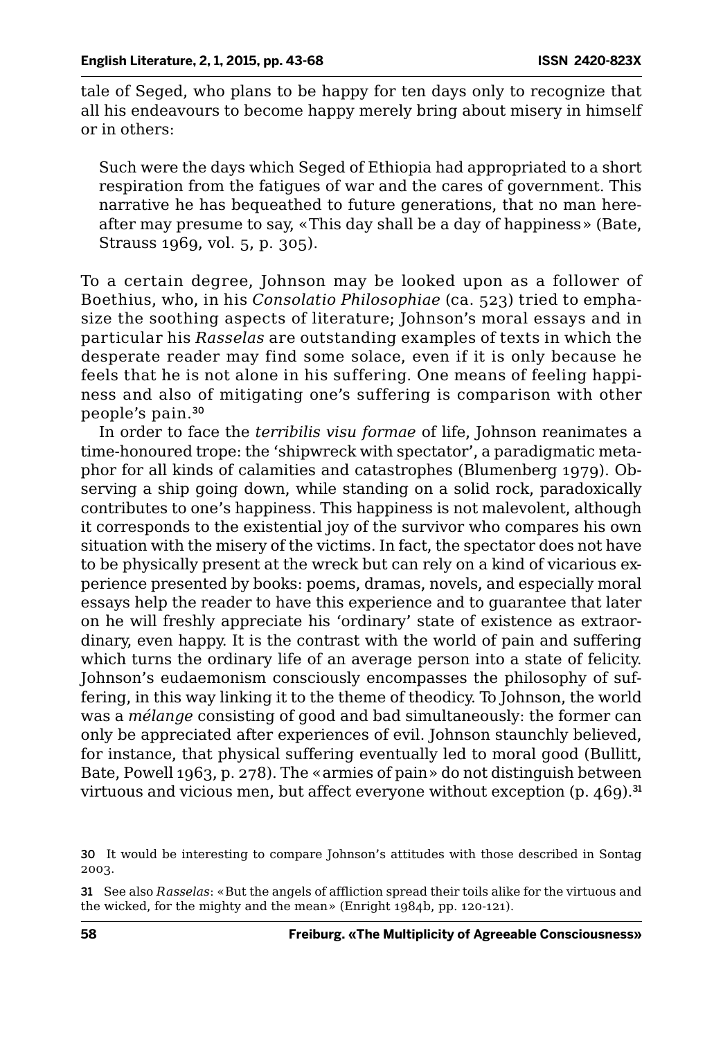tale of Seged, who plans to be happy for ten days only to recognize that all his endeavours to become happy merely bring about misery in himself or in others:

> Such were the days which Seged of Ethiopia had appropriated to a short respiration from the fatigues of war and the cares of government. This narrative he has bequeathed to future generations, that no man hereafter may presume to say, «This day shall be a day of happiness» (Bate, Strauss 1969, vol. 5, p. 305).

To a certain degree, Johnson may be looked upon as a follower of Boethius, who, in his *Consolatio Philosophiae* (ca. 523) tried to emphasize the soothing aspects of literature; Johnson's moral essays and in particular his *Rasselas* are outstanding examples of texts in which the desperate reader may find some solace, even if it is only because he feels that he is not alone in his suffering. One means of feeling happiness and also of mitigating one's suffering is comparison with other people's pain.[30]

In order to face the *terribilis visu formae* of life, Johnson reanimates a time-honoured trope: the 'shipwreck with spectator', a paradigmatic metaphor for all kinds of calamities and catastrophes (Blumenberg 1979). Observing a ship going down, while standing on a solid rock, paradoxically contributes to one's happiness. This happiness is not malevolent, although it corresponds to the existential joy of the survivor who compares his own situation with the misery of the victims. In fact, the spectator does not have to be physically present at the wreck but can rely on a kind of vicarious experience presented by books: poems, dramas, novels, and especially moral essays help the reader to have this experience and to guarantee that later on he will freshly appreciate his 'ordinary' state of existence as extraordinary, even happy. It is the contrast with the world of pain and suffering which turns the ordinary life of an average person into a state of felicity. Johnson's eudaemonism consciously encompasses the philosophy of suffering, in this way linking it to the theme of theodicy. To Johnson, the world was a *mélange* consisting of good and bad simultaneously: the former can only be appreciated after experiences of evil. Johnson staunchly believed, for instance, that physical suffering eventually led to moral good (Bullitt, Bate, Powell 1963, p. 278). The «armies of pain» do not distinguish between virtuous and vicious men, but affect everyone without exception (p. 469).[31]

---

30 It would be interesting to compare Johnson's attitudes with those described in Sontag 2003.

31 See also *Rasselas*: «But the angels of affliction spread their toils alike for the virtuous and the wicked, for the mighty and the mean» (Enright 1984b, pp. 120-121).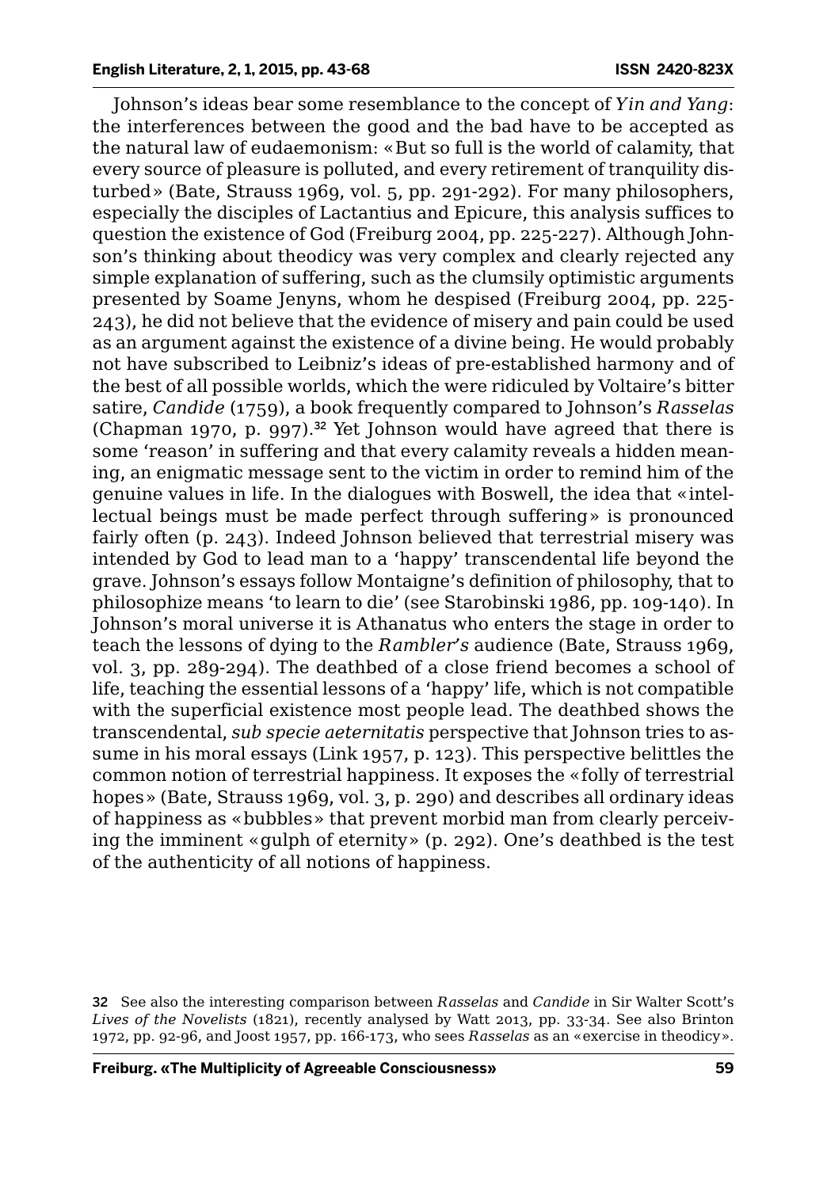Johnson's ideas bear some resemblance to the concept of *Yin and Yang*: the interferences between the good and the bad have to be accepted as the natural law of eudaemonism: «But so full is the world of calamity, that every source of pleasure is polluted, and every retirement of tranquility disturbed» (Bate, Strauss 1969, vol. 5, pp. 291-292). For many philosophers, especially the disciples of Lactantius and Epicure, this analysis suffices to question the existence of God (Freiburg 2004, pp. 225-227). Although Johnson's thinking about theodicy was very complex and clearly rejected any simple explanation of suffering, such as the clumsily optimistic arguments presented by Soame Jenyns, whom he despised (Freiburg 2004, pp. 225-243), he did not believe that the evidence of misery and pain could be used as an argument against the existence of a divine being. He would probably not have subscribed to Leibniz's ideas of pre-established harmony and of the best of all possible worlds, which the were ridiculed by Voltaire's bitter satire, *Candide* (1759), a book frequently compared to Johnson's *Rasselas* (Chapman 1970, p. 997).[32] Yet Johnson would have agreed that there is some 'reason' in suffering and that every calamity reveals a hidden meaning, an enigmatic message sent to the victim in order to remind him of the genuine values in life. In the dialogues with Boswell, the idea that «intellectual beings must be made perfect through suffering» is pronounced fairly often (p. 243). Indeed Johnson believed that terrestrial misery was intended by God to lead man to a 'happy' transcendental life beyond the grave. Johnson's essays follow Montaigne's definition of philosophy, that to philosophize means 'to learn to die' (see Starobinski 1986, pp. 109-140). In Johnson's moral universe it is Athanatus who enters the stage in order to teach the lessons of dying to the *Rambler's* audience (Bate, Strauss 1969, vol. 3, pp. 289-294). The deathbed of a close friend becomes a school of life, teaching the essential lessons of a 'happy' life, which is not compatible with the superficial existence most people lead. The deathbed shows the transcendental, *sub specie aeternitatis* perspective that Johnson tries to assume in his moral essays (Link 1957, p. 123). This perspective belittles the common notion of terrestrial happiness. It exposes the «folly of terrestrial hopes» (Bate, Strauss 1969, vol. 3, p. 290) and describes all ordinary ideas of happiness as «bubbles» that prevent morbid man from clearly perceiving the imminent «gulph of eternity» (p. 292). One's deathbed is the test of the authenticity of all notions of happiness.

32 See also the interesting comparison between *Rasselas* and *Candide* in Sir Walter Scott's *Lives of the Novelists* (1821), recently analysed by Watt 2013, pp. 33-34. See also Brinton 1972, pp. 92-96, and Joost 1957, pp. 166-173, who sees *Rasselas* as an «exercise in theodicy».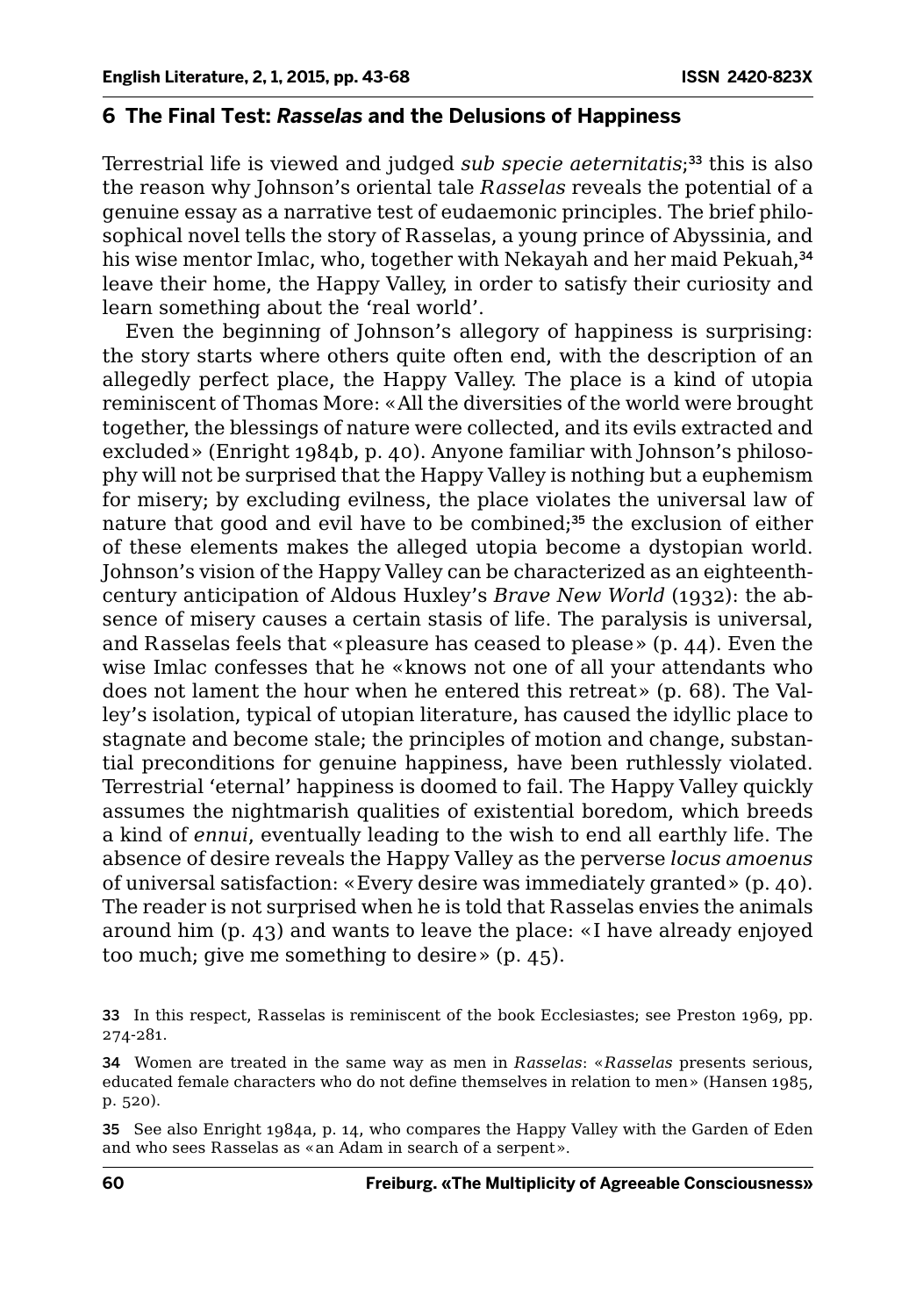## 6 The Final Test: *Rasselas* and the Delusions of Happiness

Terrestrial life is viewed and judged *sub specie aeternitatis*;[33] this is also the reason why Johnson's oriental tale *Rasselas* reveals the potential of a genuine essay as a narrative test of eudaemonic principles. The brief philosophical novel tells the story of Rasselas, a young prince of Abyssinia, and his wise mentor Imlac, who, together with Nekayah and her maid Pekuah,[34] leave their home, the Happy Valley, in order to satisfy their curiosity and learn something about the 'real world'.

Even the beginning of Johnson's allegory of happiness is surprising: the story starts where others quite often end, with the description of an allegedly perfect place, the Happy Valley. The place is a kind of utopia reminiscent of Thomas More: «All the diversities of the world were brought together, the blessings of nature were collected, and its evils extracted and excluded» (Enright 1984b, p. 40). Anyone familiar with Johnson's philosophy will not be surprised that the Happy Valley is nothing but a euphemism for misery; by excluding evilness, the place violates the universal law of nature that good and evil have to be combined;[35] the exclusion of either of these elements makes the alleged utopia become a dystopian world. Johnson's vision of the Happy Valley can be characterized as an eighteenth-century anticipation of Aldous Huxley's *Brave New World* (1932): the absence of misery causes a certain stasis of life. The paralysis is universal, and Rasselas feels that «pleasure has ceased to please» (p. 44). Even the wise Imlac confesses that he «knows not one of all your attendants who does not lament the hour when he entered this retreat» (p. 68). The Valley's isolation, typical of utopian literature, has caused the idyllic place to stagnate and become stale; the principles of motion and change, substantial preconditions for genuine happiness, have been ruthlessly violated. Terrestrial 'eternal' happiness is doomed to fail. The Happy Valley quickly assumes the nightmarish qualities of existential boredom, which breeds a kind of *ennui*, eventually leading to the wish to end all earthly life. The absence of desire reveals the Happy Valley as the perverse *locus amoenus* of universal satisfaction: «Every desire was immediately granted» (p. 40). The reader is not surprised when he is told that Rasselas envies the animals around him (p. 43) and wants to leave the place: «I have already enjoyed too much; give me something to desire» (p. 45).

33 In this respect, Rasselas is reminiscent of the book Ecclesiastes; see Preston 1969, pp. 274-281.

34 Women are treated in the same way as men in *Rasselas*: «*Rasselas* presents serious, educated female characters who do not define themselves in relation to men» (Hansen 1985, p. 520).

35 See also Enright 1984a, p. 14, who compares the Happy Valley with the Garden of Eden and who sees Rasselas as «an Adam in search of a serpent».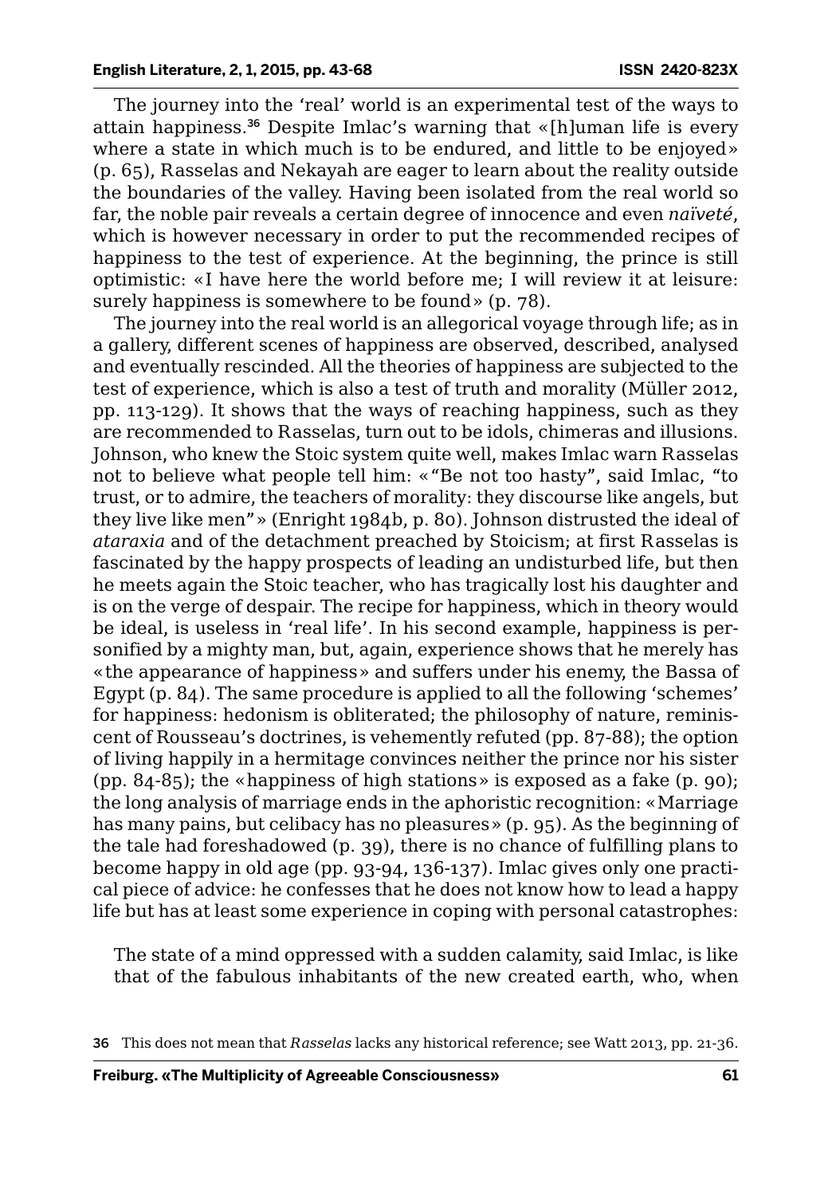The journey into the 'real' world is an experimental test of the ways to attain happiness.[36] Despite Imlac's warning that «[h]uman life is every where a state in which much is to be endured, and little to be enjoyed» (p. 65), Rasselas and Nekayah are eager to learn about the reality outside the boundaries of the valley. Having been isolated from the real world so far, the noble pair reveals a certain degree of innocence and even *naïveté*, which is however necessary in order to put the recommended recipes of happiness to the test of experience. At the beginning, the prince is still optimistic: «I have here the world before me; I will review it at leisure: surely happiness is somewhere to be found» (p. 78).

The journey into the real world is an allegorical voyage through life; as in a gallery, different scenes of happiness are observed, described, analysed and eventually rescinded. All the theories of happiness are subjected to the test of experience, which is also a test of truth and morality (Müller 2012, pp. 113-129). It shows that the ways of reaching happiness, such as they are recommended to Rasselas, turn out to be idols, chimeras and illusions. Johnson, who knew the Stoic system quite well, makes Imlac warn Rasselas not to believe what people tell him: «"Be not too hasty", said Imlac, "to trust, or to admire, the teachers of morality: they discourse like angels, but they live like men"» (Enright 1984b, p. 80). Johnson distrusted the ideal of *ataraxia* and of the detachment preached by Stoicism; at first Rasselas is fascinated by the happy prospects of leading an undisturbed life, but then he meets again the Stoic teacher, who has tragically lost his daughter and is on the verge of despair. The recipe for happiness, which in theory would be ideal, is useless in 'real life'. In his second example, happiness is personified by a mighty man, but, again, experience shows that he merely has «the appearance of happiness» and suffers under his enemy, the Bassa of Egypt (p. 84). The same procedure is applied to all the following 'schemes' for happiness: hedonism is obliterated; the philosophy of nature, reminiscent of Rousseau's doctrines, is vehemently refuted (pp. 87-88); the option of living happily in a hermitage convinces neither the prince nor his sister (pp. 84-85); the «happiness of high stations» is exposed as a fake (p. 90); the long analysis of marriage ends in the aphoristic recognition: «Marriage has many pains, but celibacy has no pleasures» (p. 95). As the beginning of the tale had foreshadowed (p. 39), there is no chance of fulfilling plans to become happy in old age (pp. 93-94, 136-137). Imlac gives only one practical piece of advice: he confesses that he does not know how to lead a happy life but has at least some experience in coping with personal catastrophes:

> The state of a mind oppressed with a sudden calamity, said Imlac, is like that of the fabulous inhabitants of the new created earth, who, when

---

36 This does not mean that *Rasselas* lacks any historical reference; see Watt 2013, pp. 21-36.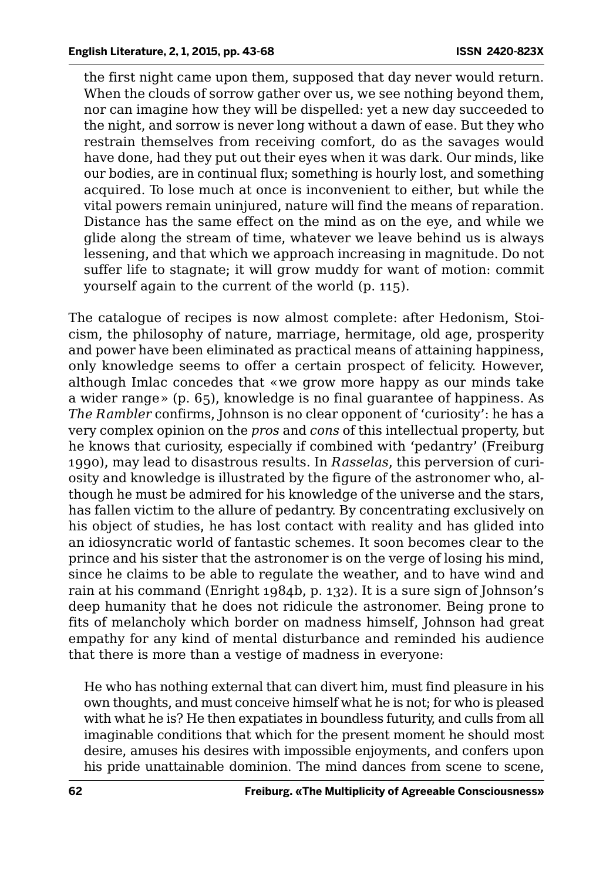> the first night came upon them, supposed that day never would return. When the clouds of sorrow gather over us, we see nothing beyond them, nor can imagine how they will be dispelled: yet a new day succeeded to the night, and sorrow is never long without a dawn of ease. But they who restrain themselves from receiving comfort, do as the savages would have done, had they put out their eyes when it was dark. Our minds, like our bodies, are in continual flux; something is hourly lost, and something acquired. To lose much at once is inconvenient to either, but while the vital powers remain uninjured, nature will find the means of reparation. Distance has the same effect on the mind as on the eye, and while we glide along the stream of time, whatever we leave behind us is always lessening, and that which we approach increasing in magnitude. Do not suffer life to stagnate; it will grow muddy for want of motion: commit yourself again to the current of the world (p. 115).

The catalogue of recipes is now almost complete: after Hedonism, Stoicism, the philosophy of nature, marriage, hermitage, old age, prosperity and power have been eliminated as practical means of attaining happiness, only knowledge seems to offer a certain prospect of felicity. However, although Imlac concedes that «we grow more happy as our minds take a wider range» (p. 65), knowledge is no final guarantee of happiness. As *The Rambler* confirms, Johnson is no clear opponent of 'curiosity': he has a very complex opinion on the *pros* and *cons* of this intellectual property, but he knows that curiosity, especially if combined with 'pedantry' (Freiburg 1990), may lead to disastrous results. In *Rasselas*, this perversion of curiosity and knowledge is illustrated by the figure of the astronomer who, although he must be admired for his knowledge of the universe and the stars, has fallen victim to the allure of pedantry. By concentrating exclusively on his object of studies, he has lost contact with reality and has glided into an idiosyncratic world of fantastic schemes. It soon becomes clear to the prince and his sister that the astronomer is on the verge of losing his mind, since he claims to be able to regulate the weather, and to have wind and rain at his command (Enright 1984b, p. 132). It is a sure sign of Johnson's deep humanity that he does not ridicule the astronomer. Being prone to fits of melancholy which border on madness himself, Johnson had great empathy for any kind of mental disturbance and reminded his audience that there is more than a vestige of madness in everyone:

> He who has nothing external that can divert him, must find pleasure in his own thoughts, and must conceive himself what he is not; for who is pleased with what he is? He then expatiates in boundless futurity, and culls from all imaginable conditions that which for the present moment he should most desire, amuses his desires with impossible enjoyments, and confers upon his pride unattainable dominion. The mind dances from scene to scene,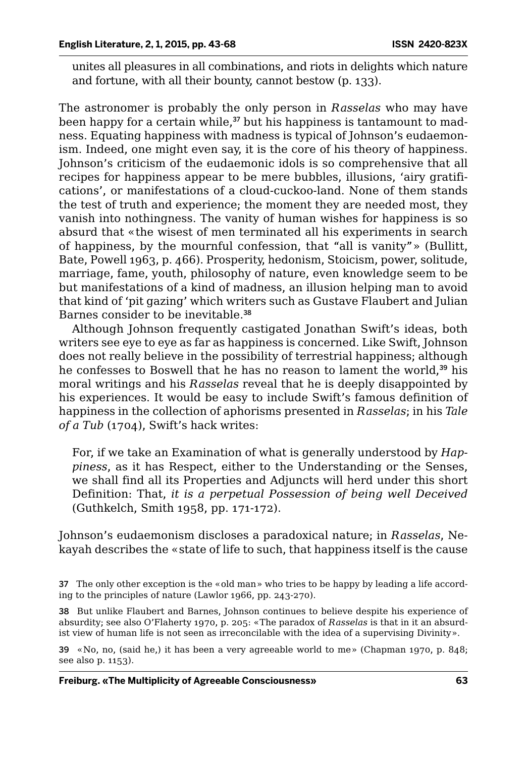> unites all pleasures in all combinations, and riots in delights which nature and fortune, with all their bounty, cannot bestow (p. 133).

The astronomer is probably the only person in *Rasselas* who may have been happy for a certain while,[37] but his happiness is tantamount to madness. Equating happiness with madness is typical of Johnson's eudaemonism. Indeed, one might even say, it is the core of his theory of happiness. Johnson's criticism of the eudaemonic idols is so comprehensive that all recipes for happiness appear to be mere bubbles, illusions, 'airy gratifications', or manifestations of a cloud-cuckoo-land. None of them stands the test of truth and experience; the moment they are needed most, they vanish into nothingness. The vanity of human wishes for happiness is so absurd that «the wisest of men terminated all his experiments in search of happiness, by the mournful confession, that "all is vanity"» (Bullitt, Bate, Powell 1963, p. 466). Prosperity, hedonism, Stoicism, power, solitude, marriage, fame, youth, philosophy of nature, even knowledge seem to be but manifestations of a kind of madness, an illusion helping man to avoid that kind of 'pit gazing' which writers such as Gustave Flaubert and Julian Barnes consider to be inevitable.[38]

Although Johnson frequently castigated Jonathan Swift's ideas, both writers see eye to eye as far as happiness is concerned. Like Swift, Johnson does not really believe in the possibility of terrestrial happiness; although he confesses to Boswell that he has no reason to lament the world,[39] his moral writings and his *Rasselas* reveal that he is deeply disappointed by his experiences. It would be easy to include Swift's famous definition of happiness in the collection of aphorisms presented in *Rasselas*; in his *Tale of a Tub* (1704), Swift's hack writes:

> For, if we take an Examination of what is generally understood by *Happiness*, as it has Respect, either to the Understanding or the Senses, we shall find all its Properties and Adjuncts will herd under this short Definition: That, *it is a perpetual Possession of being well Deceived* (Guthkelch, Smith 1958, pp. 171-172).

Johnson's eudaemonism discloses a paradoxical nature; in *Rasselas*, Nekayah describes the «state of life to such, that happiness itself is the cause

---

37 The only other exception is the «old man» who tries to be happy by leading a life according to the principles of nature (Lawlor 1966, pp. 243-270).

38 But unlike Flaubert and Barnes, Johnson continues to believe despite his experience of absurdity; see also O'Flaherty 1970, p. 205: «The paradox of *Rasselas* is that in it an absurdist view of human life is not seen as irreconcilable with the idea of a supervising Divinity».

39 «No, no, (said he,) it has been a very agreeable world to me» (Chapman 1970, p. 848; see also p. 1153).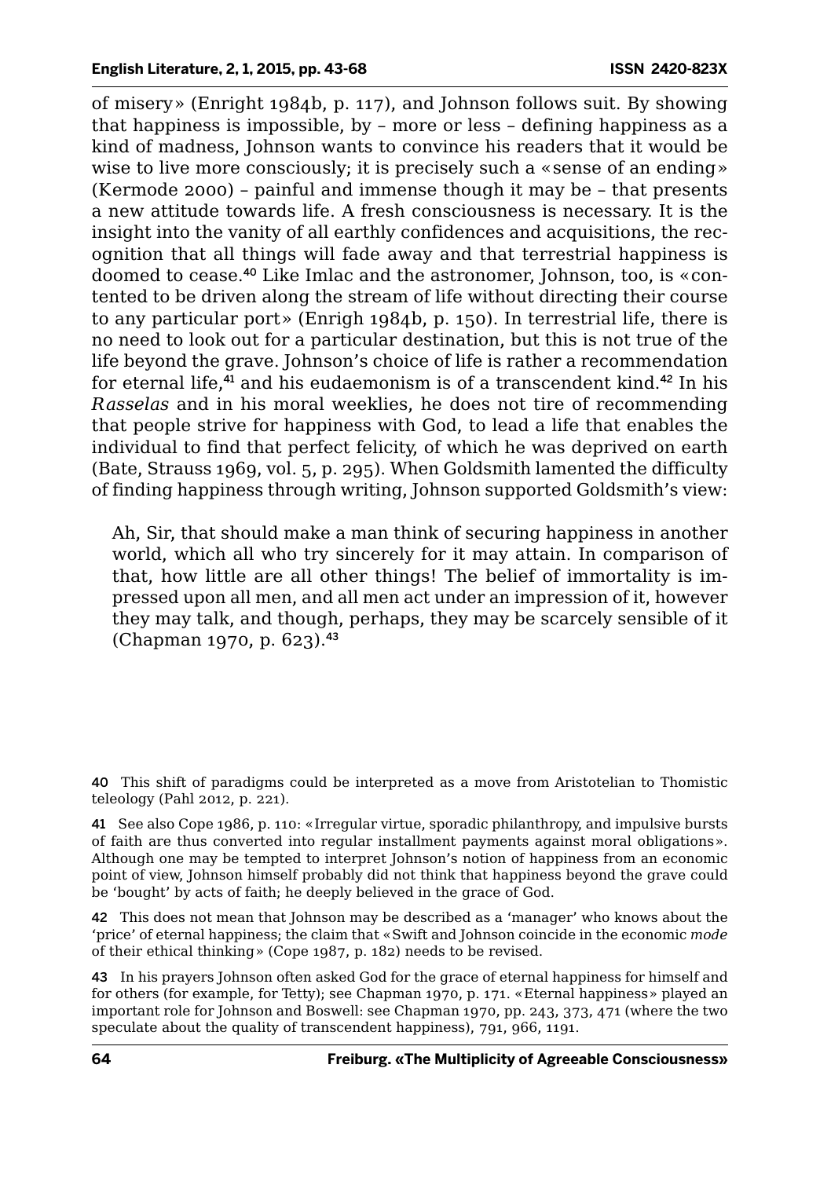of misery» (Enright 1984b, p. 117), and Johnson follows suit. By showing that happiness is impossible, by – more or less – defining happiness as a kind of madness, Johnson wants to convince his readers that it would be wise to live more consciously; it is precisely such a «sense of an ending» (Kermode 2000) – painful and immense though it may be – that presents a new attitude towards life. A fresh consciousness is necessary. It is the insight into the vanity of all earthly confidences and acquisitions, the recognition that all things will fade away and that terrestrial happiness is doomed to cease.[40] Like Imlac and the astronomer, Johnson, too, is «contented to be driven along the stream of life without directing their course to any particular port» (Enrigh 1984b, p. 150). In terrestrial life, there is no need to look out for a particular destination, but this is not true of the life beyond the grave. Johnson's choice of life is rather a recommendation for eternal life,[41] and his eudaemonism is of a transcendent kind.[42] In his *Rasselas* and in his moral weeklies, he does not tire of recommending that people strive for happiness with God, to lead a life that enables the individual to find that perfect felicity, of which he was deprived on earth (Bate, Strauss 1969, vol. 5, p. 295). When Goldsmith lamented the difficulty of finding happiness through writing, Johnson supported Goldsmith's view:

> Ah, Sir, that should make a man think of securing happiness in another world, which all who try sincerely for it may attain. In comparison of that, how little are all other things! The belief of immortality is impressed upon all men, and all men act under an impression of it, however they may talk, and though, perhaps, they may be scarcely sensible of it (Chapman 1970, p. 623).[43]

40 This shift of paradigms could be interpreted as a move from Aristotelian to Thomistic teleology (Pahl 2012, p. 221).

41 See also Cope 1986, p. 110: «Irregular virtue, sporadic philanthropy, and impulsive bursts of faith are thus converted into regular installment payments against moral obligations». Although one may be tempted to interpret Johnson's notion of happiness from an economic point of view, Johnson himself probably did not think that happiness beyond the grave could be 'bought' by acts of faith; he deeply believed in the grace of God.

42 This does not mean that Johnson may be described as a 'manager' who knows about the 'price' of eternal happiness; the claim that «Swift and Johnson coincide in the economic *mode* of their ethical thinking» (Cope 1987, p. 182) needs to be revised.

43 In his prayers Johnson often asked God for the grace of eternal happiness for himself and for others (for example, for Tetty); see Chapman 1970, p. 171. «Eternal happiness» played an important role for Johnson and Boswell: see Chapman 1970, pp. 243, 373, 471 (where the two speculate about the quality of transcendent happiness), 791, 966, 1191.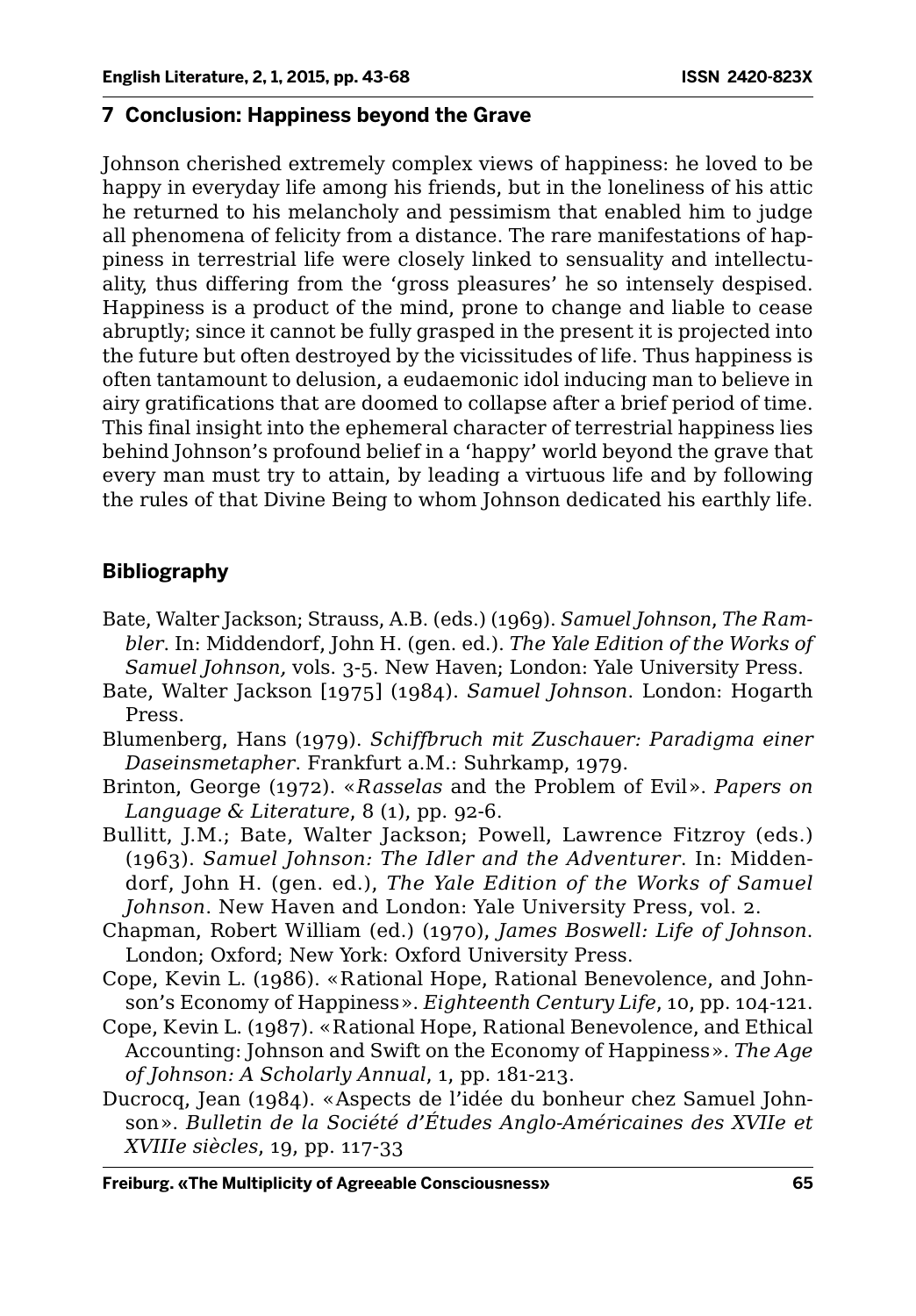## 7 Conclusion: Happiness beyond the Grave

Johnson cherished extremely complex views of happiness: he loved to be happy in everyday life among his friends, but in the loneliness of his attic he returned to his melancholy and pessimism that enabled him to judge all phenomena of felicity from a distance. The rare manifestations of happiness in terrestrial life were closely linked to sensuality and intellectuality, thus differing from the 'gross pleasures' he so intensely despised. Happiness is a product of the mind, prone to change and liable to cease abruptly; since it cannot be fully grasped in the present it is projected into the future but often destroyed by the vicissitudes of life. Thus happiness is often tantamount to delusion, a eudaemonic idol inducing man to believe in airy gratifications that are doomed to collapse after a brief period of time. This final insight into the ephemeral character of terrestrial happiness lies behind Johnson's profound belief in a 'happy' world beyond the grave that every man must try to attain, by leading a virtuous life and by following the rules of that Divine Being to whom Johnson dedicated his earthly life.

## Bibliography

Bate, Walter Jackson; Strauss, A.B. (eds.) (1969). *Samuel Johnson, The Rambler*. In: Middendorf, John H. (gen. ed.). *The Yale Edition of the Works of Samuel Johnson,* vols. 3-5. New Haven; London: Yale University Press.

Bate, Walter Jackson [1975] (1984). *Samuel Johnson*. London: Hogarth Press.

Blumenberg, Hans (1979). *Schiffbruch mit Zuschauer: Paradigma einer Daseinsmetapher*. Frankfurt a.M.: Suhrkamp, 1979.

Brinton, George (1972). «*Rasselas* and the Problem of Evil». *Papers on Language & Literature*, 8 (1), pp. 92-6.

Bullitt, J.M.; Bate, Walter Jackson; Powell, Lawrence Fitzroy (eds.) (1963). *Samuel Johnson: The Idler and the Adventurer*. In: Middendorf, John H. (gen. ed.), *The Yale Edition of the Works of Samuel Johnson*. New Haven and London: Yale University Press, vol. 2.

Chapman, Robert William (ed.) (1970), *James Boswell: Life of Johnson*. London; Oxford; New York: Oxford University Press.

Cope, Kevin L. (1986). «Rational Hope, Rational Benevolence, and Johnson's Economy of Happiness». *Eighteenth Century Life*, 10, pp. 104-121.

Cope, Kevin L. (1987). «Rational Hope, Rational Benevolence, and Ethical Accounting: Johnson and Swift on the Economy of Happiness». *The Age of Johnson: A Scholarly Annual*, 1, pp. 181-213.

Ducrocq, Jean (1984). «Aspects de l'idée du bonheur chez Samuel Johnson». *Bulletin de la Société d'Études Anglo-Américaines des XVIIe et XVIIIe siècles*, 19, pp. 117-33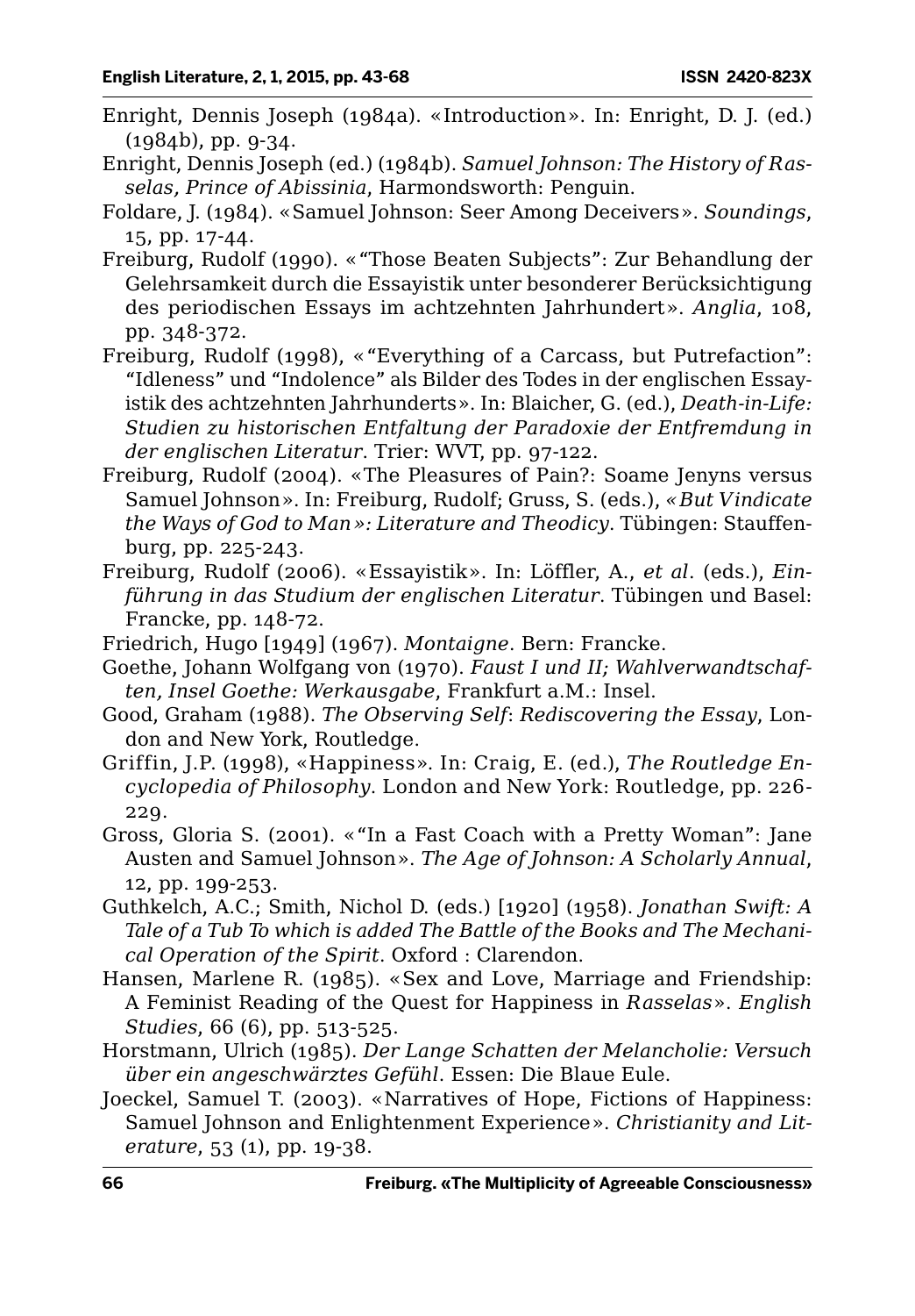Enright, Dennis Joseph (1984a). «Introduction». In: Enright, D. J. (ed.) (1984b), pp. 9-34.

Enright, Dennis Joseph (ed.) (1984b). *Samuel Johnson: The History of Rasselas, Prince of Abissinia*, Harmondsworth: Penguin.

Foldare, J. (1984). «Samuel Johnson: Seer Among Deceivers». *Soundings*, 15, pp. 17-44.

Freiburg, Rudolf (1990). «"Those Beaten Subjects": Zur Behandlung der Gelehrsamkeit durch die Essayistik unter besonderer Berücksichtigung des periodischen Essays im achtzehnten Jahrhundert». *Anglia*, 108, pp. 348-372.

Freiburg, Rudolf (1998), «"Everything of a Carcass, but Putrefaction": "Idleness" und "Indolence" als Bilder des Todes in der englischen Essayistik des achtzehnten Jahrhunderts». In: Blaicher, G. (ed.), *Death-in-Life: Studien zu historischen Entfaltung der Paradoxie der Entfremdung in der englischen Literatur*. Trier: WVT, pp. 97-122.

Freiburg, Rudolf (2004). «The Pleasures of Pain?: Soame Jenyns versus Samuel Johnson». In: Freiburg, Rudolf; Gruss, S. (eds.), *«But Vindicate the Ways of God to Man»: Literature and Theodicy*. Tübingen: Stauffenburg, pp. 225-243.

Freiburg, Rudolf (2006). «Essayistik». In: Löffler, A., *et al*. (eds.), *Einführung in das Studium der englischen Literatur*. Tübingen und Basel: Francke, pp. 148-72.

Friedrich, Hugo [1949] (1967). *Montaigne*. Bern: Francke.

Goethe, Johann Wolfgang von (1970). *Faust I und II; Wahlverwandtschaften, Insel Goethe: Werkausgabe*, Frankfurt a.M.: Insel.

Good, Graham (1988). *The Observing Self*: *Rediscovering the Essay*, London and New York, Routledge.

Griffin, J.P. (1998), «Happiness». In: Craig, E. (ed.), *The Routledge Encyclopedia of Philosophy*. London and New York: Routledge, pp. 226-229.

Gross, Gloria S. (2001). «"In a Fast Coach with a Pretty Woman": Jane Austen and Samuel Johnson». *The Age of Johnson: A Scholarly Annual*, 12, pp. 199-253.

Guthkelch, A.C.; Smith, Nichol D. (eds.) [1920] (1958). *Jonathan Swift: A Tale of a Tub To which is added The Battle of the Books and The Mechanical Operation of the Spirit*. Oxford : Clarendon.

Hansen, Marlene R. (1985). «Sex and Love, Marriage and Friendship: A Feminist Reading of the Quest for Happiness in *Rasselas*». *English Studies*, 66 (6), pp. 513-525.

Horstmann, Ulrich (1985). *Der Lange Schatten der Melancholie: Versuch über ein angeschwärztes Gefühl*. Essen: Die Blaue Eule.

Joeckel, Samuel T. (2003). «Narratives of Hope, Fictions of Happiness: Samuel Johnson and Enlightenment Experience». *Christianity and Literature*, 53 (1), pp. 19-38.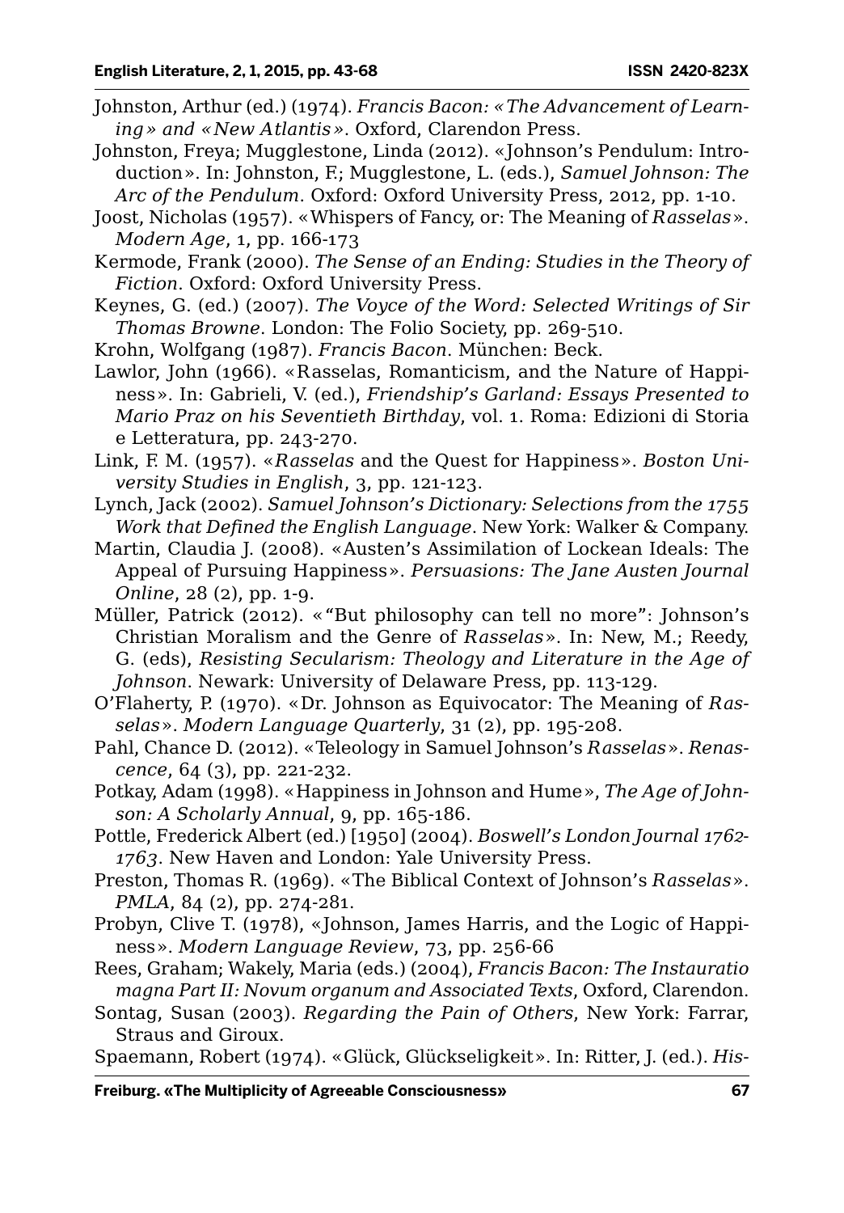Johnston, Arthur (ed.) (1974). *Francis Bacon: «The Advancement of Learning» and «New Atlantis»*. Oxford, Clarendon Press.

Johnston, Freya; Mugglestone, Linda (2012). «Johnson's Pendulum: Introduction». In: Johnston, F.; Mugglestone, L. (eds.), *Samuel Johnson: The Arc of the Pendulum*. Oxford: Oxford University Press, 2012, pp. 1-10.

Joost, Nicholas (1957). «Whispers of Fancy, or: The Meaning of *Rasselas*». *Modern Age*, 1, pp. 166-173

Kermode, Frank (2000). *The Sense of an Ending: Studies in the Theory of Fiction*. Oxford: Oxford University Press.

Keynes, G. (ed.) (2007). *The Voyce of the Word: Selected Writings of Sir Thomas Browne*. London: The Folio Society, pp. 269-510.

Krohn, Wolfgang (1987). *Francis Bacon*. München: Beck.

Lawlor, John (1966). «Rasselas, Romanticism, and the Nature of Happiness». In: Gabrieli, V. (ed.), *Friendship's Garland: Essays Presented to Mario Praz on his Seventieth Birthday*, vol. 1. Roma: Edizioni di Storia e Letteratura, pp. 243-270.

Link, F. M. (1957). «*Rasselas* and the Quest for Happiness». *Boston University Studies in English*, 3, pp. 121-123.

Lynch, Jack (2002). *Samuel Johnson's Dictionary: Selections from the 1755 Work that Defined the English Language*. New York: Walker & Company.

Martin, Claudia J. (2008). «Austen's Assimilation of Lockean Ideals: The Appeal of Pursuing Happiness». *Persuasions: The Jane Austen Journal Online*, 28 (2), pp. 1-9.

Müller, Patrick (2012). «"But philosophy can tell no more": Johnson's Christian Moralism and the Genre of *Rasselas*». In: New, M.; Reedy, G. (eds), *Resisting Secularism: Theology and Literature in the Age of Johnson*. Newark: University of Delaware Press, pp. 113-129.

O'Flaherty, P. (1970). «Dr. Johnson as Equivocator: The Meaning of *Rasselas*». *Modern Language Quarterly*, 31 (2), pp. 195-208.

Pahl, Chance D. (2012). «Teleology in Samuel Johnson's *Rasselas*». *Renascence*, 64 (3), pp. 221-232.

Potkay, Adam (1998). «Happiness in Johnson and Hume», *The Age of Johnson: A Scholarly Annual*, 9, pp. 165-186.

Pottle, Frederick Albert (ed.) [1950] (2004). *Boswell's London Journal 1762-1763*. New Haven and London: Yale University Press.

Preston, Thomas R. (1969). «The Biblical Context of Johnson's *Rasselas*». *PMLA*, 84 (2), pp. 274-281.

Probyn, Clive T. (1978), «Johnson, James Harris, and the Logic of Happiness». *Modern Language Review*, 73, pp. 256-66

Rees, Graham; Wakely, Maria (eds.) (2004), *Francis Bacon: The Instauratio magna Part II: Novum organum and Associated Texts*, Oxford, Clarendon.

Sontag, Susan (2003). *Regarding the Pain of Others*, New York: Farrar, Straus and Giroux.

Spaemann, Robert (1974). «Glück, Glückseligkeit». In: Ritter, J. (ed.). *His-*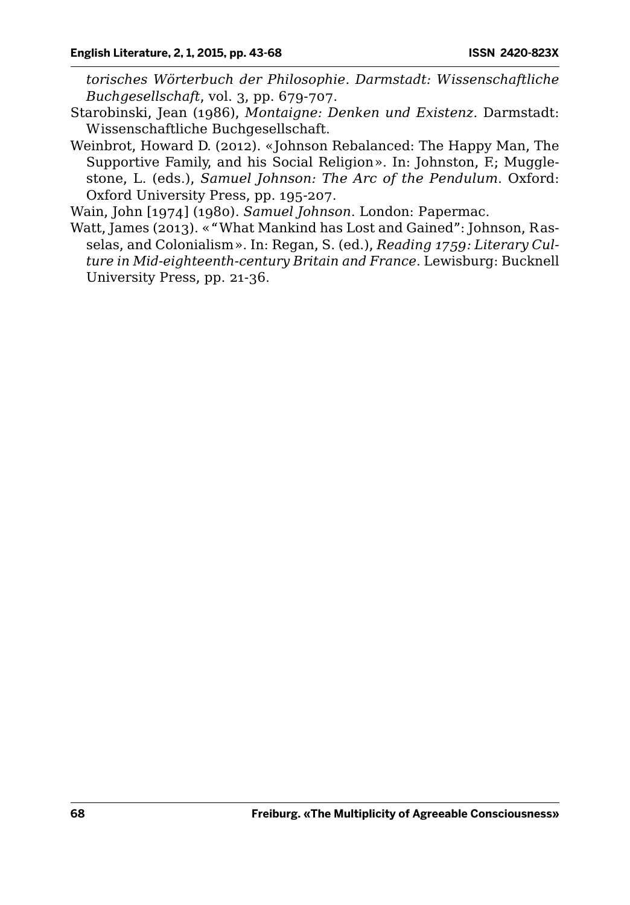*torisches Wörterbuch der Philosophie. Darmstadt: Wissenschaftliche Buchgesellschaft*, vol. 3, pp. 679-707.

Starobinski, Jean (1986), *Montaigne: Denken und Existenz*. Darmstadt: Wissenschaftliche Buchgesellschaft.

Weinbrot, Howard D. (2012). «Johnson Rebalanced: The Happy Man, The Supportive Family, and his Social Religion». In: Johnston, F.; Mugglestone, L. (eds.), *Samuel Johnson: The Arc of the Pendulum*. Oxford: Oxford University Press, pp. 195-207.

Wain, John [1974] (1980). *Samuel Johnson*. London: Papermac.

Watt, James (2013). «"What Mankind has Lost and Gained": Johnson, Rasselas, and Colonialism». In: Regan, S. (ed.), *Reading 1759: Literary Culture in Mid-eighteenth-century Britain and France*. Lewisburg: Bucknell University Press, pp. 21-36.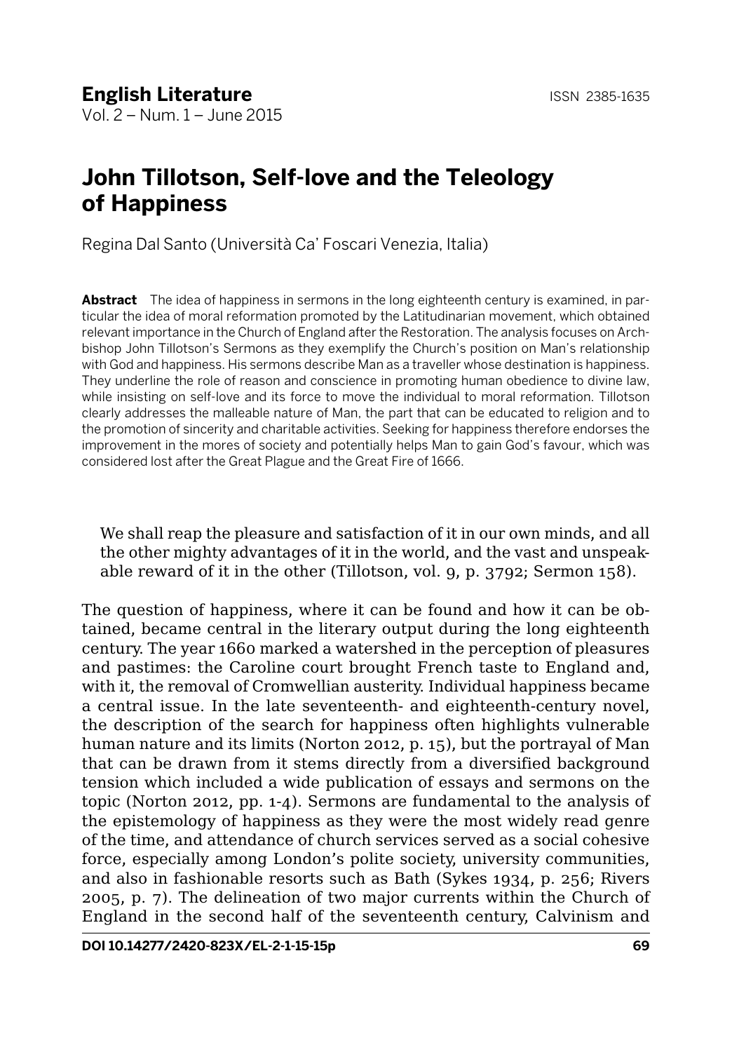# John Tillotson, Self-love and the Teleology of Happiness

Regina Dal Santo (Università Ca' Foscari Venezia, Italia)

**Abstract** The idea of happiness in sermons in the long eighteenth century is examined, in particular the idea of moral reformation promoted by the Latitudinarian movement, which obtained relevant importance in the Church of England after the Restoration. The analysis focuses on Archbishop John Tillotson's Sermons as they exemplify the Church's position on Man's relationship with God and happiness. His sermons describe Man as a traveller whose destination is happiness. They underline the role of reason and conscience in promoting human obedience to divine law, while insisting on self-love and its force to move the individual to moral reformation. Tillotson clearly addresses the malleable nature of Man, the part that can be educated to religion and to the promotion of sincerity and charitable activities. Seeking for happiness therefore endorses the improvement in the mores of society and potentially helps Man to gain God's favour, which was considered lost after the Great Plague and the Great Fire of 1666.

> We shall reap the pleasure and satisfaction of it in our own minds, and all the other mighty advantages of it in the world, and the vast and unspeakable reward of it in the other (Tillotson, vol. 9, p. 3792; Sermon 158).

The question of happiness, where it can be found and how it can be obtained, became central in the literary output during the long eighteenth century. The year 1660 marked a watershed in the perception of pleasures and pastimes: the Caroline court brought French taste to England and, with it, the removal of Cromwellian austerity. Individual happiness became a central issue. In the late seventeenth- and eighteenth-century novel, the description of the search for happiness often highlights vulnerable human nature and its limits (Norton 2012, p. 15), but the portrayal of Man that can be drawn from it stems directly from a diversified background tension which included a wide publication of essays and sermons on the topic (Norton 2012, pp. 1-4). Sermons are fundamental to the analysis of the epistemology of happiness as they were the most widely read genre of the time, and attendance of church services served as a social cohesive force, especially among London's polite society, university communities, and also in fashionable resorts such as Bath (Sykes 1934, p. 256; Rivers 2005, p. 7). The delineation of two major currents within the Church of England in the second half of the seventeenth century, Calvinism and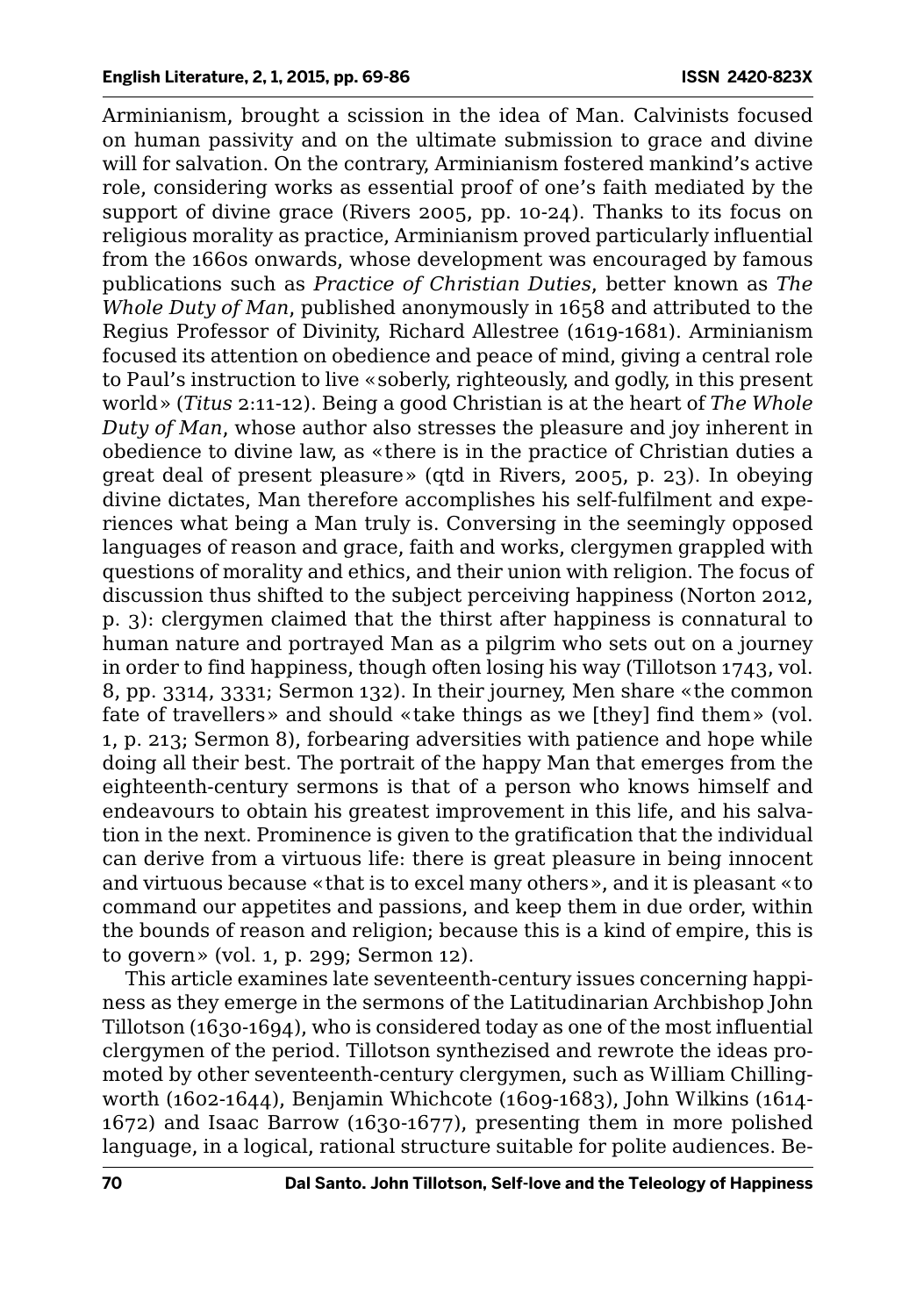Arminianism, brought a scission in the idea of Man. Calvinists focused on human passivity and on the ultimate submission to grace and divine will for salvation. On the contrary, Arminianism fostered mankind's active role, considering works as essential proof of one's faith mediated by the support of divine grace (Rivers 2005, pp. 10-24). Thanks to its focus on religious morality as practice, Arminianism proved particularly influential from the 1660s onwards, whose development was encouraged by famous publications such as *Practice of Christian Duties*, better known as *The Whole Duty of Man*, published anonymously in 1658 and attributed to the Regius Professor of Divinity, Richard Allestree (1619-1681). Arminianism focused its attention on obedience and peace of mind, giving a central role to Paul's instruction to live «soberly, righteously, and godly, in this present world» (*Titus* 2:11-12). Being a good Christian is at the heart of *The Whole Duty of Man*, whose author also stresses the pleasure and joy inherent in obedience to divine law, as «there is in the practice of Christian duties a great deal of present pleasure» (qtd in Rivers, 2005, p. 23). In obeying divine dictates, Man therefore accomplishes his self-fulfilment and experiences what being a Man truly is. Conversing in the seemingly opposed languages of reason and grace, faith and works, clergymen grappled with questions of morality and ethics, and their union with religion. The focus of discussion thus shifted to the subject perceiving happiness (Norton 2012, p. 3): clergymen claimed that the thirst after happiness is connatural to human nature and portrayed Man as a pilgrim who sets out on a journey in order to find happiness, though often losing his way (Tillotson 1743, vol. 8, pp. 3314, 3331; Sermon 132). In their journey, Men share «the common fate of travellers» and should «take things as we [they] find them» (vol. 1, p. 213; Sermon 8), forbearing adversities with patience and hope while doing all their best. The portrait of the happy Man that emerges from the eighteenth-century sermons is that of a person who knows himself and endeavours to obtain his greatest improvement in this life, and his salvation in the next. Prominence is given to the gratification that the individual can derive from a virtuous life: there is great pleasure in being innocent and virtuous because «that is to excel many others», and it is pleasant «to command our appetites and passions, and keep them in due order, within the bounds of reason and religion; because this is a kind of empire, this is to govern» (vol. 1, p. 299; Sermon 12).

This article examines late seventeenth-century issues concerning happiness as they emerge in the sermons of the Latitudinarian Archbishop John Tillotson (1630-1694), who is considered today as one of the most influential clergymen of the period. Tillotson synthezised and rewrote the ideas promoted by other seventeenth-century clergymen, such as William Chillingworth (1602-1644), Benjamin Whichcote (1609-1683), John Wilkins (1614-1672) and Isaac Barrow (1630-1677), presenting them in more polished language, in a logical, rational structure suitable for polite audiences. Be-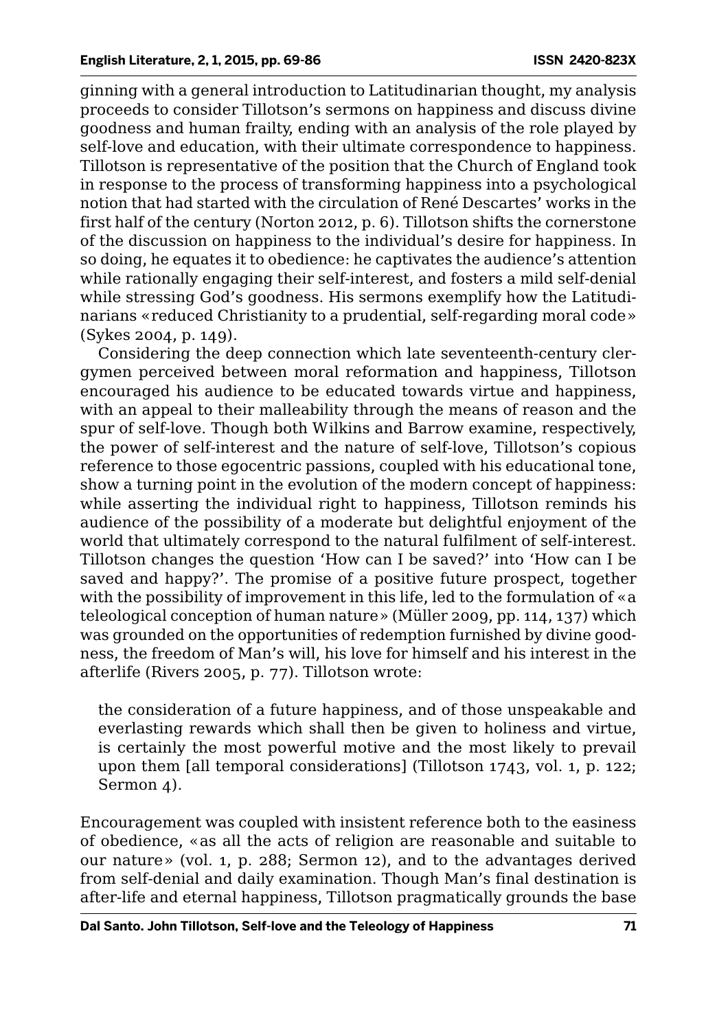ginning with a general introduction to Latitudinarian thought, my analysis proceeds to consider Tillotson's sermons on happiness and discuss divine goodness and human frailty, ending with an analysis of the role played by self-love and education, with their ultimate correspondence to happiness. Tillotson is representative of the position that the Church of England took in response to the process of transforming happiness into a psychological notion that had started with the circulation of René Descartes' works in the first half of the century (Norton 2012, p. 6). Tillotson shifts the cornerstone of the discussion on happiness to the individual's desire for happiness. In so doing, he equates it to obedience: he captivates the audience's attention while rationally engaging their self-interest, and fosters a mild self-denial while stressing God's goodness. His sermons exemplify how the Latitudinarians «reduced Christianity to a prudential, self-regarding moral code» (Sykes 2004, p. 149).

Considering the deep connection which late seventeenth-century clergymen perceived between moral reformation and happiness, Tillotson encouraged his audience to be educated towards virtue and happiness, with an appeal to their malleability through the means of reason and the spur of self-love. Though both Wilkins and Barrow examine, respectively, the power of self-interest and the nature of self-love, Tillotson's copious reference to those egocentric passions, coupled with his educational tone, show a turning point in the evolution of the modern concept of happiness: while asserting the individual right to happiness, Tillotson reminds his audience of the possibility of a moderate but delightful enjoyment of the world that ultimately correspond to the natural fulfilment of self-interest. Tillotson changes the question 'How can I be saved?' into 'How can I be saved and happy?'. The promise of a positive future prospect, together with the possibility of improvement in this life, led to the formulation of «a teleological conception of human nature» (Müller 2009, pp. 114, 137) which was grounded on the opportunities of redemption furnished by divine goodness, the freedom of Man's will, his love for himself and his interest in the afterlife (Rivers 2005, p. 77). Tillotson wrote:

> the consideration of a future happiness, and of those unspeakable and everlasting rewards which shall then be given to holiness and virtue, is certainly the most powerful motive and the most likely to prevail upon them [all temporal considerations] (Tillotson 1743, vol. 1, p. 122; Sermon 4).

Encouragement was coupled with insistent reference both to the easiness of obedience, «as all the acts of religion are reasonable and suitable to our nature» (vol. 1, p. 288; Sermon 12), and to the advantages derived from self-denial and daily examination. Though Man's final destination is after-life and eternal happiness, Tillotson pragmatically grounds the base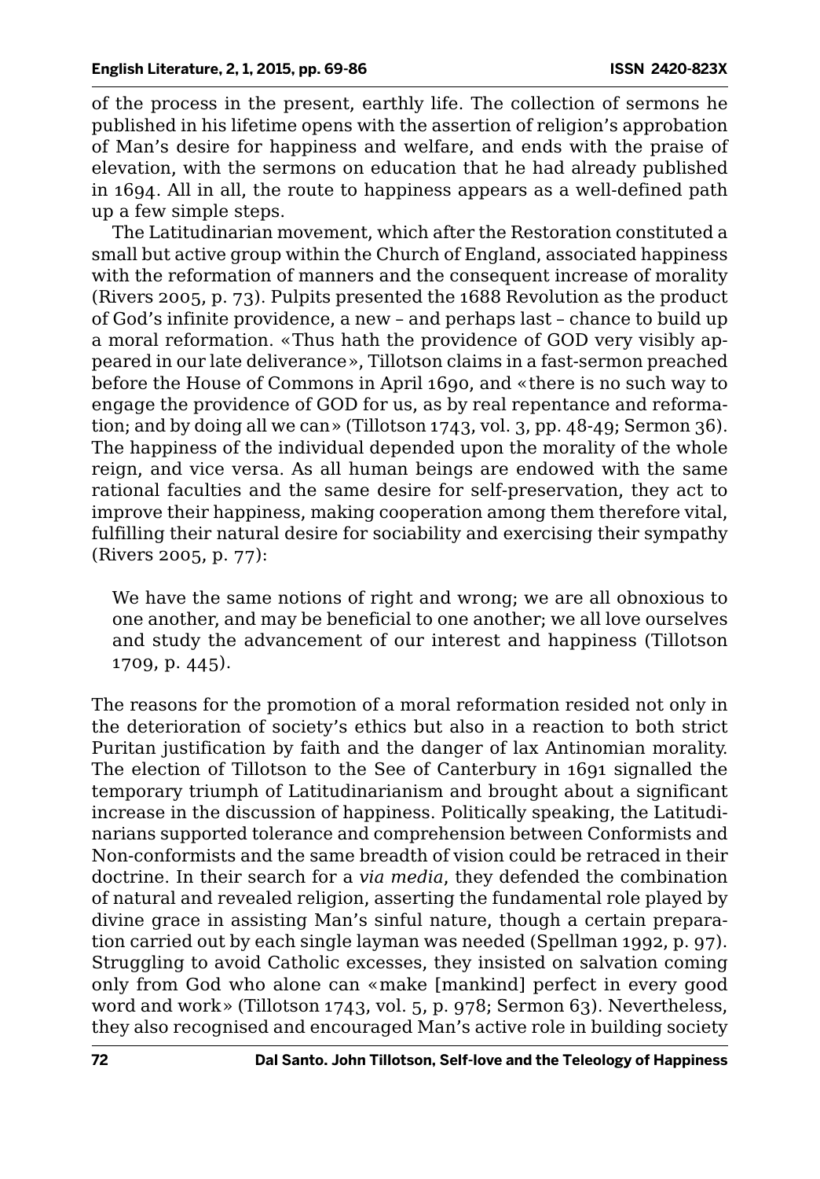of the process in the present, earthly life. The collection of sermons he published in his lifetime opens with the assertion of religion's approbation of Man's desire for happiness and welfare, and ends with the praise of elevation, with the sermons on education that he had already published in 1694. All in all, the route to happiness appears as a well-defined path up a few simple steps.

The Latitudinarian movement, which after the Restoration constituted a small but active group within the Church of England, associated happiness with the reformation of manners and the consequent increase of morality (Rivers 2005, p. 73). Pulpits presented the 1688 Revolution as the product of God's infinite providence, a new – and perhaps last – chance to build up a moral reformation. «Thus hath the providence of GOD very visibly appeared in our late deliverance», Tillotson claims in a fast-sermon preached before the House of Commons in April 1690, and «there is no such way to engage the providence of GOD for us, as by real repentance and reformation; and by doing all we can» (Tillotson 1743, vol. 3, pp. 48-49; Sermon 36). The happiness of the individual depended upon the morality of the whole reign, and vice versa. As all human beings are endowed with the same rational faculties and the same desire for self-preservation, they act to improve their happiness, making cooperation among them therefore vital, fulfilling their natural desire for sociability and exercising their sympathy (Rivers 2005, p. 77):

> We have the same notions of right and wrong; we are all obnoxious to one another, and may be beneficial to one another; we all love ourselves and study the advancement of our interest and happiness (Tillotson 1709, p. 445).

The reasons for the promotion of a moral reformation resided not only in the deterioration of society's ethics but also in a reaction to both strict Puritan justification by faith and the danger of lax Antinomian morality. The election of Tillotson to the See of Canterbury in 1691 signalled the temporary triumph of Latitudinarianism and brought about a significant increase in the discussion of happiness. Politically speaking, the Latitudinarians supported tolerance and comprehension between Conformists and Non-conformists and the same breadth of vision could be retraced in their doctrine. In their search for a *via media*, they defended the combination of natural and revealed religion, asserting the fundamental role played by divine grace in assisting Man's sinful nature, though a certain preparation carried out by each single layman was needed (Spellman 1992, p. 97). Struggling to avoid Catholic excesses, they insisted on salvation coming only from God who alone can «make [mankind] perfect in every good word and work» (Tillotson 1743, vol. 5, p. 978; Sermon 63). Nevertheless, they also recognised and encouraged Man's active role in building society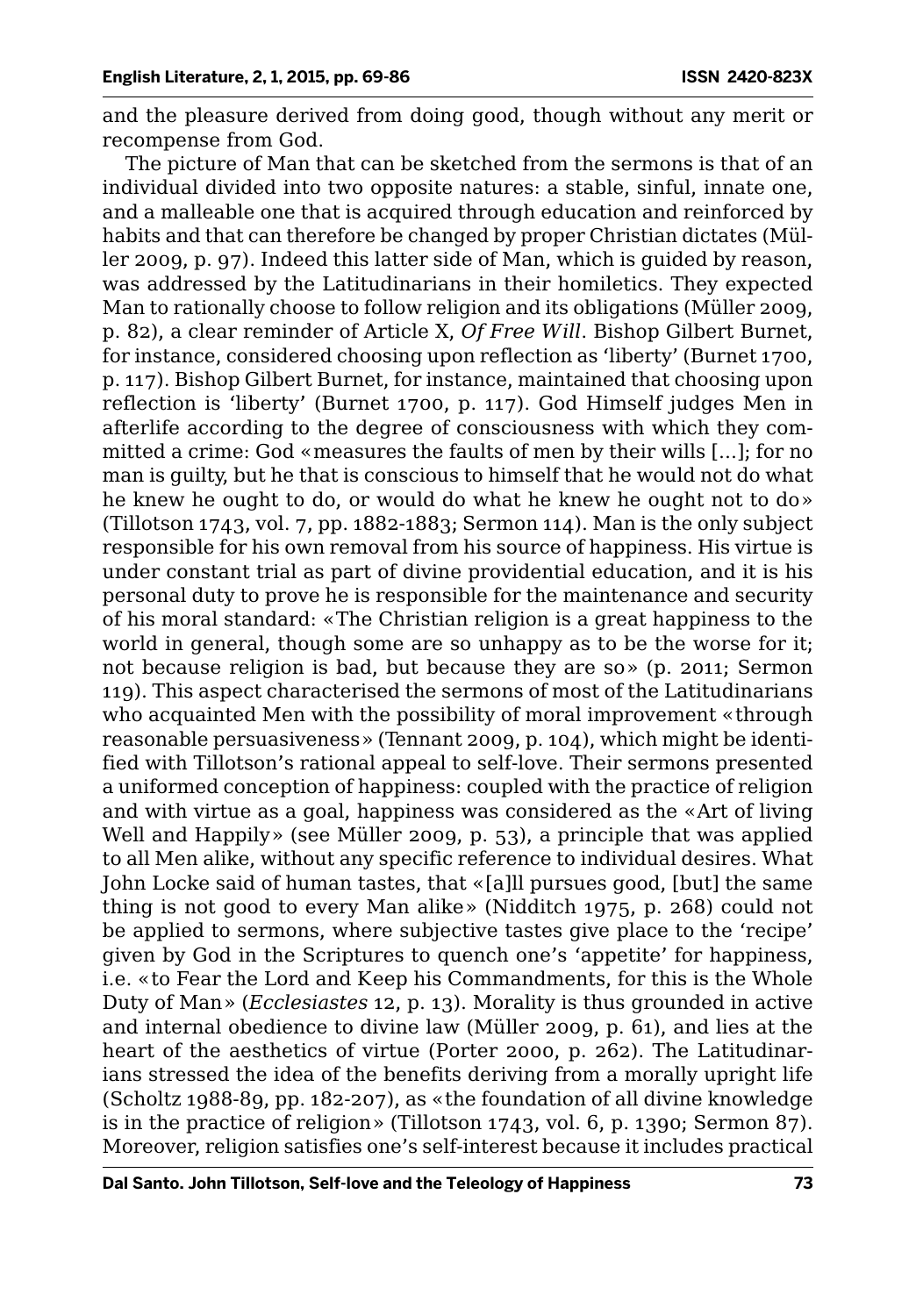and the pleasure derived from doing good, though without any merit or recompense from God.

The picture of Man that can be sketched from the sermons is that of an individual divided into two opposite natures: a stable, sinful, innate one, and a malleable one that is acquired through education and reinforced by habits and that can therefore be changed by proper Christian dictates (Müller 2009, p. 97). Indeed this latter side of Man, which is guided by reason, was addressed by the Latitudinarians in their homiletics. They expected Man to rationally choose to follow religion and its obligations (Müller 2009, p. 82), a clear reminder of Article X, *Of Free Will*. Bishop Gilbert Burnet, for instance, considered choosing upon reflection as 'liberty' (Burnet 1700, p. 117). Bishop Gilbert Burnet, for instance, maintained that choosing upon reflection is 'liberty' (Burnet 1700, p. 117). God Himself judges Men in afterlife according to the degree of consciousness with which they committed a crime: God «measures the faults of men by their wills [...]; for no man is guilty, but he that is conscious to himself that he would not do what he knew he ought to do, or would do what he knew he ought not to do» (Tillotson 1743, vol. 7, pp. 1882-1883; Sermon 114). Man is the only subject responsible for his own removal from his source of happiness. His virtue is under constant trial as part of divine providential education, and it is his personal duty to prove he is responsible for the maintenance and security of his moral standard: «The Christian religion is a great happiness to the world in general, though some are so unhappy as to be the worse for it; not because religion is bad, but because they are so» (p. 2011; Sermon 119). This aspect characterised the sermons of most of the Latitudinarians who acquainted Men with the possibility of moral improvement «through reasonable persuasiveness» (Tennant 2009, p. 104), which might be identified with Tillotson's rational appeal to self-love. Their sermons presented a uniformed conception of happiness: coupled with the practice of religion and with virtue as a goal, happiness was considered as the «Art of living Well and Happily» (see Müller 2009, p. 53), a principle that was applied to all Men alike, without any specific reference to individual desires. What John Locke said of human tastes, that «[a]ll pursues good, [but] the same thing is not good to every Man alike» (Nidditch 1975, p. 268) could not be applied to sermons, where subjective tastes give place to the 'recipe' given by God in the Scriptures to quench one's 'appetite' for happiness, i.e. «to Fear the Lord and Keep his Commandments, for this is the Whole Duty of Man» (*Ecclesiastes* 12, p. 13). Morality is thus grounded in active and internal obedience to divine law (Müller 2009, p. 61), and lies at the heart of the aesthetics of virtue (Porter 2000, p. 262). The Latitudinarians stressed the idea of the benefits deriving from a morally upright life (Scholtz 1988-89, pp. 182-207), as «the foundation of all divine knowledge is in the practice of religion» (Tillotson 1743, vol. 6, p. 1390; Sermon 87). Moreover, religion satisfies one's self-interest because it includes practical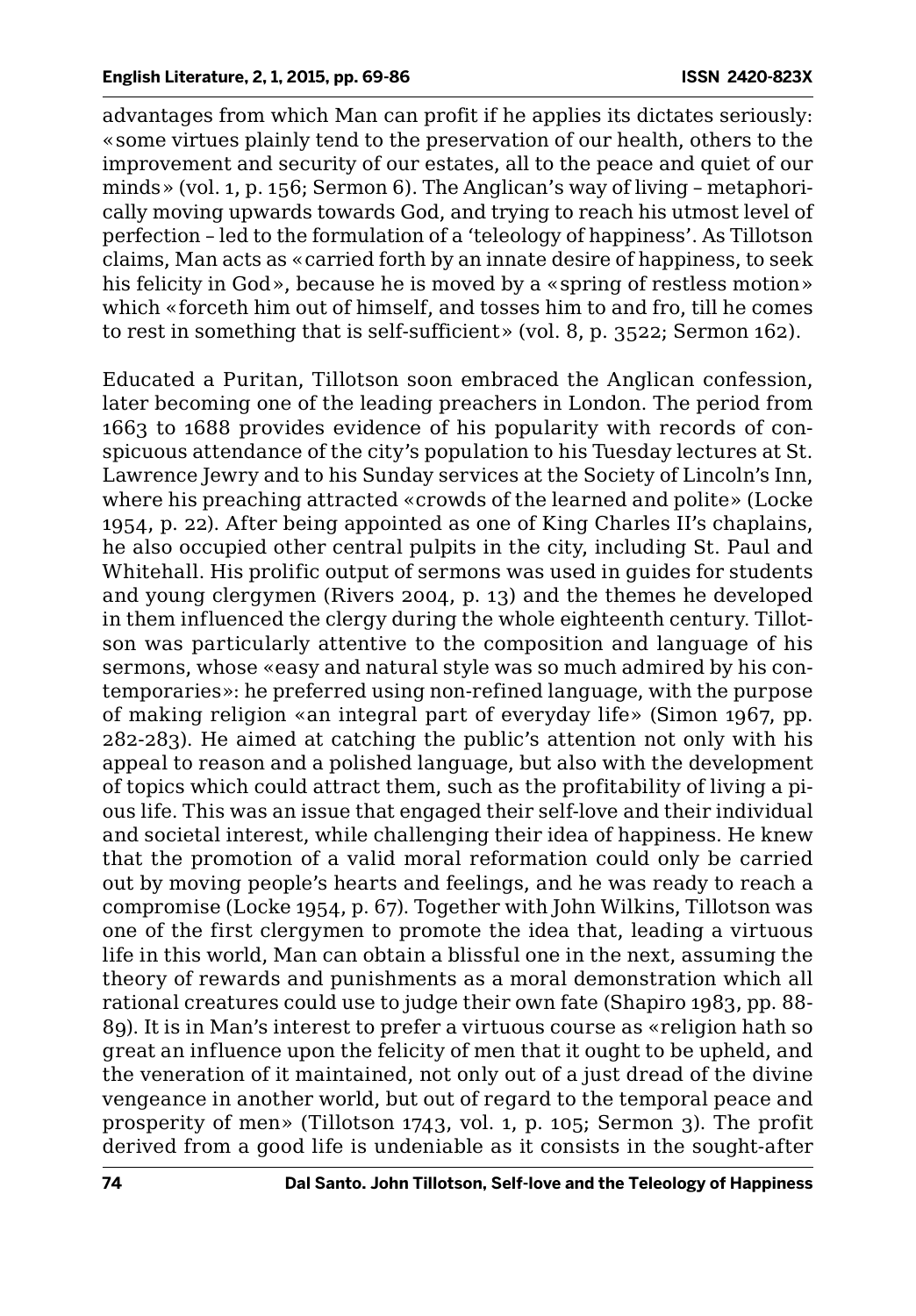advantages from which Man can profit if he applies its dictates seriously: «some virtues plainly tend to the preservation of our health, others to the improvement and security of our estates, all to the peace and quiet of our minds» (vol. 1, p. 156; Sermon 6). The Anglican's way of living – metaphorically moving upwards towards God, and trying to reach his utmost level of perfection – led to the formulation of a 'teleology of happiness'. As Tillotson claims, Man acts as «carried forth by an innate desire of happiness, to seek his felicity in God», because he is moved by a «spring of restless motion» which «forceth him out of himself, and tosses him to and fro, till he comes to rest in something that is self-sufficient» (vol. 8, p. 3522; Sermon 162).

Educated a Puritan, Tillotson soon embraced the Anglican confession, later becoming one of the leading preachers in London. The period from 1663 to 1688 provides evidence of his popularity with records of conspicuous attendance of the city's population to his Tuesday lectures at St. Lawrence Jewry and to his Sunday services at the Society of Lincoln's Inn, where his preaching attracted «crowds of the learned and polite» (Locke 1954, p. 22). After being appointed as one of King Charles II's chaplains, he also occupied other central pulpits in the city, including St. Paul and Whitehall. His prolific output of sermons was used in guides for students and young clergymen (Rivers 2004, p. 13) and the themes he developed in them influenced the clergy during the whole eighteenth century. Tillotson was particularly attentive to the composition and language of his sermons, whose «easy and natural style was so much admired by his contemporaries»: he preferred using non-refined language, with the purpose of making religion «an integral part of everyday life» (Simon 1967, pp. 282-283). He aimed at catching the public's attention not only with his appeal to reason and a polished language, but also with the development of topics which could attract them, such as the profitability of living a pious life. This was an issue that engaged their self-love and their individual and societal interest, while challenging their idea of happiness. He knew that the promotion of a valid moral reformation could only be carried out by moving people's hearts and feelings, and he was ready to reach a compromise (Locke 1954, p. 67). Together with John Wilkins, Tillotson was one of the first clergymen to promote the idea that, leading a virtuous life in this world, Man can obtain a blissful one in the next, assuming the theory of rewards and punishments as a moral demonstration which all rational creatures could use to judge their own fate (Shapiro 1983, pp. 88-89). It is in Man's interest to prefer a virtuous course as «religion hath so great an influence upon the felicity of men that it ought to be upheld, and the veneration of it maintained, not only out of a just dread of the divine vengeance in another world, but out of regard to the temporal peace and prosperity of men» (Tillotson 1743, vol. 1, p. 105; Sermon 3). The profit derived from a good life is undeniable as it consists in the sought-after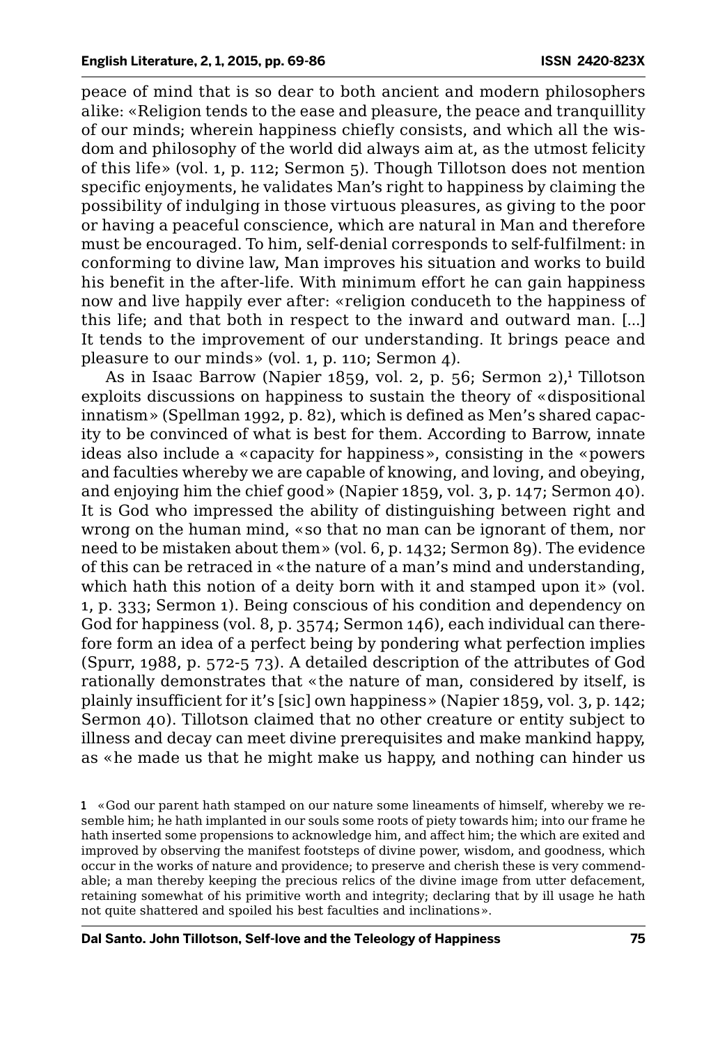peace of mind that is so dear to both ancient and modern philosophers alike: «Religion tends to the ease and pleasure, the peace and tranquillity of our minds; wherein happiness chiefly consists, and which all the wisdom and philosophy of the world did always aim at, as the utmost felicity of this life» (vol. 1, p. 112; Sermon 5). Though Tillotson does not mention specific enjoyments, he validates Man's right to happiness by claiming the possibility of indulging in those virtuous pleasures, as giving to the poor or having a peaceful conscience, which are natural in Man and therefore must be encouraged. To him, self-denial corresponds to self-fulfilment: in conforming to divine law, Man improves his situation and works to build his benefit in the after-life. With minimum effort he can gain happiness now and live happily ever after: «religion conduceth to the happiness of this life; and that both in respect to the inward and outward man. [...] It tends to the improvement of our understanding. It brings peace and pleasure to our minds» (vol. 1, p. 110; Sermon 4).

As in Isaac Barrow (Napier 1859, vol. 2, p. 56; Sermon 2),[1] Tillotson exploits discussions on happiness to sustain the theory of «dispositional innatism» (Spellman 1992, p. 82), which is defined as Men's shared capacity to be convinced of what is best for them. According to Barrow, innate ideas also include a «capacity for happiness», consisting in the «powers and faculties whereby we are capable of knowing, and loving, and obeying, and enjoying him the chief good» (Napier 1859, vol. 3, p. 147; Sermon 40). It is God who impressed the ability of distinguishing between right and wrong on the human mind, «so that no man can be ignorant of them, nor need to be mistaken about them» (vol. 6, p. 1432; Sermon 89). The evidence of this can be retraced in «the nature of a man's mind and understanding, which hath this notion of a deity born with it and stamped upon it» (vol. 1, p. 333; Sermon 1). Being conscious of his condition and dependency on God for happiness (vol. 8, p. 3574; Sermon 146), each individual can therefore form an idea of a perfect being by pondering what perfection implies (Spurr, 1988, p. 572-5 73). A detailed description of the attributes of God rationally demonstrates that «the nature of man, considered by itself, is plainly insufficient for it's [sic] own happiness» (Napier 1859, vol. 3, p. 142; Sermon 40). Tillotson claimed that no other creature or entity subject to illness and decay can meet divine prerequisites and make mankind happy, as «he made us that he might make us happy, and nothing can hinder us

1 «God our parent hath stamped on our nature some lineaments of himself, whereby we resemble him; he hath implanted in our souls some roots of piety towards him; into our frame he hath inserted some propensions to acknowledge him, and affect him; the which are exited and improved by observing the manifest footsteps of divine power, wisdom, and goodness, which occur in the works of nature and providence; to preserve and cherish these is very commendable; a man thereby keeping the precious relics of the divine image from utter defacement, retaining somewhat of his primitive worth and integrity; declaring that by ill usage he hath not quite shattered and spoiled his best faculties and inclinations».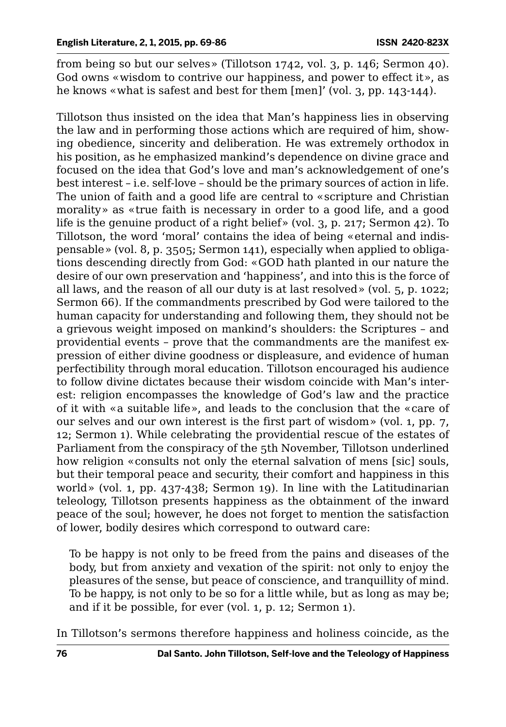from being so but our selves» (Tillotson 1742, vol. 3, p. 146; Sermon 40). God owns «wisdom to contrive our happiness, and power to effect it», as he knows «what is safest and best for them [men]' (vol. 3, pp. 143-144).

Tillotson thus insisted on the idea that Man's happiness lies in observing the law and in performing those actions which are required of him, showing obedience, sincerity and deliberation. He was extremely orthodox in his position, as he emphasized mankind's dependence on divine grace and focused on the idea that God's love and man's acknowledgement of one's best interest – i.e. self-love – should be the primary sources of action in life. The union of faith and a good life are central to «scripture and Christian morality» as «true faith is necessary in order to a good life, and a good life is the genuine product of a right belief» (vol. 3, p. 217; Sermon 42). To Tillotson, the word 'moral' contains the idea of being «eternal and indispensable» (vol. 8, p. 3505; Sermon 141), especially when applied to obligations descending directly from God: «GOD hath planted in our nature the desire of our own preservation and 'happiness', and into this is the force of all laws, and the reason of all our duty is at last resolved» (vol. 5, p. 1022; Sermon 66). If the commandments prescribed by God were tailored to the human capacity for understanding and following them, they should not be a grievous weight imposed on mankind's shoulders: the Scriptures – and providential events – prove that the commandments are the manifest expression of either divine goodness or displeasure, and evidence of human perfectibility through moral education. Tillotson encouraged his audience to follow divine dictates because their wisdom coincide with Man's interest: religion encompasses the knowledge of God's law and the practice of it with «a suitable life», and leads to the conclusion that the «care of our selves and our own interest is the first part of wisdom» (vol. 1, pp. 7, 12; Sermon 1). While celebrating the providential rescue of the estates of Parliament from the conspiracy of the 5th November, Tillotson underlined how religion «consults not only the eternal salvation of mens [sic] souls, but their temporal peace and security, their comfort and happiness in this world» (vol. 1, pp. 437-438; Sermon 19). In line with the Latitudinarian teleology, Tillotson presents happiness as the obtainment of the inward peace of the soul; however, he does not forget to mention the satisfaction of lower, bodily desires which correspond to outward care:

> To be happy is not only to be freed from the pains and diseases of the body, but from anxiety and vexation of the spirit: not only to enjoy the pleasures of the sense, but peace of conscience, and tranquillity of mind. To be happy, is not only to be so for a little while, but as long as may be; and if it be possible, for ever (vol. 1, p. 12; Sermon 1).

In Tillotson's sermons therefore happiness and holiness coincide, as the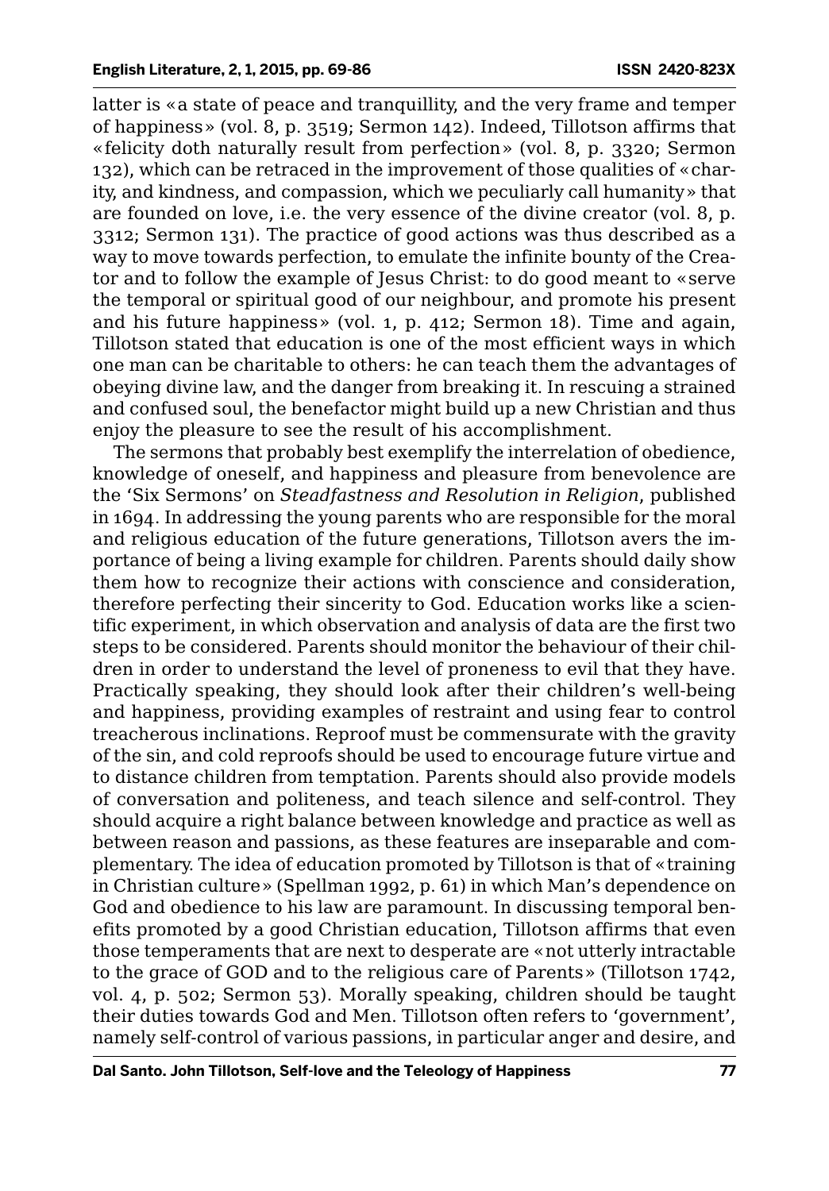latter is «a state of peace and tranquillity, and the very frame and temper of happiness» (vol. 8, p. 3519; Sermon 142). Indeed, Tillotson affirms that «felicity doth naturally result from perfection» (vol. 8, p. 3320; Sermon 132), which can be retraced in the improvement of those qualities of «charity, and kindness, and compassion, which we peculiarly call humanity» that are founded on love, i.e. the very essence of the divine creator (vol. 8, p. 3312; Sermon 131). The practice of good actions was thus described as a way to move towards perfection, to emulate the infinite bounty of the Creator and to follow the example of Jesus Christ: to do good meant to «serve the temporal or spiritual good of our neighbour, and promote his present and his future happiness» (vol. 1, p. 412; Sermon 18). Time and again, Tillotson stated that education is one of the most efficient ways in which one man can be charitable to others: he can teach them the advantages of obeying divine law, and the danger from breaking it. In rescuing a strained and confused soul, the benefactor might build up a new Christian and thus enjoy the pleasure to see the result of his accomplishment.

The sermons that probably best exemplify the interrelation of obedience, knowledge of oneself, and happiness and pleasure from benevolence are the 'Six Sermons' on *Steadfastness and Resolution in Religion*, published in 1694. In addressing the young parents who are responsible for the moral and religious education of the future generations, Tillotson avers the importance of being a living example for children. Parents should daily show them how to recognize their actions with conscience and consideration, therefore perfecting their sincerity to God. Education works like a scientific experiment, in which observation and analysis of data are the first two steps to be considered. Parents should monitor the behaviour of their children in order to understand the level of proneness to evil that they have. Practically speaking, they should look after their children's well-being and happiness, providing examples of restraint and using fear to control treacherous inclinations. Reproof must be commensurate with the gravity of the sin, and cold reproofs should be used to encourage future virtue and to distance children from temptation. Parents should also provide models of conversation and politeness, and teach silence and self-control. They should acquire a right balance between knowledge and practice as well as between reason and passions, as these features are inseparable and complementary. The idea of education promoted by Tillotson is that of «training in Christian culture» (Spellman 1992, p. 61) in which Man's dependence on God and obedience to his law are paramount. In discussing temporal benefits promoted by a good Christian education, Tillotson affirms that even those temperaments that are next to desperate are «not utterly intractable to the grace of GOD and to the religious care of Parents» (Tillotson 1742, vol. 4, p. 502; Sermon 53). Morally speaking, children should be taught their duties towards God and Men. Tillotson often refers to 'government', namely self-control of various passions, in particular anger and desire, and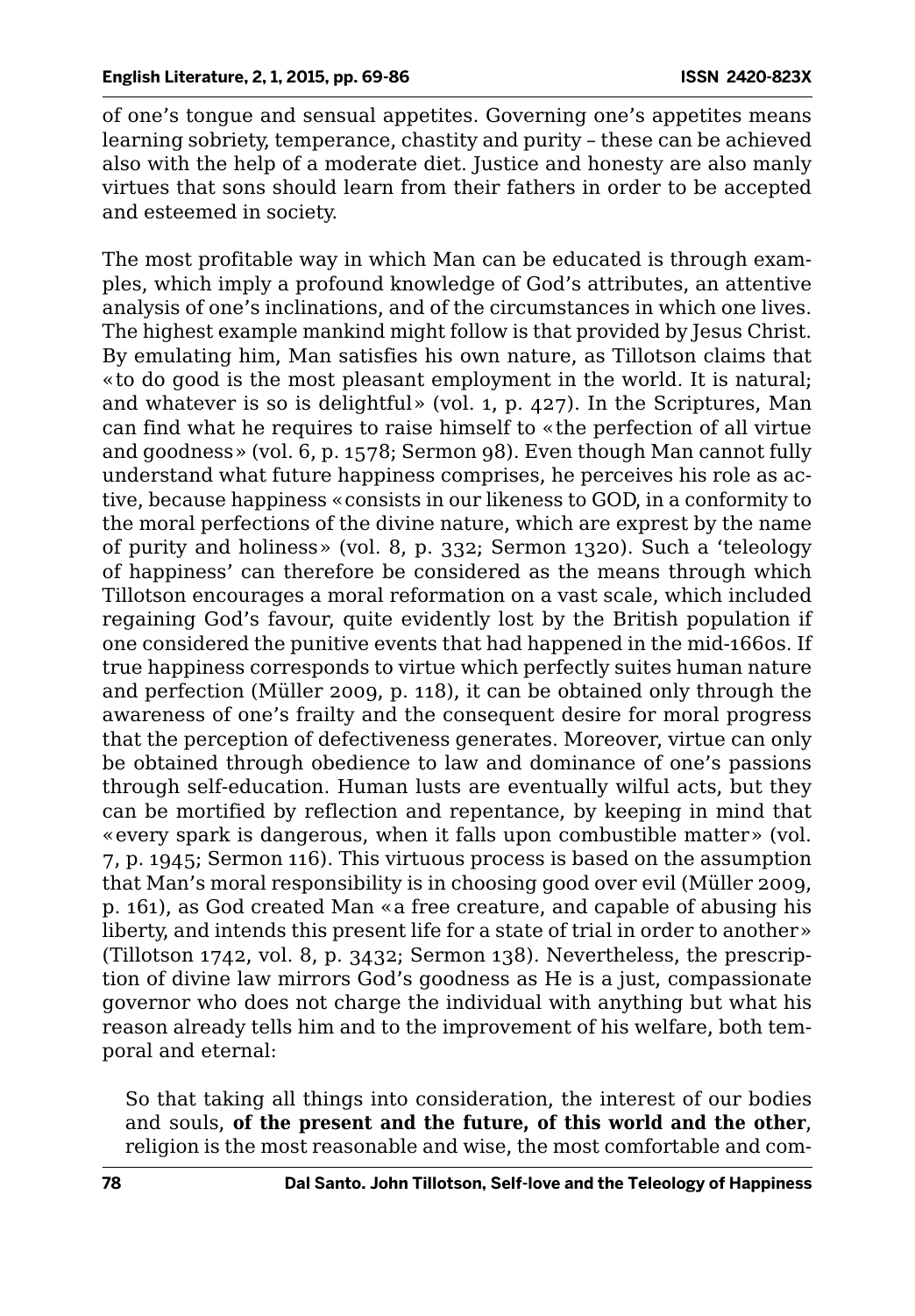of one's tongue and sensual appetites. Governing one's appetites means learning sobriety, temperance, chastity and purity – these can be achieved also with the help of a moderate diet. Justice and honesty are also manly virtues that sons should learn from their fathers in order to be accepted and esteemed in society.

The most profitable way in which Man can be educated is through examples, which imply a profound knowledge of God's attributes, an attentive analysis of one's inclinations, and of the circumstances in which one lives. The highest example mankind might follow is that provided by Jesus Christ. By emulating him, Man satisfies his own nature, as Tillotson claims that «to do good is the most pleasant employment in the world. It is natural; and whatever is so is delightful» (vol. 1, p. 427). In the Scriptures, Man can find what he requires to raise himself to «the perfection of all virtue and goodness» (vol. 6, p. 1578; Sermon 98). Even though Man cannot fully understand what future happiness comprises, he perceives his role as active, because happiness «consists in our likeness to GOD, in a conformity to the moral perfections of the divine nature, which are exprest by the name of purity and holiness» (vol. 8, p. 332; Sermon 1320). Such a 'teleology of happiness' can therefore be considered as the means through which Tillotson encourages a moral reformation on a vast scale, which included regaining God's favour, quite evidently lost by the British population if one considered the punitive events that had happened in the mid-1660s. If true happiness corresponds to virtue which perfectly suites human nature and perfection (Müller 2009, p. 118), it can be obtained only through the awareness of one's frailty and the consequent desire for moral progress that the perception of defectiveness generates. Moreover, virtue can only be obtained through obedience to law and dominance of one's passions through self-education. Human lusts are eventually wilful acts, but they can be mortified by reflection and repentance, by keeping in mind that «every spark is dangerous, when it falls upon combustible matter» (vol. 7, p. 1945; Sermon 116). This virtuous process is based on the assumption that Man's moral responsibility is in choosing good over evil (Müller 2009, p. 161), as God created Man «a free creature, and capable of abusing his liberty, and intends this present life for a state of trial in order to another» (Tillotson 1742, vol. 8, p. 3432; Sermon 138). Nevertheless, the prescription of divine law mirrors God's goodness as He is a just, compassionate governor who does not charge the individual with anything but what his reason already tells him and to the improvement of his welfare, both temporal and eternal:

> So that taking all things into consideration, the interest of our bodies and souls, **of the present and the future, of this world and the other**, religion is the most reasonable and wise, the most comfortable and com-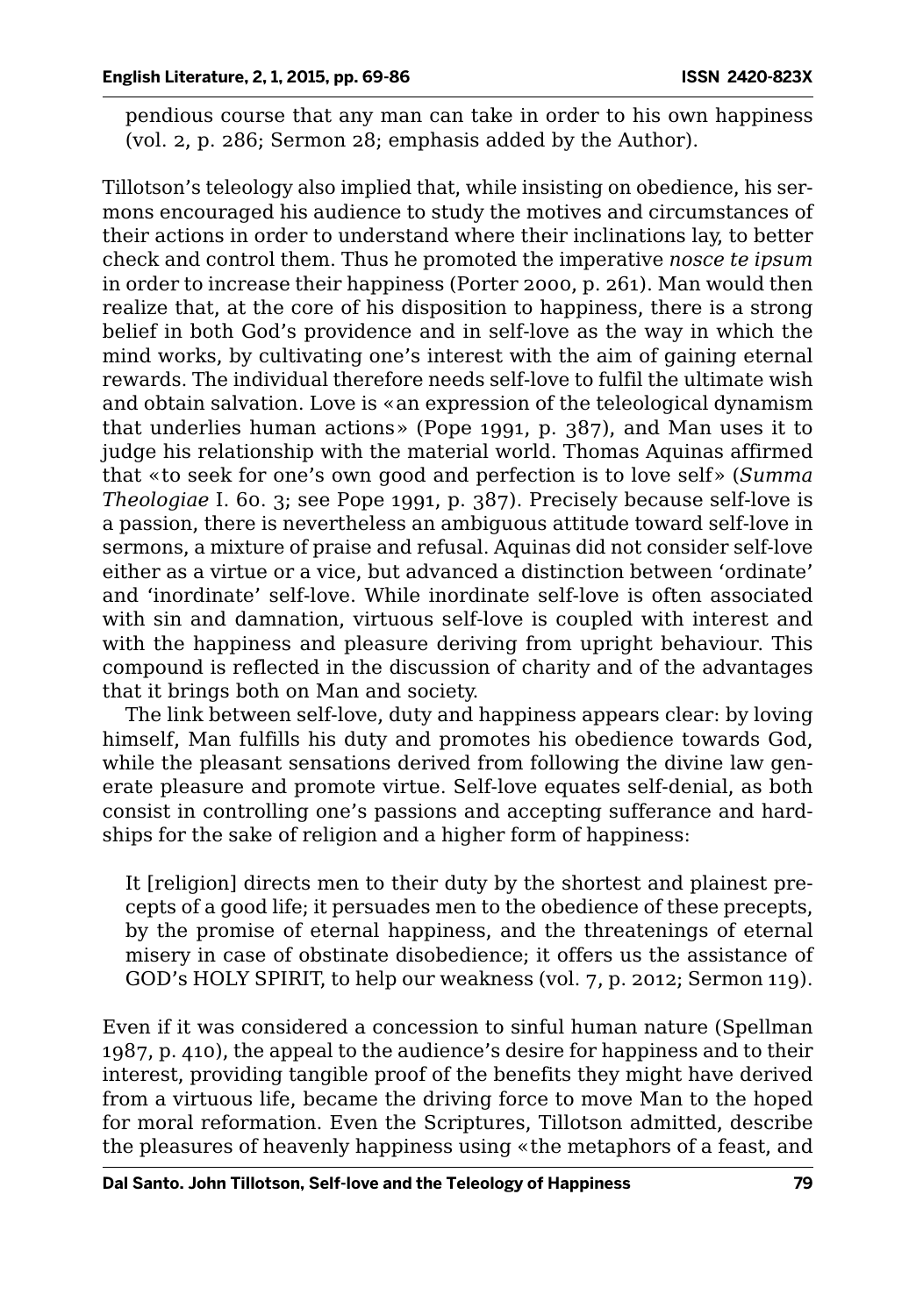pendious course that any man can take in order to his own happiness (vol. 2, p. 286; Sermon 28; emphasis added by the Author).

Tillotson's teleology also implied that, while insisting on obedience, his sermons encouraged his audience to study the motives and circumstances of their actions in order to understand where their inclinations lay, to better check and control them. Thus he promoted the imperative *nosce te ipsum* in order to increase their happiness (Porter 2000, p. 261). Man would then realize that, at the core of his disposition to happiness, there is a strong belief in both God's providence and in self-love as the way in which the mind works, by cultivating one's interest with the aim of gaining eternal rewards. The individual therefore needs self-love to fulfil the ultimate wish and obtain salvation. Love is «an expression of the teleological dynamism that underlies human actions» (Pope 1991, p. 387), and Man uses it to judge his relationship with the material world. Thomas Aquinas affirmed that «to seek for one's own good and perfection is to love self» (*Summa Theologiae* I. 60. 3; see Pope 1991, p. 387). Precisely because self-love is a passion, there is nevertheless an ambiguous attitude toward self-love in sermons, a mixture of praise and refusal. Aquinas did not consider self-love either as a virtue or a vice, but advanced a distinction between 'ordinate' and 'inordinate' self-love. While inordinate self-love is often associated with sin and damnation, virtuous self-love is coupled with interest and with the happiness and pleasure deriving from upright behaviour. This compound is reflected in the discussion of charity and of the advantages that it brings both on Man and society.

The link between self-love, duty and happiness appears clear: by loving himself, Man fulfills his duty and promotes his obedience towards God, while the pleasant sensations derived from following the divine law generate pleasure and promote virtue. Self-love equates self-denial, as both consist in controlling one's passions and accepting sufferance and hardships for the sake of religion and a higher form of happiness:

> It [religion] directs men to their duty by the shortest and plainest precepts of a good life; it persuades men to the obedience of these precepts, by the promise of eternal happiness, and the threatenings of eternal misery in case of obstinate disobedience; it offers us the assistance of GOD's HOLY SPIRIT, to help our weakness (vol. 7, p. 2012; Sermon 119).

Even if it was considered a concession to sinful human nature (Spellman 1987, p. 410), the appeal to the audience's desire for happiness and to their interest, providing tangible proof of the benefits they might have derived from a virtuous life, became the driving force to move Man to the hoped for moral reformation. Even the Scriptures, Tillotson admitted, describe the pleasures of heavenly happiness using «the metaphors of a feast, and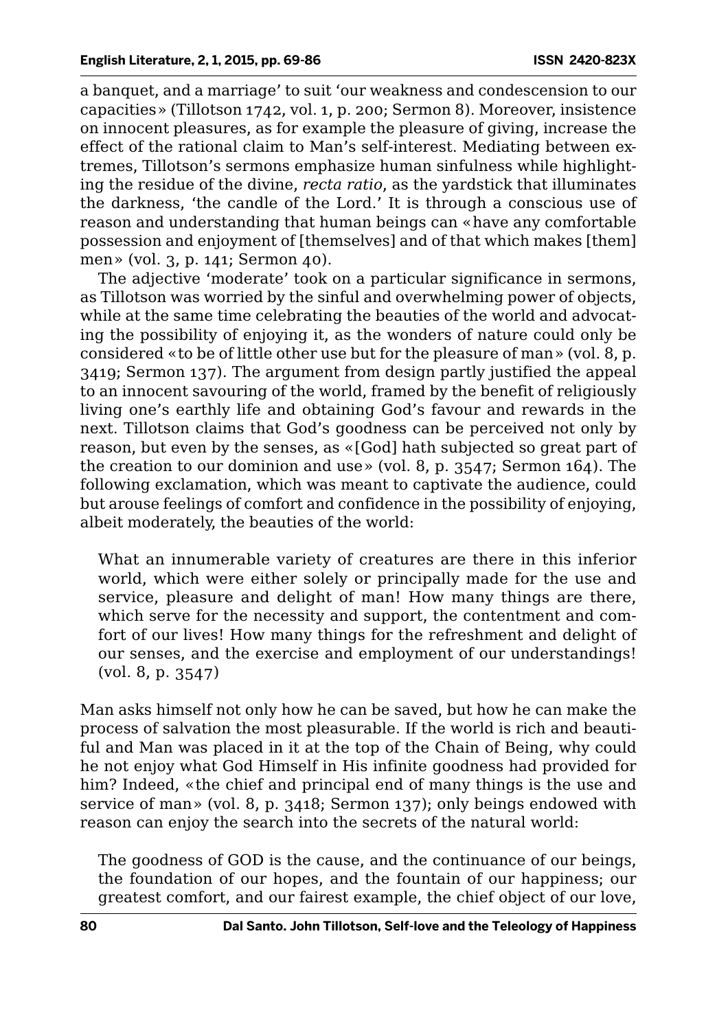a banquet, and a marriage' to suit 'our weakness and condescension to our capacities» (Tillotson 1742, vol. 1, p. 200; Sermon 8). Moreover, insistence on innocent pleasures, as for example the pleasure of giving, increase the effect of the rational claim to Man's self-interest. Mediating between extremes, Tillotson's sermons emphasize human sinfulness while highlighting the residue of the divine, *recta ratio*, as the yardstick that illuminates the darkness, 'the candle of the Lord.' It is through a conscious use of reason and understanding that human beings can «have any comfortable possession and enjoyment of [themselves] and of that which makes [them] men» (vol. 3, p. 141; Sermon 40).

The adjective 'moderate' took on a particular significance in sermons, as Tillotson was worried by the sinful and overwhelming power of objects, while at the same time celebrating the beauties of the world and advocating the possibility of enjoying it, as the wonders of nature could only be considered «to be of little other use but for the pleasure of man» (vol. 8, p. 3419; Sermon 137). The argument from design partly justified the appeal to an innocent savouring of the world, framed by the benefit of religiously living one's earthly life and obtaining God's favour and rewards in the next. Tillotson claims that God's goodness can be perceived not only by reason, but even by the senses, as «[God] hath subjected so great part of the creation to our dominion and use» (vol. 8, p. 3547; Sermon 164). The following exclamation, which was meant to captivate the audience, could but arouse feelings of comfort and confidence in the possibility of enjoying, albeit moderately, the beauties of the world:

> What an innumerable variety of creatures are there in this inferior world, which were either solely or principally made for the use and service, pleasure and delight of man! How many things are there, which serve for the necessity and support, the contentment and comfort of our lives! How many things for the refreshment and delight of our senses, and the exercise and employment of our understandings! (vol. 8, p. 3547)

Man asks himself not only how he can be saved, but how he can make the process of salvation the most pleasurable. If the world is rich and beautiful and Man was placed in it at the top of the Chain of Being, why could he not enjoy what God Himself in His infinite goodness had provided for him? Indeed, «the chief and principal end of many things is the use and service of man» (vol. 8, p. 3418; Sermon 137); only beings endowed with reason can enjoy the search into the secrets of the natural world:

> The goodness of GOD is the cause, and the continuance of our beings, the foundation of our hopes, and the fountain of our happiness; our greatest comfort, and our fairest example, the chief object of our love,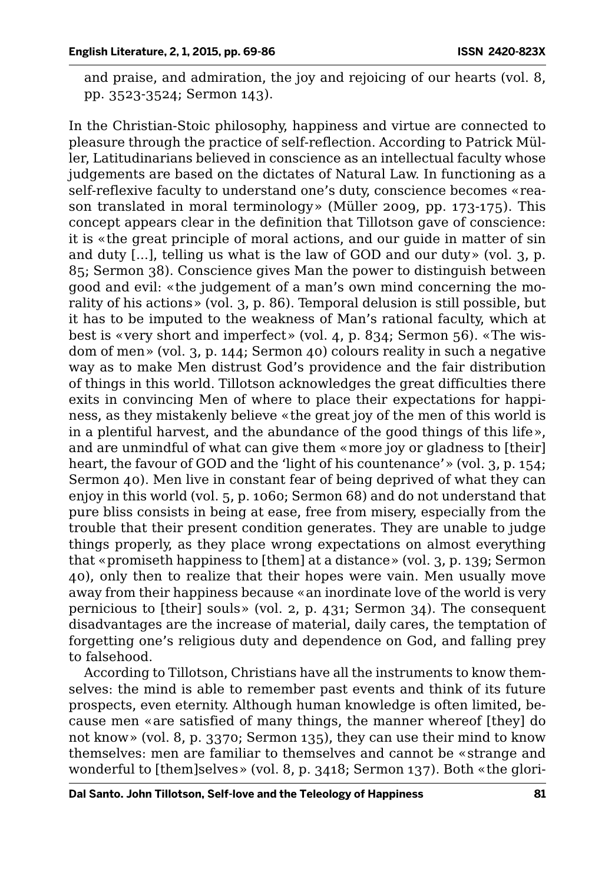and praise, and admiration, the joy and rejoicing of our hearts (vol. 8, pp. 3523-3524; Sermon 143).

In the Christian-Stoic philosophy, happiness and virtue are connected to pleasure through the practice of self-reflection. According to Patrick Müller, Latitudinarians believed in conscience as an intellectual faculty whose judgements are based on the dictates of Natural Law. In functioning as a self-reflexive faculty to understand one's duty, conscience becomes «reason translated in moral terminology» (Müller 2009, pp. 173-175). This concept appears clear in the definition that Tillotson gave of conscience: it is «the great principle of moral actions, and our guide in matter of sin and duty […], telling us what is the law of GOD and our duty» (vol. 3, p. 85; Sermon 38). Conscience gives Man the power to distinguish between good and evil: «the judgement of a man's own mind concerning the morality of his actions» (vol. 3, p. 86). Temporal delusion is still possible, but it has to be imputed to the weakness of Man's rational faculty, which at best is «very short and imperfect» (vol. 4, p. 834; Sermon 56). «The wisdom of men» (vol. 3, p. 144; Sermon 40) colours reality in such a negative way as to make Men distrust God's providence and the fair distribution of things in this world. Tillotson acknowledges the great difficulties there exits in convincing Men of where to place their expectations for happiness, as they mistakenly believe «the great joy of the men of this world is in a plentiful harvest, and the abundance of the good things of this life», and are unmindful of what can give them «more joy or gladness to [their] heart, the favour of GOD and the 'light of his countenance'» (vol. 3, p. 154; Sermon 40). Men live in constant fear of being deprived of what they can enjoy in this world (vol. 5, p. 1060; Sermon 68) and do not understand that pure bliss consists in being at ease, free from misery, especially from the trouble that their present condition generates. They are unable to judge things properly, as they place wrong expectations on almost everything that «promiseth happiness to [them] at a distance» (vol. 3, p. 139; Sermon 40), only then to realize that their hopes were vain. Men usually move away from their happiness because «an inordinate love of the world is very pernicious to [their] souls» (vol. 2, p. 431; Sermon 34). The consequent disadvantages are the increase of material, daily cares, the temptation of forgetting one's religious duty and dependence on God, and falling prey to falsehood.

According to Tillotson, Christians have all the instruments to know themselves: the mind is able to remember past events and think of its future prospects, even eternity. Although human knowledge is often limited, because men «are satisfied of many things, the manner whereof [they] do not know» (vol. 8, p. 3370; Sermon 135), they can use their mind to know themselves: men are familiar to themselves and cannot be «strange and wonderful to [them]selves» (vol. 8, p. 3418; Sermon 137). Both «the glori-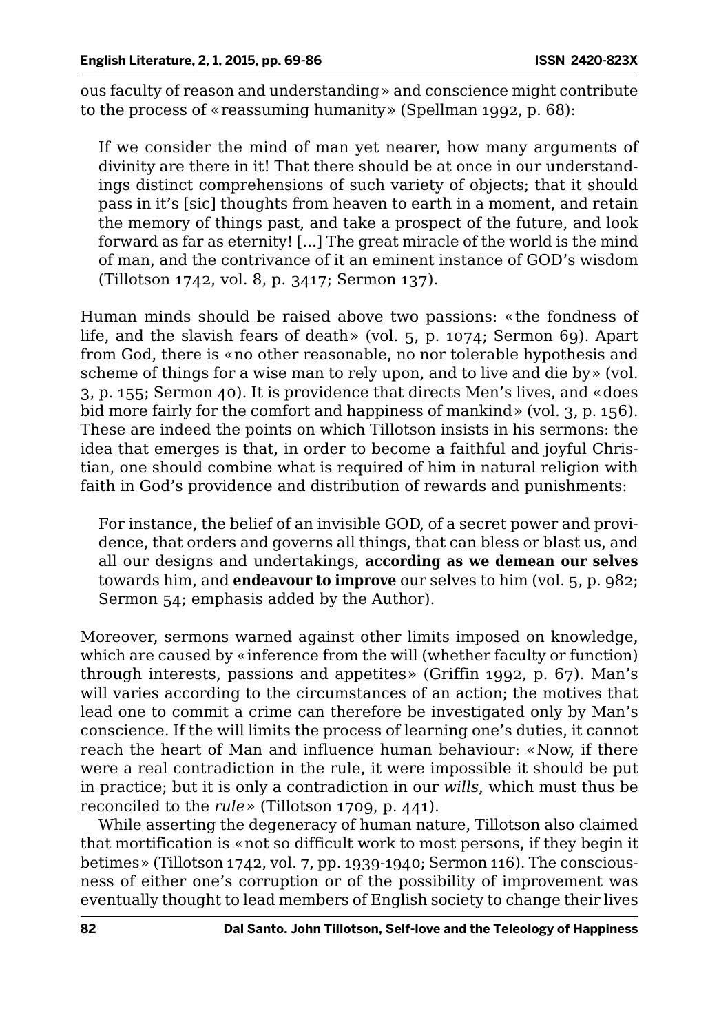ous faculty of reason and understanding» and conscience might contribute to the process of «reassuming humanity» (Spellman 1992, p. 68):

> If we consider the mind of man yet nearer, how many arguments of divinity are there in it! That there should be at once in our understandings distinct comprehensions of such variety of objects; that it should pass in it's [sic] thoughts from heaven to earth in a moment, and retain the memory of things past, and take a prospect of the future, and look forward as far as eternity! [...] The great miracle of the world is the mind of man, and the contrivance of it an eminent instance of GOD's wisdom (Tillotson 1742, vol. 8, p. 3417; Sermon 137).

Human minds should be raised above two passions: «the fondness of life, and the slavish fears of death» (vol. 5, p. 1074; Sermon 69). Apart from God, there is «no other reasonable, no nor tolerable hypothesis and scheme of things for a wise man to rely upon, and to live and die by» (vol. 3, p. 155; Sermon 40). It is providence that directs Men's lives, and «does bid more fairly for the comfort and happiness of mankind» (vol. 3, p. 156). These are indeed the points on which Tillotson insists in his sermons: the idea that emerges is that, in order to become a faithful and joyful Christian, one should combine what is required of him in natural religion with faith in God's providence and distribution of rewards and punishments:

> For instance, the belief of an invisible GOD, of a secret power and providence, that orders and governs all things, that can bless or blast us, and all our designs and undertakings, **according as we demean our selves** towards him, and **endeavour to improve** our selves to him (vol. 5, p. 982; Sermon 54; emphasis added by the Author).

Moreover, sermons warned against other limits imposed on knowledge, which are caused by «inference from the will (whether faculty or function) through interests, passions and appetites» (Griffin 1992, p. 67). Man's will varies according to the circumstances of an action; the motives that lead one to commit a crime can therefore be investigated only by Man's conscience. If the will limits the process of learning one's duties, it cannot reach the heart of Man and influence human behaviour: «Now, if there were a real contradiction in the rule, it were impossible it should be put in practice; but it is only a contradiction in our *wills*, which must thus be reconciled to the *rule*» (Tillotson 1709, p. 441).

While asserting the degeneracy of human nature, Tillotson also claimed that mortification is «not so difficult work to most persons, if they begin it betimes» (Tillotson 1742, vol. 7, pp. 1939-1940; Sermon 116). The consciousness of either one's corruption or of the possibility of improvement was eventually thought to lead members of English society to change their lives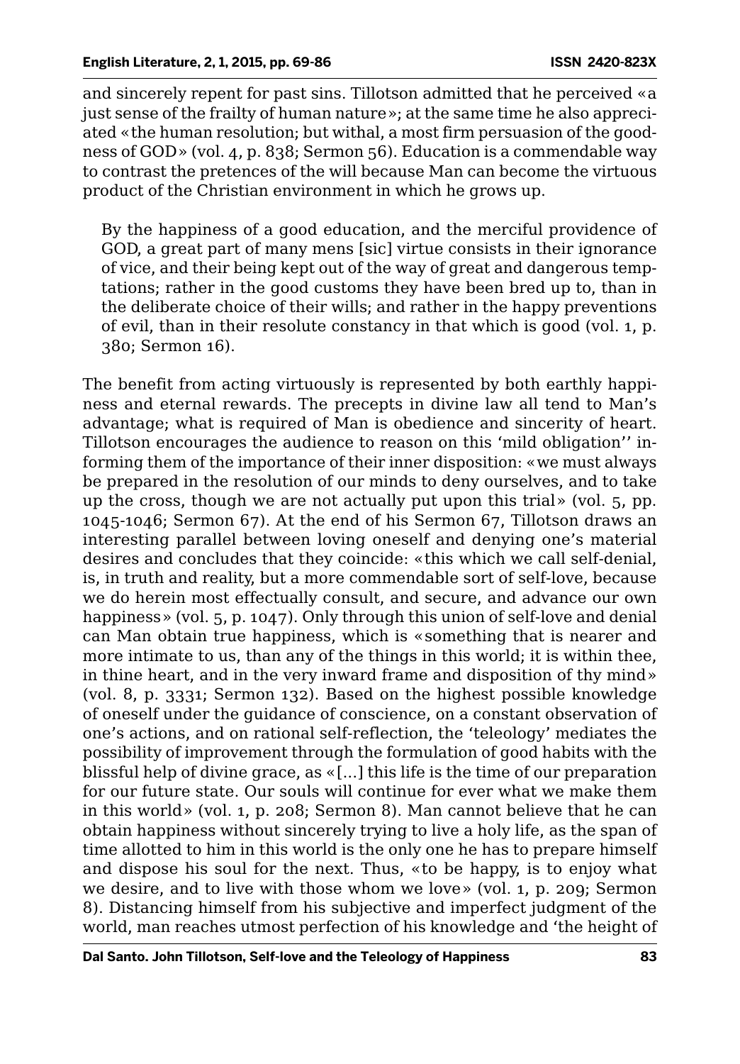and sincerely repent for past sins. Tillotson admitted that he perceived «a just sense of the frailty of human nature»; at the same time he also appreciated «the human resolution; but withal, a most firm persuasion of the goodness of GOD» (vol. 4, p. 838; Sermon 56). Education is a commendable way to contrast the pretences of the will because Man can become the virtuous product of the Christian environment in which he grows up.

> By the happiness of a good education, and the merciful providence of GOD, a great part of many mens [sic] virtue consists in their ignorance of vice, and their being kept out of the way of great and dangerous temptations; rather in the good customs they have been bred up to, than in the deliberate choice of their wills; and rather in the happy preventions of evil, than in their resolute constancy in that which is good (vol. 1, p. 380; Sermon 16).

The benefit from acting virtuously is represented by both earthly happiness and eternal rewards. The precepts in divine law all tend to Man's advantage; what is required of Man is obedience and sincerity of heart. Tillotson encourages the audience to reason on this 'mild obligation'' informing them of the importance of their inner disposition: «we must always be prepared in the resolution of our minds to deny ourselves, and to take up the cross, though we are not actually put upon this trial» (vol. 5, pp. 1045-1046; Sermon 67). At the end of his Sermon 67, Tillotson draws an interesting parallel between loving oneself and denying one's material desires and concludes that they coincide: «this which we call self-denial, is, in truth and reality, but a more commendable sort of self-love, because we do herein most effectually consult, and secure, and advance our own happiness» (vol. 5, p. 1047). Only through this union of self-love and denial can Man obtain true happiness, which is «something that is nearer and more intimate to us, than any of the things in this world; it is within thee, in thine heart, and in the very inward frame and disposition of thy mind» (vol. 8, p. 3331; Sermon 132). Based on the highest possible knowledge of oneself under the guidance of conscience, on a constant observation of one's actions, and on rational self-reflection, the 'teleology' mediates the possibility of improvement through the formulation of good habits with the blissful help of divine grace, as «[...] this life is the time of our preparation for our future state. Our souls will continue for ever what we make them in this world» (vol. 1, p. 208; Sermon 8). Man cannot believe that he can obtain happiness without sincerely trying to live a holy life, as the span of time allotted to him in this world is the only one he has to prepare himself and dispose his soul for the next. Thus, «to be happy, is to enjoy what we desire, and to live with those whom we love» (vol. 1, p. 209; Sermon 8). Distancing himself from his subjective and imperfect judgment of the world, man reaches utmost perfection of his knowledge and 'the height of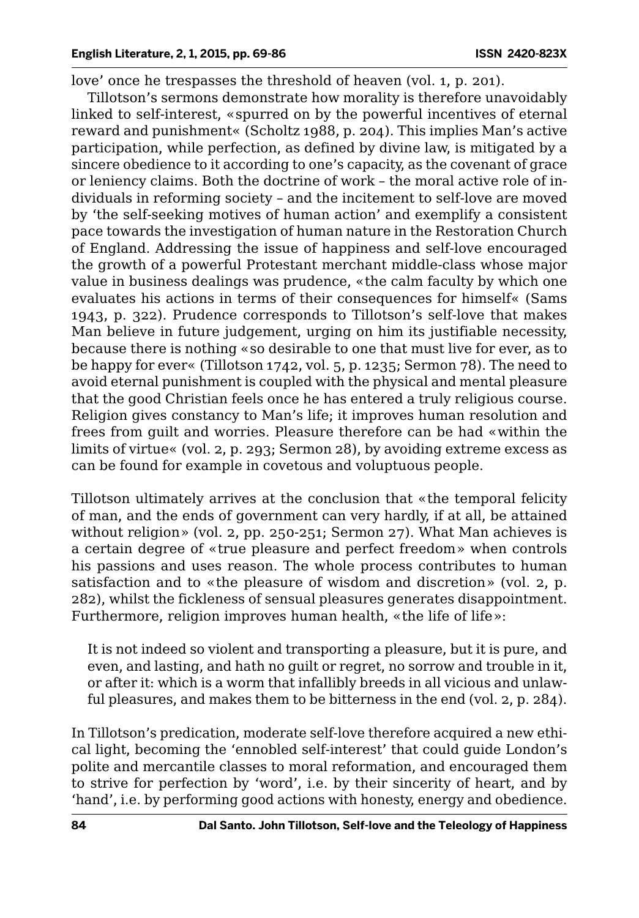love' once he trespasses the threshold of heaven (vol. 1, p. 201).

Tillotson's sermons demonstrate how morality is therefore unavoidably linked to self-interest, «spurred on by the powerful incentives of eternal reward and punishment« (Scholtz 1988, p. 204). This implies Man's active participation, while perfection, as defined by divine law, is mitigated by a sincere obedience to it according to one's capacity, as the covenant of grace or leniency claims. Both the doctrine of work – the moral active role of individuals in reforming society – and the incitement to self-love are moved by 'the self-seeking motives of human action' and exemplify a consistent pace towards the investigation of human nature in the Restoration Church of England. Addressing the issue of happiness and self-love encouraged the growth of a powerful Protestant merchant middle-class whose major value in business dealings was prudence, «the calm faculty by which one evaluates his actions in terms of their consequences for himself« (Sams 1943, p. 322). Prudence corresponds to Tillotson's self-love that makes Man believe in future judgement, urging on him its justifiable necessity, because there is nothing «so desirable to one that must live for ever, as to be happy for ever« (Tillotson 1742, vol. 5, p. 1235; Sermon 78). The need to avoid eternal punishment is coupled with the physical and mental pleasure that the good Christian feels once he has entered a truly religious course. Religion gives constancy to Man's life; it improves human resolution and frees from guilt and worries. Pleasure therefore can be had «within the limits of virtue« (vol. 2, p. 293; Sermon 28), by avoiding extreme excess as can be found for example in covetous and voluptuous people.

Tillotson ultimately arrives at the conclusion that «the temporal felicity of man, and the ends of government can very hardly, if at all, be attained without religion» (vol. 2, pp. 250-251; Sermon 27). What Man achieves is a certain degree of «true pleasure and perfect freedom» when controls his passions and uses reason. The whole process contributes to human satisfaction and to «the pleasure of wisdom and discretion» (vol. 2, p. 282), whilst the fickleness of sensual pleasures generates disappointment. Furthermore, religion improves human health, «the life of life»:

> It is not indeed so violent and transporting a pleasure, but it is pure, and even, and lasting, and hath no guilt or regret, no sorrow and trouble in it, or after it: which is a worm that infallibly breeds in all vicious and unlawful pleasures, and makes them to be bitterness in the end (vol. 2, p. 284).

In Tillotson's predication, moderate self-love therefore acquired a new ethical light, becoming the 'ennobled self-interest' that could guide London's polite and mercantile classes to moral reformation, and encouraged them to strive for perfection by 'word', i.e. by their sincerity of heart, and by 'hand', i.e. by performing good actions with honesty, energy and obedience.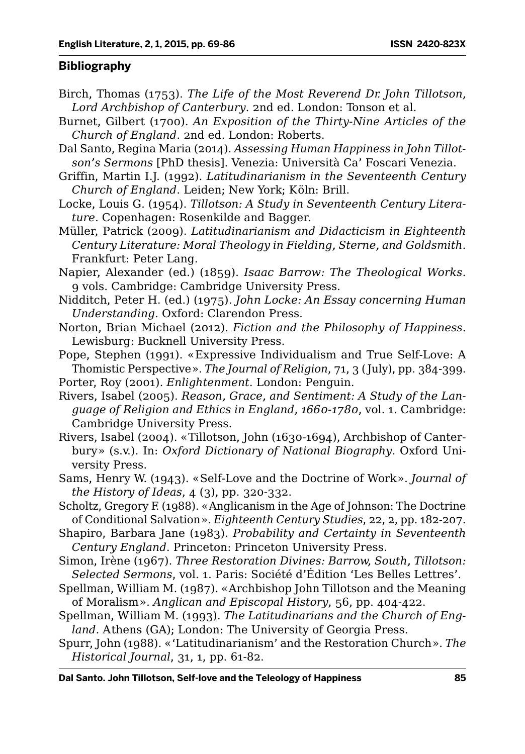## Bibliography

Birch, Thomas (1753). *The Life of the Most Reverend Dr. John Tillotson, Lord Archbishop of Canterbury*. 2nd ed. London: Tonson et al.

Burnet, Gilbert (1700). *An Exposition of the Thirty-Nine Articles of the Church of England*. 2nd ed. London: Roberts.

Dal Santo, Regina Maria (2014). *Assessing Human Happiness in John Tillotson's Sermons* [PhD thesis]. Venezia: Università Ca' Foscari Venezia.

Griffin, Martin I.J. (1992). *Latitudinarianism in the Seventeenth Century Church of England*. Leiden; New York; Köln: Brill.

Locke, Louis G. (1954). *Tillotson: A Study in Seventeenth Century Literature*. Copenhagen: Rosenkilde and Bagger.

Müller, Patrick (2009). *Latitudinarianism and Didacticism in Eighteenth Century Literature: Moral Theology in Fielding, Sterne, and Goldsmith*. Frankfurt: Peter Lang.

Napier, Alexander (ed.) (1859). *Isaac Barrow: The Theological Works*. 9 vols. Cambridge: Cambridge University Press.

Nidditch, Peter H. (ed.) (1975). *John Locke: An Essay concerning Human Understanding*. Oxford: Clarendon Press.

Norton, Brian Michael (2012). *Fiction and the Philosophy of Happiness*. Lewisburg: Bucknell University Press.

Pope, Stephen (1991). «Expressive Individualism and True Self-Love: A Thomistic Perspective». *The Journal of Religion*, 71, 3 (July), pp. 384-399.

Porter, Roy (2001). *Enlightenment*. London: Penguin.

Rivers, Isabel (2005). *Reason, Grace, and Sentiment: A Study of the Language of Religion and Ethics in England, 1660-1780*, vol. 1. Cambridge: Cambridge University Press.

Rivers, Isabel (2004). «Tillotson, John (1630-1694), Archbishop of Canterbury» (s.v.). In: *Oxford Dictionary of National Biography*. Oxford University Press.

Sams, Henry W. (1943). «Self-Love and the Doctrine of Work». *Journal of the History of Ideas*, 4 (3), pp. 320-332.

Scholtz, Gregory F. (1988). «Anglicanism in the Age of Johnson: The Doctrine of Conditional Salvation». *Eighteenth Century Studies*, 22, 2, pp. 182-207.

Shapiro, Barbara Jane (1983). *Probability and Certainty in Seventeenth Century England*. Princeton: Princeton University Press.

Simon, Irène (1967). *Three Restoration Divines: Barrow, South, Tillotson: Selected Sermons*, vol. 1. Paris: Société d'Édition 'Les Belles Lettres'.

Spellman, William M. (1987). «Archbishop John Tillotson and the Meaning of Moralism». *Anglican and Episcopal History*, 56, pp. 404-422.

Spellman, William M. (1993). *The Latitudinarians and the Church of England*. Athens (GA); London: The University of Georgia Press.

Spurr, John (1988). «'Latitudinarianism' and the Restoration Church». *The Historical Journal*, 31, 1, pp. 61-82.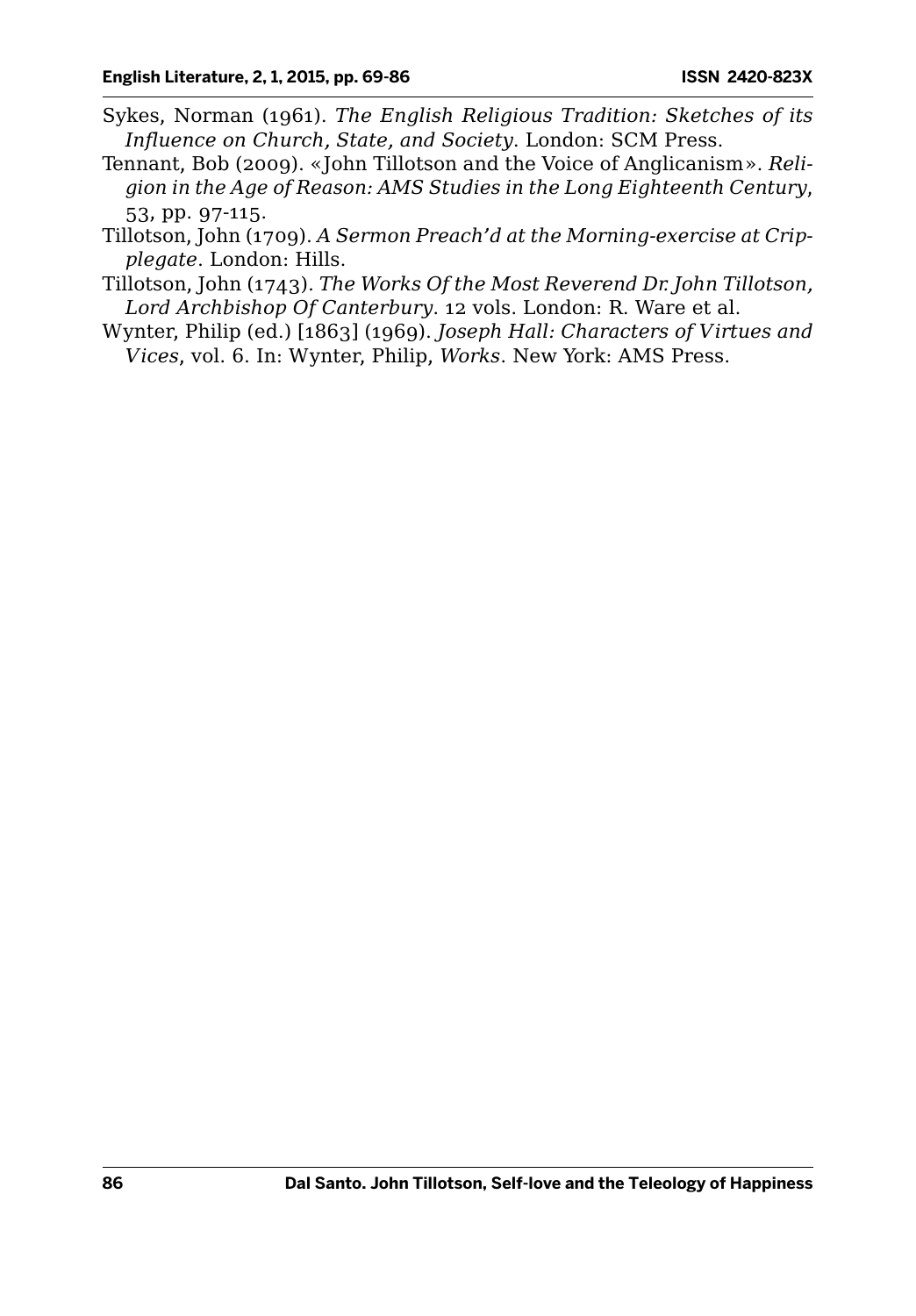Sykes, Norman (1961). *The English Religious Tradition: Sketches of its Influence on Church, State, and Society*. London: SCM Press.

Tennant, Bob (2009). «John Tillotson and the Voice of Anglicanism». *Religion in the Age of Reason: AMS Studies in the Long Eighteenth Century*, 53, pp. 97-115.

Tillotson, John (1709). *A Sermon Preach'd at the Morning-exercise at Cripplegate*. London: Hills.

Tillotson, John (1743). *The Works Of the Most Reverend Dr. John Tillotson, Lord Archbishop Of Canterbury*. 12 vols. London: R. Ware et al.

Wynter, Philip (ed.) [1863] (1969). *Joseph Hall: Characters of Virtues and Vices*, vol. 6. In: Wynter, Philip, *Works*. New York: AMS Press.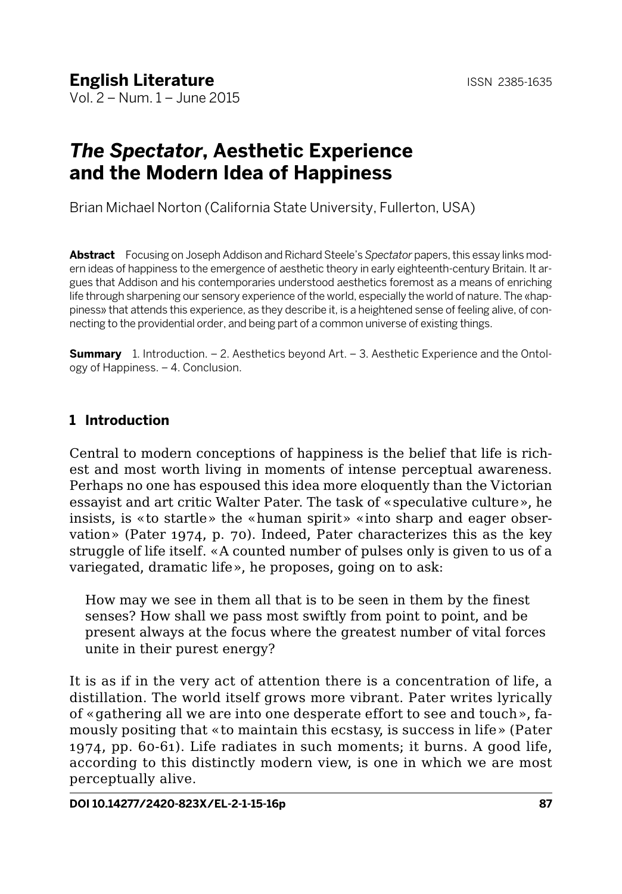**English Literature**
Vol. 2 – Num. 1 – June 2015

ISSN 2385-1635

# *The Spectator*, Aesthetic Experience and the Modern Idea of Happiness

Brian Michael Norton (California State University, Fullerton, USA)

**Abstract** Focusing on Joseph Addison and Richard Steele's *Spectator* papers, this essay links modern ideas of happiness to the emergence of aesthetic theory in early eighteenth-century Britain. It argues that Addison and his contemporaries understood aesthetics foremost as a means of enriching life through sharpening our sensory experience of the world, especially the world of nature. The «happiness» that attends this experience, as they describe it, is a heightened sense of feeling alive, of connecting to the providential order, and being part of a common universe of existing things.

**Summary** 1. Introduction. – 2. Aesthetics beyond Art. – 3. Aesthetic Experience and the Ontology of Happiness. – 4. Conclusion.

## 1 Introduction

Central to modern conceptions of happiness is the belief that life is richest and most worth living in moments of intense perceptual awareness. Perhaps no one has espoused this idea more eloquently than the Victorian essayist and art critic Walter Pater. The task of «speculative culture», he insists, is «to startle» the «human spirit» «into sharp and eager observation» (Pater 1974, p. 70). Indeed, Pater characterizes this as the key struggle of life itself. «A counted number of pulses only is given to us of a variegated, dramatic life», he proposes, going on to ask:

> How may we see in them all that is to be seen in them by the finest senses? How shall we pass most swiftly from point to point, and be present always at the focus where the greatest number of vital forces unite in their purest energy?

It is as if in the very act of attention there is a concentration of life, a distillation. The world itself grows more vibrant. Pater writes lyrically of «gathering all we are into one desperate effort to see and touch», famously positing that «to maintain this ecstasy, is success in life» (Pater 1974, pp. 60-61). Life radiates in such moments; it burns. A good life, according to this distinctly modern view, is one in which we are most perceptually alive.

DOI 10.14277/2420-823X/EL-2-1-15-16p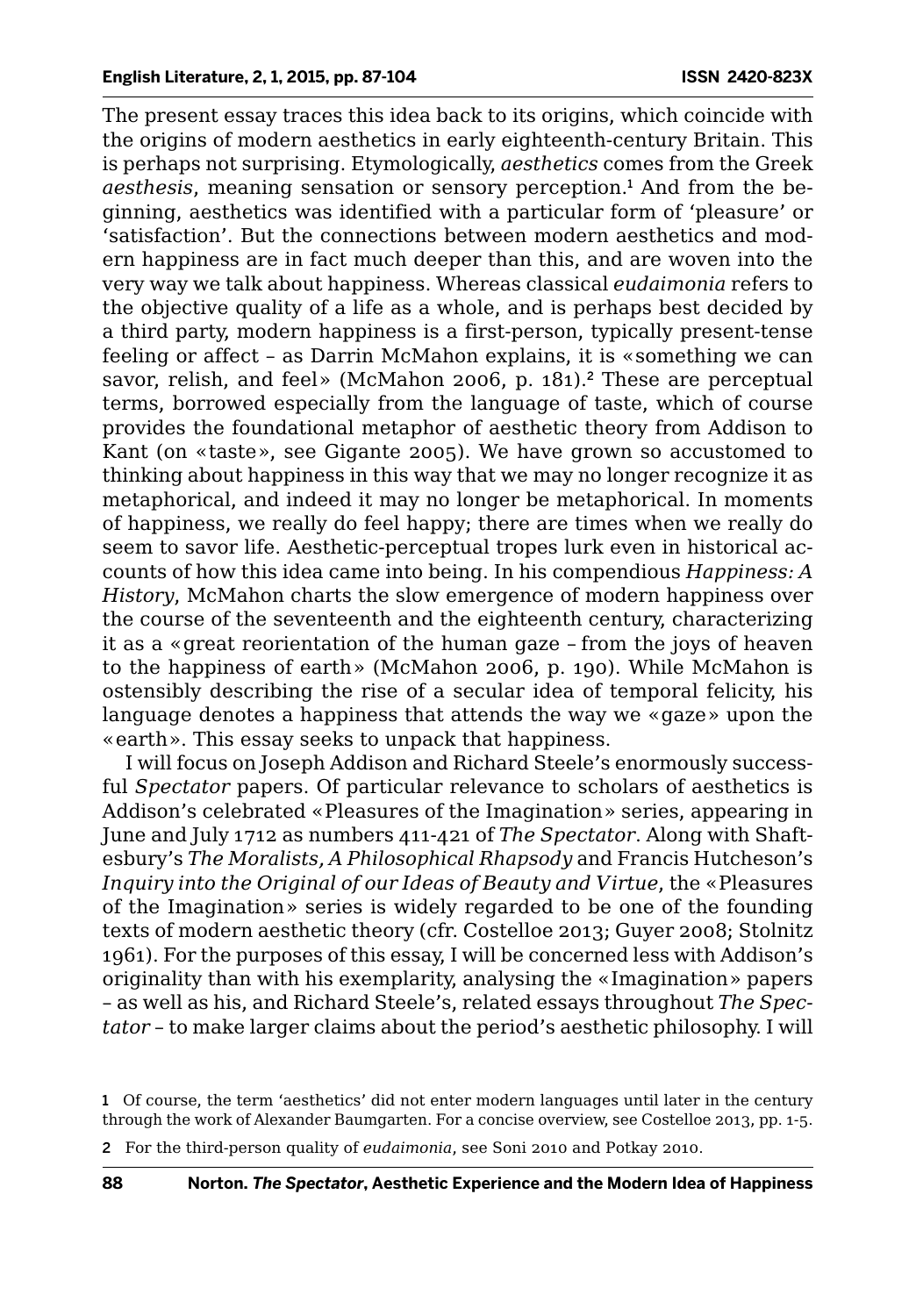The present essay traces this idea back to its origins, which coincide with the origins of modern aesthetics in early eighteenth-century Britain. This is perhaps not surprising. Etymologically, *aesthetics* comes from the Greek *aesthesis*, meaning sensation or sensory perception.[1] And from the beginning, aesthetics was identified with a particular form of 'pleasure' or 'satisfaction'. But the connections between modern aesthetics and modern happiness are in fact much deeper than this, and are woven into the very way we talk about happiness. Whereas classical *eudaimonia* refers to the objective quality of a life as a whole, and is perhaps best decided by a third party, modern happiness is a first-person, typically present-tense feeling or affect – as Darrin McMahon explains, it is «something we can savor, relish, and feel» (McMahon 2006, p. 181).[2] These are perceptual terms, borrowed especially from the language of taste, which of course provides the foundational metaphor of aesthetic theory from Addison to Kant (on «taste», see Gigante 2005). We have grown so accustomed to thinking about happiness in this way that we may no longer recognize it as metaphorical, and indeed it may no longer be metaphorical. In moments of happiness, we really do feel happy; there are times when we really do seem to savor life. Aesthetic-perceptual tropes lurk even in historical accounts of how this idea came into being. In his compendious *Happiness: A History*, McMahon charts the slow emergence of modern happiness over the course of the seventeenth and the eighteenth century, characterizing it as a «great reorientation of the human gaze – from the joys of heaven to the happiness of earth» (McMahon 2006, p. 190). While McMahon is ostensibly describing the rise of a secular idea of temporal felicity, his language denotes a happiness that attends the way we «gaze» upon the «earth». This essay seeks to unpack that happiness.

I will focus on Joseph Addison and Richard Steele's enormously successful *Spectator* papers. Of particular relevance to scholars of aesthetics is Addison's celebrated «Pleasures of the Imagination» series, appearing in June and July 1712 as numbers 411-421 of *The Spectator*. Along with Shaftesbury's *The Moralists, A Philosophical Rhapsody* and Francis Hutcheson's *Inquiry into the Original of our Ideas of Beauty and Virtue*, the «Pleasures of the Imagination» series is widely regarded to be one of the founding texts of modern aesthetic theory (cfr. Costelloe 2013; Guyer 2008; Stolnitz 1961). For the purposes of this essay, I will be concerned less with Addison's originality than with his exemplarity, analysing the «Imagination» papers – as well as his, and Richard Steele's, related essays throughout *The Spectator* – to make larger claims about the period's aesthetic philosophy. I will

[1] Of course, the term 'aesthetics' did not enter modern languages until later in the century through the work of Alexander Baumgarten. For a concise overview, see Costelloe 2013, pp. 1-5.

[2] For the third-person quality of *eudaimonia*, see Soni 2010 and Potkay 2010.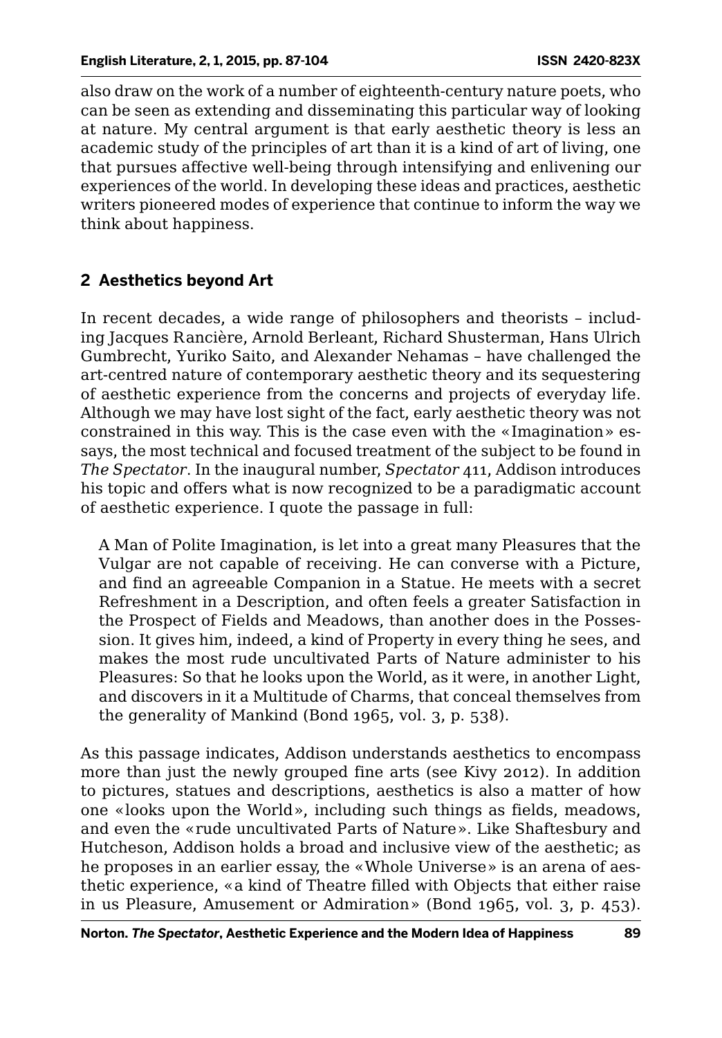also draw on the work of a number of eighteenth-century nature poets, who can be seen as extending and disseminating this particular way of looking at nature. My central argument is that early aesthetic theory is less an academic study of the principles of art than it is a kind of art of living, one that pursues affective well-being through intensifying and enlivening our experiences of the world. In developing these ideas and practices, aesthetic writers pioneered modes of experience that continue to inform the way we think about happiness.

## 2 Aesthetics beyond Art

In recent decades, a wide range of philosophers and theorists – including Jacques Rancière, Arnold Berleant, Richard Shusterman, Hans Ulrich Gumbrecht, Yuriko Saito, and Alexander Nehamas – have challenged the art-centred nature of contemporary aesthetic theory and its sequestering of aesthetic experience from the concerns and projects of everyday life. Although we may have lost sight of the fact, early aesthetic theory was not constrained in this way. This is the case even with the «Imagination» essays, the most technical and focused treatment of the subject to be found in *The Spectator*. In the inaugural number, *Spectator* 411, Addison introduces his topic and offers what is now recognized to be a paradigmatic account of aesthetic experience. I quote the passage in full:

> A Man of Polite Imagination, is let into a great many Pleasures that the Vulgar are not capable of receiving. He can converse with a Picture, and find an agreeable Companion in a Statue. He meets with a secret Refreshment in a Description, and often feels a greater Satisfaction in the Prospect of Fields and Meadows, than another does in the Possession. It gives him, indeed, a kind of Property in every thing he sees, and makes the most rude uncultivated Parts of Nature administer to his Pleasures: So that he looks upon the World, as it were, in another Light, and discovers in it a Multitude of Charms, that conceal themselves from the generality of Mankind (Bond 1965, vol. 3, p. 538).

As this passage indicates, Addison understands aesthetics to encompass more than just the newly grouped fine arts (see Kivy 2012). In addition to pictures, statues and descriptions, aesthetics is also a matter of how one «looks upon the World», including such things as fields, meadows, and even the «rude uncultivated Parts of Nature». Like Shaftesbury and Hutcheson, Addison holds a broad and inclusive view of the aesthetic; as he proposes in an earlier essay, the «Whole Universe» is an arena of aesthetic experience, «a kind of Theatre filled with Objects that either raise in us Pleasure, Amusement or Admiration» (Bond 1965, vol. 3, p. 453).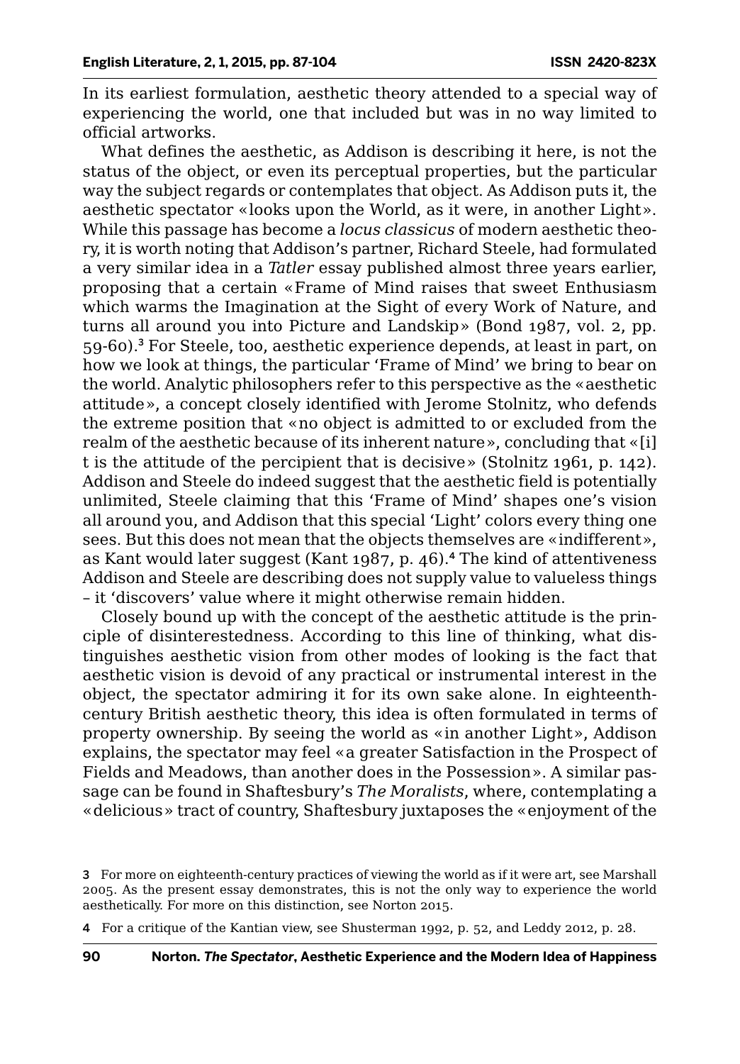In its earliest formulation, aesthetic theory attended to a special way of experiencing the world, one that included but was in no way limited to official artworks.

What defines the aesthetic, as Addison is describing it here, is not the status of the object, or even its perceptual properties, but the particular way the subject regards or contemplates that object. As Addison puts it, the aesthetic spectator «looks upon the World, as it were, in another Light». While this passage has become a *locus classicus* of modern aesthetic theory, it is worth noting that Addison's partner, Richard Steele, had formulated a very similar idea in a *Tatler* essay published almost three years earlier, proposing that a certain «Frame of Mind raises that sweet Enthusiasm which warms the Imagination at the Sight of every Work of Nature, and turns all around you into Picture and Landskip» (Bond 1987, vol. 2, pp. 59-60).[3] For Steele, too, aesthetic experience depends, at least in part, on how we look at things, the particular 'Frame of Mind' we bring to bear on the world. Analytic philosophers refer to this perspective as the «aesthetic attitude», a concept closely identified with Jerome Stolnitz, who defends the extreme position that «no object is admitted to or excluded from the realm of the aesthetic because of its inherent nature», concluding that «[i]t is the attitude of the percipient that is decisive» (Stolnitz 1961, p. 142). Addison and Steele do indeed suggest that the aesthetic field is potentially unlimited, Steele claiming that this 'Frame of Mind' shapes one's vision all around you, and Addison that this special 'Light' colors every thing one sees. But this does not mean that the objects themselves are «indifferent», as Kant would later suggest (Kant 1987, p. 46).[4] The kind of attentiveness Addison and Steele are describing does not supply value to valueless things – it 'discovers' value where it might otherwise remain hidden.

Closely bound up with the concept of the aesthetic attitude is the principle of disinterestedness. According to this line of thinking, what distinguishes aesthetic vision from other modes of looking is the fact that aesthetic vision is devoid of any practical or instrumental interest in the object, the spectator admiring it for its own sake alone. In eighteenth-century British aesthetic theory, this idea is often formulated in terms of property ownership. By seeing the world as «in another Light», Addison explains, the spectator may feel «a greater Satisfaction in the Prospect of Fields and Meadows, than another does in the Possession». A similar passage can be found in Shaftesbury's *The Moralists*, where, contemplating a «delicious» tract of country, Shaftesbury juxtaposes the «enjoyment of the

3 For more on eighteenth-century practices of viewing the world as if it were art, see Marshall 2005. As the present essay demonstrates, this is not the only way to experience the world aesthetically. For more on this distinction, see Norton 2015.

4 For a critique of the Kantian view, see Shusterman 1992, p. 52, and Leddy 2012, p. 28.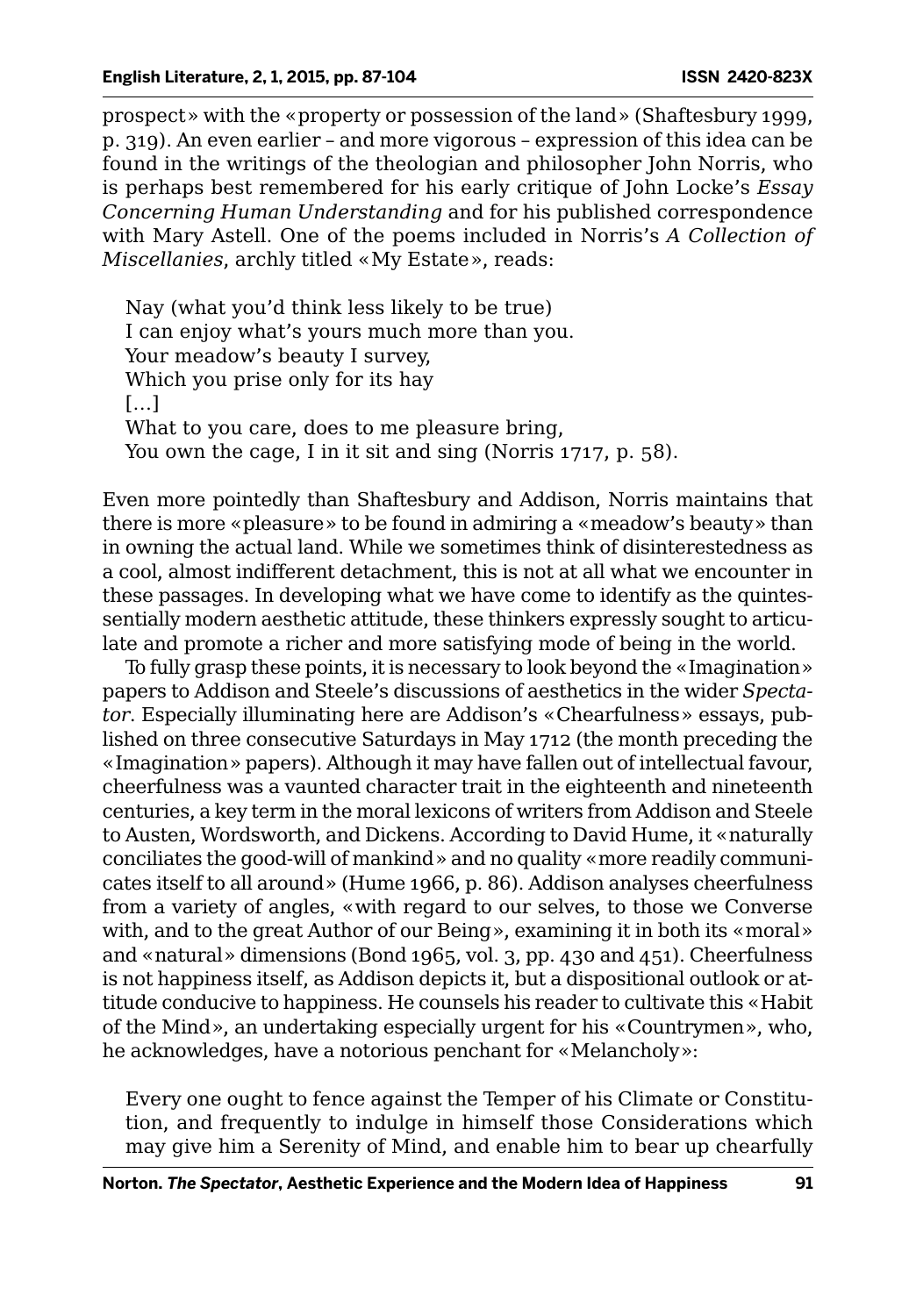prospect» with the «property or possession of the land» (Shaftesbury 1999, p. 319). An even earlier – and more vigorous – expression of this idea can be found in the writings of the theologian and philosopher John Norris, who is perhaps best remembered for his early critique of John Locke's *Essay Concerning Human Understanding* and for his published correspondence with Mary Astell. One of the poems included in Norris's *A Collection of Miscellanies*, archly titled «My Estate», reads:

> Nay (what you'd think less likely to be true)
> I can enjoy what's yours much more than you.
> Your meadow's beauty I survey,
> Which you prise only for its hay
> […]
> What to you care, does to me pleasure bring,
> You own the cage, I in it sit and sing (Norris 1717, p. 58).

Even more pointedly than Shaftesbury and Addison, Norris maintains that there is more «pleasure» to be found in admiring a «meadow's beauty» than in owning the actual land. While we sometimes think of disinterestedness as a cool, almost indifferent detachment, this is not at all what we encounter in these passages. In developing what we have come to identify as the quintessentially modern aesthetic attitude, these thinkers expressly sought to articulate and promote a richer and more satisfying mode of being in the world.

To fully grasp these points, it is necessary to look beyond the «Imagination» papers to Addison and Steele's discussions of aesthetics in the wider *Spectator*. Especially illuminating here are Addison's «Chearfulness» essays, published on three consecutive Saturdays in May 1712 (the month preceding the «Imagination» papers). Although it may have fallen out of intellectual favour, cheerfulness was a vaunted character trait in the eighteenth and nineteenth centuries, a key term in the moral lexicons of writers from Addison and Steele to Austen, Wordsworth, and Dickens. According to David Hume, it «naturally conciliates the good-will of mankind» and no quality «more readily communicates itself to all around» (Hume 1966, p. 86). Addison analyses cheerfulness from a variety of angles, «with regard to our selves, to those we Converse with, and to the great Author of our Being», examining it in both its «moral» and «natural» dimensions (Bond 1965, vol. 3, pp. 430 and 451). Cheerfulness is not happiness itself, as Addison depicts it, but a dispositional outlook or attitude conducive to happiness. He counsels his reader to cultivate this «Habit of the Mind», an undertaking especially urgent for his «Countrymen», who, he acknowledges, have a notorious penchant for «Melancholy»:

> Every one ought to fence against the Temper of his Climate or Constitution, and frequently to indulge in himself those Considerations which may give him a Serenity of Mind, and enable him to bear up chearfully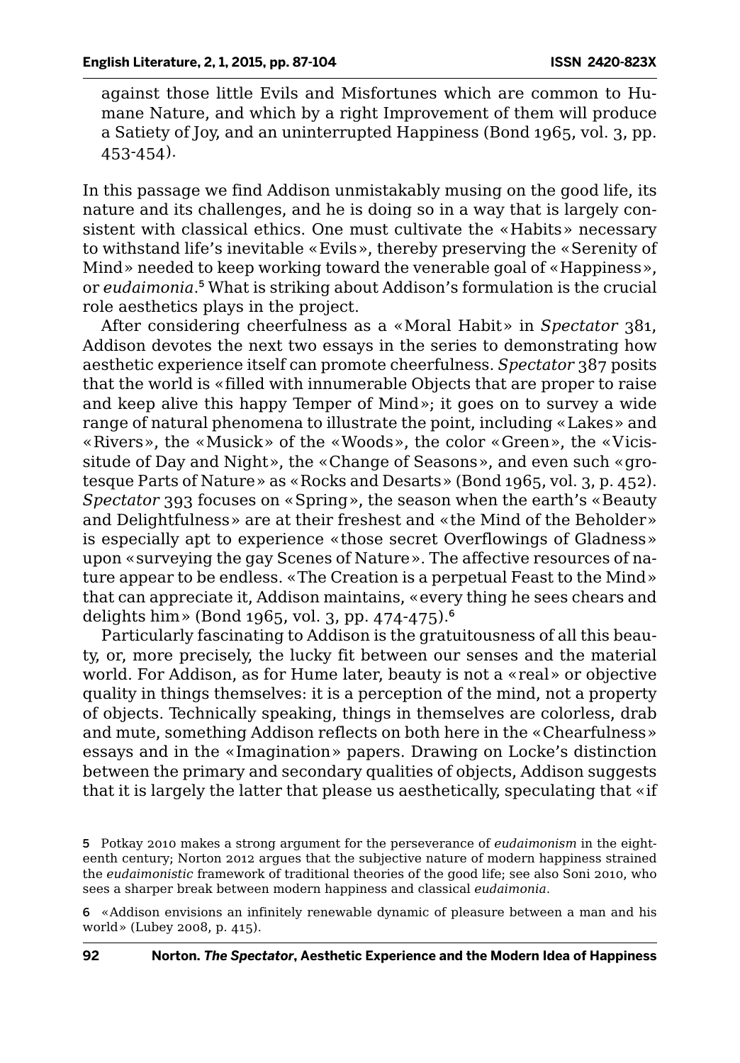against those little Evils and Misfortunes which are common to Humane Nature, and which by a right Improvement of them will produce a Satiety of Joy, and an uninterrupted Happiness (Bond 1965, vol. 3, pp. 453-454).

In this passage we find Addison unmistakably musing on the good life, its nature and its challenges, and he is doing so in a way that is largely consistent with classical ethics. One must cultivate the «Habits» necessary to withstand life's inevitable «Evils», thereby preserving the «Serenity of Mind» needed to keep working toward the venerable goal of «Happiness», or *eudaimonia*.[5] What is striking about Addison's formulation is the crucial role aesthetics plays in the project.

After considering cheerfulness as a «Moral Habit» in *Spectator* 381, Addison devotes the next two essays in the series to demonstrating how aesthetic experience itself can promote cheerfulness. *Spectator* 387 posits that the world is «filled with innumerable Objects that are proper to raise and keep alive this happy Temper of Mind»; it goes on to survey a wide range of natural phenomena to illustrate the point, including «Lakes» and «Rivers», the «Musick» of the «Woods», the color «Green», the «Vicissitude of Day and Night», the «Change of Seasons», and even such «grotesque Parts of Nature» as «Rocks and Desarts» (Bond 1965, vol. 3, p. 452). *Spectator* 393 focuses on «Spring», the season when the earth's «Beauty and Delightfulness» are at their freshest and «the Mind of the Beholder» is especially apt to experience «those secret Overflowings of Gladness» upon «surveying the gay Scenes of Nature». The affective resources of nature appear to be endless. «The Creation is a perpetual Feast to the Mind» that can appreciate it, Addison maintains, «every thing he sees chears and delights him» (Bond 1965, vol. 3, pp. 474-475).[6]

Particularly fascinating to Addison is the gratuitousness of all this beauty, or, more precisely, the lucky fit between our senses and the material world. For Addison, as for Hume later, beauty is not a «real» or objective quality in things themselves: it is a perception of the mind, not a property of objects. Technically speaking, things in themselves are colorless, drab and mute, something Addison reflects on both here in the «Chearfulness» essays and in the «Imagination» papers. Drawing on Locke's distinction between the primary and secondary qualities of objects, Addison suggests that it is largely the latter that please us aesthetically, speculating that «if

5 Potkay 2010 makes a strong argument for the perseverance of *eudaimonism* in the eighteenth century; Norton 2012 argues that the subjective nature of modern happiness strained the *eudaimonistic* framework of traditional theories of the good life; see also Soni 2010, who sees a sharper break between modern happiness and classical *eudaimonia*.

6 «Addison envisions an infinitely renewable dynamic of pleasure between a man and his world» (Lubey 2008, p. 415).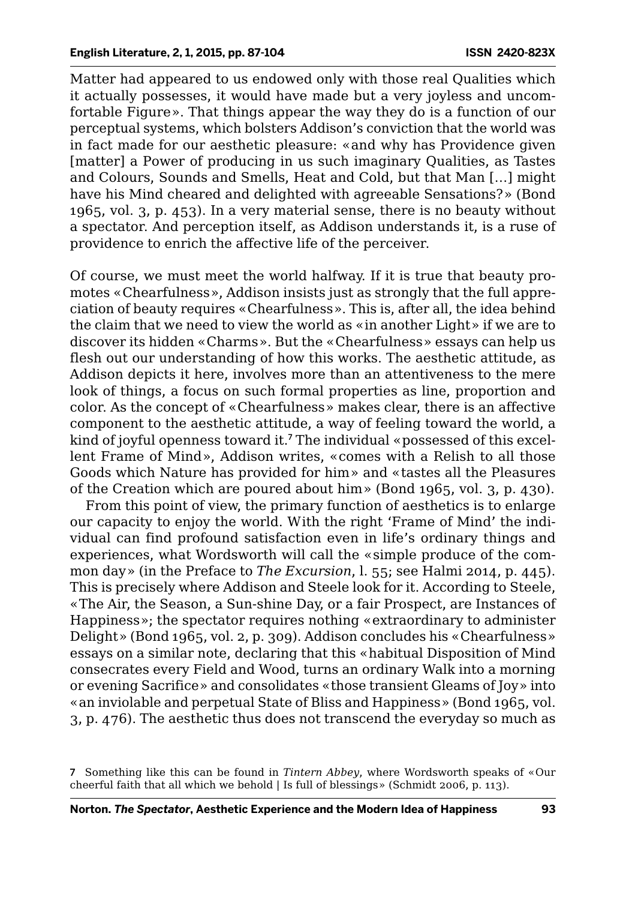Matter had appeared to us endowed only with those real Qualities which it actually possesses, it would have made but a very joyless and uncomfortable Figure». That things appear the way they do is a function of our perceptual systems, which bolsters Addison's conviction that the world was in fact made for our aesthetic pleasure: «and why has Providence given [matter] a Power of producing in us such imaginary Qualities, as Tastes and Colours, Sounds and Smells, Heat and Cold, but that Man […] might have his Mind cheared and delighted with agreeable Sensations?» (Bond 1965, vol. 3, p. 453). In a very material sense, there is no beauty without a spectator. And perception itself, as Addison understands it, is a ruse of providence to enrich the affective life of the perceiver.

Of course, we must meet the world halfway. If it is true that beauty promotes «Chearfulness», Addison insists just as strongly that the full appreciation of beauty requires «Chearfulness». This is, after all, the idea behind the claim that we need to view the world as «in another Light» if we are to discover its hidden «Charms». But the «Chearfulness» essays can help us flesh out our understanding of how this works. The aesthetic attitude, as Addison depicts it here, involves more than an attentiveness to the mere look of things, a focus on such formal properties as line, proportion and color. As the concept of «Chearfulness» makes clear, there is an affective component to the aesthetic attitude, a way of feeling toward the world, a kind of joyful openness toward it.[7] The individual «possessed of this excellent Frame of Mind», Addison writes, «comes with a Relish to all those Goods which Nature has provided for him» and «tastes all the Pleasures of the Creation which are poured about him» (Bond 1965, vol. 3, p. 430).

From this point of view, the primary function of aesthetics is to enlarge our capacity to enjoy the world. With the right 'Frame of Mind' the individual can find profound satisfaction even in life's ordinary things and experiences, what Wordsworth will call the «simple produce of the common day» (in the Preface to *The Excursion*, l. 55; see Halmi 2014, p. 445). This is precisely where Addison and Steele look for it. According to Steele, «The Air, the Season, a Sun-shine Day, or a fair Prospect, are Instances of Happiness»; the spectator requires nothing «extraordinary to administer Delight» (Bond 1965, vol. 2, p. 309). Addison concludes his «Chearfulness» essays on a similar note, declaring that this «habitual Disposition of Mind consecrates every Field and Wood, turns an ordinary Walk into a morning or evening Sacrifice» and consolidates «those transient Gleams of Joy» into «an inviolable and perpetual State of Bliss and Happiness» (Bond 1965, vol. 3, p. 476). The aesthetic thus does not transcend the everyday so much as

7 Something like this can be found in *Tintern Abbey*, where Wordsworth speaks of «Our cheerful faith that all which we behold | Is full of blessings» (Schmidt 2006, p. 113).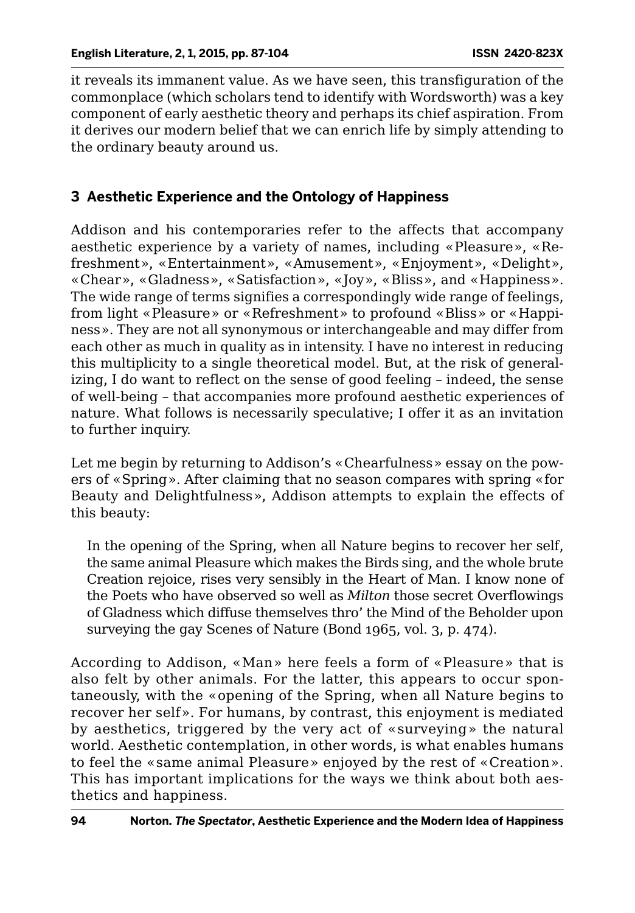it reveals its immanent value. As we have seen, this transfiguration of the commonplace (which scholars tend to identify with Wordsworth) was a key component of early aesthetic theory and perhaps its chief aspiration. From it derives our modern belief that we can enrich life by simply attending to the ordinary beauty around us.

## 3 Aesthetic Experience and the Ontology of Happiness

Addison and his contemporaries refer to the affects that accompany aesthetic experience by a variety of names, including «Pleasure», «Refreshment», «Entertainment», «Amusement», «Enjoyment», «Delight», «Chear», «Gladness», «Satisfaction», «Joy», «Bliss», and «Happiness». The wide range of terms signifies a correspondingly wide range of feelings, from light «Pleasure» or «Refreshment» to profound «Bliss» or «Happiness». They are not all synonymous or interchangeable and may differ from each other as much in quality as in intensity. I have no interest in reducing this multiplicity to a single theoretical model. But, at the risk of generalizing, I do want to reflect on the sense of good feeling – indeed, the sense of well-being – that accompanies more profound aesthetic experiences of nature. What follows is necessarily speculative; I offer it as an invitation to further inquiry.

Let me begin by returning to Addison's «Chearfulness» essay on the powers of «Spring». After claiming that no season compares with spring «for Beauty and Delightfulness», Addison attempts to explain the effects of this beauty:

> In the opening of the Spring, when all Nature begins to recover her self, the same animal Pleasure which makes the Birds sing, and the whole brute Creation rejoice, rises very sensibly in the Heart of Man. I know none of the Poets who have observed so well as *Milton* those secret Overflowings of Gladness which diffuse themselves thro' the Mind of the Beholder upon surveying the gay Scenes of Nature (Bond 1965, vol. 3, p. 474).

According to Addison, «Man» here feels a form of «Pleasure» that is also felt by other animals. For the latter, this appears to occur spontaneously, with the «opening of the Spring, when all Nature begins to recover her self». For humans, by contrast, this enjoyment is mediated by aesthetics, triggered by the very act of «surveying» the natural world. Aesthetic contemplation, in other words, is what enables humans to feel the «same animal Pleasure» enjoyed by the rest of «Creation». This has important implications for the ways we think about both aesthetics and happiness.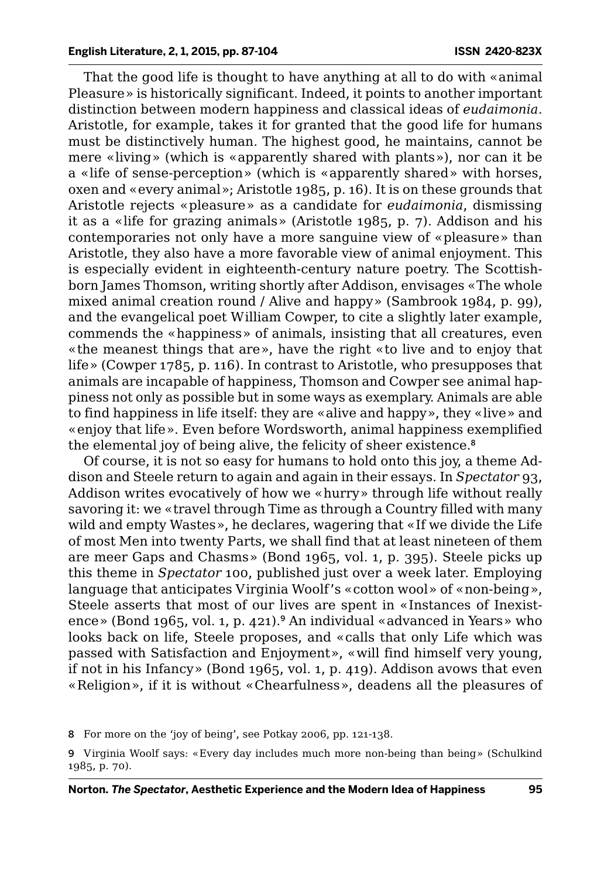That the good life is thought to have anything at all to do with «animal Pleasure» is historically significant. Indeed, it points to another important distinction between modern happiness and classical ideas of *eudaimonia*. Aristotle, for example, takes it for granted that the good life for humans must be distinctively human. The highest good, he maintains, cannot be mere «living» (which is «apparently shared with plants»), nor can it be a «life of sense-perception» (which is «apparently shared» with horses, oxen and «every animal»; Aristotle 1985, p. 16). It is on these grounds that Aristotle rejects «pleasure» as a candidate for *eudaimonia*, dismissing it as a «life for grazing animals» (Aristotle 1985, p. 7). Addison and his contemporaries not only have a more sanguine view of «pleasure» than Aristotle, they also have a more favorable view of animal enjoyment. This is especially evident in eighteenth-century nature poetry. The Scottish-born James Thomson, writing shortly after Addison, envisages «The whole mixed animal creation round / Alive and happy» (Sambrook 1984, p. 99), and the evangelical poet William Cowper, to cite a slightly later example, commends the «happiness» of animals, insisting that all creatures, even «the meanest things that are», have the right «to live and to enjoy that life» (Cowper 1785, p. 116). In contrast to Aristotle, who presupposes that animals are incapable of happiness, Thomson and Cowper see animal happiness not only as possible but in some ways as exemplary. Animals are able to find happiness in life itself: they are «alive and happy», they «live» and «enjoy that life». Even before Wordsworth, animal happiness exemplified the elemental joy of being alive, the felicity of sheer existence.[8]

Of course, it is not so easy for humans to hold onto this joy, a theme Addison and Steele return to again and again in their essays. In *Spectator* 93, Addison writes evocatively of how we «hurry» through life without really savoring it: we «travel through Time as through a Country filled with many wild and empty Wastes», he declares, wagering that «If we divide the Life of most Men into twenty Parts, we shall find that at least nineteen of them are meer Gaps and Chasms» (Bond 1965, vol. 1, p. 395). Steele picks up this theme in *Spectator* 100, published just over a week later. Employing language that anticipates Virginia Woolf's «cotton wool» of «non-being», Steele asserts that most of our lives are spent in «Instances of Inexistence» (Bond 1965, vol. 1, p. 421).[9] An individual «advanced in Years» who looks back on life, Steele proposes, and «calls that only Life which was passed with Satisfaction and Enjoyment», «will find himself very young, if not in his Infancy» (Bond 1965, vol. 1, p. 419). Addison avows that even «Religion», if it is without «Chearfulness», deadens all the pleasures of

8 For more on the 'joy of being', see Potkay 2006, pp. 121-138.

9 Virginia Woolf says: «Every day includes much more non-being than being» (Schulkind 1985, p. 70).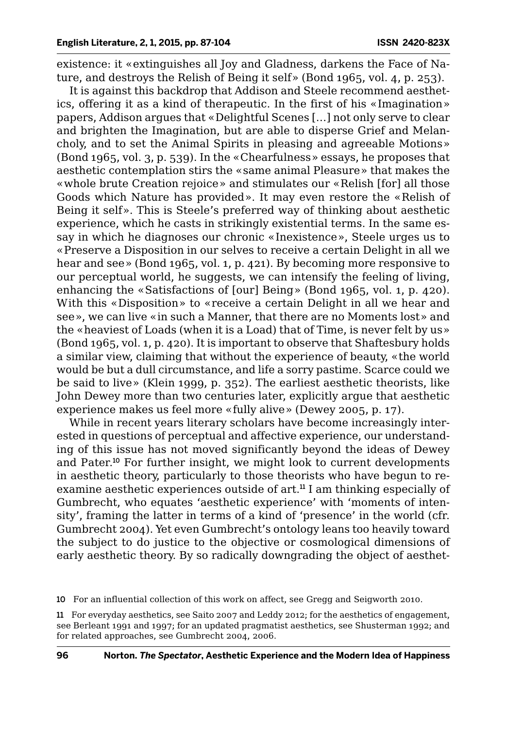existence: it «extinguishes all Joy and Gladness, darkens the Face of Nature, and destroys the Relish of Being it self» (Bond 1965, vol. 4, p. 253).

It is against this backdrop that Addison and Steele recommend aesthetics, offering it as a kind of therapeutic. In the first of his «Imagination» papers, Addison argues that «Delightful Scenes [...] not only serve to clear and brighten the Imagination, but are able to disperse Grief and Melancholy, and to set the Animal Spirits in pleasing and agreeable Motions» (Bond 1965, vol. 3, p. 539). In the «Chearfulness» essays, he proposes that aesthetic contemplation stirs the «same animal Pleasure» that makes the «whole brute Creation rejoice» and stimulates our «Relish [for] all those Goods which Nature has provided». It may even restore the «Relish of Being it self». This is Steele's preferred way of thinking about aesthetic experience, which he casts in strikingly existential terms. In the same essay in which he diagnoses our chronic «Inexistence», Steele urges us to «Preserve a Disposition in our selves to receive a certain Delight in all we hear and see» (Bond 1965, vol. 1, p. 421). By becoming more responsive to our perceptual world, he suggests, we can intensify the feeling of living, enhancing the «Satisfactions of [our] Being» (Bond 1965, vol. 1, p. 420). With this «Disposition» to «receive a certain Delight in all we hear and see», we can live «in such a Manner, that there are no Moments lost» and the «heaviest of Loads (when it is a Load) that of Time, is never felt by us» (Bond 1965, vol. 1, p. 420). It is important to observe that Shaftesbury holds a similar view, claiming that without the experience of beauty, «the world would be but a dull circumstance, and life a sorry pastime. Scarce could we be said to live» (Klein 1999, p. 352). The earliest aesthetic theorists, like John Dewey more than two centuries later, explicitly argue that aesthetic experience makes us feel more «fully alive» (Dewey 2005, p. 17).

While in recent years literary scholars have become increasingly interested in questions of perceptual and affective experience, our understanding of this issue has not moved significantly beyond the ideas of Dewey and Pater.[10] For further insight, we might look to current developments in aesthetic theory, particularly to those theorists who have begun to reexamine aesthetic experiences outside of art.[11] I am thinking especially of Gumbrecht, who equates 'aesthetic experience' with 'moments of intensity', framing the latter in terms of a kind of 'presence' in the world (cfr. Gumbrecht 2004). Yet even Gumbrecht's ontology leans too heavily toward the subject to do justice to the objective or cosmological dimensions of early aesthetic theory. By so radically downgrading the object of aesthet-

10 For an influential collection of this work on affect, see Gregg and Seigworth 2010.

11 For everyday aesthetics, see Saito 2007 and Leddy 2012; for the aesthetics of engagement, see Berleant 1991 and 1997; for an updated pragmatist aesthetics, see Shusterman 1992; and for related approaches, see Gumbrecht 2004, 2006.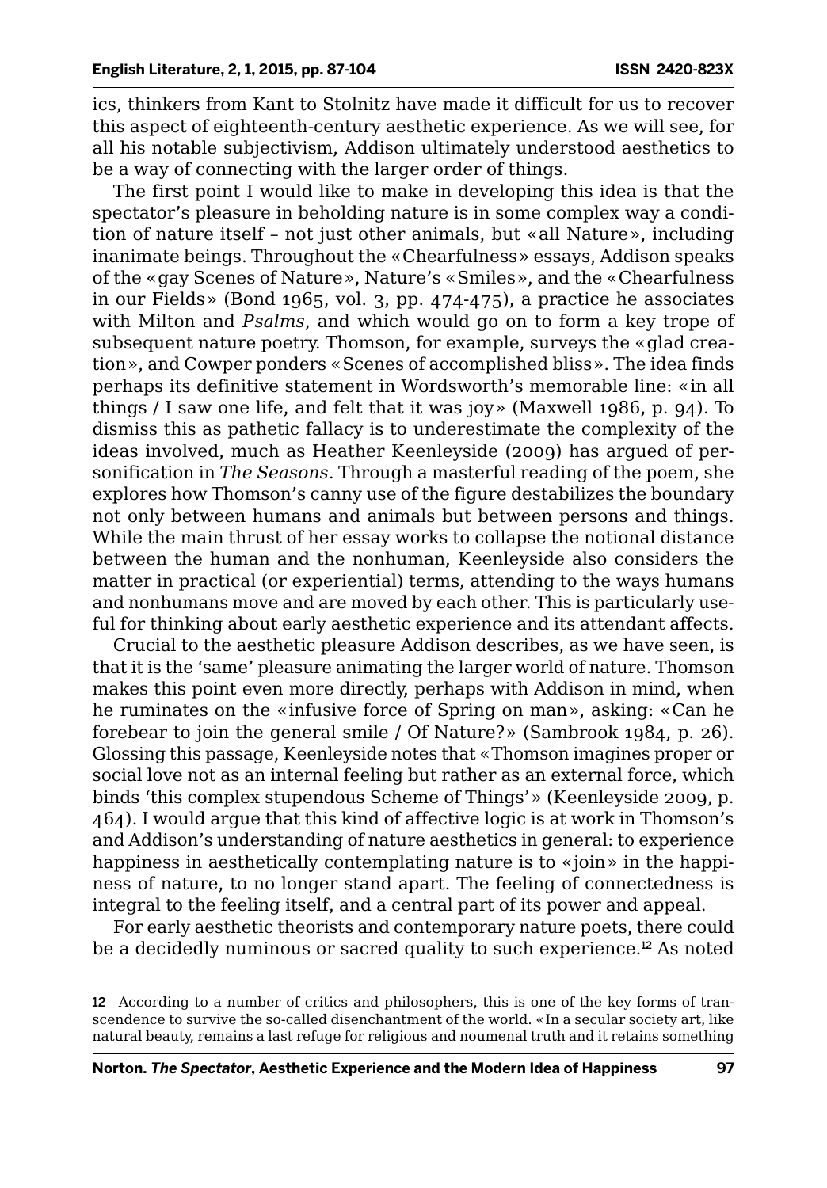ics, thinkers from Kant to Stolnitz have made it difficult for us to recover this aspect of eighteenth-century aesthetic experience. As we will see, for all his notable subjectivism, Addison ultimately understood aesthetics to be a way of connecting with the larger order of things.

The first point I would like to make in developing this idea is that the spectator's pleasure in beholding nature is in some complex way a condition of nature itself – not just other animals, but «all Nature», including inanimate beings. Throughout the «Chearfulness» essays, Addison speaks of the «gay Scenes of Nature», Nature's «Smiles», and the «Chearfulness in our Fields» (Bond 1965, vol. 3, pp. 474-475), a practice he associates with Milton and *Psalms*, and which would go on to form a key trope of subsequent nature poetry. Thomson, for example, surveys the «glad creation», and Cowper ponders «Scenes of accomplished bliss». The idea finds perhaps its definitive statement in Wordsworth's memorable line: «in all things / I saw one life, and felt that it was joy» (Maxwell 1986, p. 94). To dismiss this as pathetic fallacy is to underestimate the complexity of the ideas involved, much as Heather Keenleyside (2009) has argued of personification in *The Seasons*. Through a masterful reading of the poem, she explores how Thomson's canny use of the figure destabilizes the boundary not only between humans and animals but between persons and things. While the main thrust of her essay works to collapse the notional distance between the human and the nonhuman, Keenleyside also considers the matter in practical (or experiential) terms, attending to the ways humans and nonhumans move and are moved by each other. This is particularly useful for thinking about early aesthetic experience and its attendant affects.

Crucial to the aesthetic pleasure Addison describes, as we have seen, is that it is the 'same' pleasure animating the larger world of nature. Thomson makes this point even more directly, perhaps with Addison in mind, when he ruminates on the «infusive force of Spring on man», asking: «Can he forebear to join the general smile / Of Nature?» (Sambrook 1984, p. 26). Glossing this passage, Keenleyside notes that «Thomson imagines proper or social love not as an internal feeling but rather as an external force, which binds 'this complex stupendous Scheme of Things'» (Keenleyside 2009, p. 464). I would argue that this kind of affective logic is at work in Thomson's and Addison's understanding of nature aesthetics in general: to experience happiness in aesthetically contemplating nature is to «join» in the happiness of nature, to no longer stand apart. The feeling of connectedness is integral to the feeling itself, and a central part of its power and appeal.

For early aesthetic theorists and contemporary nature poets, there could be a decidedly numinous or sacred quality to such experience.[12] As noted

12 According to a number of critics and philosophers, this is one of the key forms of transcendence to survive the so-called disenchantment of the world. «In a secular society art, like natural beauty, remains a last refuge for religious and noumenal truth and it retains something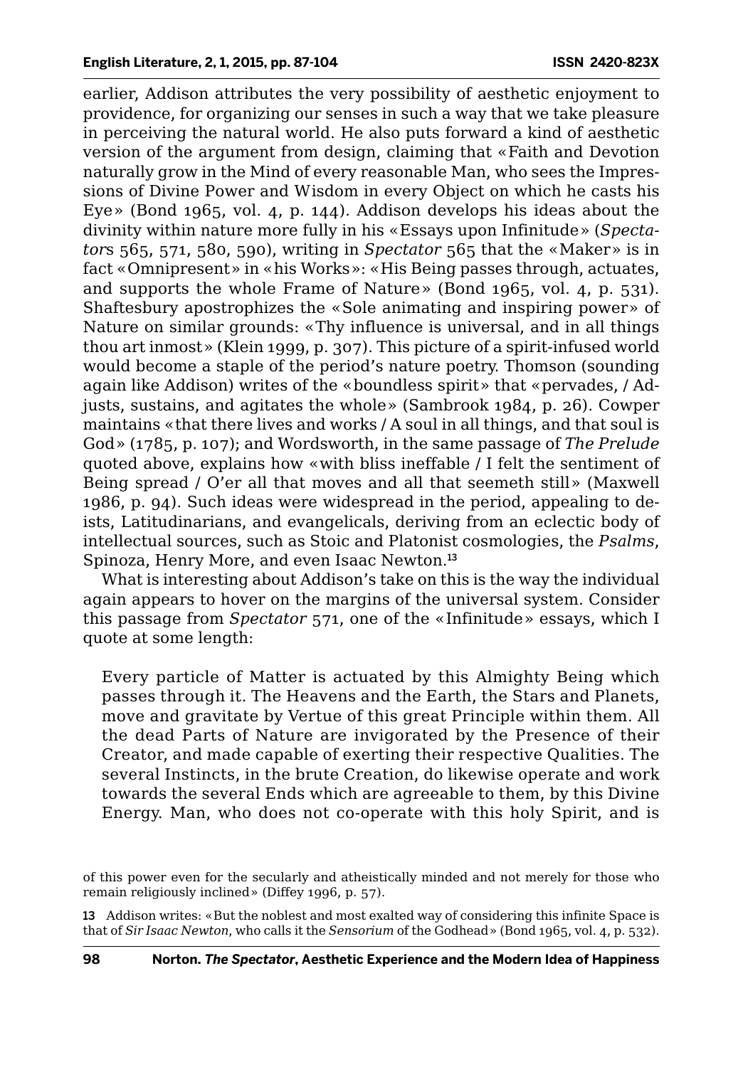earlier, Addison attributes the very possibility of aesthetic enjoyment to providence, for organizing our senses in such a way that we take pleasure in perceiving the natural world. He also puts forward a kind of aesthetic version of the argument from design, claiming that «Faith and Devotion naturally grow in the Mind of every reasonable Man, who sees the Impressions of Divine Power and Wisdom in every Object on which he casts his Eye» (Bond 1965, vol. 4, p. 144). Addison develops his ideas about the divinity within nature more fully in his «Essays upon Infinitude» (*Spectator*s 565, 571, 580, 590), writing in *Spectator* 565 that the «Maker» is in fact «Omnipresent» in «his Works»: «His Being passes through, actuates, and supports the whole Frame of Nature» (Bond 1965, vol. 4, p. 531). Shaftesbury apostrophizes the «Sole animating and inspiring power» of Nature on similar grounds: «Thy influence is universal, and in all things thou art inmost» (Klein 1999, p. 307). This picture of a spirit-infused world would become a staple of the period's nature poetry. Thomson (sounding again like Addison) writes of the «boundless spirit» that «pervades, / Adjusts, sustains, and agitates the whole» (Sambrook 1984, p. 26). Cowper maintains «that there lives and works / A soul in all things, and that soul is God» (1785, p. 107); and Wordsworth, in the same passage of *The Prelude* quoted above, explains how «with bliss ineffable / I felt the sentiment of Being spread / O'er all that moves and all that seemeth still» (Maxwell 1986, p. 94). Such ideas were widespread in the period, appealing to deists, Latitudinarians, and evangelicals, deriving from an eclectic body of intellectual sources, such as Stoic and Platonist cosmologies, the *Psalms*, Spinoza, Henry More, and even Isaac Newton.[13]

What is interesting about Addison's take on this is the way the individual again appears to hover on the margins of the universal system. Consider this passage from *Spectator* 571, one of the «Infinitude» essays, which I quote at some length:

> Every particle of Matter is actuated by this Almighty Being which passes through it. The Heavens and the Earth, the Stars and Planets, move and gravitate by Vertue of this great Principle within them. All the dead Parts of Nature are invigorated by the Presence of their Creator, and made capable of exerting their respective Qualities. The several Instincts, in the brute Creation, do likewise operate and work towards the several Ends which are agreeable to them, by this Divine Energy. Man, who does not co-operate with this holy Spirit, and is

of this power even for the secularly and atheistically minded and not merely for those who remain religiously inclined» (Diffey 1996, p. 57).

13 Addison writes: «But the noblest and most exalted way of considering this infinite Space is that of *Sir Isaac Newton*, who calls it the *Sensorium* of the Godhead» (Bond 1965, vol. 4, p. 532).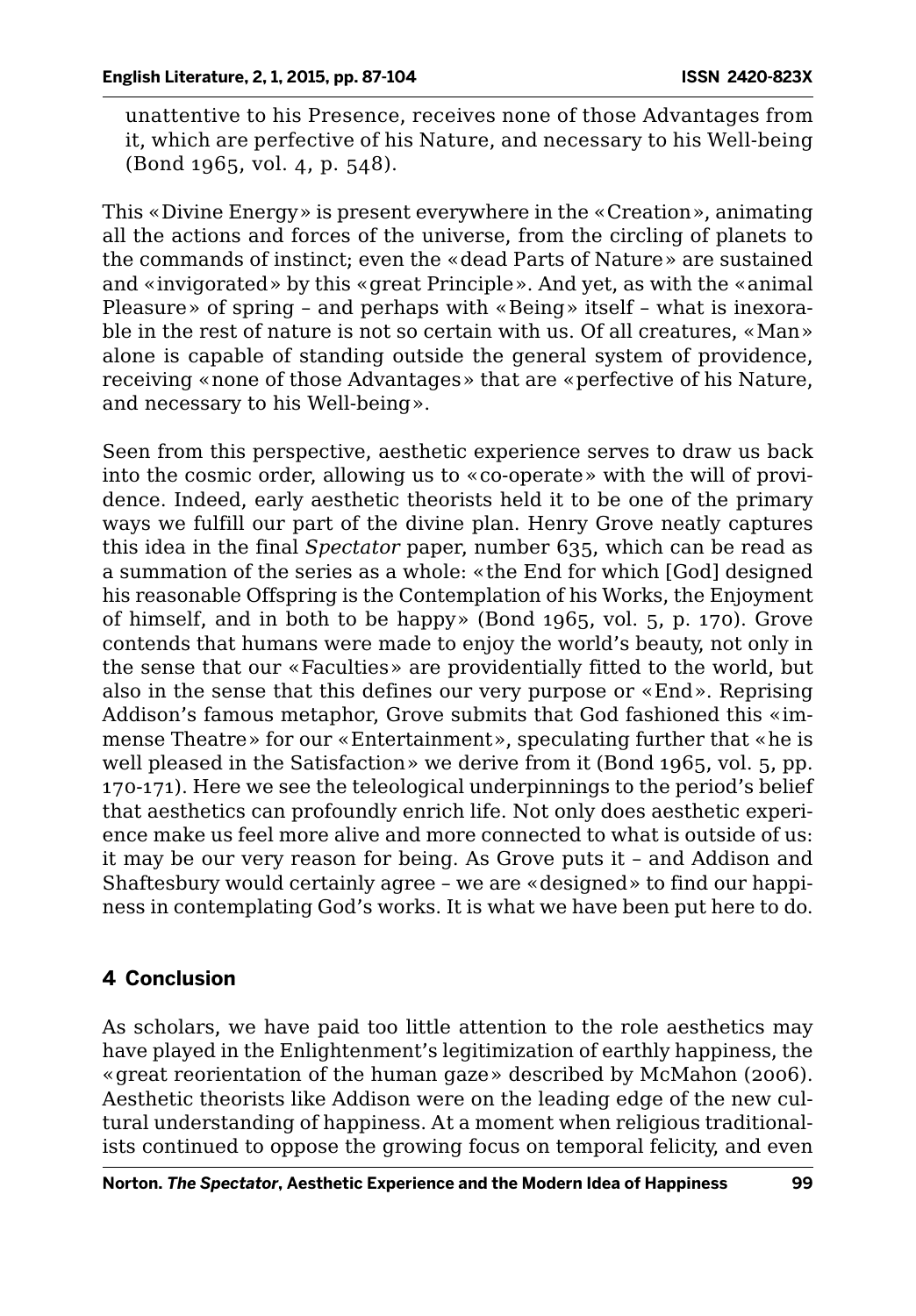unattentive to his Presence, receives none of those Advantages from it, which are perfective of his Nature, and necessary to his Well-being (Bond 1965, vol. 4, p. 548).

This «Divine Energy» is present everywhere in the «Creation», animating all the actions and forces of the universe, from the circling of planets to the commands of instinct; even the «dead Parts of Nature» are sustained and «invigorated» by this «great Principle». And yet, as with the «animal Pleasure» of spring – and perhaps with «Being» itself – what is inexorable in the rest of nature is not so certain with us. Of all creatures, «Man» alone is capable of standing outside the general system of providence, receiving «none of those Advantages» that are «perfective of his Nature, and necessary to his Well-being».

Seen from this perspective, aesthetic experience serves to draw us back into the cosmic order, allowing us to «co-operate» with the will of providence. Indeed, early aesthetic theorists held it to be one of the primary ways we fulfill our part of the divine plan. Henry Grove neatly captures this idea in the final *Spectator* paper, number 635, which can be read as a summation of the series as a whole: «the End for which [God] designed his reasonable Offspring is the Contemplation of his Works, the Enjoyment of himself, and in both to be happy» (Bond 1965, vol. 5, p. 170). Grove contends that humans were made to enjoy the world's beauty, not only in the sense that our «Faculties» are providentially fitted to the world, but also in the sense that this defines our very purpose or «End». Reprising Addison's famous metaphor, Grove submits that God fashioned this «immense Theatre» for our «Entertainment», speculating further that «he is well pleased in the Satisfaction» we derive from it (Bond 1965, vol. 5, pp. 170-171). Here we see the teleological underpinnings to the period's belief that aesthetics can profoundly enrich life. Not only does aesthetic experience make us feel more alive and more connected to what is outside of us: it may be our very reason for being. As Grove puts it – and Addison and Shaftesbury would certainly agree – we are «designed» to find our happiness in contemplating God's works. It is what we have been put here to do.

## 4 Conclusion

As scholars, we have paid too little attention to the role aesthetics may have played in the Enlightenment's legitimization of earthly happiness, the «great reorientation of the human gaze» described by McMahon (2006). Aesthetic theorists like Addison were on the leading edge of the new cultural understanding of happiness. At a moment when religious traditionalists continued to oppose the growing focus on temporal felicity, and even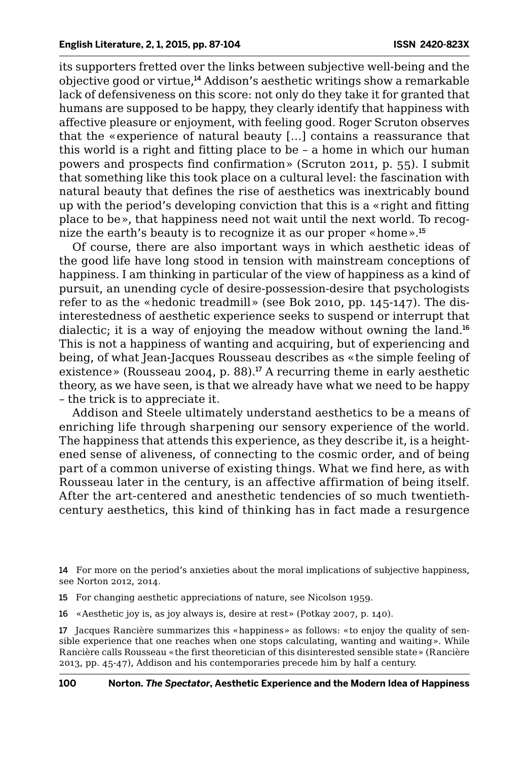its supporters fretted over the links between subjective well-being and the objective good or virtue,[14] Addison's aesthetic writings show a remarkable lack of defensiveness on this score: not only do they take it for granted that humans are supposed to be happy, they clearly identify that happiness with affective pleasure or enjoyment, with feeling good. Roger Scruton observes that the «experience of natural beauty […] contains a reassurance that this world is a right and fitting place to be – a home in which our human powers and prospects find confirmation» (Scruton 2011, p. 55). I submit that something like this took place on a cultural level: the fascination with natural beauty that defines the rise of aesthetics was inextricably bound up with the period's developing conviction that this is a «right and fitting place to be», that happiness need not wait until the next world. To recognize the earth's beauty is to recognize it as our proper «home».[15]

Of course, there are also important ways in which aesthetic ideas of the good life have long stood in tension with mainstream conceptions of happiness. I am thinking in particular of the view of happiness as a kind of pursuit, an unending cycle of desire-possession-desire that psychologists refer to as the «hedonic treadmill» (see Bok 2010, pp. 145-147). The disinterestedness of aesthetic experience seeks to suspend or interrupt that dialectic; it is a way of enjoying the meadow without owning the land.[16] This is not a happiness of wanting and acquiring, but of experiencing and being, of what Jean-Jacques Rousseau describes as «the simple feeling of existence» (Rousseau 2004, p. 88).[17] A recurring theme in early aesthetic theory, as we have seen, is that we already have what we need to be happy – the trick is to appreciate it.

Addison and Steele ultimately understand aesthetics to be a means of enriching life through sharpening our sensory experience of the world. The happiness that attends this experience, as they describe it, is a heightened sense of aliveness, of connecting to the cosmic order, and of being part of a common universe of existing things. What we find here, as with Rousseau later in the century, is an affective affirmation of being itself. After the art-centered and anesthetic tendencies of so much twentieth-century aesthetics, this kind of thinking has in fact made a resurgence

14 For more on the period's anxieties about the moral implications of subjective happiness, see Norton 2012, 2014.

15 For changing aesthetic appreciations of nature, see Nicolson 1959.

16 «Aesthetic joy is, as joy always is, desire at rest» (Potkay 2007, p. 140).

17 Jacques Rancière summarizes this «happiness» as follows: «to enjoy the quality of sensible experience that one reaches when one stops calculating, wanting and waiting». While Rancière calls Rousseau «the first theoretician of this disinterested sensible state» (Rancière 2013, pp. 45-47), Addison and his contemporaries precede him by half a century.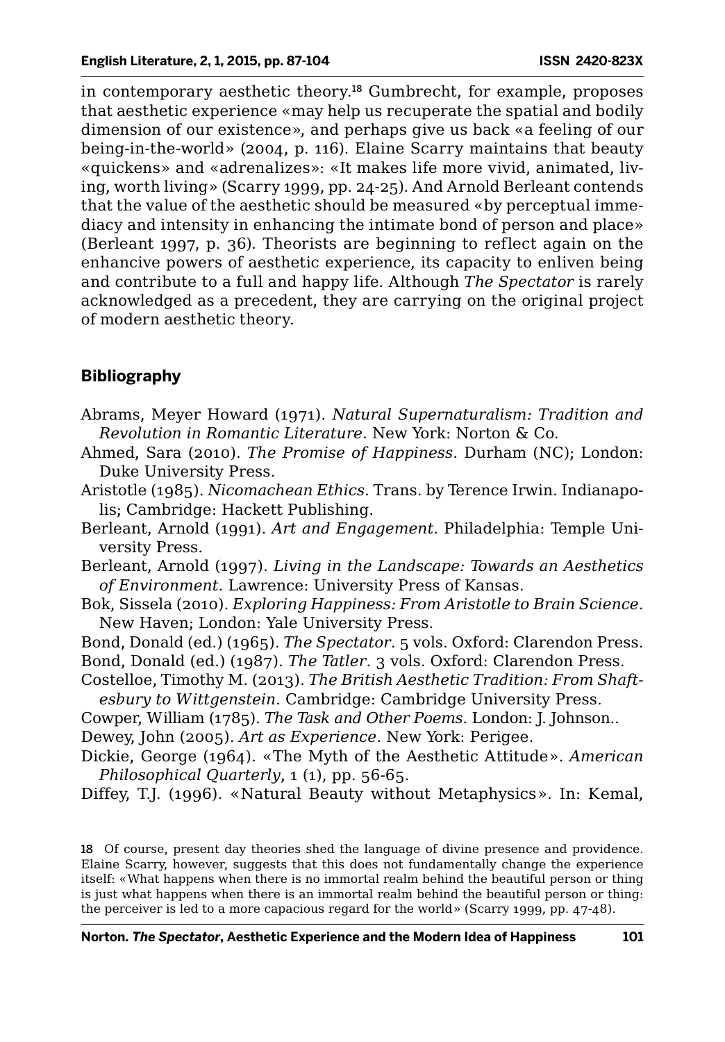in contemporary aesthetic theory.[18] Gumbrecht, for example, proposes that aesthetic experience «may help us recuperate the spatial and bodily dimension of our existence», and perhaps give us back «a feeling of our being-in-the-world» (2004, p. 116). Elaine Scarry maintains that beauty «quickens» and «adrenalizes»: «It makes life more vivid, animated, living, worth living» (Scarry 1999, pp. 24-25). And Arnold Berleant contends that the value of the aesthetic should be measured «by perceptual immediacy and intensity in enhancing the intimate bond of person and place» (Berleant 1997, p. 36). Theorists are beginning to reflect again on the enhancive powers of aesthetic experience, its capacity to enliven being and contribute to a full and happy life. Although *The Spectator* is rarely acknowledged as a precedent, they are carrying on the original project of modern aesthetic theory.

## Bibliography

Abrams, Meyer Howard (1971). *Natural Supernaturalism: Tradition and Revolution in Romantic Literature*. New York: Norton & Co.

Ahmed, Sara (2010). *The Promise of Happiness*. Durham (NC); London: Duke University Press.

Aristotle (1985). *Nicomachean Ethics*. Trans. by Terence Irwin. Indianapolis; Cambridge: Hackett Publishing.

Berleant, Arnold (1991). *Art and Engagement*. Philadelphia: Temple University Press.

Berleant, Arnold (1997). *Living in the Landscape: Towards an Aesthetics of Environment*. Lawrence: University Press of Kansas.

Bok, Sissela (2010). *Exploring Happiness: From Aristotle to Brain Science*. New Haven; London: Yale University Press.

Bond, Donald (ed.) (1965). *The Spectator*. 5 vols. Oxford: Clarendon Press.

Bond, Donald (ed.) (1987). *The Tatler*. 3 vols. Oxford: Clarendon Press.

Costelloe, Timothy M. (2013). *The British Aesthetic Tradition: From Shaftesbury to Wittgenstein*. Cambridge: Cambridge University Press.

Cowper, William (1785). *The Task and Other Poems*. London: J. Johnson..

Dewey, John (2005). *Art as Experience*. New York: Perigee.

Dickie, George (1964). «The Myth of the Aesthetic Attitude». *American Philosophical Quarterly*, 1 (1), pp. 56-65.

Diffey, T.J. (1996). «Natural Beauty without Metaphysics». In: Kemal,

18 Of course, present day theories shed the language of divine presence and providence. Elaine Scarry, however, suggests that this does not fundamentally change the experience itself: «What happens when there is no immortal realm behind the beautiful person or thing is just what happens when there is an immortal realm behind the beautiful person or thing: the perceiver is led to a more capacious regard for the world» (Scarry 1999, pp. 47-48).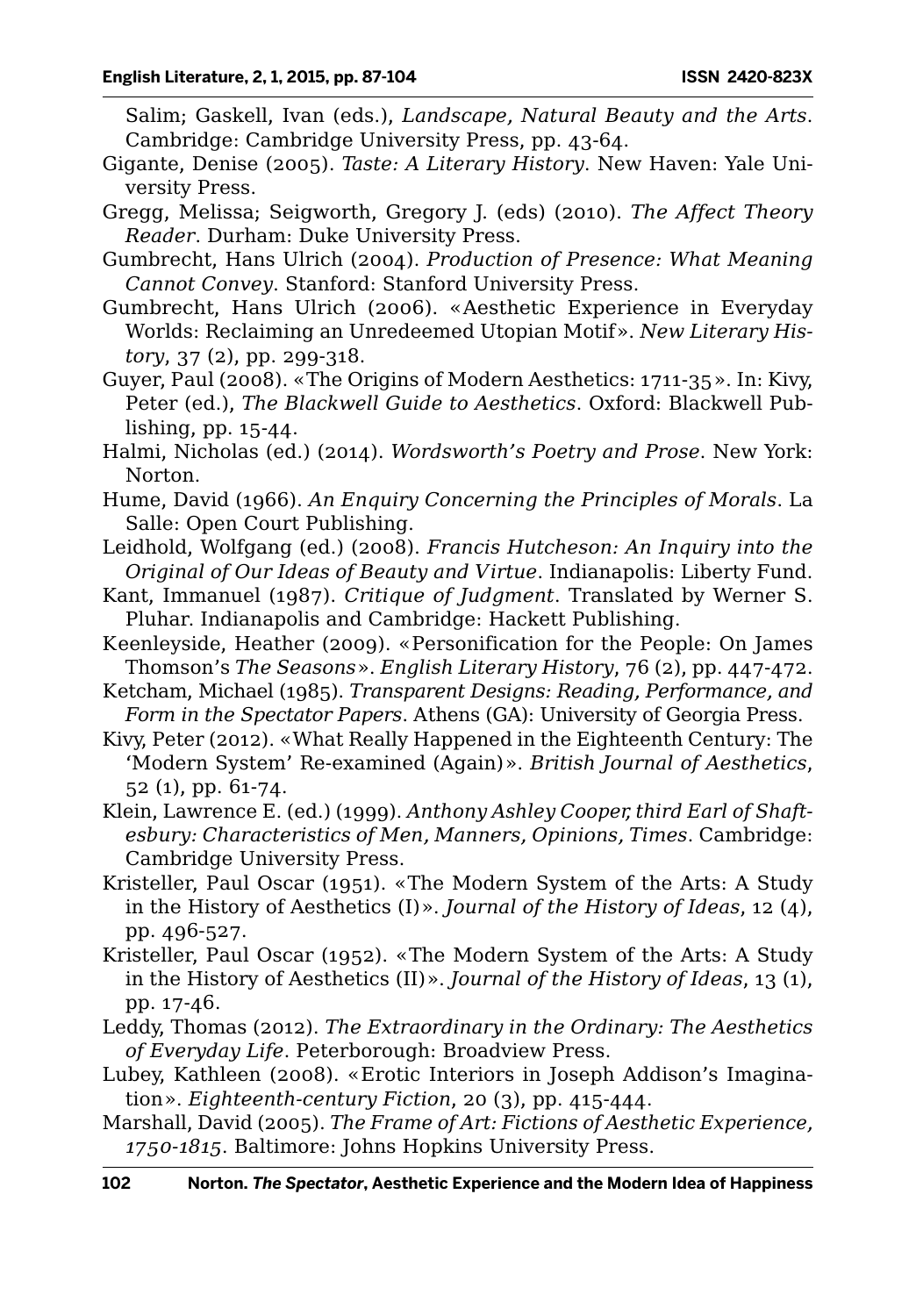Salim; Gaskell, Ivan (eds.), *Landscape, Natural Beauty and the Arts*. Cambridge: Cambridge University Press, pp. 43-64.

Gigante, Denise (2005). *Taste: A Literary History*. New Haven: Yale University Press.

Gregg, Melissa; Seigworth, Gregory J. (eds) (2010). *The Affect Theory Reader*. Durham: Duke University Press.

Gumbrecht, Hans Ulrich (2004). *Production of Presence: What Meaning Cannot Convey*. Stanford: Stanford University Press.

Gumbrecht, Hans Ulrich (2006). «Aesthetic Experience in Everyday Worlds: Reclaiming an Unredeemed Utopian Motif». *New Literary History*, 37 (2), pp. 299-318.

Guyer, Paul (2008). «The Origins of Modern Aesthetics: 1711-35». In: Kivy, Peter (ed.), *The Blackwell Guide to Aesthetics*. Oxford: Blackwell Publishing, pp. 15-44.

Halmi, Nicholas (ed.) (2014). *Wordsworth's Poetry and Prose*. New York: Norton.

Hume, David (1966). *An Enquiry Concerning the Principles of Morals*. La Salle: Open Court Publishing.

Leidhold, Wolfgang (ed.) (2008). *Francis Hutcheson: An Inquiry into the Original of Our Ideas of Beauty and Virtue*. Indianapolis: Liberty Fund.

Kant, Immanuel (1987). *Critique of Judgment*. Translated by Werner S. Pluhar. Indianapolis and Cambridge: Hackett Publishing.

Keenleyside, Heather (2009). «Personification for the People: On James Thomson's *The Seasons*». *English Literary History*, 76 (2), pp. 447-472.

Ketcham, Michael (1985). *Transparent Designs: Reading, Performance, and Form in the Spectator Papers*. Athens (GA): University of Georgia Press.

Kivy, Peter (2012). «What Really Happened in the Eighteenth Century: The 'Modern System' Re-examined (Again)». *British Journal of Aesthetics*, 52 (1), pp. 61-74.

Klein, Lawrence E. (ed.) (1999). *Anthony Ashley Cooper, third Earl of Shaftesbury: Characteristics of Men, Manners, Opinions, Times*. Cambridge: Cambridge University Press.

Kristeller, Paul Oscar (1951). «The Modern System of the Arts: A Study in the History of Aesthetics (I)». *Journal of the History of Ideas*, 12 (4), pp. 496-527.

Kristeller, Paul Oscar (1952). «The Modern System of the Arts: A Study in the History of Aesthetics (II)». *Journal of the History of Ideas*, 13 (1), pp. 17-46.

Leddy, Thomas (2012). *The Extraordinary in the Ordinary: The Aesthetics of Everyday Life*. Peterborough: Broadview Press.

Lubey, Kathleen (2008). «Erotic Interiors in Joseph Addison's Imagination». *Eighteenth-century Fiction*, 20 (3), pp. 415-444.

Marshall, David (2005). *The Frame of Art: Fictions of Aesthetic Experience, 1750-1815*. Baltimore: Johns Hopkins University Press.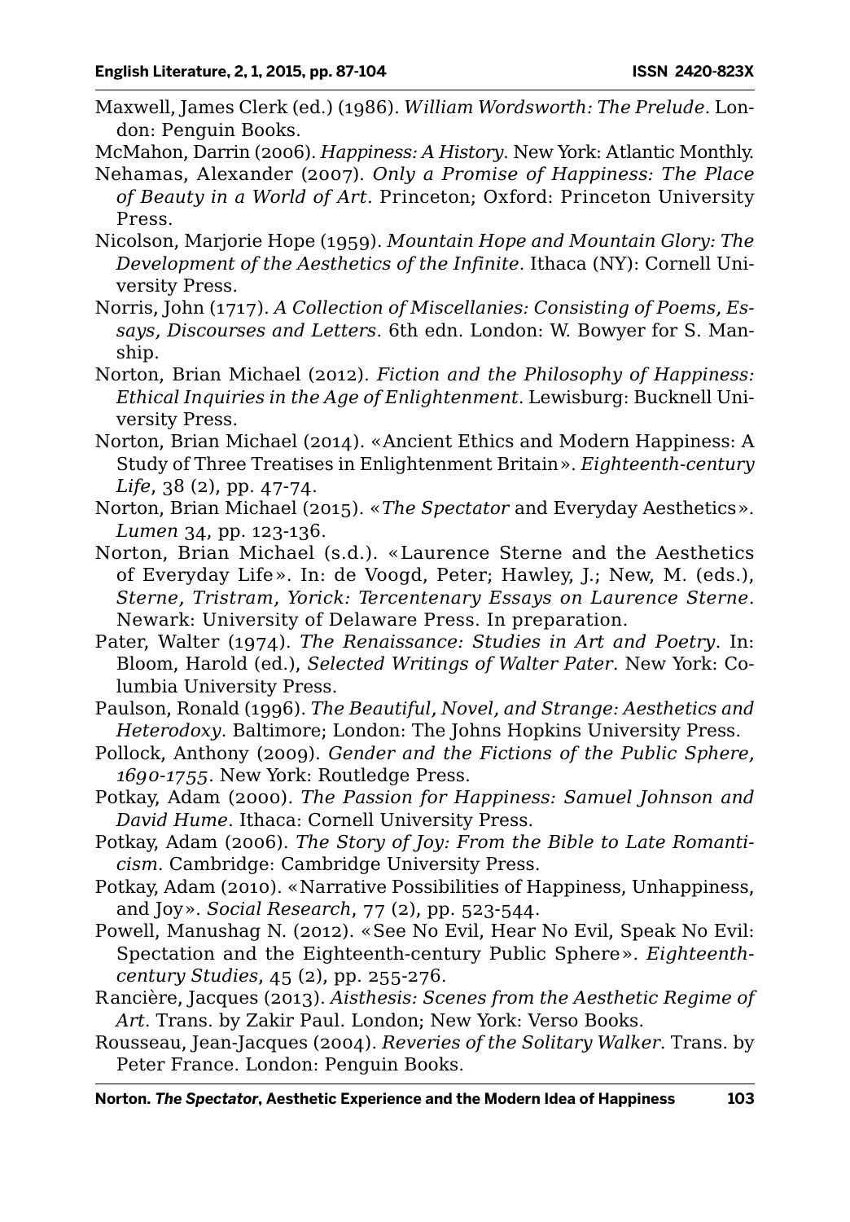Maxwell, James Clerk (ed.) (1986). *William Wordsworth: The Prelude*. London: Penguin Books.

McMahon, Darrin (2006). *Happiness: A History*. New York: Atlantic Monthly.

Nehamas, Alexander (2007). *Only a Promise of Happiness: The Place of Beauty in a World of Art*. Princeton; Oxford: Princeton University Press.

Nicolson, Marjorie Hope (1959). *Mountain Hope and Mountain Glory: The Development of the Aesthetics of the Infinite*. Ithaca (NY): Cornell University Press.

Norris, John (1717). *A Collection of Miscellanies: Consisting of Poems, Essays, Discourses and Letters*. 6th edn. London: W. Bowyer for S. Manship.

Norton, Brian Michael (2012). *Fiction and the Philosophy of Happiness: Ethical Inquiries in the Age of Enlightenment*. Lewisburg: Bucknell University Press.

Norton, Brian Michael (2014). «Ancient Ethics and Modern Happiness: A Study of Three Treatises in Enlightenment Britain». *Eighteenth-century Life*, 38 (2), pp. 47-74.

Norton, Brian Michael (2015). «*The Spectator* and Everyday Aesthetics». *Lumen* 34, pp. 123-136.

Norton, Brian Michael (s.d.). «Laurence Sterne and the Aesthetics of Everyday Life». In: de Voogd, Peter; Hawley, J.; New, M. (eds.), *Sterne, Tristram, Yorick: Tercentenary Essays on Laurence Sterne*. Newark: University of Delaware Press. In preparation.

Pater, Walter (1974). *The Renaissance: Studies in Art and Poetry*. In: Bloom, Harold (ed.), *Selected Writings of Walter Pater*. New York: Columbia University Press.

Paulson, Ronald (1996). *The Beautiful, Novel, and Strange: Aesthetics and Heterodoxy*. Baltimore; London: The Johns Hopkins University Press.

Pollock, Anthony (2009). *Gender and the Fictions of the Public Sphere, 1690-1755*. New York: Routledge Press.

Potkay, Adam (2000). *The Passion for Happiness: Samuel Johnson and David Hume*. Ithaca: Cornell University Press.

Potkay, Adam (2006). *The Story of Joy: From the Bible to Late Romanticism*. Cambridge: Cambridge University Press.

Potkay, Adam (2010). «Narrative Possibilities of Happiness, Unhappiness, and Joy». *Social Research*, 77 (2), pp. 523-544.

Powell, Manushag N. (2012). «See No Evil, Hear No Evil, Speak No Evil: Spectation and the Eighteenth-century Public Sphere». *Eighteenth-century Studies*, 45 (2), pp. 255-276.

Rancière, Jacques (2013). *Aisthesis: Scenes from the Aesthetic Regime of Art*. Trans. by Zakir Paul. London; New York: Verso Books.

Rousseau, Jean-Jacques (2004). *Reveries of the Solitary Walker*. Trans. by Peter France. London: Penguin Books.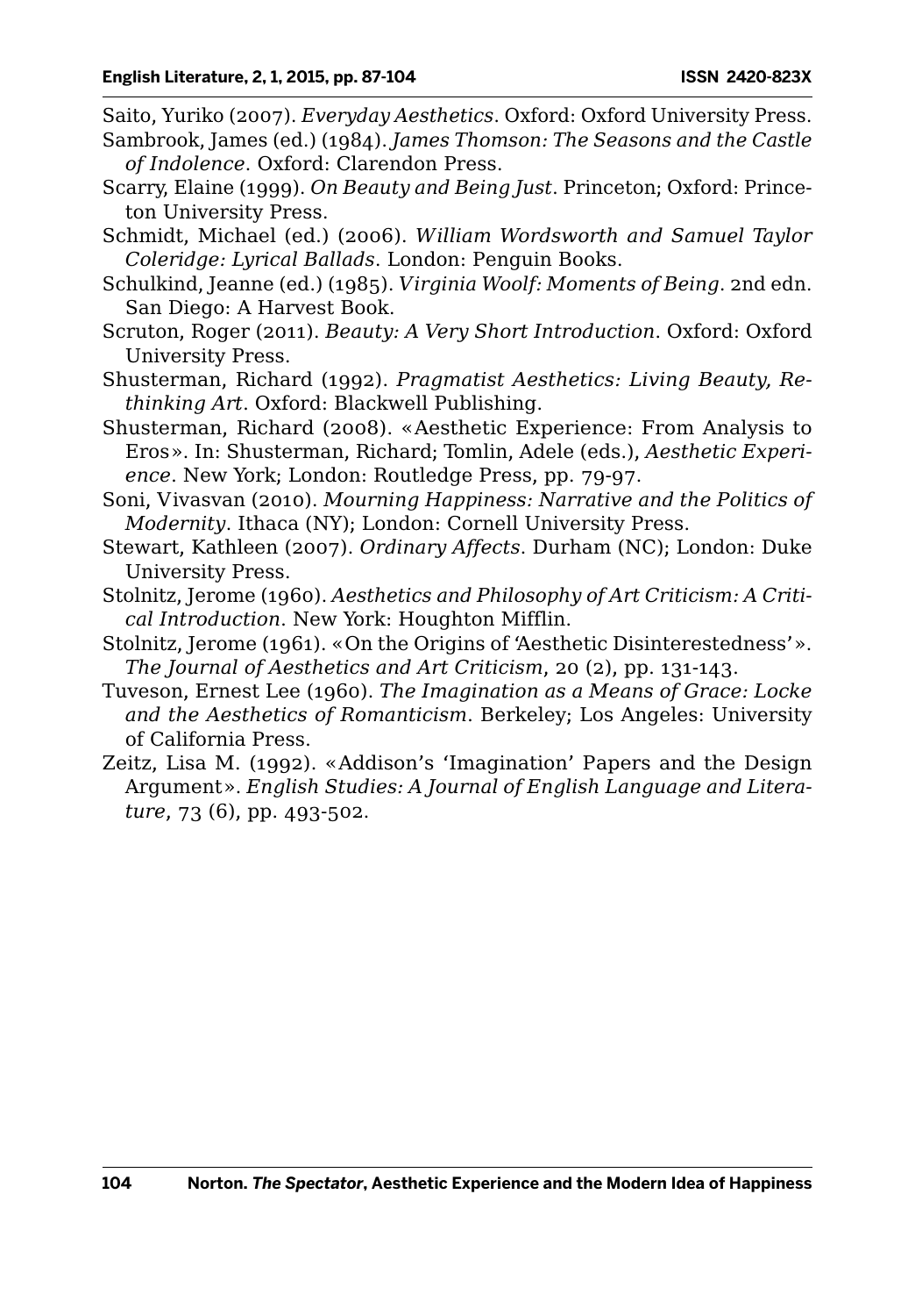Saito, Yuriko (2007). *Everyday Aesthetics*. Oxford: Oxford University Press.

Sambrook, James (ed.) (1984). *James Thomson: The Seasons and the Castle of Indolence*. Oxford: Clarendon Press.

Scarry, Elaine (1999). *On Beauty and Being Just*. Princeton; Oxford: Princeton University Press.

Schmidt, Michael (ed.) (2006). *William Wordsworth and Samuel Taylor Coleridge: Lyrical Ballads*. London: Penguin Books.

Schulkind, Jeanne (ed.) (1985). *Virginia Woolf: Moments of Being*. 2nd edn. San Diego: A Harvest Book.

Scruton, Roger (2011). *Beauty: A Very Short Introduction*. Oxford: Oxford University Press.

Shusterman, Richard (1992). *Pragmatist Aesthetics: Living Beauty, Rethinking Art*. Oxford: Blackwell Publishing.

Shusterman, Richard (2008). «Aesthetic Experience: From Analysis to Eros». In: Shusterman, Richard; Tomlin, Adele (eds.), *Aesthetic Experience*. New York; London: Routledge Press, pp. 79-97.

Soni, Vivasvan (2010). *Mourning Happiness: Narrative and the Politics of Modernity*. Ithaca (NY); London: Cornell University Press.

Stewart, Kathleen (2007). *Ordinary Affects*. Durham (NC); London: Duke University Press.

Stolnitz, Jerome (1960). *Aesthetics and Philosophy of Art Criticism: A Critical Introduction*. New York: Houghton Mifflin.

Stolnitz, Jerome (1961). «On the Origins of 'Aesthetic Disinterestedness'». *The Journal of Aesthetics and Art Criticism*, 20 (2), pp. 131-143.

Tuveson, Ernest Lee (1960). *The Imagination as a Means of Grace: Locke and the Aesthetics of Romanticism*. Berkeley; Los Angeles: University of California Press.

Zeitz, Lisa M. (1992). «Addison's 'Imagination' Papers and the Design Argument». *English Studies: A Journal of English Language and Literature*, 73 (6), pp. 493-502.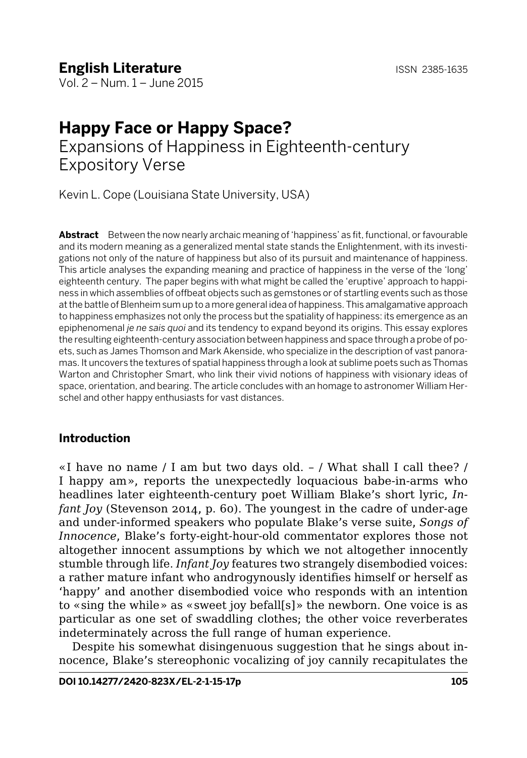# Happy Face or Happy Space?

## Expansions of Happiness in Eighteenth-century Expository Verse

Kevin L. Cope (Louisiana State University, USA)

**Abstract** Between the now nearly archaic meaning of 'happiness' as fit, functional, or favourable and its modern meaning as a generalized mental state stands the Enlightenment, with its investigations not only of the nature of happiness but also of its pursuit and maintenance of happiness. This article analyses the expanding meaning and practice of happiness in the verse of the 'long' eighteenth century. The paper begins with what might be called the 'eruptive' approach to happiness in which assemblies of offbeat objects such as gemstones or of startling events such as those at the battle of Blenheim sum up to a more general idea of happiness. This amalgamative approach to happiness emphasizes not only the process but the spatiality of happiness: its emergence as an epiphenomenal *je ne sais quoi* and its tendency to expand beyond its origins. This essay explores the resulting eighteenth-century association between happiness and space through a probe of poets, such as James Thomson and Mark Akenside, who specialize in the description of vast panoramas. It uncovers the textures of spatial happiness through a look at sublime poets such as Thomas Warton and Christopher Smart, who link their vivid notions of happiness with visionary ideas of space, orientation, and bearing. The article concludes with an homage to astronomer William Herschel and other happy enthusiasts for vast distances.

### Introduction

«I have no name / I am but two days old. – / What shall I call thee? / I happy am», reports the unexpectedly loquacious babe-in-arms who headlines later eighteenth-century poet William Blake's short lyric, *Infant Joy* (Stevenson 2014, p. 60). The youngest in the cadre of under-age and under-informed speakers who populate Blake's verse suite, *Songs of Innocence*, Blake's forty-eight-hour-old commentator explores those not altogether innocent assumptions by which we not altogether innocently stumble through life. *Infant Joy* features two strangely disembodied voices: a rather mature infant who androgynously identifies himself or herself as 'happy' and another disembodied voice who responds with an intention to «sing the while» as «sweet joy befall[s]» the newborn. One voice is as particular as one set of swaddling clothes; the other voice reverberates indeterminately across the full range of human experience.

Despite his somewhat disingenuous suggestion that he sings about innocence, Blake's stereophonic vocalizing of joy cannily recapitulates the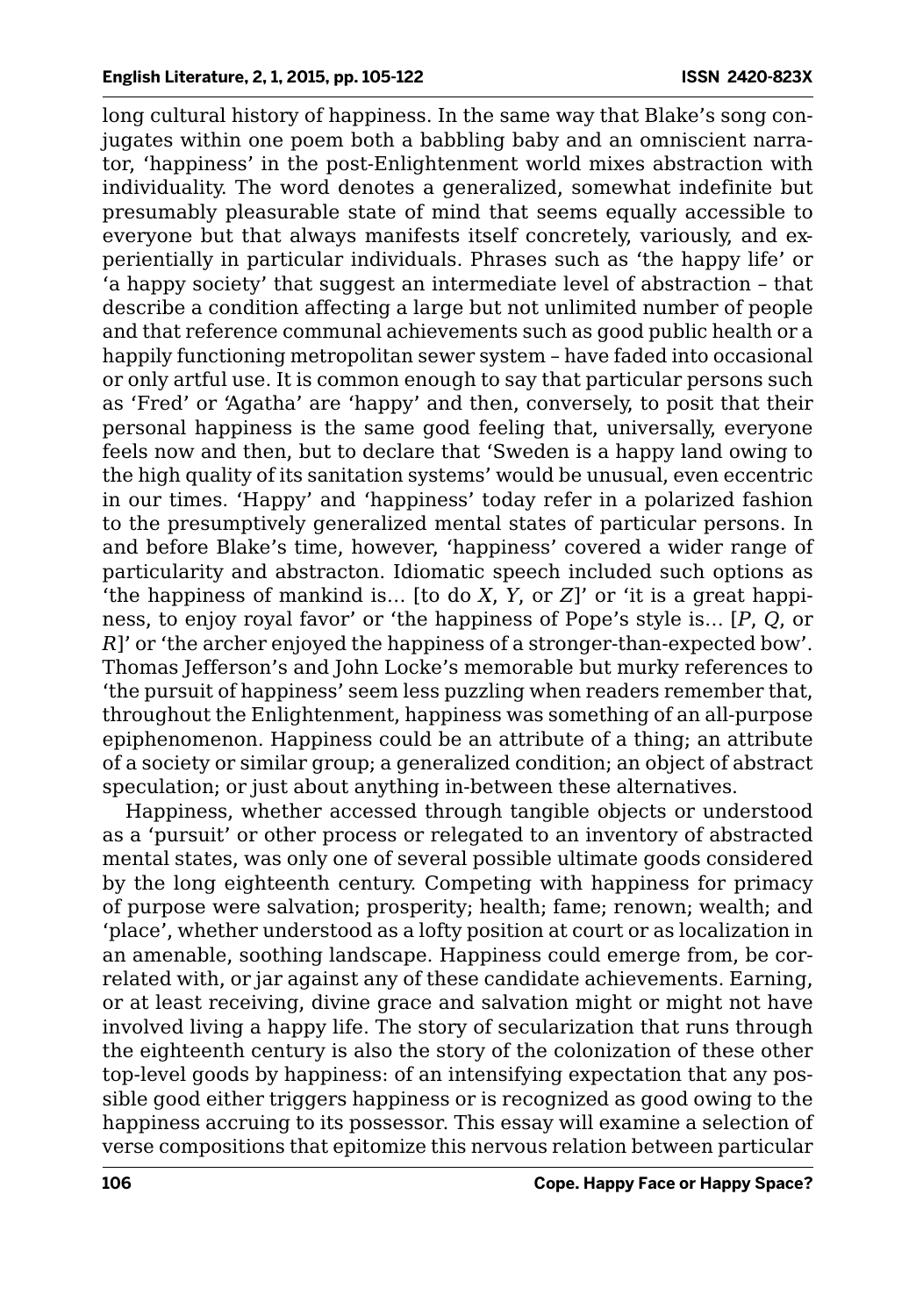long cultural history of happiness. In the same way that Blake's song conjugates within one poem both a babbling baby and an omniscient narrator, 'happiness' in the post-Enlightenment world mixes abstraction with individuality. The word denotes a generalized, somewhat indefinite but presumably pleasurable state of mind that seems equally accessible to everyone but that always manifests itself concretely, variously, and experientially in particular individuals. Phrases such as 'the happy life' or 'a happy society' that suggest an intermediate level of abstraction – that describe a condition affecting a large but not unlimited number of people and that reference communal achievements such as good public health or a happily functioning metropolitan sewer system – have faded into occasional or only artful use. It is common enough to say that particular persons such as 'Fred' or 'Agatha' are 'happy' and then, conversely, to posit that their personal happiness is the same good feeling that, universally, everyone feels now and then, but to declare that 'Sweden is a happy land owing to the high quality of its sanitation systems' would be unusual, even eccentric in our times. 'Happy' and 'happiness' today refer in a polarized fashion to the presumptively generalized mental states of particular persons. In and before Blake's time, however, 'happiness' covered a wider range of particularity and abstracton. Idiomatic speech included such options as 'the happiness of mankind is… [to do *X*, *Y*, or *Z*]' or 'it is a great happiness, to enjoy royal favor' or 'the happiness of Pope's style is… [*P*, *Q*, or *R*]' or 'the archer enjoyed the happiness of a stronger-than-expected bow'. Thomas Jefferson's and John Locke's memorable but murky references to 'the pursuit of happiness' seem less puzzling when readers remember that, throughout the Enlightenment, happiness was something of an all-purpose epiphenomenon. Happiness could be an attribute of a thing; an attribute of a society or similar group; a generalized condition; an object of abstract speculation; or just about anything in-between these alternatives.

Happiness, whether accessed through tangible objects or understood as a 'pursuit' or other process or relegated to an inventory of abstracted mental states, was only one of several possible ultimate goods considered by the long eighteenth century. Competing with happiness for primacy of purpose were salvation; prosperity; health; fame; renown; wealth; and 'place', whether understood as a lofty position at court or as localization in an amenable, soothing landscape. Happiness could emerge from, be correlated with, or jar against any of these candidate achievements. Earning, or at least receiving, divine grace and salvation might or might not have involved living a happy life. The story of secularization that runs through the eighteenth century is also the story of the colonization of these other top-level goods by happiness: of an intensifying expectation that any possible good either triggers happiness or is recognized as good owing to the happiness accruing to its possessor. This essay will examine a selection of verse compositions that epitomize this nervous relation between particular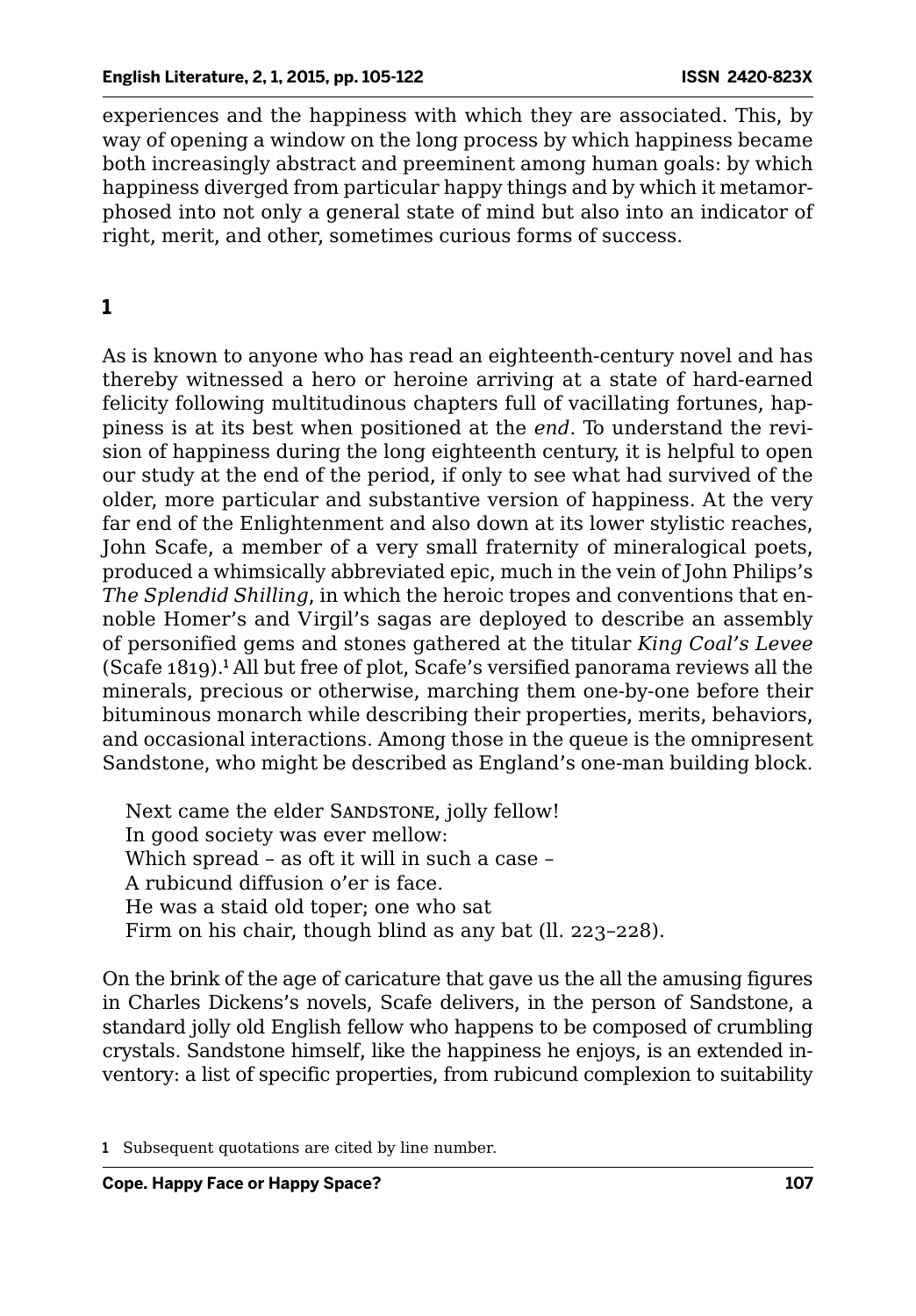experiences and the happiness with which they are associated. This, by way of opening a window on the long process by which happiness became both increasingly abstract and preeminent among human goals: by which happiness diverged from particular happy things and by which it metamorphosed into not only a general state of mind but also into an indicator of right, merit, and other, sometimes curious forms of success.

## 1

As is known to anyone who has read an eighteenth-century novel and has thereby witnessed a hero or heroine arriving at a state of hard-earned felicity following multitudinous chapters full of vacillating fortunes, happiness is at its best when positioned at the *end*. To understand the revision of happiness during the long eighteenth century, it is helpful to open our study at the end of the period, if only to see what had survived of the older, more particular and substantive version of happiness. At the very far end of the Enlightenment and also down at its lower stylistic reaches, John Scafe, a member of a very small fraternity of mineralogical poets, produced a whimsically abbreviated epic, much in the vein of John Philips's *The Splendid Shilling*, in which the heroic tropes and conventions that ennoble Homer's and Virgil's sagas are deployed to describe an assembly of personified gems and stones gathered at the titular *King Coal's Levee* (Scafe 1819).[1] All but free of plot, Scafe's versified panorama reviews all the minerals, precious or otherwise, marching them one-by-one before their bituminous monarch while describing their properties, merits, behaviors, and occasional interactions. Among those in the queue is the omnipresent Sandstone, who might be described as England's one-man building block.

> Next came the elder SANDSTONE, jolly fellow!
> In good society was ever mellow:
> Which spread – as oft it will in such a case –
> A rubicund diffusion o'er is face.
> He was a staid old toper; one who sat
> Firm on his chair, though blind as any bat (ll. 223-228).

On the brink of the age of caricature that gave us the all the amusing figures in Charles Dickens's novels, Scafe delivers, in the person of Sandstone, a standard jolly old English fellow who happens to be composed of crumbling crystals. Sandstone himself, like the happiness he enjoys, is an extended inventory: a list of specific properties, from rubicund complexion to suitability

1 Subsequent quotations are cited by line number.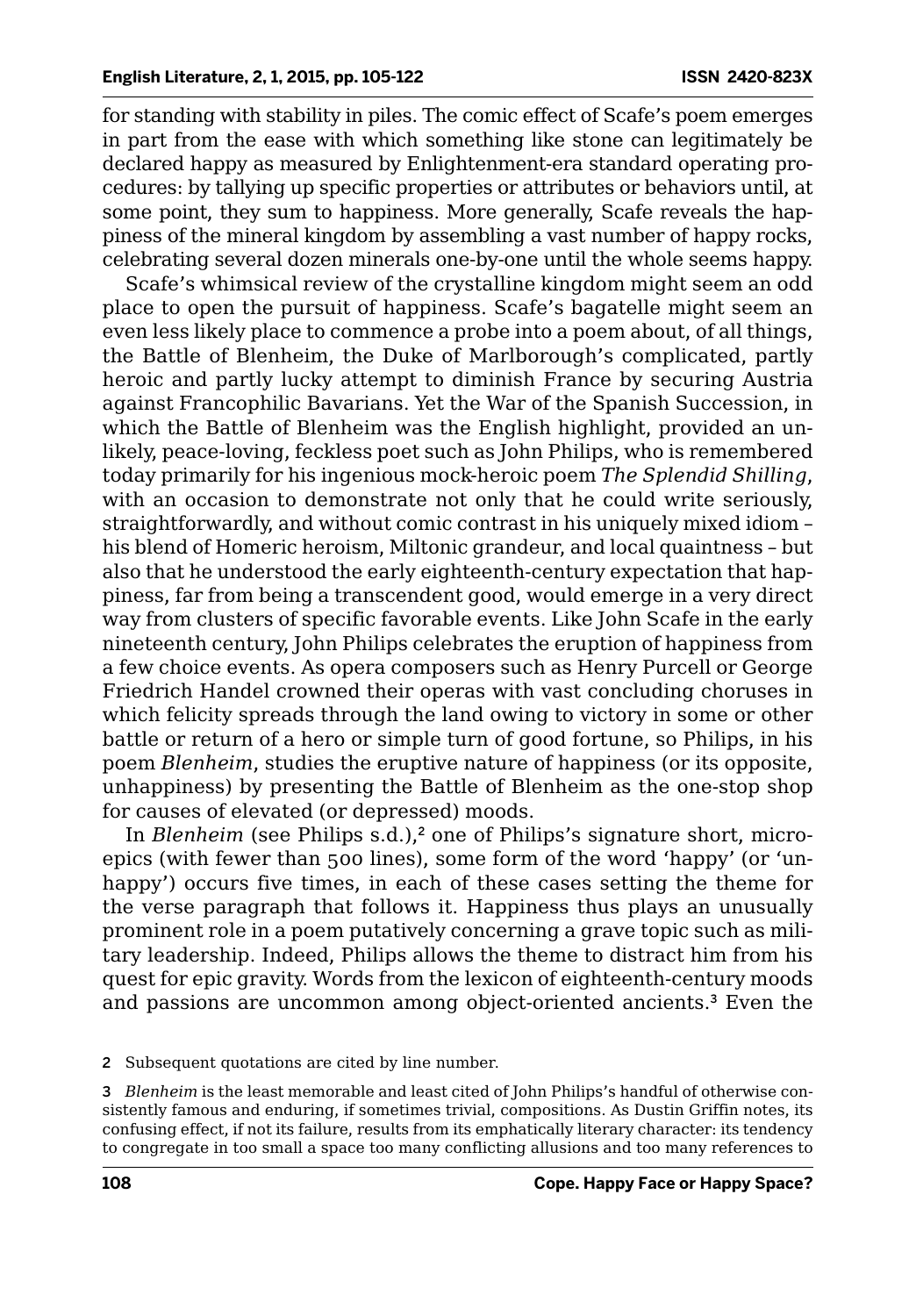for standing with stability in piles. The comic effect of Scafe's poem emerges in part from the ease with which something like stone can legitimately be declared happy as measured by Enlightenment-era standard operating procedures: by tallying up specific properties or attributes or behaviors until, at some point, they sum to happiness. More generally, Scafe reveals the happiness of the mineral kingdom by assembling a vast number of happy rocks, celebrating several dozen minerals one-by-one until the whole seems happy.

Scafe's whimsical review of the crystalline kingdom might seem an odd place to open the pursuit of happiness. Scafe's bagatelle might seem an even less likely place to commence a probe into a poem about, of all things, the Battle of Blenheim, the Duke of Marlborough's complicated, partly heroic and partly lucky attempt to diminish France by securing Austria against Francophilic Bavarians. Yet the War of the Spanish Succession, in which the Battle of Blenheim was the English highlight, provided an unlikely, peace-loving, feckless poet such as John Philips, who is remembered today primarily for his ingenious mock-heroic poem *The Splendid Shilling*, with an occasion to demonstrate not only that he could write seriously, straightforwardly, and without comic contrast in his uniquely mixed idiom – his blend of Homeric heroism, Miltonic grandeur, and local quaintness – but also that he understood the early eighteenth-century expectation that happiness, far from being a transcendent good, would emerge in a very direct way from clusters of specific favorable events. Like John Scafe in the early nineteenth century, John Philips celebrates the eruption of happiness from a few choice events. As opera composers such as Henry Purcell or George Friedrich Handel crowned their operas with vast concluding choruses in which felicity spreads through the land owing to victory in some or other battle or return of a hero or simple turn of good fortune, so Philips, in his poem *Blenheim*, studies the eruptive nature of happiness (or its opposite, unhappiness) by presenting the Battle of Blenheim as the one-stop shop for causes of elevated (or depressed) moods.

In *Blenheim* (see Philips s.d.),[2] one of Philips's signature short, micro-epics (with fewer than 500 lines), some form of the word 'happy' (or 'unhappy') occurs five times, in each of these cases setting the theme for the verse paragraph that follows it. Happiness thus plays an unusually prominent role in a poem putatively concerning a grave topic such as military leadership. Indeed, Philips allows the theme to distract him from his quest for epic gravity. Words from the lexicon of eighteenth-century moods and passions are uncommon among object-oriented ancients.[3] Even the

2 Subsequent quotations are cited by line number.

3 *Blenheim* is the least memorable and least cited of John Philips's handful of otherwise consistently famous and enduring, if sometimes trivial, compositions. As Dustin Griffin notes, its confusing effect, if not its failure, results from its emphatically literary character: its tendency to congregate in too small a space too many conflicting allusions and too many references to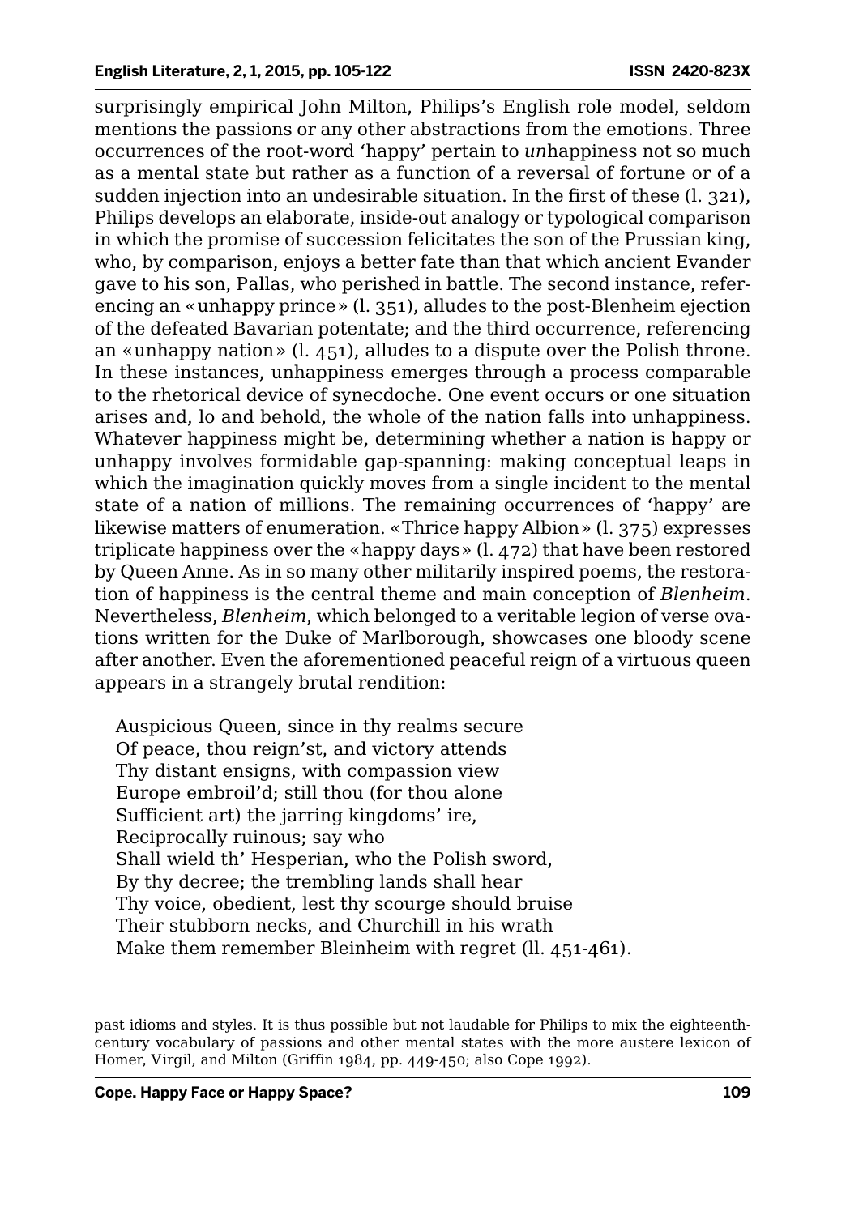surprisingly empirical John Milton, Philips's English role model, seldom mentions the passions or any other abstractions from the emotions. Three occurrences of the root-word 'happy' pertain to *un*happiness not so much as a mental state but rather as a function of a reversal of fortune or of a sudden injection into an undesirable situation. In the first of these (l. 321), Philips develops an elaborate, inside-out analogy or typological comparison in which the promise of succession felicitates the son of the Prussian king, who, by comparison, enjoys a better fate than that which ancient Evander gave to his son, Pallas, who perished in battle. The second instance, referencing an «unhappy prince» (l. 351), alludes to the post-Blenheim ejection of the defeated Bavarian potentate; and the third occurrence, referencing an «unhappy nation» (l. 451), alludes to a dispute over the Polish throne. In these instances, unhappiness emerges through a process comparable to the rhetorical device of synecdoche. One event occurs or one situation arises and, lo and behold, the whole of the nation falls into unhappiness. Whatever happiness might be, determining whether a nation is happy or unhappy involves formidable gap-spanning: making conceptual leaps in which the imagination quickly moves from a single incident to the mental state of a nation of millions. The remaining occurrences of 'happy' are likewise matters of enumeration. «Thrice happy Albion» (l. 375) expresses triplicate happiness over the «happy days» (l. 472) that have been restored by Queen Anne. As in so many other militarily inspired poems, the restoration of happiness is the central theme and main conception of *Blenheim*. Nevertheless, *Blenheim*, which belonged to a veritable legion of verse ovations written for the Duke of Marlborough, showcases one bloody scene after another. Even the aforementioned peaceful reign of a virtuous queen appears in a strangely brutal rendition:

> Auspicious Queen, since in thy realms secure
> Of peace, thou reign'st, and victory attends
> Thy distant ensigns, with compassion view
> Europe embroil'd; still thou (for thou alone
> Sufficient art) the jarring kingdoms' ire,
> Reciprocally ruinous; say who
> Shall wield th' Hesperian, who the Polish sword,
> By thy decree; the trembling lands shall hear
> Thy voice, obedient, lest thy scourge should bruise
> Their stubborn necks, and Churchill in his wrath
> Make them remember Bleinheim with regret (ll. 451-461).

past idioms and styles. It is thus possible but not laudable for Philips to mix the eighteenth-century vocabulary of passions and other mental states with the more austere lexicon of Homer, Virgil, and Milton (Griffin 1984, pp. 449-450; also Cope 1992).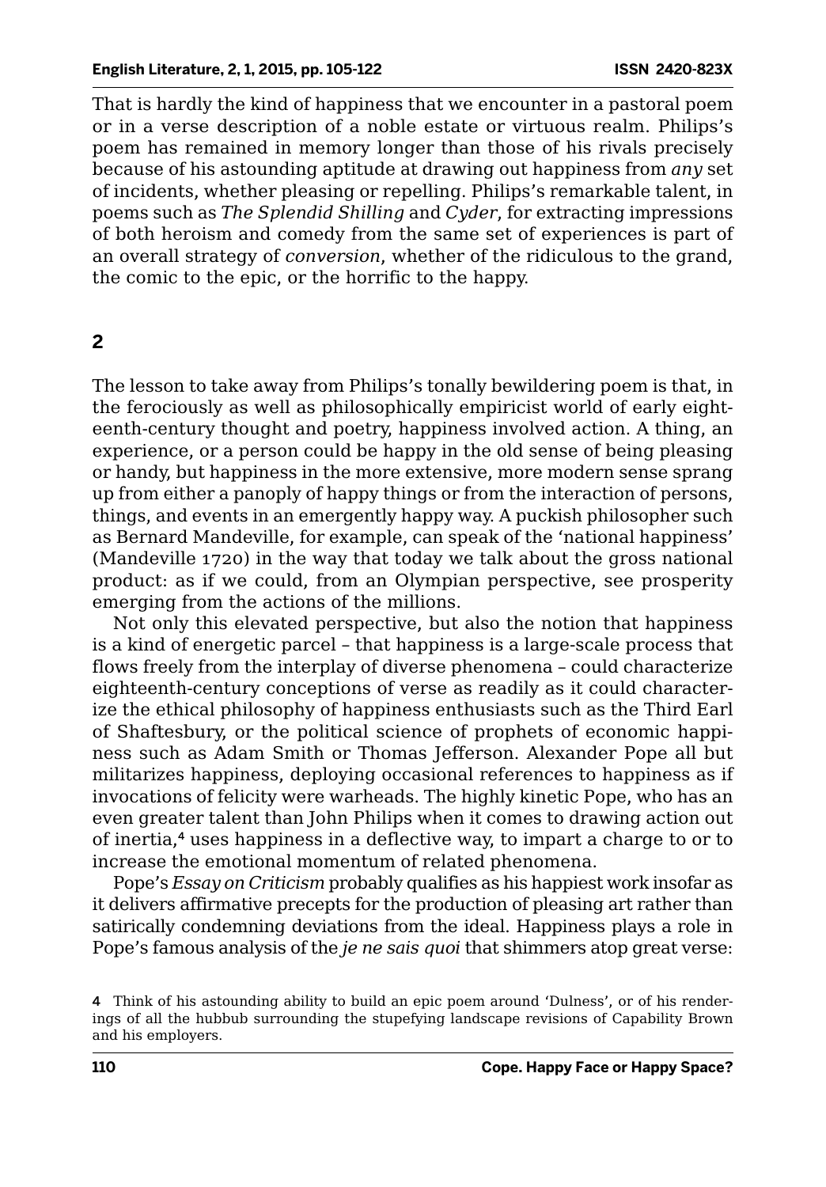That is hardly the kind of happiness that we encounter in a pastoral poem or in a verse description of a noble estate or virtuous realm. Philips's poem has remained in memory longer than those of his rivals precisely because of his astounding aptitude at drawing out happiness from *any* set of incidents, whether pleasing or repelling. Philips's remarkable talent, in poems such as *The Splendid Shilling* and *Cyder*, for extracting impressions of both heroism and comedy from the same set of experiences is part of an overall strategy of *conversion*, whether of the ridiculous to the grand, the comic to the epic, or the horrific to the happy.

## 2

The lesson to take away from Philips's tonally bewildering poem is that, in the ferociously as well as philosophically empiricist world of early eighteenth-century thought and poetry, happiness involved action. A thing, an experience, or a person could be happy in the old sense of being pleasing or handy, but happiness in the more extensive, more modern sense sprang up from either a panoply of happy things or from the interaction of persons, things, and events in an emergently happy way. A puckish philosopher such as Bernard Mandeville, for example, can speak of the 'national happiness' (Mandeville 1720) in the way that today we talk about the gross national product: as if we could, from an Olympian perspective, see prosperity emerging from the actions of the millions.

Not only this elevated perspective, but also the notion that happiness is a kind of energetic parcel – that happiness is a large-scale process that flows freely from the interplay of diverse phenomena – could characterize eighteenth-century conceptions of verse as readily as it could characterize the ethical philosophy of happiness enthusiasts such as the Third Earl of Shaftesbury, or the political science of prophets of economic happiness such as Adam Smith or Thomas Jefferson. Alexander Pope all but militarizes happiness, deploying occasional references to happiness as if invocations of felicity were warheads. The highly kinetic Pope, who has an even greater talent than John Philips when it comes to drawing action out of inertia,[4] uses happiness in a deflective way, to impart a charge to or to increase the emotional momentum of related phenomena.

Pope's *Essay on Criticism* probably qualifies as his happiest work insofar as it delivers affirmative precepts for the production of pleasing art rather than satirically condemning deviations from the ideal. Happiness plays a role in Pope's famous analysis of the *je ne sais quoi* that shimmers atop great verse:

4 Think of his astounding ability to build an epic poem around 'Dulness', or of his renderings of all the hubbub surrounding the stupefying landscape revisions of Capability Brown and his employers.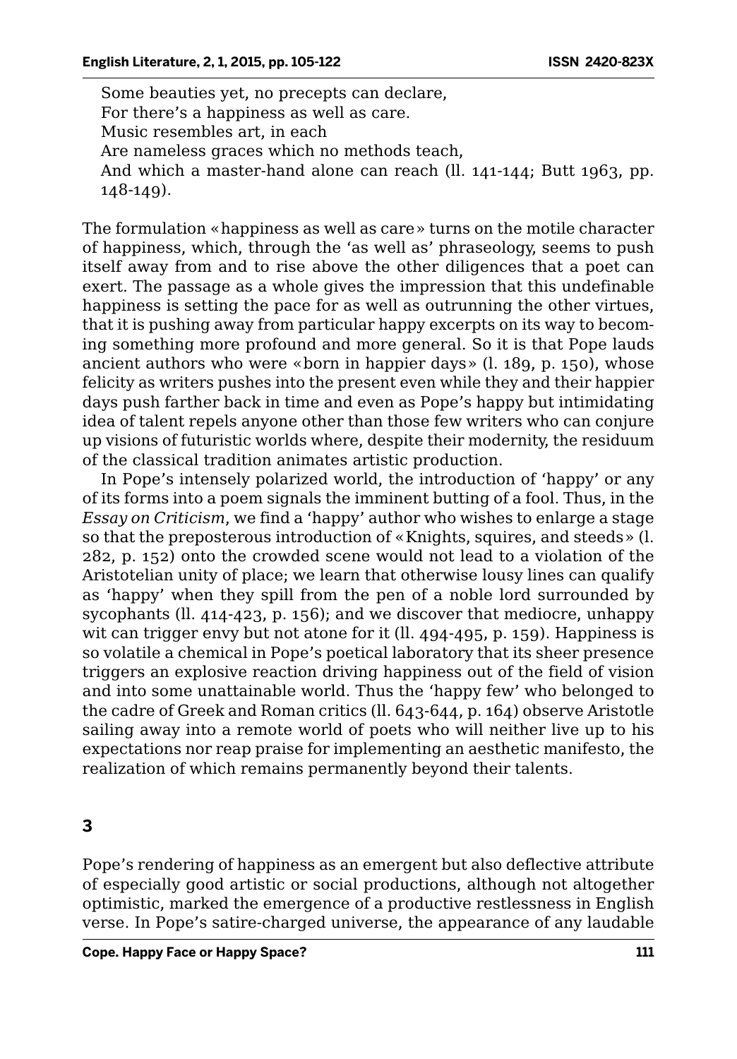Some beauties yet, no precepts can declare,  
For there's a happiness as well as care.  
Music resembles art, in each  
Are nameless graces which no methods teach,  
And which a master-hand alone can reach (ll. 141-144; Butt 1963, pp. 148-149).

The formulation «happiness as well as care» turns on the motile character of happiness, which, through the 'as well as' phraseology, seems to push itself away from and to rise above the other diligences that a poet can exert. The passage as a whole gives the impression that this undefinable happiness is setting the pace for as well as outrunning the other virtues, that it is pushing away from particular happy excerpts on its way to becoming something more profound and more general. So it is that Pope lauds ancient authors who were «born in happier days» (l. 189, p. 150), whose felicity as writers pushes into the present even while they and their happier days push farther back in time and even as Pope's happy but intimidating idea of talent repels anyone other than those few writers who can conjure up visions of futuristic worlds where, despite their modernity, the residuum of the classical tradition animates artistic production.

In Pope's intensely polarized world, the introduction of 'happy' or any of its forms into a poem signals the imminent butting of a fool. Thus, in the *Essay on Criticism*, we find a 'happy' author who wishes to enlarge a stage so that the preposterous introduction of «Knights, squires, and steeds» (l. 282, p. 152) onto the crowded scene would not lead to a violation of the Aristotelian unity of place; we learn that otherwise lousy lines can qualify as 'happy' when they spill from the pen of a noble lord surrounded by sycophants (ll. 414-423, p. 156); and we discover that mediocre, unhappy wit can trigger envy but not atone for it (ll. 494-495, p. 159). Happiness is so volatile a chemical in Pope's poetical laboratory that its sheer presence triggers an explosive reaction driving happiness out of the field of vision and into some unattainable world. Thus the 'happy few' who belonged to the cadre of Greek and Roman critics (ll. 643-644, p. 164) observe Aristotle sailing away into a remote world of poets who will neither live up to his expectations nor reap praise for implementing an aesthetic manifesto, the realization of which remains permanently beyond their talents.

## 3

Pope's rendering of happiness as an emergent but also deflective attribute of especially good artistic or social productions, although not altogether optimistic, marked the emergence of a productive restlessness in English verse. In Pope's satire-charged universe, the appearance of any laudable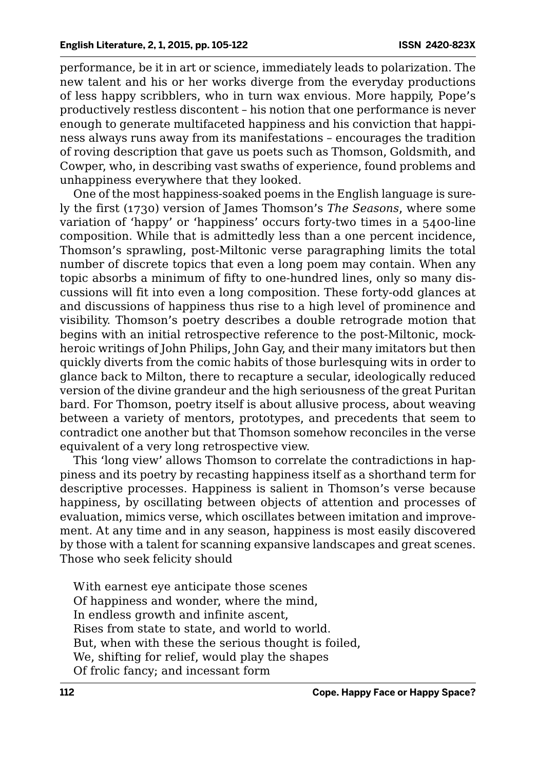performance, be it in art or science, immediately leads to polarization. The new talent and his or her works diverge from the everyday productions of less happy scribblers, who in turn wax envious. More happily, Pope's productively restless discontent – his notion that one performance is never enough to generate multifaceted happiness and his conviction that happiness always runs away from its manifestations – encourages the tradition of roving description that gave us poets such as Thomson, Goldsmith, and Cowper, who, in describing vast swaths of experience, found problems and unhappiness everywhere that they looked.

One of the most happiness-soaked poems in the English language is surely the first (1730) version of James Thomson's *The Seasons*, where some variation of 'happy' or 'happiness' occurs forty-two times in a 5400-line composition. While that is admittedly less than a one percent incidence, Thomson's sprawling, post-Miltonic verse paragraphing limits the total number of discrete topics that even a long poem may contain. When any topic absorbs a minimum of fifty to one-hundred lines, only so many discussions will fit into even a long composition. These forty-odd glances at and discussions of happiness thus rise to a high level of prominence and visibility. Thomson's poetry describes a double retrograde motion that begins with an initial retrospective reference to the post-Miltonic, mock-heroic writings of John Philips, John Gay, and their many imitators but then quickly diverts from the comic habits of those burlesquing wits in order to glance back to Milton, there to recapture a secular, ideologically reduced version of the divine grandeur and the high seriousness of the great Puritan bard. For Thomson, poetry itself is about allusive process, about weaving between a variety of mentors, prototypes, and precedents that seem to contradict one another but that Thomson somehow reconciles in the verse equivalent of a very long retrospective view.

This 'long view' allows Thomson to correlate the contradictions in happiness and its poetry by recasting happiness itself as a shorthand term for descriptive processes. Happiness is salient in Thomson's verse because happiness, by oscillating between objects of attention and processes of evaluation, mimics verse, which oscillates between imitation and improvement. At any time and in any season, happiness is most easily discovered by those with a talent for scanning expansive landscapes and great scenes. Those who seek felicity should

> With earnest eye anticipate those scenes
> Of happiness and wonder, where the mind,
> In endless growth and infinite ascent,
> Rises from state to state, and world to world.
> But, when with these the serious thought is foiled,
> We, shifting for relief, would play the shapes
> Of frolic fancy; and incessant form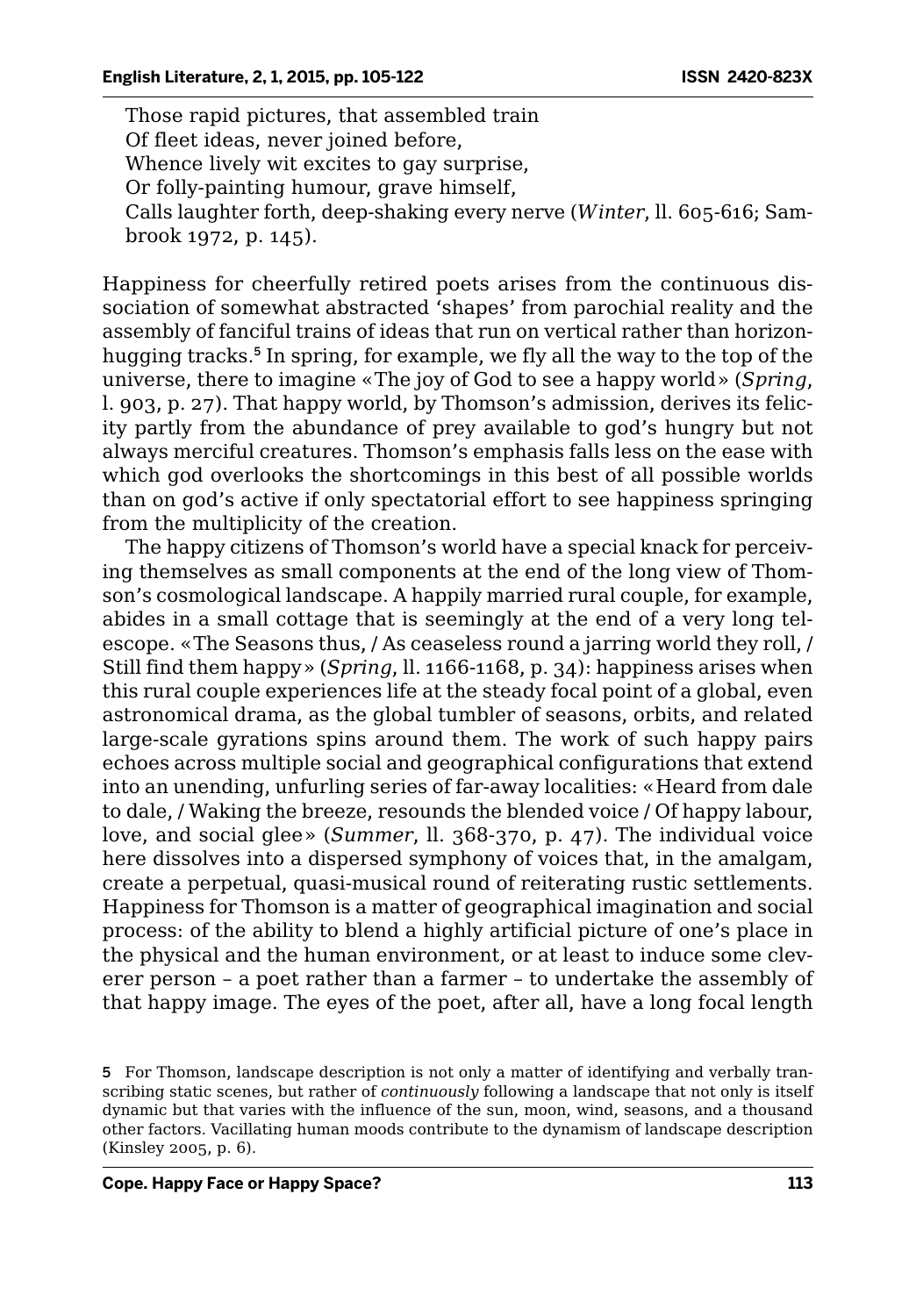Those rapid pictures, that assembled train
Of fleet ideas, never joined before,
Whence lively wit excites to gay surprise,
Or folly-painting humour, grave himself,
Calls laughter forth, deep-shaking every nerve (*Winter*, ll. 605-616; Sambrook 1972, p. 145).

Happiness for cheerfully retired poets arises from the continuous dissociation of somewhat abstracted 'shapes' from parochial reality and the assembly of fanciful trains of ideas that run on vertical rather than horizon-hugging tracks.[5] In spring, for example, we fly all the way to the top of the universe, there to imagine «The joy of God to see a happy world» (*Spring*, l. 903, p. 27). That happy world, by Thomson's admission, derives its felicity partly from the abundance of prey available to god's hungry but not always merciful creatures. Thomson's emphasis falls less on the ease with which god overlooks the shortcomings in this best of all possible worlds than on god's active if only spectatorial effort to see happiness springing from the multiplicity of the creation.

The happy citizens of Thomson's world have a special knack for perceiving themselves as small components at the end of the long view of Thomson's cosmological landscape. A happily married rural couple, for example, abides in a small cottage that is seemingly at the end of a very long telescope. «The Seasons thus, / As ceaseless round a jarring world they roll, / Still find them happy» (*Spring*, ll. 1166-1168, p. 34): happiness arises when this rural couple experiences life at the steady focal point of a global, even astronomical drama, as the global tumbler of seasons, orbits, and related large-scale gyrations spins around them. The work of such happy pairs echoes across multiple social and geographical configurations that extend into an unending, unfurling series of far-away localities: «Heard from dale to dale, / Waking the breeze, resounds the blended voice / Of happy labour, love, and social glee» (*Summer*, ll. 368-370, p. 47). The individual voice here dissolves into a dispersed symphony of voices that, in the amalgam, create a perpetual, quasi-musical round of reiterating rustic settlements. Happiness for Thomson is a matter of geographical imagination and social process: of the ability to blend a highly artificial picture of one's place in the physical and the human environment, or at least to induce some cleverer person – a poet rather than a farmer – to undertake the assembly of that happy image. The eyes of the poet, after all, have a long focal length

5 For Thomson, landscape description is not only a matter of identifying and verbally transcribing static scenes, but rather of *continuously* following a landscape that not only is itself dynamic but that varies with the influence of the sun, moon, wind, seasons, and a thousand other factors. Vacillating human moods contribute to the dynamism of landscape description (Kinsley 2005, p. 6).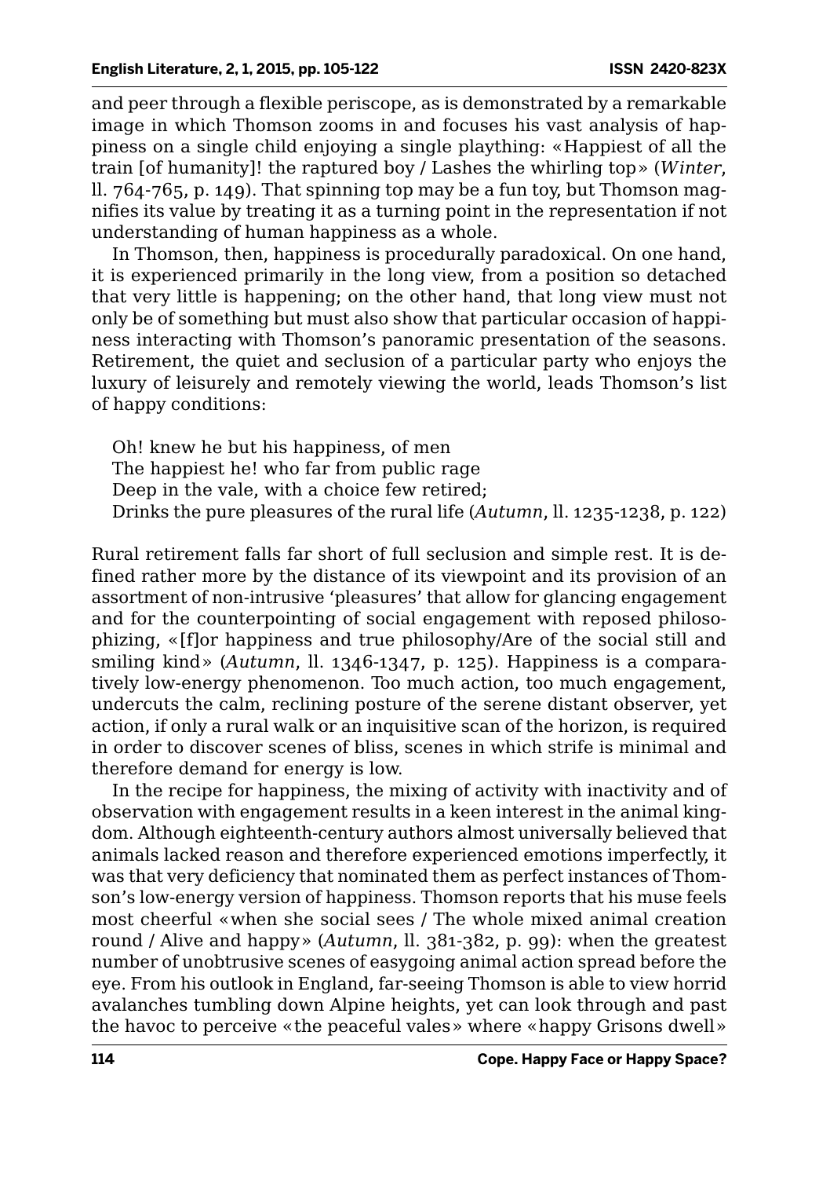and peer through a flexible periscope, as is demonstrated by a remarkable image in which Thomson zooms in and focuses his vast analysis of happiness on a single child enjoying a single plaything: «Happiest of all the train [of humanity]! the raptured boy / Lashes the whirling top» (*Winter*, ll. 764-765, p. 149). That spinning top may be a fun toy, but Thomson magnifies its value by treating it as a turning point in the representation if not understanding of human happiness as a whole.

In Thomson, then, happiness is procedurally paradoxical. On one hand, it is experienced primarily in the long view, from a position so detached that very little is happening; on the other hand, that long view must not only be of something but must also show that particular occasion of happiness interacting with Thomson's panoramic presentation of the seasons. Retirement, the quiet and seclusion of a particular party who enjoys the luxury of leisurely and remotely viewing the world, leads Thomson's list of happy conditions:

> Oh! knew he but his happiness, of men
> The happiest he! who far from public rage
> Deep in the vale, with a choice few retired;
> Drinks the pure pleasures of the rural life (*Autumn*, ll. 1235-1238, p. 122)

Rural retirement falls far short of full seclusion and simple rest. It is defined rather more by the distance of its viewpoint and its provision of an assortment of non-intrusive 'pleasures' that allow for glancing engagement and for the counterpointing of social engagement with reposed philosophizing, «[f]or happiness and true philosophy/Are of the social still and smiling kind» (*Autumn*, ll. 1346-1347, p. 125). Happiness is a comparatively low-energy phenomenon. Too much action, too much engagement, undercuts the calm, reclining posture of the serene distant observer, yet action, if only a rural walk or an inquisitive scan of the horizon, is required in order to discover scenes of bliss, scenes in which strife is minimal and therefore demand for energy is low.

In the recipe for happiness, the mixing of activity with inactivity and of observation with engagement results in a keen interest in the animal kingdom. Although eighteenth-century authors almost universally believed that animals lacked reason and therefore experienced emotions imperfectly, it was that very deficiency that nominated them as perfect instances of Thomson's low-energy version of happiness. Thomson reports that his muse feels most cheerful «when she social sees / The whole mixed animal creation round / Alive and happy» (*Autumn*, ll. 381-382, p. 99): when the greatest number of unobtrusive scenes of easygoing animal action spread before the eye. From his outlook in England, far-seeing Thomson is able to view horrid avalanches tumbling down Alpine heights, yet can look through and past the havoc to perceive «the peaceful vales» where «happy Grisons dwell»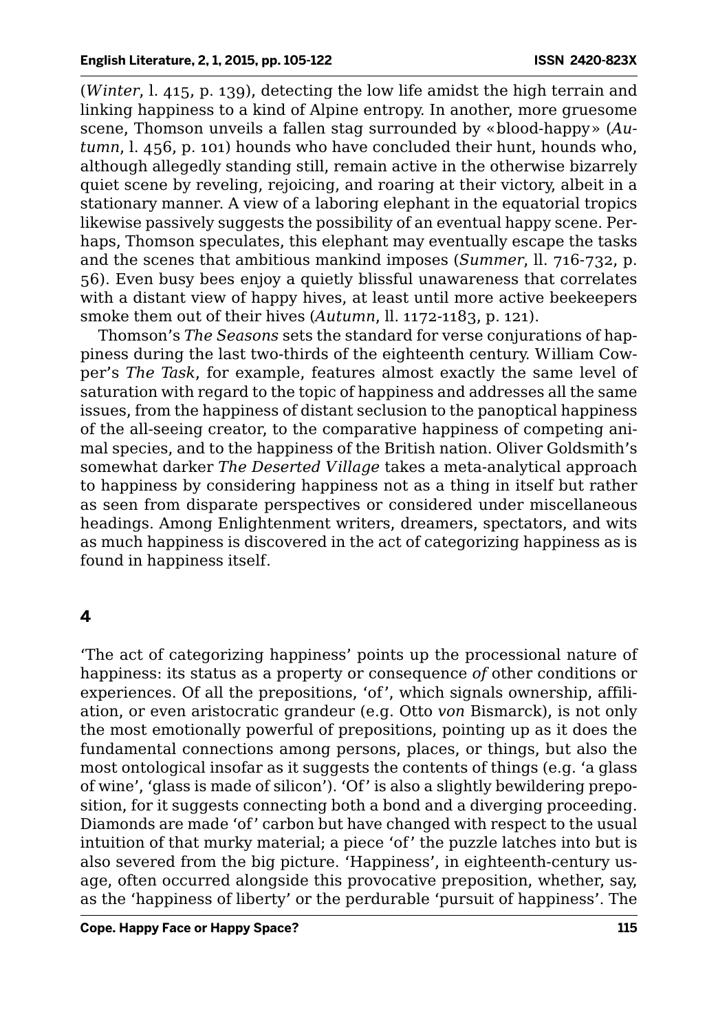(*Winter*, l. 415, p. 139), detecting the low life amidst the high terrain and linking happiness to a kind of Alpine entropy. In another, more gruesome scene, Thomson unveils a fallen stag surrounded by «blood-happy» (*Autumn*, l. 456, p. 101) hounds who have concluded their hunt, hounds who, although allegedly standing still, remain active in the otherwise bizarrely quiet scene by reveling, rejoicing, and roaring at their victory, albeit in a stationary manner. A view of a laboring elephant in the equatorial tropics likewise passively suggests the possibility of an eventual happy scene. Perhaps, Thomson speculates, this elephant may eventually escape the tasks and the scenes that ambitious mankind imposes (*Summer*, ll. 716-732, p. 56). Even busy bees enjoy a quietly blissful unawareness that correlates with a distant view of happy hives, at least until more active beekeepers smoke them out of their hives (*Autumn*, ll. 1172-1183, p. 121).

Thomson's *The Seasons* sets the standard for verse conjurations of happiness during the last two-thirds of the eighteenth century. William Cowper's *The Task*, for example, features almost exactly the same level of saturation with regard to the topic of happiness and addresses all the same issues, from the happiness of distant seclusion to the panoptical happiness of the all-seeing creator, to the comparative happiness of competing animal species, and to the happiness of the British nation. Oliver Goldsmith's somewhat darker *The Deserted Village* takes a meta-analytical approach to happiness by considering happiness not as a thing in itself but rather as seen from disparate perspectives or considered under miscellaneous headings. Among Enlightenment writers, dreamers, spectators, and wits as much happiness is discovered in the act of categorizing happiness as is found in happiness itself.

## 4

'The act of categorizing happiness' points up the processional nature of happiness: its status as a property or consequence *of* other conditions or experiences. Of all the prepositions, 'of', which signals ownership, affiliation, or even aristocratic grandeur (e.g. Otto *von* Bismarck), is not only the most emotionally powerful of prepositions, pointing up as it does the fundamental connections among persons, places, or things, but also the most ontological insofar as it suggests the contents of things (e.g. 'a glass of wine', 'glass is made of silicon'). 'Of' is also a slightly bewildering preposition, for it suggests connecting both a bond and a diverging proceeding. Diamonds are made 'of' carbon but have changed with respect to the usual intuition of that murky material; a piece 'of' the puzzle latches into but is also severed from the big picture. 'Happiness', in eighteenth-century usage, often occurred alongside this provocative preposition, whether, say, as the 'happiness of liberty' or the perdurable 'pursuit of happiness'. The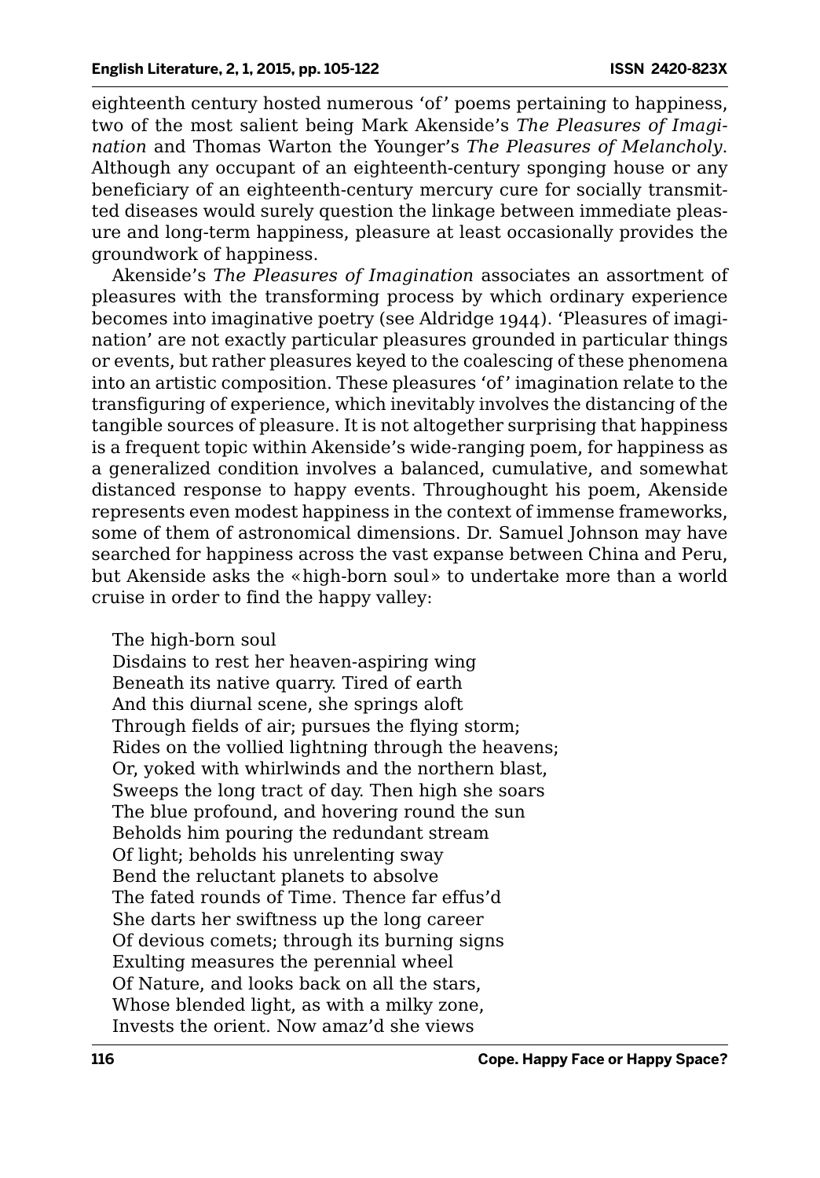eighteenth century hosted numerous 'of' poems pertaining to happiness, two of the most salient being Mark Akenside's *The Pleasures of Imagination* and Thomas Warton the Younger's *The Pleasures of Melancholy*. Although any occupant of an eighteenth-century sponging house or any beneficiary of an eighteenth-century mercury cure for socially transmitted diseases would surely question the linkage between immediate pleasure and long-term happiness, pleasure at least occasionally provides the groundwork of happiness.

Akenside's *The Pleasures of Imagination* associates an assortment of pleasures with the transforming process by which ordinary experience becomes into imaginative poetry (see Aldridge 1944). 'Pleasures of imagination' are not exactly particular pleasures grounded in particular things or events, but rather pleasures keyed to the coalescing of these phenomena into an artistic composition. These pleasures 'of' imagination relate to the transfiguring of experience, which inevitably involves the distancing of the tangible sources of pleasure. It is not altogether surprising that happiness is a frequent topic within Akenside's wide-ranging poem, for happiness as a generalized condition involves a balanced, cumulative, and somewhat distanced response to happy events. Throughought his poem, Akenside represents even modest happiness in the context of immense frameworks, some of them of astronomical dimensions. Dr. Samuel Johnson may have searched for happiness across the vast expanse between China and Peru, but Akenside asks the «high-born soul» to undertake more than a world cruise in order to find the happy valley:

> The high-born soul  
> Disdains to rest her heaven-aspiring wing  
> Beneath its native quarry. Tired of earth  
> And this diurnal scene, she springs aloft  
> Through fields of air; pursues the flying storm;  
> Rides on the vollied lightning through the heavens;  
> Or, yoked with whirlwinds and the northern blast,  
> Sweeps the long tract of day. Then high she soars  
> The blue profound, and hovering round the sun  
> Beholds him pouring the redundant stream  
> Of light; beholds his unrelenting sway  
> Bend the reluctant planets to absolve  
> The fated rounds of Time. Thence far effus'd  
> She darts her swiftness up the long career  
> Of devious comets; through its burning signs  
> Exulting measures the perennial wheel  
> Of Nature, and looks back on all the stars,  
> Whose blended light, as with a milky zone,  
> Invests the orient. Now amaz'd she views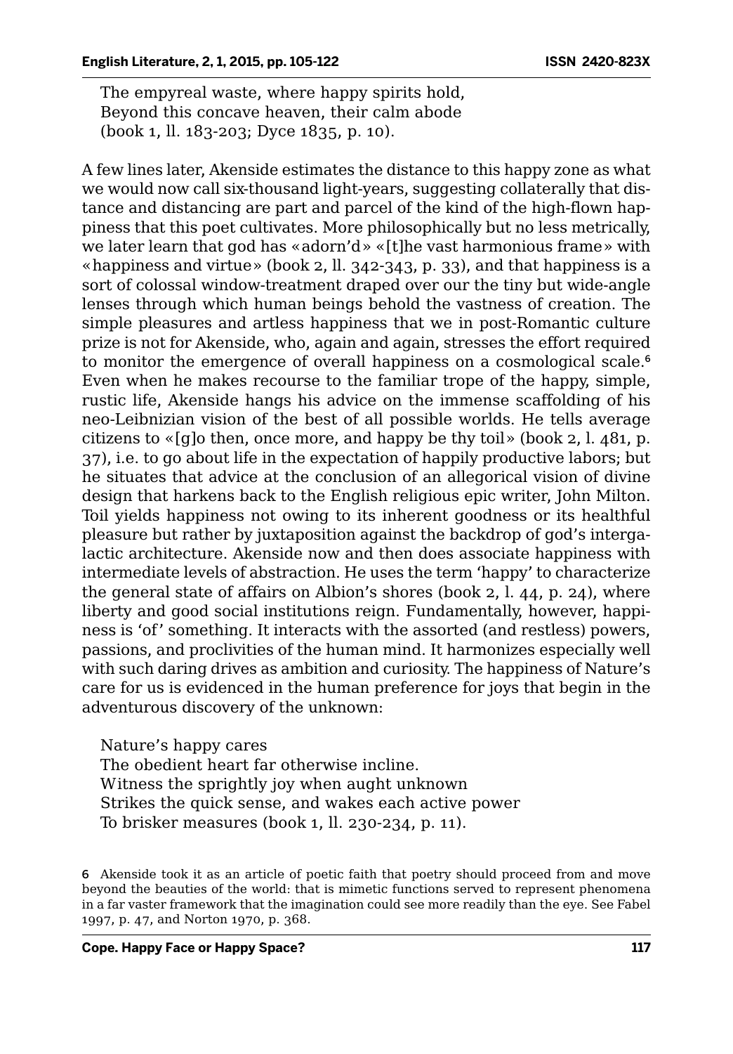> The empyreal waste, where happy spirits hold,
> Beyond this concave heaven, their calm abode
> (book 1, ll. 183-203; Dyce 1835, p. 10).

A few lines later, Akenside estimates the distance to this happy zone as what we would now call six-thousand light-years, suggesting collaterally that distance and distancing are part and parcel of the kind of the high-flown happiness that this poet cultivates. More philosophically but no less metrically, we later learn that god has «adorn'd» «[t]he vast harmonious frame» with «happiness and virtue» (book 2, ll. 342-343, p. 33), and that happiness is a sort of colossal window-treatment draped over our the tiny but wide-angle lenses through which human beings behold the vastness of creation. The simple pleasures and artless happiness that we in post-Romantic culture prize is not for Akenside, who, again and again, stresses the effort required to monitor the emergence of overall happiness on a cosmological scale.[6] Even when he makes recourse to the familiar trope of the happy, simple, rustic life, Akenside hangs his advice on the immense scaffolding of his neo-Leibnizian vision of the best of all possible worlds. He tells average citizens to «[g]o then, once more, and happy be thy toil» (book 2, l. 481, p. 37), i.e. to go about life in the expectation of happily productive labors; but he situates that advice at the conclusion of an allegorical vision of divine design that harkens back to the English religious epic writer, John Milton. Toil yields happiness not owing to its inherent goodness or its healthful pleasure but rather by juxtaposition against the backdrop of god's intergalactic architecture. Akenside now and then does associate happiness with intermediate levels of abstraction. He uses the term 'happy' to characterize the general state of affairs on Albion's shores (book 2, l. 44, p. 24), where liberty and good social institutions reign. Fundamentally, however, happiness is 'of' something. It interacts with the assorted (and restless) powers, passions, and proclivities of the human mind. It harmonizes especially well with such daring drives as ambition and curiosity. The happiness of Nature's care for us is evidenced in the human preference for joys that begin in the adventurous discovery of the unknown:

> Nature's happy cares
> The obedient heart far otherwise incline.
> Witness the sprightly joy when aught unknown
> Strikes the quick sense, and wakes each active power
> To brisker measures (book 1, ll. 230-234, p. 11).

[6] Akenside took it as an article of poetic faith that poetry should proceed from and move beyond the beauties of the world: that is mimetic functions served to represent phenomena in a far vaster framework that the imagination could see more readily than the eye. See Fabel 1997, p. 47, and Norton 1970, p. 368.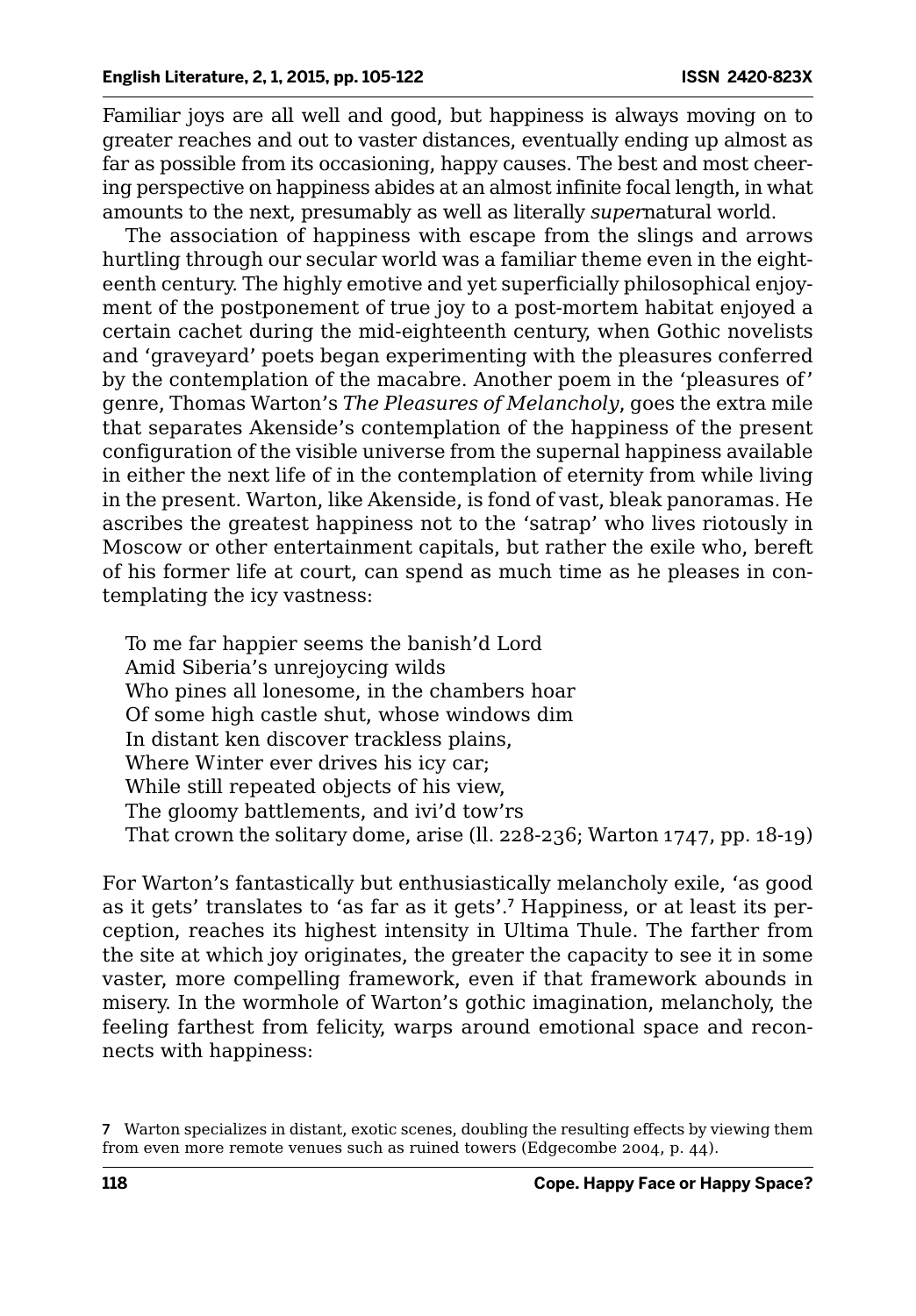Familiar joys are all well and good, but happiness is always moving on to greater reaches and out to vaster distances, eventually ending up almost as far as possible from its occasioning, happy causes. The best and most cheering perspective on happiness abides at an almost infinite focal length, in what amounts to the next, presumably as well as literally *super*natural world.

The association of happiness with escape from the slings and arrows hurtling through our secular world was a familiar theme even in the eighteenth century. The highly emotive and yet superficially philosophical enjoyment of the postponement of true joy to a post-mortem habitat enjoyed a certain cachet during the mid-eighteenth century, when Gothic novelists and 'graveyard' poets began experimenting with the pleasures conferred by the contemplation of the macabre. Another poem in the 'pleasures of' genre, Thomas Warton's *The Pleasures of Melancholy*, goes the extra mile that separates Akenside's contemplation of the happiness of the present configuration of the visible universe from the supernal happiness available in either the next life of in the contemplation of eternity from while living in the present. Warton, like Akenside, is fond of vast, bleak panoramas. He ascribes the greatest happiness not to the 'satrap' who lives riotously in Moscow or other entertainment capitals, but rather the exile who, bereft of his former life at court, can spend as much time as he pleases in contemplating the icy vastness:

> To me far happier seems the banish'd Lord
> Amid Siberia's unrejoycing wilds
> Who pines all lonesome, in the chambers hoar
> Of some high castle shut, whose windows dim
> In distant ken discover trackless plains,
> Where Winter ever drives his icy car;
> While still repeated objects of his view,
> The gloomy battlements, and ivi'd tow'rs
> That crown the solitary dome, arise (ll. 228-236; Warton 1747, pp. 18-19)

For Warton's fantastically but enthusiastically melancholy exile, 'as good as it gets' translates to 'as far as it gets'.[7] Happiness, or at least its perception, reaches its highest intensity in Ultima Thule. The farther from the site at which joy originates, the greater the capacity to see it in some vaster, more compelling framework, even if that framework abounds in misery. In the wormhole of Warton's gothic imagination, melancholy, the feeling farthest from felicity, warps around emotional space and reconnects with happiness:

---

7 Warton specializes in distant, exotic scenes, doubling the resulting effects by viewing them from even more remote venues such as ruined towers (Edgecombe 2004, p. 44).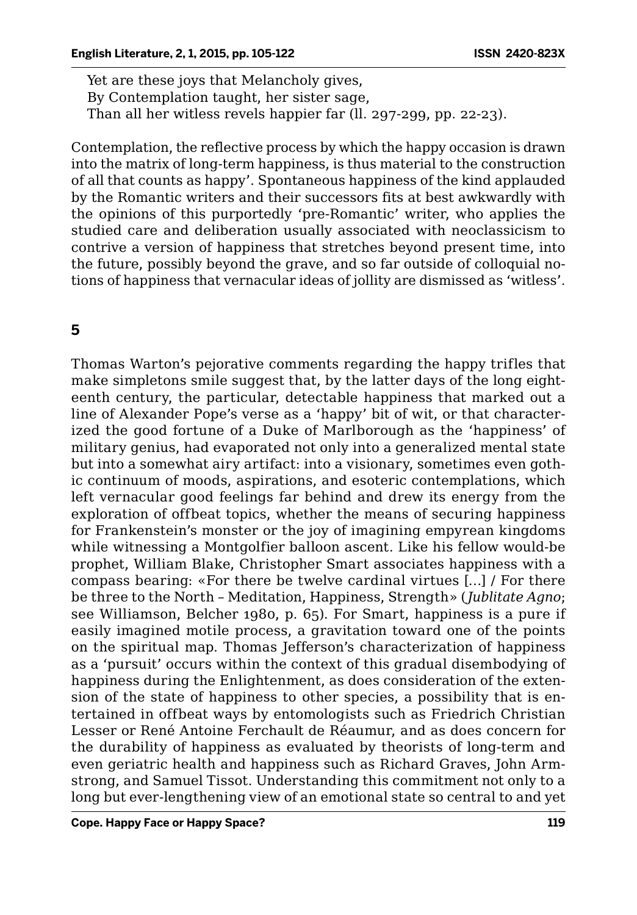Yet are these joys that Melancholy gives,  
By Contemplation taught, her sister sage,  
Than all her witless revels happier far (ll. 297-299, pp. 22-23).

Contemplation, the reflective process by which the happy occasion is drawn into the matrix of long-term happiness, is thus material to the construction of all that counts as happy'. Spontaneous happiness of the kind applauded by the Romantic writers and their successors fits at best awkwardly with the opinions of this purportedly 'pre-Romantic' writer, who applies the studied care and deliberation usually associated with neoclassicism to contrive a version of happiness that stretches beyond present time, into the future, possibly beyond the grave, and so far outside of colloquial notions of happiness that vernacular ideas of jollity are dismissed as 'witless'.

## 5

Thomas Warton's pejorative comments regarding the happy trifles that make simpletons smile suggest that, by the latter days of the long eighteenth century, the particular, detectable happiness that marked out a line of Alexander Pope's verse as a 'happy' bit of wit, or that characterized the good fortune of a Duke of Marlborough as the 'happiness' of military genius, had evaporated not only into a generalized mental state but into a somewhat airy artifact: into a visionary, sometimes even gothic continuum of moods, aspirations, and esoteric contemplations, which left vernacular good feelings far behind and drew its energy from the exploration of offbeat topics, whether the means of securing happiness for Frankenstein's monster or the joy of imagining empyrean kingdoms while witnessing a Montgolfier balloon ascent. Like his fellow would-be prophet, William Blake, Christopher Smart associates happiness with a compass bearing: «For there be twelve cardinal virtues [...] / For there be three to the North – Meditation, Happiness, Strength» (*Jublitate Agno*; see Williamson, Belcher 1980, p. 65). For Smart, happiness is a pure if easily imagined motile process, a gravitation toward one of the points on the spiritual map. Thomas Jefferson's characterization of happiness as a 'pursuit' occurs within the context of this gradual disembodying of happiness during the Enlightenment, as does consideration of the extension of the state of happiness to other species, a possibility that is entertained in offbeat ways by entomologists such as Friedrich Christian Lesser or René Antoine Ferchault de Réaumur, and as does concern for the durability of happiness as evaluated by theorists of long-term and even geriatric health and happiness such as Richard Graves, John Armstrong, and Samuel Tissot. Understanding this commitment not only to a long but ever-lengthening view of an emotional state so central to and yet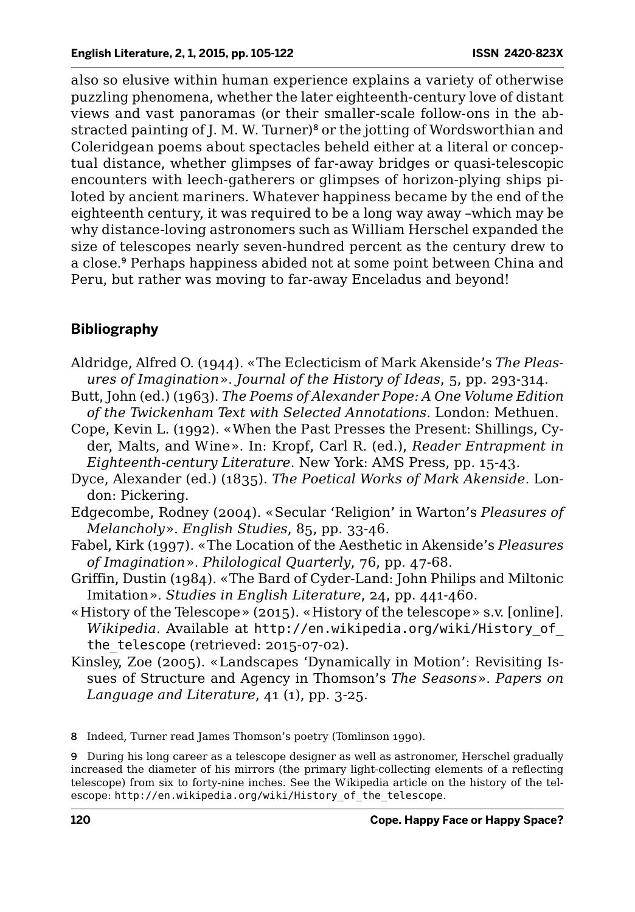also so elusive within human experience explains a variety of otherwise puzzling phenomena, whether the later eighteenth-century love of distant views and vast panoramas (or their smaller-scale follow-ons in the abstracted painting of J. M. W. Turner)[8] or the jotting of Wordsworthian and Coleridgean poems about spectacles beheld either at a literal or conceptual distance, whether glimpses of far-away bridges or quasi-telescopic encounters with leech-gatherers or glimpses of horizon-plying ships piloted by ancient mariners. Whatever happiness became by the end of the eighteenth century, it was required to be a long way away –which may be why distance-loving astronomers such as William Herschel expanded the size of telescopes nearly seven-hundred percent as the century drew to a close.[9] Perhaps happiness abided not at some point between China and Peru, but rather was moving to far-away Enceladus and beyond!

## Bibliography

Aldridge, Alfred O. (1944). «The Eclecticism of Mark Akenside's *The Pleasures of Imagination*». *Journal of the History of Ideas*, 5, pp. 293-314.

Butt, John (ed.) (1963). *The Poems of Alexander Pope: A One Volume Edition of the Twickenham Text with Selected Annotations*. London: Methuen.

Cope, Kevin L. (1992). «When the Past Presses the Present: Shillings, Cyder, Malts, and Wine». In: Kropf, Carl R. (ed.), *Reader Entrapment in Eighteenth-century Literature*. New York: AMS Press, pp. 15-43.

Dyce, Alexander (ed.) (1835). *The Poetical Works of Mark Akenside*. London: Pickering.

Edgecombe, Rodney (2004). «Secular 'Religion' in Warton's *Pleasures of Melancholy*». *English Studies*, 85, pp. 33-46.

Fabel, Kirk (1997). «The Location of the Aesthetic in Akenside's *Pleasures of Imagination*». *Philological Quarterly*, 76, pp. 47-68.

Griffin, Dustin (1984). «The Bard of Cyder-Land: John Philips and Miltonic Imitation». *Studies in English Literature*, 24, pp. 441-460.

«History of the Telescope» (2015). «History of the telescope» s.v. [online]. *Wikipedia*. Available at http://en.wikipedia.org/wiki/History_of_the_telescope (retrieved: 2015-07-02).

Kinsley, Zoe (2005). «Landscapes 'Dynamically in Motion': Revisiting Issues of Structure and Agency in Thomson's *The Seasons*». *Papers on Language and Literature*, 41 (1), pp. 3-25.

8 Indeed, Turner read James Thomson's poetry (Tomlinson 1990).

9 During his long career as a telescope designer as well as astronomer, Herschel gradually increased the diameter of his mirrors (the primary light-collecting elements of a reflecting telescope) from six to forty-nine inches. See the Wikipedia article on the history of the telescope: http://en.wikipedia.org/wiki/History_of_the_telescope.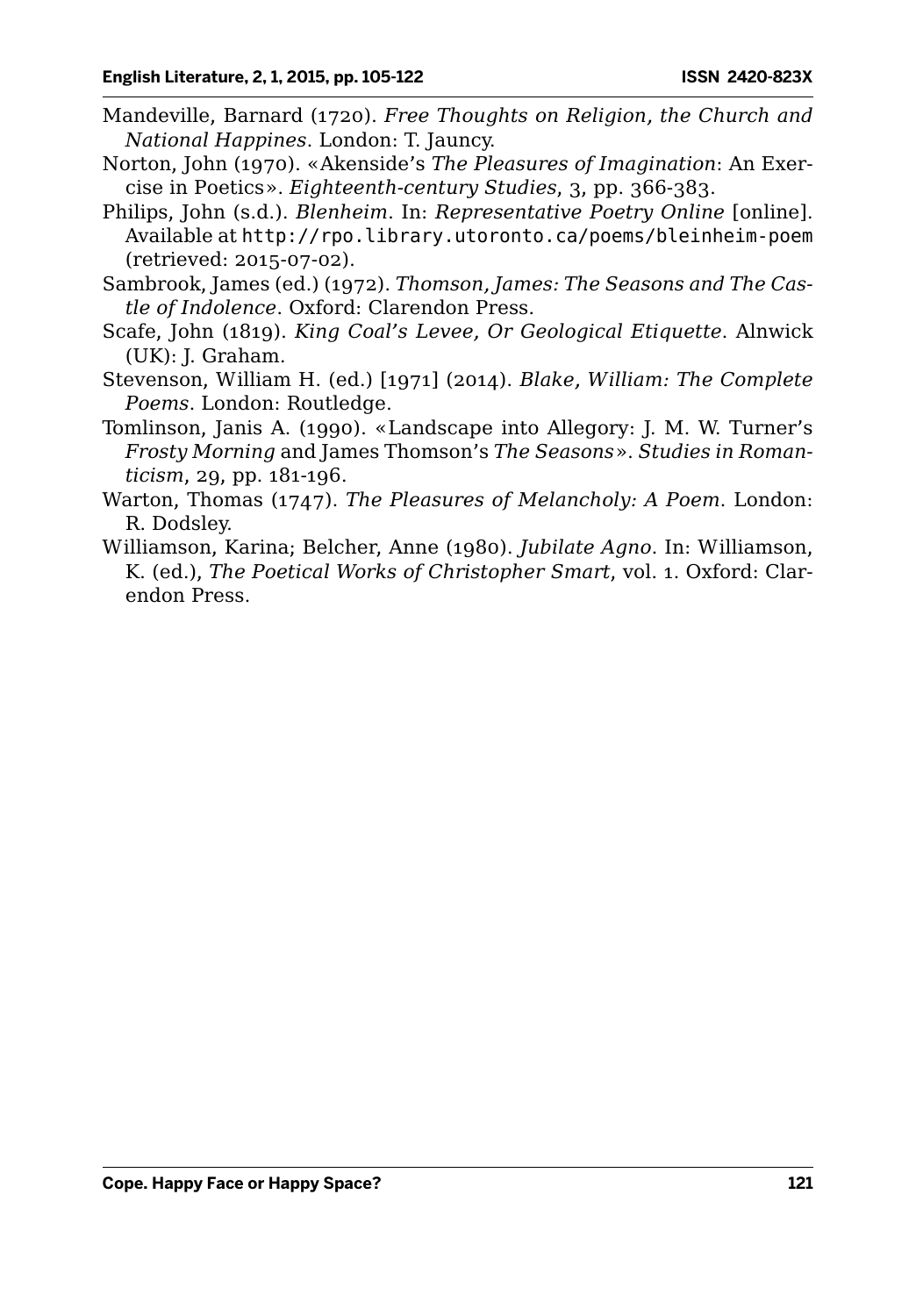Mandeville, Barnard (1720). *Free Thoughts on Religion, the Church and National Happines*. London: T. Jauncy.

Norton, John (1970). «Akenside's *The Pleasures of Imagination*: An Exercise in Poetics». *Eighteenth-century Studies*, 3, pp. 366-383.

Philips, John (s.d.). *Blenheim*. In: *Representative Poetry Online* [online]. Available at http://rpo.library.utoronto.ca/poems/bleinheim-poem (retrieved: 2015-07-02).

Sambrook, James (ed.) (1972). *Thomson, James: The Seasons and The Castle of Indolence*. Oxford: Clarendon Press.

Scafe, John (1819). *King Coal's Levee, Or Geological Etiquette*. Alnwick (UK): J. Graham.

Stevenson, William H. (ed.) [1971] (2014). *Blake, William: The Complete Poems*. London: Routledge.

Tomlinson, Janis A. (1990). «Landscape into Allegory: J. M. W. Turner's *Frosty Morning* and James Thomson's *The Seasons*». *Studies in Romanticism*, 29, pp. 181-196.

Warton, Thomas (1747). *The Pleasures of Melancholy: A Poem*. London: R. Dodsley.

Williamson, Karina; Belcher, Anne (1980). *Jubilate Agno*. In: Williamson, K. (ed.), *The Poetical Works of Christopher Smart*, vol. 1. Oxford: Clarendon Press.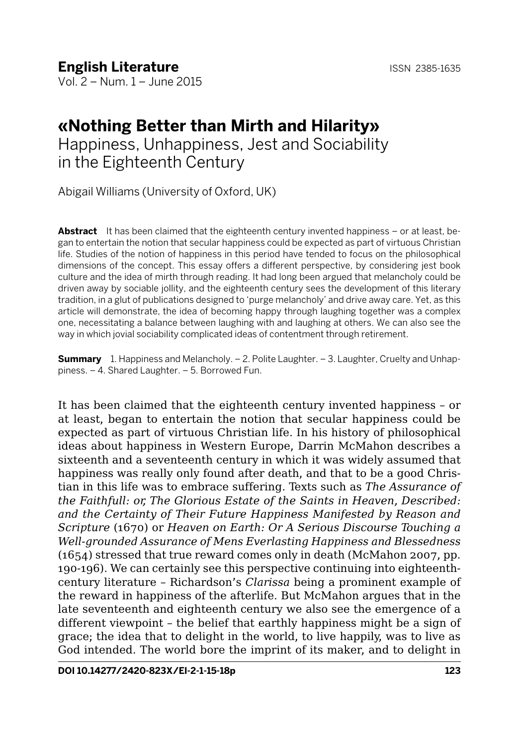# «Nothing Better than Mirth and Hilarity»

Happiness, Unhappiness, Jest and Sociability in the Eighteenth Century

Abigail Williams (University of Oxford, UK)

**Abstract** It has been claimed that the eighteenth century invented happiness – or at least, began to entertain the notion that secular happiness could be expected as part of virtuous Christian life. Studies of the notion of happiness in this period have tended to focus on the philosophical dimensions of the concept. This essay offers a different perspective, by considering jest book culture and the idea of mirth through reading. It had long been argued that melancholy could be driven away by sociable jollity, and the eighteenth century sees the development of this literary tradition, in a glut of publications designed to 'purge melancholy' and drive away care. Yet, as this article will demonstrate, the idea of becoming happy through laughing together was a complex one, necessitating a balance between laughing with and laughing at others. We can also see the way in which jovial sociability complicated ideas of contentment through retirement.

**Summary** 1. Happiness and Melancholy. – 2. Polite Laughter. – 3. Laughter, Cruelty and Unhappiness. – 4. Shared Laughter. – 5. Borrowed Fun.

It has been claimed that the eighteenth century invented happiness – or at least, began to entertain the notion that secular happiness could be expected as part of virtuous Christian life. In his history of philosophical ideas about happiness in Western Europe, Darrin McMahon describes a sixteenth and a seventeenth century in which it was widely assumed that happiness was really only found after death, and that to be a good Christian in this life was to embrace suffering. Texts such as *The Assurance of the Faithfull: or, The Glorious Estate of the Saints in Heaven, Described: and the Certainty of Their Future Happiness Manifested by Reason and Scripture* (1670) or *Heaven on Earth: Or A Serious Discourse Touching a Well-grounded Assurance of Mens Everlasting Happiness and Blessedness* (1654) stressed that true reward comes only in death (McMahon 2007, pp. 190-196). We can certainly see this perspective continuing into eighteenth-century literature – Richardson's *Clarissa* being a prominent example of the reward in happiness of the afterlife. But McMahon argues that in the late seventeenth and eighteenth century we also see the emergence of a different viewpoint – the belief that earthly happiness might be a sign of grace; the idea that to delight in the world, to live happily, was to live as God intended. The world bore the imprint of its maker, and to delight in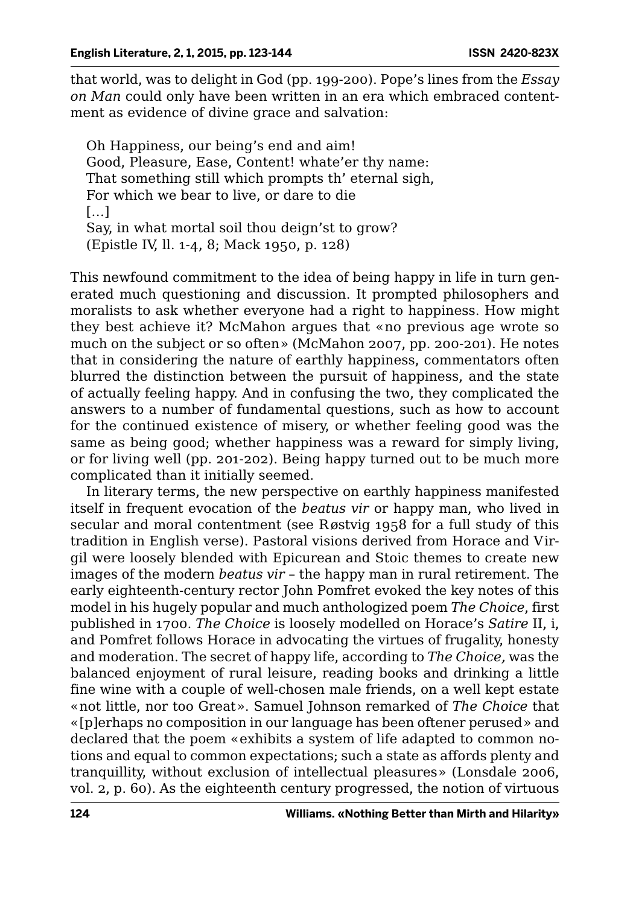that world, was to delight in God (pp. 199-200). Pope's lines from the *Essay on Man* could only have been written in an era which embraced contentment as evidence of divine grace and salvation:

> Oh Happiness, our being's end and aim!
> Good, Pleasure, Ease, Content! whate'er thy name:
> That something still which prompts th' eternal sigh,
> For which we bear to live, or dare to die
> […]
> Say, in what mortal soil thou deign'st to grow?
> (Epistle IV, ll. 1-4, 8; Mack 1950, p. 128)

This newfound commitment to the idea of being happy in life in turn generated much questioning and discussion. It prompted philosophers and moralists to ask whether everyone had a right to happiness. How might they best achieve it? McMahon argues that «no previous age wrote so much on the subject or so often» (McMahon 2007, pp. 200-201). He notes that in considering the nature of earthly happiness, commentators often blurred the distinction between the pursuit of happiness, and the state of actually feeling happy. And in confusing the two, they complicated the answers to a number of fundamental questions, such as how to account for the continued existence of misery, or whether feeling good was the same as being good; whether happiness was a reward for simply living, or for living well (pp. 201-202). Being happy turned out to be much more complicated than it initially seemed.

In literary terms, the new perspective on earthly happiness manifested itself in frequent evocation of the *beatus vir* or happy man, who lived in secular and moral contentment (see Røstvig 1958 for a full study of this tradition in English verse). Pastoral visions derived from Horace and Virgil were loosely blended with Epicurean and Stoic themes to create new images of the modern *beatus vir* – the happy man in rural retirement. The early eighteenth-century rector John Pomfret evoked the key notes of this model in his hugely popular and much anthologized poem *The Choice*, first published in 1700. *The Choice* is loosely modelled on Horace's *Satire* II, i, and Pomfret follows Horace in advocating the virtues of frugality, honesty and moderation. The secret of happy life, according to *The Choice,* was the balanced enjoyment of rural leisure, reading books and drinking a little fine wine with a couple of well-chosen male friends, on a well kept estate «not little, nor too Great». Samuel Johnson remarked of *The Choice* that «[p]erhaps no composition in our language has been oftener perused» and declared that the poem «exhibits a system of life adapted to common notions and equal to common expectations; such a state as affords plenty and tranquillity, without exclusion of intellectual pleasures» (Lonsdale 2006, vol. 2, p. 60). As the eighteenth century progressed, the notion of virtuous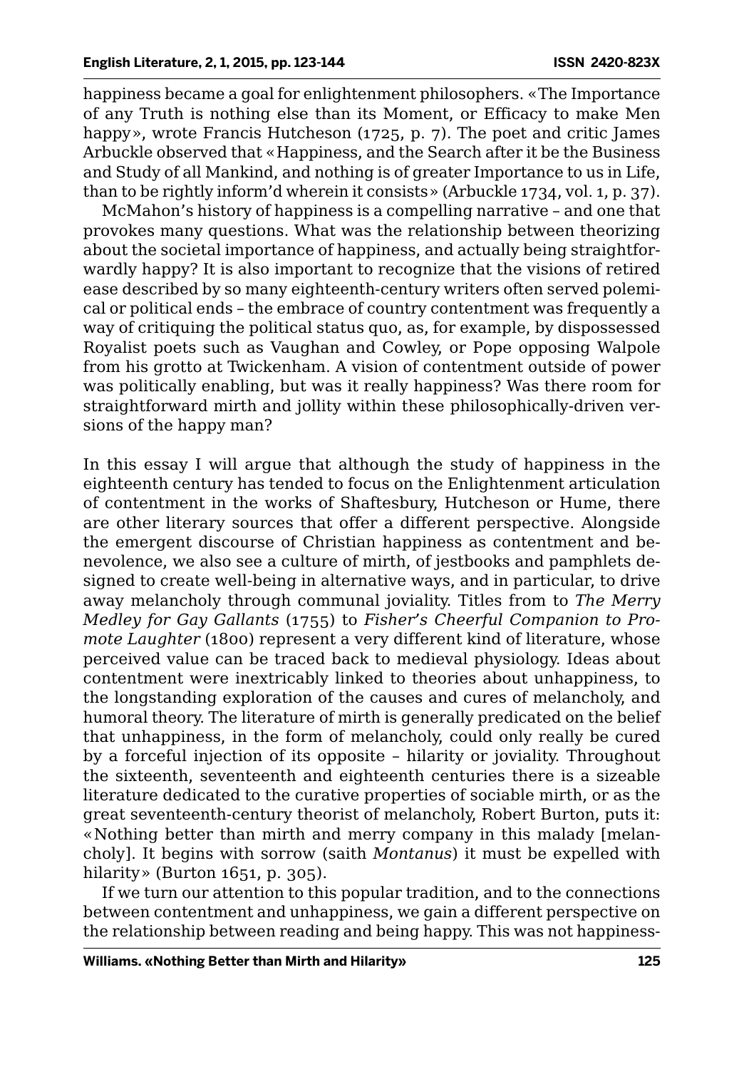happiness became a goal for enlightenment philosophers. «The Importance of any Truth is nothing else than its Moment, or Efficacy to make Men happy», wrote Francis Hutcheson (1725, p. 7). The poet and critic James Arbuckle observed that «Happiness, and the Search after it be the Business and Study of all Mankind, and nothing is of greater Importance to us in Life, than to be rightly inform'd wherein it consists» (Arbuckle 1734, vol. 1, p. 37).

McMahon's history of happiness is a compelling narrative – and one that provokes many questions. What was the relationship between theorizing about the societal importance of happiness, and actually being straightforwardly happy? It is also important to recognize that the visions of retired ease described by so many eighteenth-century writers often served polemical or political ends – the embrace of country contentment was frequently a way of critiquing the political status quo, as, for example, by dispossessed Royalist poets such as Vaughan and Cowley, or Pope opposing Walpole from his grotto at Twickenham. A vision of contentment outside of power was politically enabling, but was it really happiness? Was there room for straightforward mirth and jollity within these philosophically-driven versions of the happy man?

In this essay I will argue that although the study of happiness in the eighteenth century has tended to focus on the Enlightenment articulation of contentment in the works of Shaftesbury, Hutcheson or Hume, there are other literary sources that offer a different perspective. Alongside the emergent discourse of Christian happiness as contentment and benevolence, we also see a culture of mirth, of jestbooks and pamphlets designed to create well-being in alternative ways, and in particular, to drive away melancholy through communal joviality. Titles from to *The Merry Medley for Gay Gallants* (1755) to *Fisher's Cheerful Companion to Promote Laughter* (1800) represent a very different kind of literature, whose perceived value can be traced back to medieval physiology. Ideas about contentment were inextricably linked to theories about unhappiness, to the longstanding exploration of the causes and cures of melancholy, and humoral theory. The literature of mirth is generally predicated on the belief that unhappiness, in the form of melancholy, could only really be cured by a forceful injection of its opposite – hilarity or joviality. Throughout the sixteenth, seventeenth and eighteenth centuries there is a sizeable literature dedicated to the curative properties of sociable mirth, or as the great seventeenth-century theorist of melancholy, Robert Burton, puts it: «Nothing better than mirth and merry company in this malady [melancholy]. It begins with sorrow (saith *Montanus*) it must be expelled with hilarity» (Burton 1651, p. 305).

If we turn our attention to this popular tradition, and to the connections between contentment and unhappiness, we gain a different perspective on the relationship between reading and being happy. This was not happiness-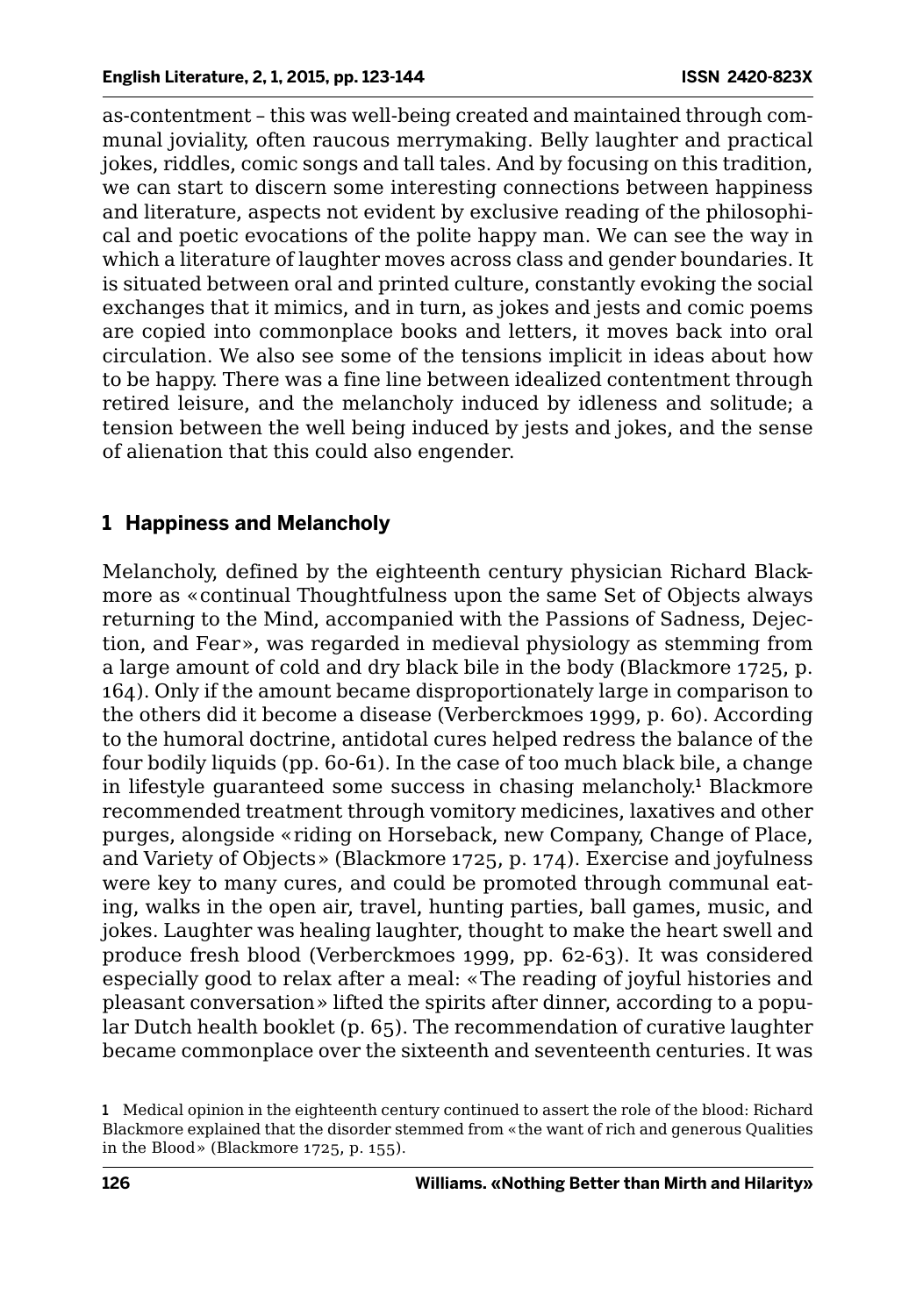as-contentment – this was well-being created and maintained through communal joviality, often raucous merrymaking. Belly laughter and practical jokes, riddles, comic songs and tall tales. And by focusing on this tradition, we can start to discern some interesting connections between happiness and literature, aspects not evident by exclusive reading of the philosophical and poetic evocations of the polite happy man. We can see the way in which a literature of laughter moves across class and gender boundaries. It is situated between oral and printed culture, constantly evoking the social exchanges that it mimics, and in turn, as jokes and jests and comic poems are copied into commonplace books and letters, it moves back into oral circulation. We also see some of the tensions implicit in ideas about how to be happy. There was a fine line between idealized contentment through retired leisure, and the melancholy induced by idleness and solitude; a tension between the well being induced by jests and jokes, and the sense of alienation that this could also engender.

## 1 Happiness and Melancholy

Melancholy, defined by the eighteenth century physician Richard Blackmore as «continual Thoughtfulness upon the same Set of Objects always returning to the Mind, accompanied with the Passions of Sadness, Dejection, and Fear», was regarded in medieval physiology as stemming from a large amount of cold and dry black bile in the body (Blackmore 1725, p. 164). Only if the amount became disproportionately large in comparison to the others did it become a disease (Verberckmoes 1999, p. 60). According to the humoral doctrine, antidotal cures helped redress the balance of the four bodily liquids (pp. 60-61). In the case of too much black bile, a change in lifestyle guaranteed some success in chasing melancholy.[1] Blackmore recommended treatment through vomitory medicines, laxatives and other purges, alongside «riding on Horseback, new Company, Change of Place, and Variety of Objects» (Blackmore 1725, p. 174). Exercise and joyfulness were key to many cures, and could be promoted through communal eating, walks in the open air, travel, hunting parties, ball games, music, and jokes. Laughter was healing laughter, thought to make the heart swell and produce fresh blood (Verberckmoes 1999, pp. 62-63). It was considered especially good to relax after a meal: «The reading of joyful histories and pleasant conversation» lifted the spirits after dinner, according to a popular Dutch health booklet (p. 65). The recommendation of curative laughter became commonplace over the sixteenth and seventeenth centuries. It was

1 Medical opinion in the eighteenth century continued to assert the role of the blood: Richard Blackmore explained that the disorder stemmed from «the want of rich and generous Qualities in the Blood» (Blackmore 1725, p. 155).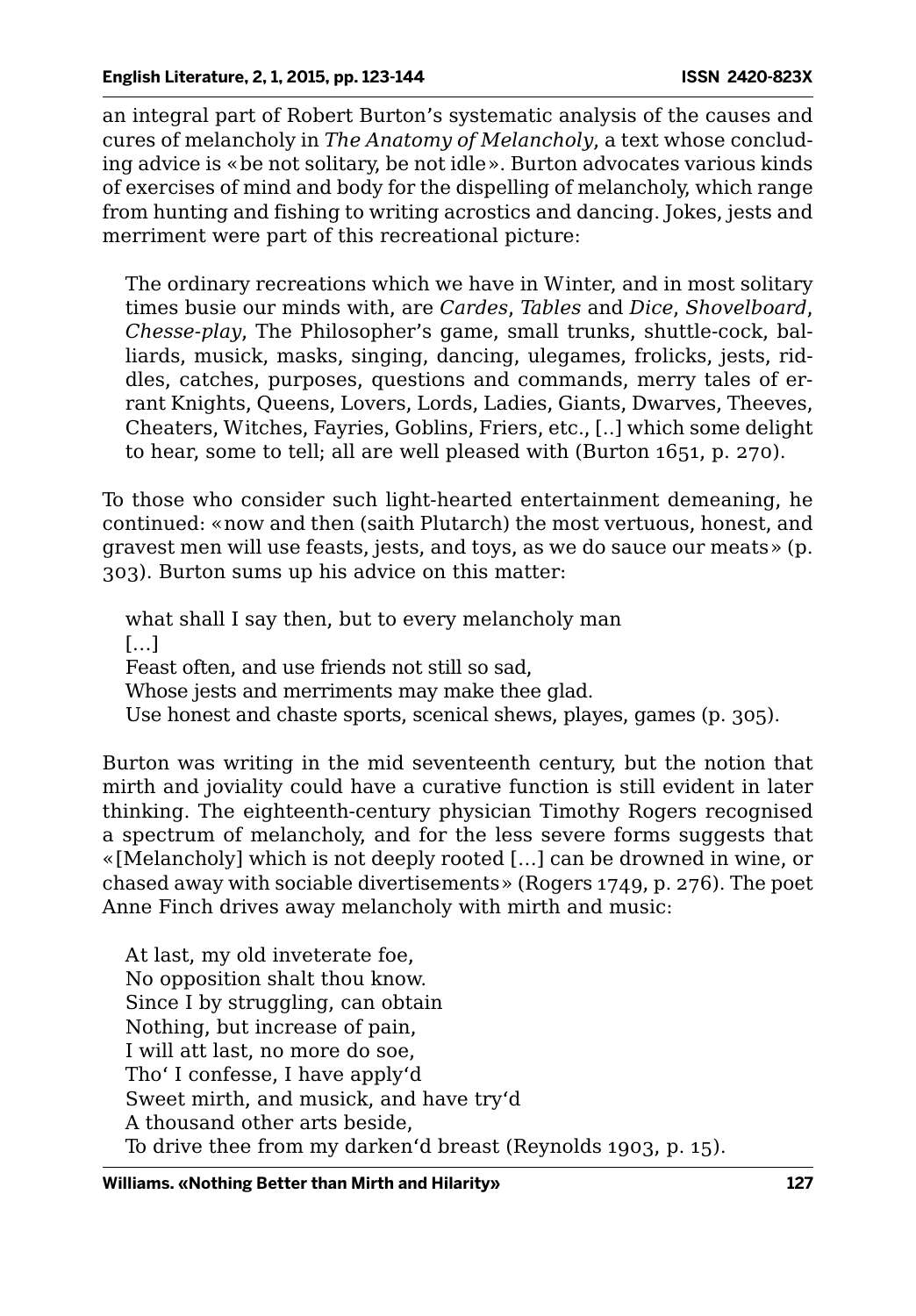an integral part of Robert Burton's systematic analysis of the causes and cures of melancholy in *The Anatomy of Melancholy*, a text whose concluding advice is «be not solitary, be not idle». Burton advocates various kinds of exercises of mind and body for the dispelling of melancholy, which range from hunting and fishing to writing acrostics and dancing. Jokes, jests and merriment were part of this recreational picture:

> The ordinary recreations which we have in Winter, and in most solitary times busie our minds with, are *Cardes*, *Tables* and *Dice*, *Shovelboard*, *Chesse-play*, The Philosopher's game, small trunks, shuttle-cock, balliards, musick, masks, singing, dancing, ulegames, frolicks, jests, riddles, catches, purposes, questions and commands, merry tales of errant Knights, Queens, Lovers, Lords, Ladies, Giants, Dwarves, Theeves, Cheaters, Witches, Fayries, Goblins, Friers, etc., [..] which some delight to hear, some to tell; all are well pleased with (Burton 1651, p. 270).

To those who consider such light-hearted entertainment demeaning, he continued: «now and then (saith Plutarch) the most vertuous, honest, and gravest men will use feasts, jests, and toys, as we do sauce our meats» (p. 303). Burton sums up his advice on this matter:

> what shall I say then, but to every melancholy man
> […]
> Feast often, and use friends not still so sad,
> Whose jests and merriments may make thee glad.
> Use honest and chaste sports, scenical shews, playes, games (p. 305).

Burton was writing in the mid seventeenth century, but the notion that mirth and joviality could have a curative function is still evident in later thinking. The eighteenth-century physician Timothy Rogers recognised a spectrum of melancholy, and for the less severe forms suggests that «[Melancholy] which is not deeply rooted […] can be drowned in wine, or chased away with sociable divertisements» (Rogers 1749, p. 276). The poet Anne Finch drives away melancholy with mirth and music:

> At last, my old inveterate foe,
> No opposition shalt thou know.
> Since I by struggling, can obtain
> Nothing, but increase of pain,
> I will att last, no more do soe,
> Tho' I confesse, I have apply'd
> Sweet mirth, and musick, and have try'd
> A thousand other arts beside,
> To drive thee from my darken'd breast (Reynolds 1903, p. 15).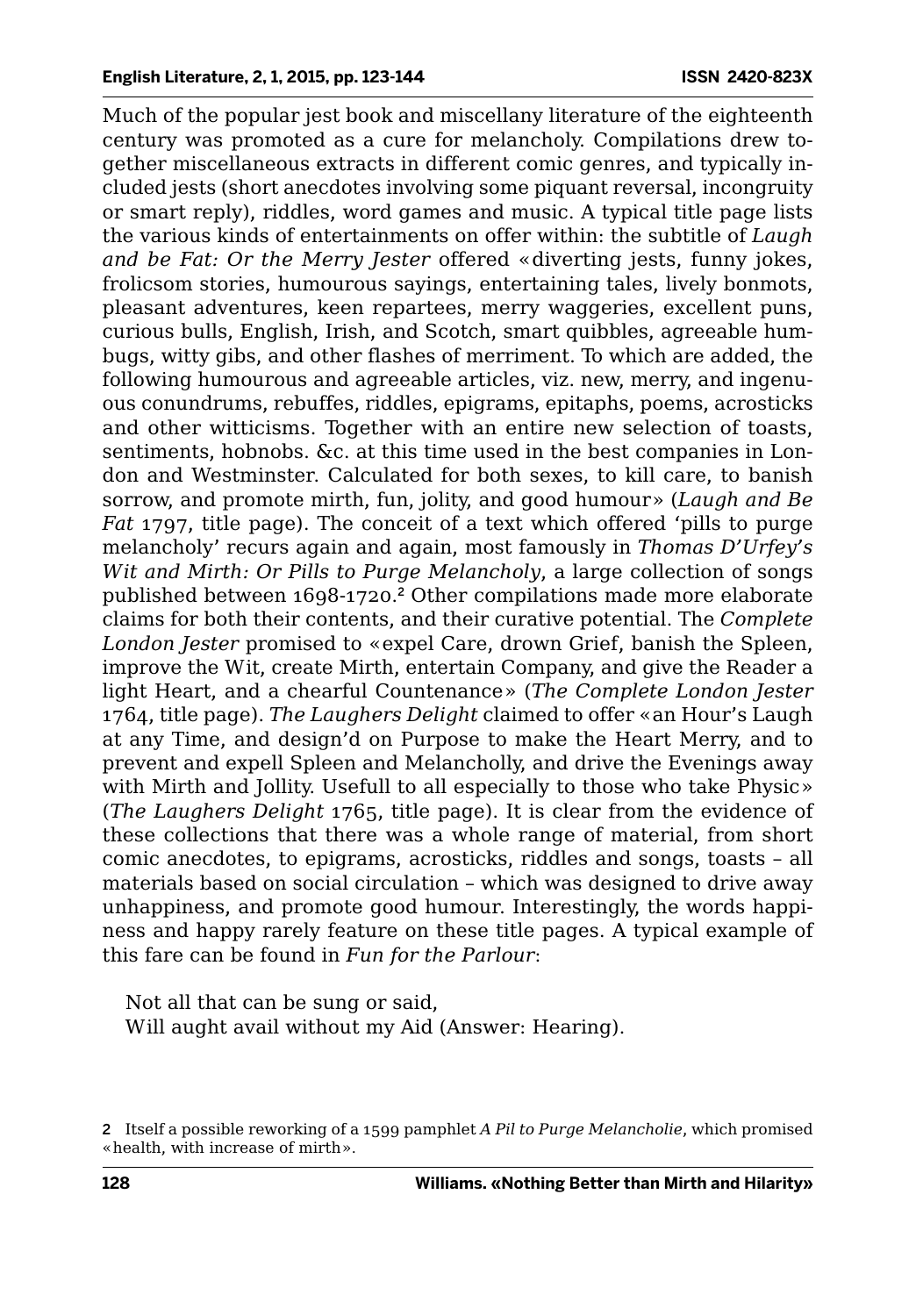Much of the popular jest book and miscellany literature of the eighteenth century was promoted as a cure for melancholy. Compilations drew together miscellaneous extracts in different comic genres, and typically included jests (short anecdotes involving some piquant reversal, incongruity or smart reply), riddles, word games and music. A typical title page lists the various kinds of entertainments on offer within: the subtitle of *Laugh and be Fat: Or the Merry Jester* offered «diverting jests, funny jokes, frolicsom stories, humourous sayings, entertaining tales, lively bonmots, pleasant adventures, keen repartees, merry waggeries, excellent puns, curious bulls, English, Irish, and Scotch, smart quibbles, agreeable humbugs, witty gibs, and other flashes of merriment. To which are added, the following humourous and agreeable articles, viz. new, merry, and ingenuous conundrums, rebuffes, riddles, epigrams, epitaphs, poems, acrosticks and other witticisms. Together with an entire new selection of toasts, sentiments, hobnobs. &c. at this time used in the best companies in London and Westminster. Calculated for both sexes, to kill care, to banish sorrow, and promote mirth, fun, jolity, and good humour» (*Laugh and Be Fat* 1797, title page). The conceit of a text which offered 'pills to purge melancholy' recurs again and again, most famously in *Thomas D'Urfey's Wit and Mirth: Or Pills to Purge Melancholy*, a large collection of songs published between 1698-1720.[2] Other compilations made more elaborate claims for both their contents, and their curative potential. The *Complete London Jester* promised to «expel Care, drown Grief, banish the Spleen, improve the Wit, create Mirth, entertain Company, and give the Reader a light Heart, and a chearful Countenance» (*The Complete London Jester* 1764, title page). *The Laughers Delight* claimed to offer «an Hour's Laugh at any Time, and design'd on Purpose to make the Heart Merry, and to prevent and expell Spleen and Melancholly, and drive the Evenings away with Mirth and Jollity. Usefull to all especially to those who take Physic» (*The Laughers Delight* 1765, title page). It is clear from the evidence of these collections that there was a whole range of material, from short comic anecdotes, to epigrams, acrosticks, riddles and songs, toasts – all materials based on social circulation – which was designed to drive away unhappiness, and promote good humour. Interestingly, the words happiness and happy rarely feature on these title pages. A typical example of this fare can be found in *Fun for the Parlour*:

> Not all that can be sung or said,
> Will aught avail without my Aid (Answer: Hearing).

2 Itself a possible reworking of a 1599 pamphlet *A Pil to Purge Melancholie*, which promised «health, with increase of mirth».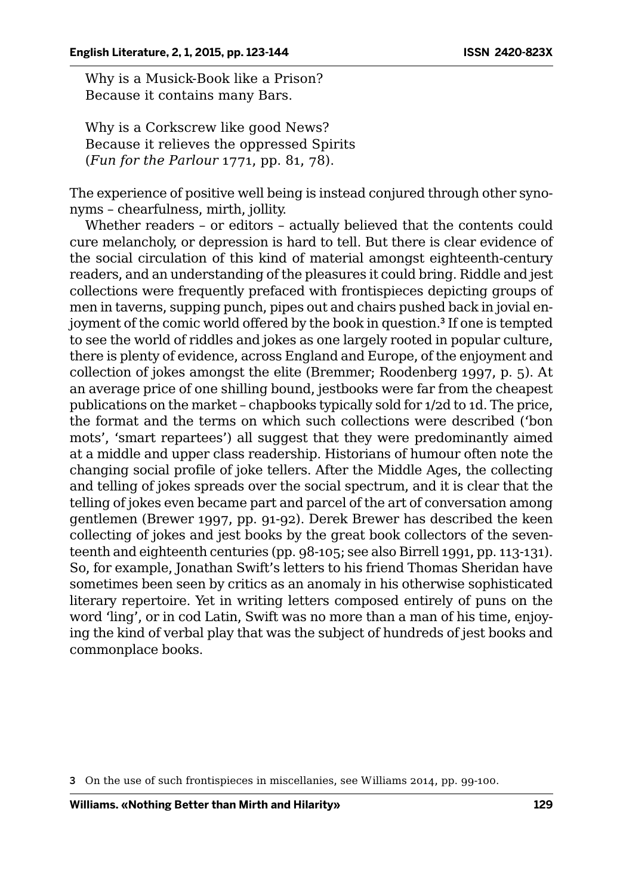Why is a Musick-Book like a Prison?  
Because it contains many Bars.

Why is a Corkscrew like good News?  
Because it relieves the oppressed Spirits  
(*Fun for the Parlour* 1771, pp. 81, 78).

The experience of positive well being is instead conjured through other synonyms – chearfulness, mirth, jollity.

Whether readers – or editors – actually believed that the contents could cure melancholy, or depression is hard to tell. But there is clear evidence of the social circulation of this kind of material amongst eighteenth-century readers, and an understanding of the pleasures it could bring. Riddle and jest collections were frequently prefaced with frontispieces depicting groups of men in taverns, supping punch, pipes out and chairs pushed back in jovial enjoyment of the comic world offered by the book in question.[3] If one is tempted to see the world of riddles and jokes as one largely rooted in popular culture, there is plenty of evidence, across England and Europe, of the enjoyment and collection of jokes amongst the elite (Bremmer; Roodenberg 1997, p. 5). At an average price of one shilling bound, jestbooks were far from the cheapest publications on the market – chapbooks typically sold for 1/2d to 1d. The price, the format and the terms on which such collections were described ('bon mots', 'smart repartees') all suggest that they were predominantly aimed at a middle and upper class readership. Historians of humour often note the changing social profile of joke tellers. After the Middle Ages, the collecting and telling of jokes spreads over the social spectrum, and it is clear that the telling of jokes even became part and parcel of the art of conversation among gentlemen (Brewer 1997, pp. 91-92). Derek Brewer has described the keen collecting of jokes and jest books by the great book collectors of the seventeenth and eighteenth centuries (pp. 98-105; see also Birrell 1991, pp. 113-131). So, for example, Jonathan Swift's letters to his friend Thomas Sheridan have sometimes been seen by critics as an anomaly in his otherwise sophisticated literary repertoire. Yet in writing letters composed entirely of puns on the word 'ling', or in cod Latin, Swift was no more than a man of his time, enjoying the kind of verbal play that was the subject of hundreds of jest books and commonplace books.

3 On the use of such frontispieces in miscellanies, see Williams 2014, pp. 99-100.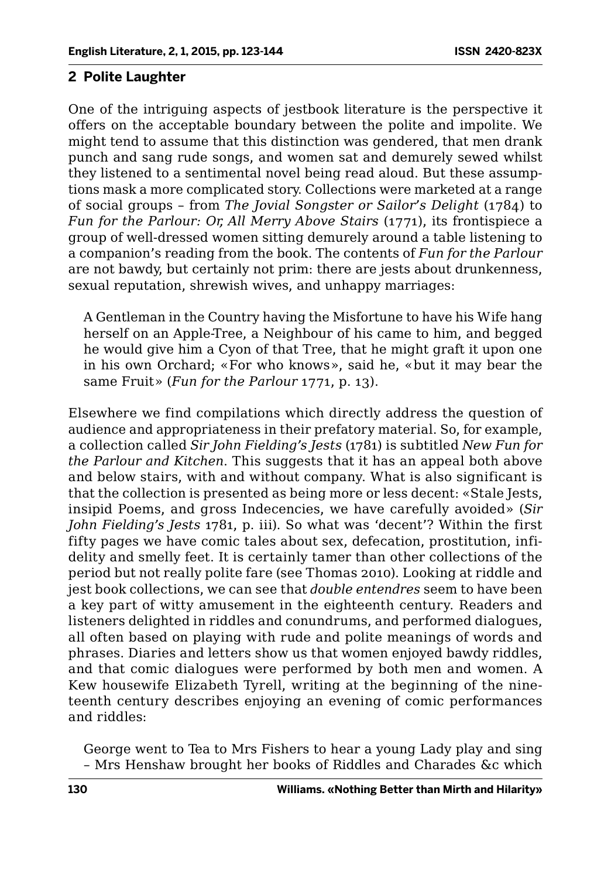## 2 Polite Laughter

One of the intriguing aspects of jestbook literature is the perspective it offers on the acceptable boundary between the polite and impolite. We might tend to assume that this distinction was gendered, that men drank punch and sang rude songs, and women sat and demurely sewed whilst they listened to a sentimental novel being read aloud. But these assumptions mask a more complicated story. Collections were marketed at a range of social groups – from *The Jovial Songster or Sailor's Delight* (1784) to *Fun for the Parlour: Or, All Merry Above Stairs* (1771), its frontispiece a group of well-dressed women sitting demurely around a table listening to a companion's reading from the book. The contents of *Fun for the Parlour* are not bawdy, but certainly not prim: there are jests about drunkenness, sexual reputation, shrewish wives, and unhappy marriages:

> A Gentleman in the Country having the Misfortune to have his Wife hang herself on an Apple-Tree, a Neighbour of his came to him, and begged he would give him a Cyon of that Tree, that he might graft it upon one in his own Orchard; «For who knows», said he, «but it may bear the same Fruit» (*Fun for the Parlour* 1771, p. 13).

Elsewhere we find compilations which directly address the question of audience and appropriateness in their prefatory material. So, for example, a collection called *Sir John Fielding's Jests* (1781) is subtitled *New Fun for the Parlour and Kitchen*. This suggests that it has an appeal both above and below stairs, with and without company. What is also significant is that the collection is presented as being more or less decent: «Stale Jests, insipid Poems, and gross Indecencies, we have carefully avoided» (*Sir John Fielding's Jests* 1781, p. iii). So what was 'decent'? Within the first fifty pages we have comic tales about sex, defecation, prostitution, infidelity and smelly feet. It is certainly tamer than other collections of the period but not really polite fare (see Thomas 2010). Looking at riddle and jest book collections, we can see that *double entendres* seem to have been a key part of witty amusement in the eighteenth century. Readers and listeners delighted in riddles and conundrums, and performed dialogues, all often based on playing with rude and polite meanings of words and phrases. Diaries and letters show us that women enjoyed bawdy riddles, and that comic dialogues were performed by both men and women. A Kew housewife Elizabeth Tyrell, writing at the beginning of the nineteenth century describes enjoying an evening of comic performances and riddles:

> George went to Tea to Mrs Fishers to hear a young Lady play and sing – Mrs Henshaw brought her books of Riddles and Charades &c which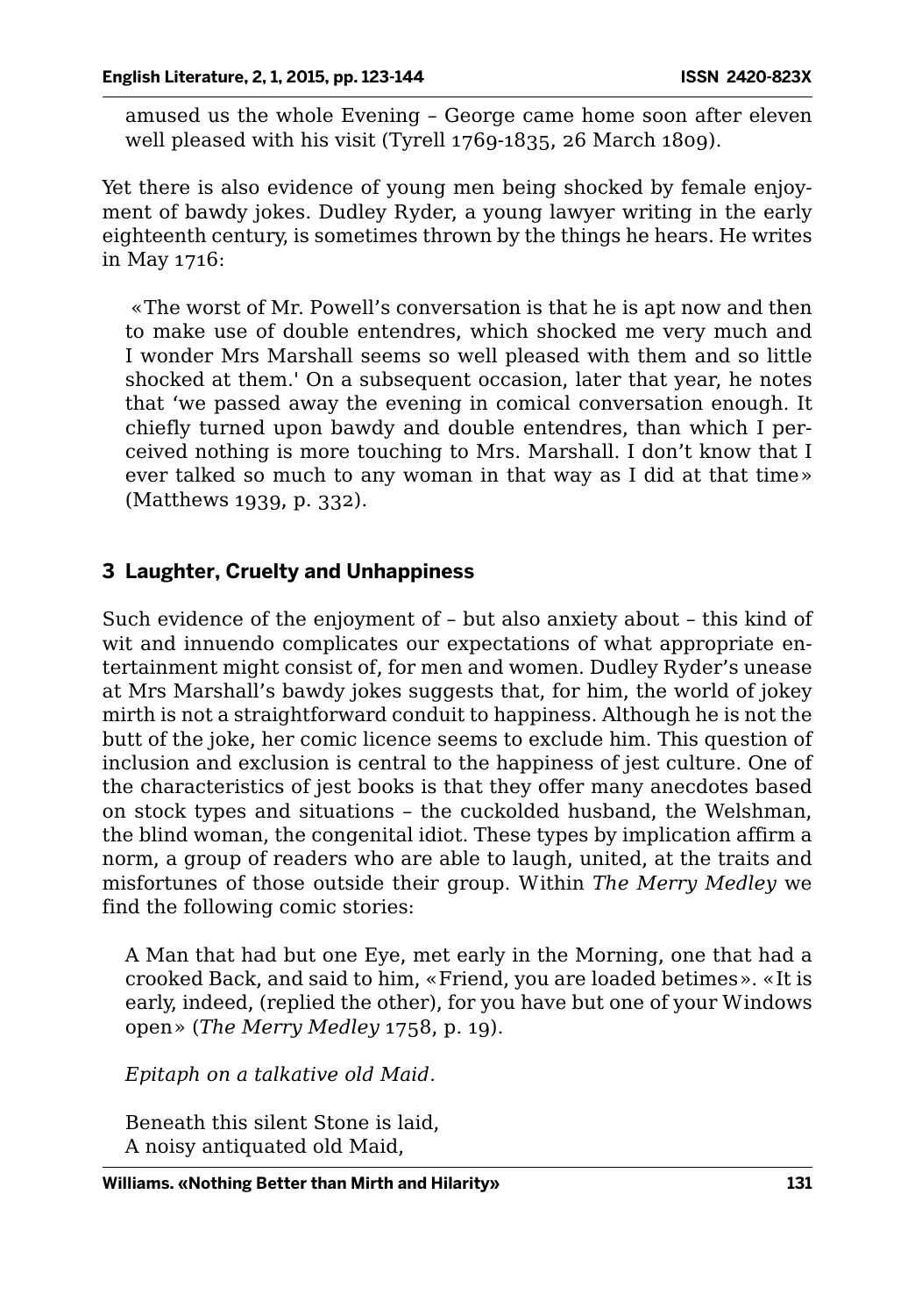> amused us the whole Evening – George came home soon after eleven well pleased with his visit (Tyrell 1769-1835, 26 March 1809).

Yet there is also evidence of young men being shocked by female enjoyment of bawdy jokes. Dudley Ryder, a young lawyer writing in the early eighteenth century, is sometimes thrown by the things he hears. He writes in May 1716:

> «The worst of Mr. Powell's conversation is that he is apt now and then to make use of double entendres, which shocked me very much and I wonder Mrs Marshall seems so well pleased with them and so little shocked at them.' On a subsequent occasion, later that year, he notes that 'we passed away the evening in comical conversation enough. It chiefly turned upon bawdy and double entendres, than which I perceived nothing is more touching to Mrs. Marshall. I don't know that I ever talked so much to any woman in that way as I did at that time» (Matthews 1939, p. 332).

## 3 Laughter, Cruelty and Unhappiness

Such evidence of the enjoyment of – but also anxiety about – this kind of wit and innuendo complicates our expectations of what appropriate entertainment might consist of, for men and women. Dudley Ryder's unease at Mrs Marshall's bawdy jokes suggests that, for him, the world of jokey mirth is not a straightforward conduit to happiness. Although he is not the butt of the joke, her comic licence seems to exclude him. This question of inclusion and exclusion is central to the happiness of jest culture. One of the characteristics of jest books is that they offer many anecdotes based on stock types and situations – the cuckolded husband, the Welshman, the blind woman, the congenital idiot. These types by implication affirm a norm, a group of readers who are able to laugh, united, at the traits and misfortunes of those outside their group. Within *The Merry Medley* we find the following comic stories:

> A Man that had but one Eye, met early in the Morning, one that had a crooked Back, and said to him, «Friend, you are loaded betimes». «It is early, indeed, (replied the other), for you have but one of your Windows open» (*The Merry Medley* 1758, p. 19).
>
> *Epitaph on a talkative old Maid.*
>
> Beneath this silent Stone is laid,
> A noisy antiquated old Maid,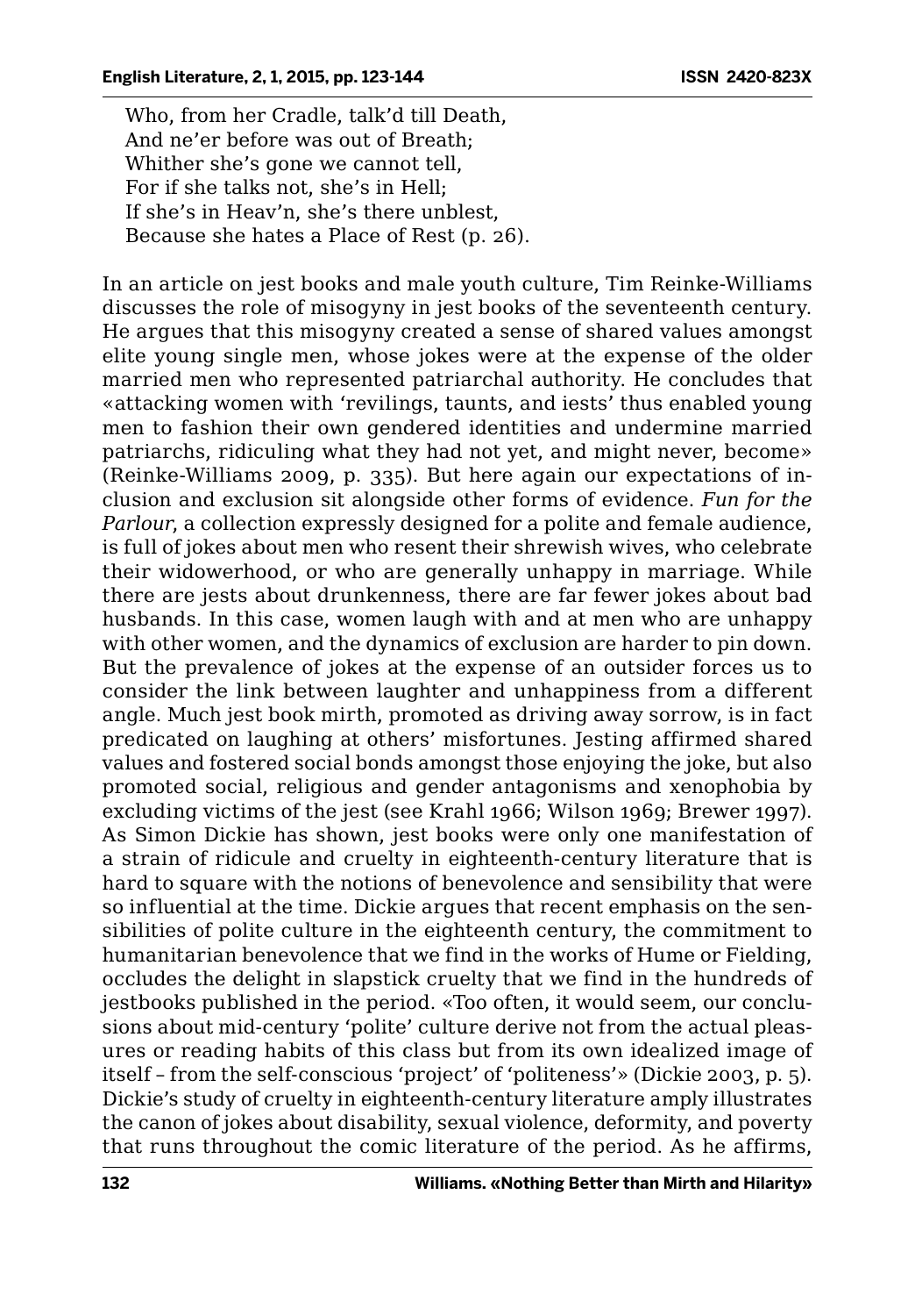Who, from her Cradle, talk'd till Death,  
And ne'er before was out of Breath;  
Whither she's gone we cannot tell,  
For if she talks not, she's in Hell;  
If she's in Heav'n, she's there unblest,  
Because she hates a Place of Rest (p. 26).

In an article on jest books and male youth culture, Tim Reinke-Williams discusses the role of misogyny in jest books of the seventeenth century. He argues that this misogyny created a sense of shared values amongst elite young single men, whose jokes were at the expense of the older married men who represented patriarchal authority. He concludes that «attacking women with 'revilings, taunts, and iests' thus enabled young men to fashion their own gendered identities and undermine married patriarchs, ridiculing what they had not yet, and might never, become» (Reinke-Williams 2009, p. 335). But here again our expectations of inclusion and exclusion sit alongside other forms of evidence. *Fun for the Parlour*, a collection expressly designed for a polite and female audience, is full of jokes about men who resent their shrewish wives, who celebrate their widowerhood, or who are generally unhappy in marriage. While there are jests about drunkenness, there are far fewer jokes about bad husbands. In this case, women laugh with and at men who are unhappy with other women, and the dynamics of exclusion are harder to pin down. But the prevalence of jokes at the expense of an outsider forces us to consider the link between laughter and unhappiness from a different angle. Much jest book mirth, promoted as driving away sorrow, is in fact predicated on laughing at others' misfortunes. Jesting affirmed shared values and fostered social bonds amongst those enjoying the joke, but also promoted social, religious and gender antagonisms and xenophobia by excluding victims of the jest (see Krahl 1966; Wilson 1969; Brewer 1997). As Simon Dickie has shown, jest books were only one manifestation of a strain of ridicule and cruelty in eighteenth-century literature that is hard to square with the notions of benevolence and sensibility that were so influential at the time. Dickie argues that recent emphasis on the sensibilities of polite culture in the eighteenth century, the commitment to humanitarian benevolence that we find in the works of Hume or Fielding, occludes the delight in slapstick cruelty that we find in the hundreds of jestbooks published in the period. «Too often, it would seem, our conclusions about mid-century 'polite' culture derive not from the actual pleasures or reading habits of this class but from its own idealized image of itself – from the self-conscious 'project' of 'politeness'» (Dickie 2003, p. 5). Dickie's study of cruelty in eighteenth-century literature amply illustrates the canon of jokes about disability, sexual violence, deformity, and poverty that runs throughout the comic literature of the period. As he affirms,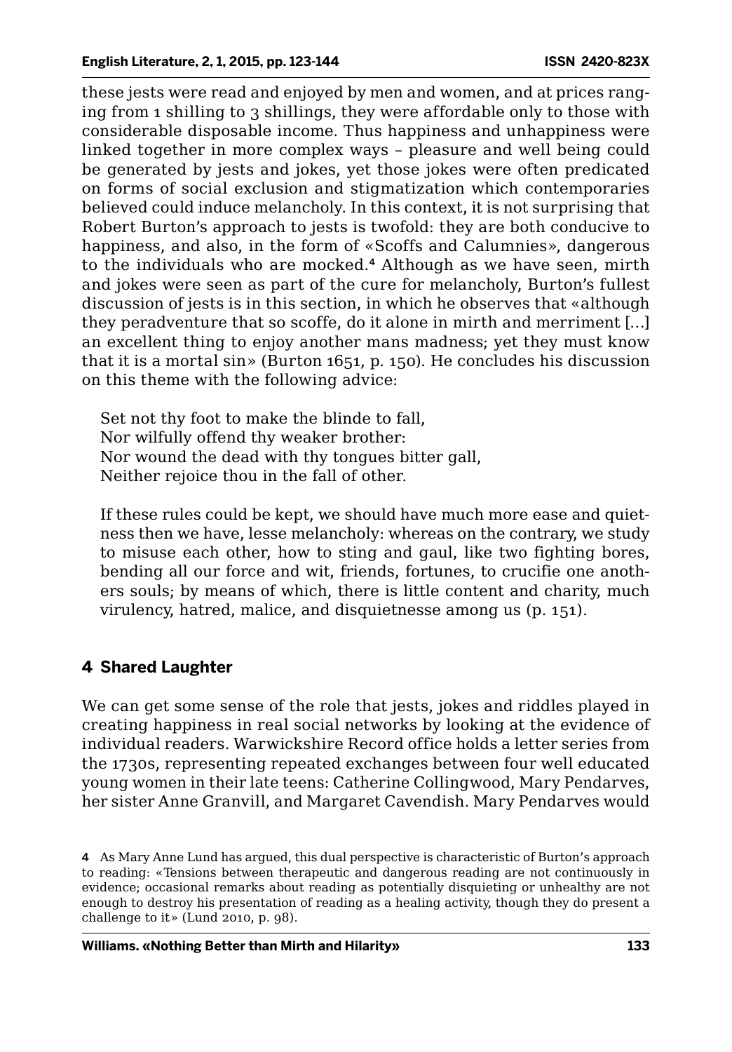these jests were read and enjoyed by men and women, and at prices ranging from 1 shilling to 3 shillings, they were affordable only to those with considerable disposable income. Thus happiness and unhappiness were linked together in more complex ways – pleasure and well being could be generated by jests and jokes, yet those jokes were often predicated on forms of social exclusion and stigmatization which contemporaries believed could induce melancholy. In this context, it is not surprising that Robert Burton's approach to jests is twofold: they are both conducive to happiness, and also, in the form of «Scoffs and Calumnies», dangerous to the individuals who are mocked.[4] Although as we have seen, mirth and jokes were seen as part of the cure for melancholy, Burton's fullest discussion of jests is in this section, in which he observes that «although they peradventure that so scoffe, do it alone in mirth and merriment [...] an excellent thing to enjoy another mans madness; yet they must know that it is a mortal sin» (Burton 1651, p. 150). He concludes his discussion on this theme with the following advice:

> Set not thy foot to make the blinde to fall,
> Nor wilfully offend thy weaker brother:
> Nor wound the dead with thy tongues bitter gall,
> Neither rejoice thou in the fall of other.
>
> If these rules could be kept, we should have much more ease and quietness then we have, lesse melancholy: whereas on the contrary, we study to misuse each other, how to sting and gaul, like two fighting bores, bending all our force and wit, friends, fortunes, to crucifie one anothers souls; by means of which, there is little content and charity, much virulency, hatred, malice, and disquietnesse among us (p. 151).

## 4 Shared Laughter

We can get some sense of the role that jests, jokes and riddles played in creating happiness in real social networks by looking at the evidence of individual readers. Warwickshire Record office holds a letter series from the 1730s, representing repeated exchanges between four well educated young women in their late teens: Catherine Collingwood, Mary Pendarves, her sister Anne Granvill, and Margaret Cavendish. Mary Pendarves would

4 As Mary Anne Lund has argued, this dual perspective is characteristic of Burton's approach to reading: «Tensions between therapeutic and dangerous reading are not continuously in evidence; occasional remarks about reading as potentially disquieting or unhealthy are not enough to destroy his presentation of reading as a healing activity, though they do present a challenge to it» (Lund 2010, p. 98).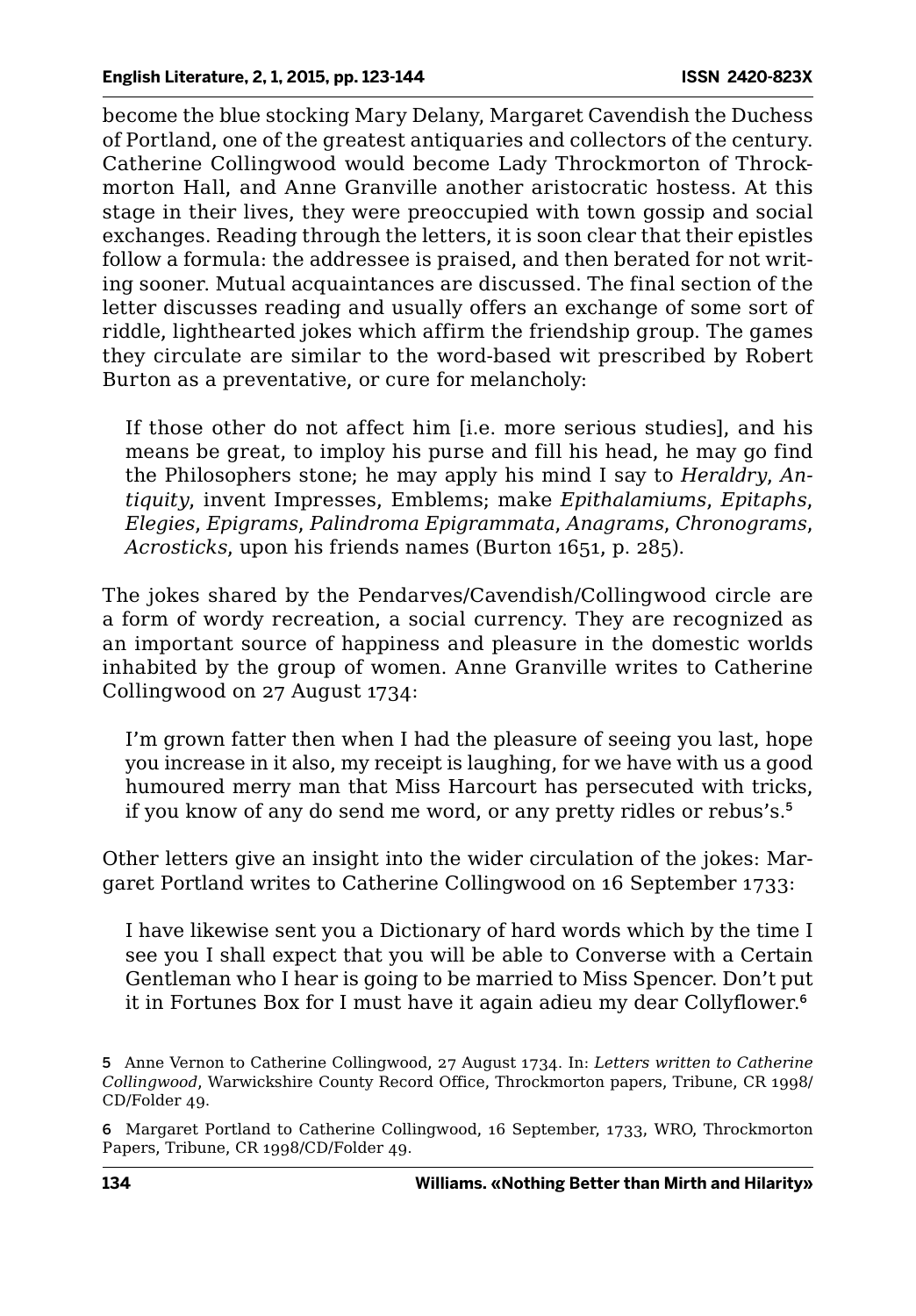become the blue stocking Mary Delany, Margaret Cavendish the Duchess of Portland, one of the greatest antiquaries and collectors of the century. Catherine Collingwood would become Lady Throckmorton of Throckmorton Hall, and Anne Granville another aristocratic hostess. At this stage in their lives, they were preoccupied with town gossip and social exchanges. Reading through the letters, it is soon clear that their epistles follow a formula: the addressee is praised, and then berated for not writing sooner. Mutual acquaintances are discussed. The final section of the letter discusses reading and usually offers an exchange of some sort of riddle, lighthearted jokes which affirm the friendship group. The games they circulate are similar to the word-based wit prescribed by Robert Burton as a preventative, or cure for melancholy:

> If those other do not affect him [i.e. more serious studies], and his means be great, to imploy his purse and fill his head, he may go find the Philosophers stone; he may apply his mind I say to *Heraldry*, *Antiquity*, invent Impresses, Emblems; make *Epithalamiums*, *Epitaphs*, *Elegies*, *Epigrams*, *Palindroma Epigrammata*, *Anagrams*, *Chronograms*, *Acrosticks*, upon his friends names (Burton 1651, p. 285).

The jokes shared by the Pendarves/Cavendish/Collingwood circle are a form of wordy recreation, a social currency. They are recognized as an important source of happiness and pleasure in the domestic worlds inhabited by the group of women. Anne Granville writes to Catherine Collingwood on 27 August 1734:

> I'm grown fatter then when I had the pleasure of seeing you last, hope you increase in it also, my receipt is laughing, for we have with us a good humoured merry man that Miss Harcourt has persecuted with tricks, if you know of any do send me word, or any pretty ridles or rebus's.[5]

Other letters give an insight into the wider circulation of the jokes: Margaret Portland writes to Catherine Collingwood on 16 September 1733:

> I have likewise sent you a Dictionary of hard words which by the time I see you I shall expect that you will be able to Converse with a Certain Gentleman who I hear is going to be married to Miss Spencer. Don't put it in Fortunes Box for I must have it again adieu my dear Collyflower.[6]

---

5 Anne Vernon to Catherine Collingwood, 27 August 1734. In: *Letters written to Catherine Collingwood*, Warwickshire County Record Office, Throckmorton papers, Tribune, CR 1998/CD/Folder 49.

6 Margaret Portland to Catherine Collingwood, 16 September, 1733, WRO, Throckmorton Papers, Tribune, CR 1998/CD/Folder 49.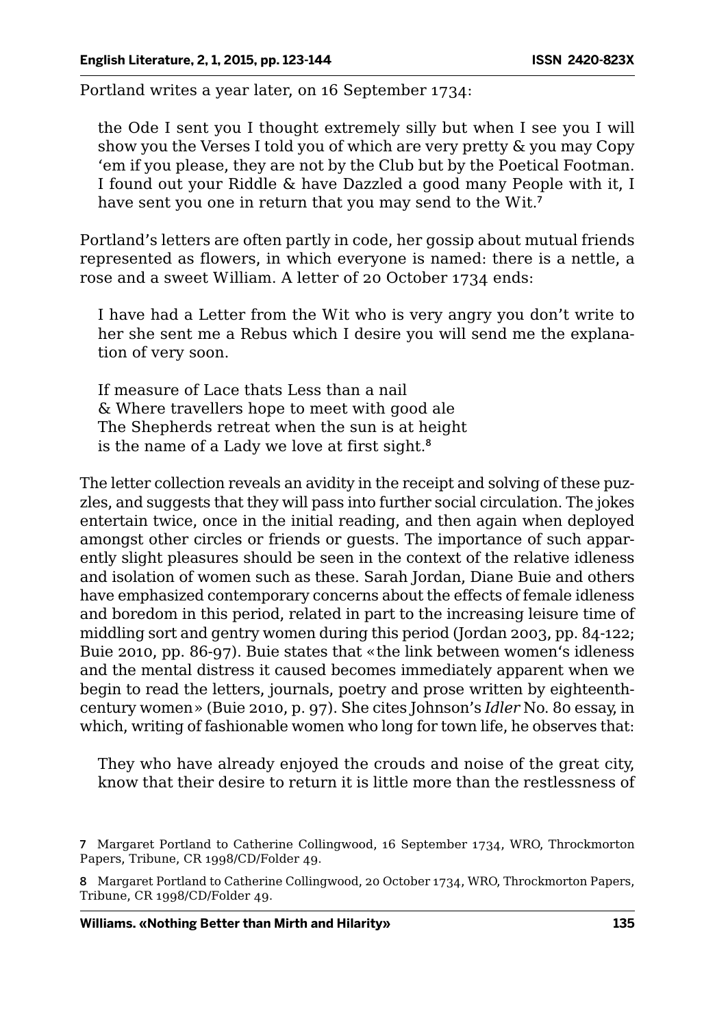Portland writes a year later, on 16 September 1734:

> the Ode I sent you I thought extremely silly but when I see you I will show you the Verses I told you of which are very pretty & you may Copy 'em if you please, they are not by the Club but by the Poetical Footman. I found out your Riddle & have Dazzled a good many People with it, I have sent you one in return that you may send to the Wit.[7]

Portland's letters are often partly in code, her gossip about mutual friends represented as flowers, in which everyone is named: there is a nettle, a rose and a sweet William. A letter of 20 October 1734 ends:

> I have had a Letter from the Wit who is very angry you don't write to her she sent me a Rebus which I desire you will send me the explanation of very soon.
>
> If measure of Lace thats Less than a nail  
> & Where travellers hope to meet with good ale  
> The Shepherds retreat when the sun is at height  
> is the name of a Lady we love at first sight.[8]

The letter collection reveals an avidity in the receipt and solving of these puzzles, and suggests that they will pass into further social circulation. The jokes entertain twice, once in the initial reading, and then again when deployed amongst other circles or friends or guests. The importance of such apparently slight pleasures should be seen in the context of the relative idleness and isolation of women such as these. Sarah Jordan, Diane Buie and others have emphasized contemporary concerns about the effects of female idleness and boredom in this period, related in part to the increasing leisure time of middling sort and gentry women during this period (Jordan 2003, pp. 84-122; Buie 2010, pp. 86-97). Buie states that «the link between women's idleness and the mental distress it caused becomes immediately apparent when we begin to read the letters, journals, poetry and prose written by eighteenth-century women» (Buie 2010, p. 97). She cites Johnson's *Idler* No. 80 essay, in which, writing of fashionable women who long for town life, he observes that:

> They who have already enjoyed the crouds and noise of the great city, know that their desire to return it is little more than the restlessness of

7 Margaret Portland to Catherine Collingwood, 16 September 1734, WRO, Throckmorton Papers, Tribune, CR 1998/CD/Folder 49.

8 Margaret Portland to Catherine Collingwood, 20 October 1734, WRO, Throckmorton Papers, Tribune, CR 1998/CD/Folder 49.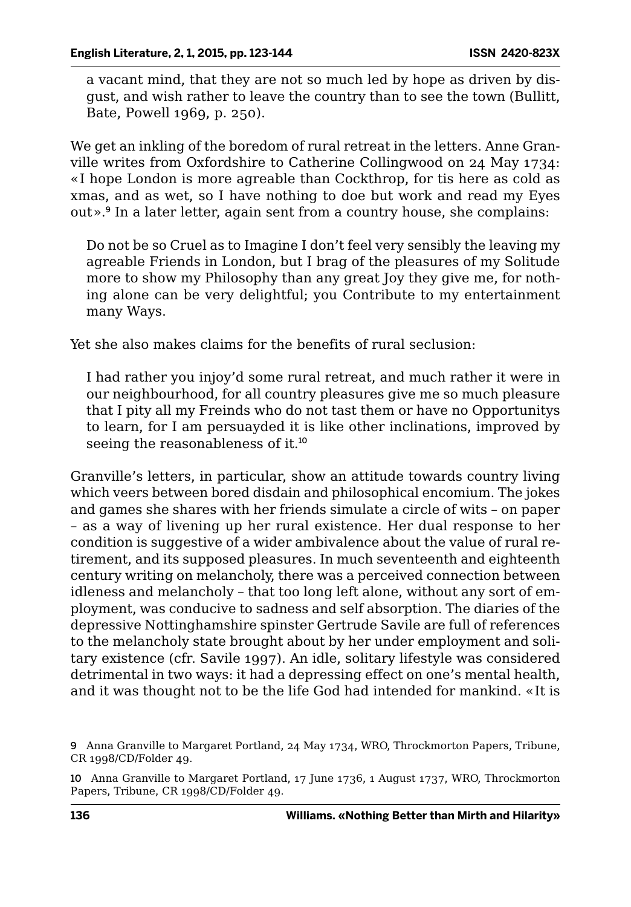a vacant mind, that they are not so much led by hope as driven by disgust, and wish rather to leave the country than to see the town (Bullitt, Bate, Powell 1969, p. 250).

We get an inkling of the boredom of rural retreat in the letters. Anne Granville writes from Oxfordshire to Catherine Collingwood on 24 May 1734: «I hope London is more agreable than Cockthrop, for tis here as cold as xmas, and as wet, so I have nothing to doe but work and read my Eyes out».[9] In a later letter, again sent from a country house, she complains:

> Do not be so Cruel as to Imagine I don't feel very sensibly the leaving my agreable Friends in London, but I brag of the pleasures of my Solitude more to show my Philosophy than any great Joy they give me, for nothing alone can be very delightful; you Contribute to my entertainment many Ways.

Yet she also makes claims for the benefits of rural seclusion:

> I had rather you injoy'd some rural retreat, and much rather it were in our neighbourhood, for all country pleasures give me so much pleasure that I pity all my Freinds who do not tast them or have no Opportunitys to learn, for I am persuayded it is like other inclinations, improved by seeing the reasonableness of it.[10]

Granville's letters, in particular, show an attitude towards country living which veers between bored disdain and philosophical encomium. The jokes and games she shares with her friends simulate a circle of wits – on paper – as a way of livening up her rural existence. Her dual response to her condition is suggestive of a wider ambivalence about the value of rural retirement, and its supposed pleasures. In much seventeenth and eighteenth century writing on melancholy, there was a perceived connection between idleness and melancholy – that too long left alone, without any sort of employment, was conducive to sadness and self absorption. The diaries of the depressive Nottinghamshire spinster Gertrude Savile are full of references to the melancholy state brought about by her under employment and solitary existence (cfr. Savile 1997). An idle, solitary lifestyle was considered detrimental in two ways: it had a depressing effect on one's mental health, and it was thought not to be the life God had intended for mankind. «It is

---

9 Anna Granville to Margaret Portland, 24 May 1734, WRO, Throckmorton Papers, Tribune, CR 1998/CD/Folder 49.

10 Anna Granville to Margaret Portland, 17 June 1736, 1 August 1737, WRO, Throckmorton Papers, Tribune, CR 1998/CD/Folder 49.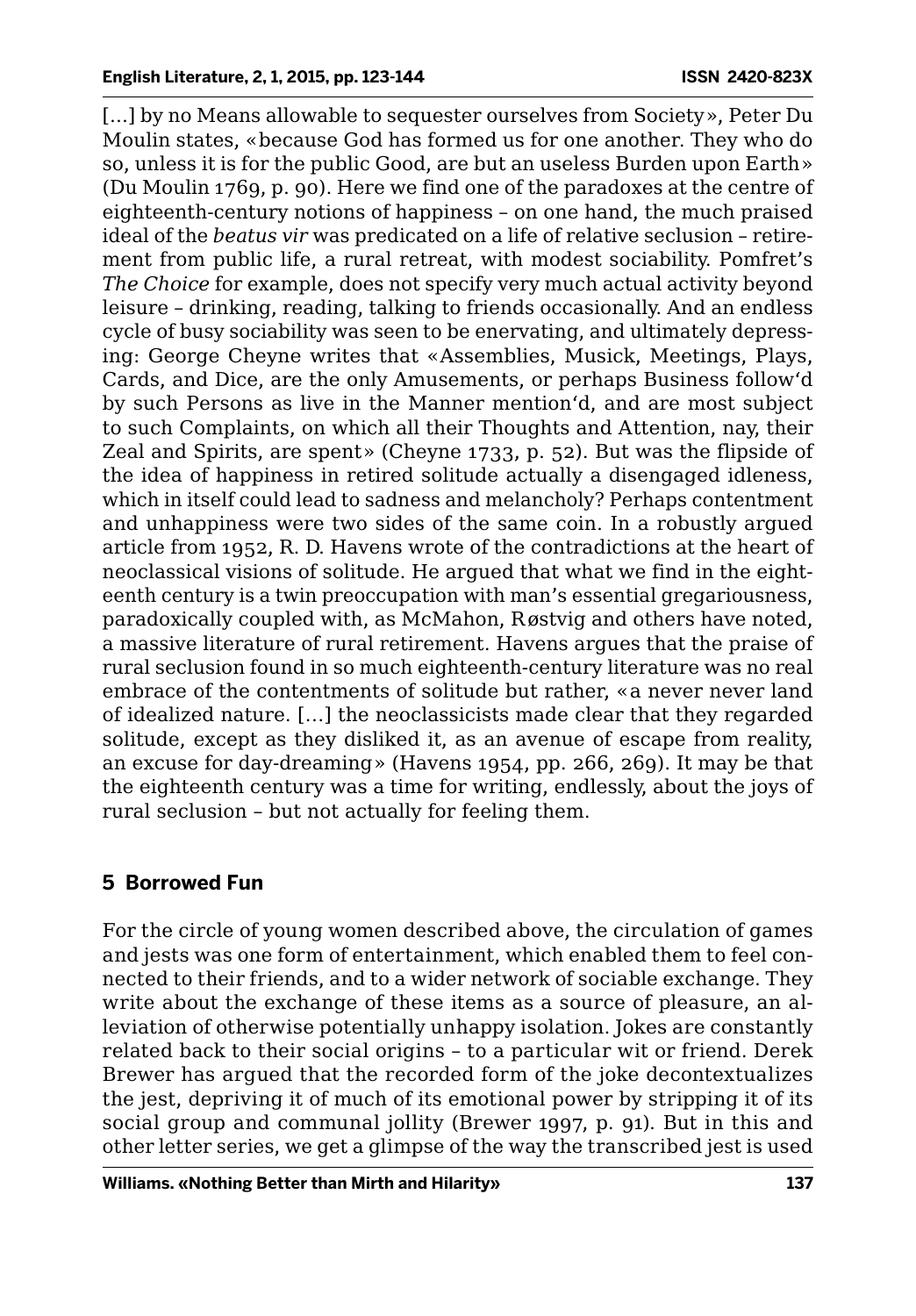[…] by no Means allowable to sequester ourselves from Society», Peter Du Moulin states, «because God has formed us for one another. They who do so, unless it is for the public Good, are but an useless Burden upon Earth» (Du Moulin 1769, p. 90). Here we find one of the paradoxes at the centre of eighteenth-century notions of happiness – on one hand, the much praised ideal of the *beatus vir* was predicated on a life of relative seclusion – retirement from public life, a rural retreat, with modest sociability. Pomfret's *The Choice* for example, does not specify very much actual activity beyond leisure – drinking, reading, talking to friends occasionally. And an endless cycle of busy sociability was seen to be enervating, and ultimately depressing: George Cheyne writes that «Assemblies, Musick, Meetings, Plays, Cards, and Dice, are the only Amusements, or perhaps Business follow'd by such Persons as live in the Manner mention'd, and are most subject to such Complaints, on which all their Thoughts and Attention, nay, their Zeal and Spirits, are spent» (Cheyne 1733, p. 52). But was the flipside of the idea of happiness in retired solitude actually a disengaged idleness, which in itself could lead to sadness and melancholy? Perhaps contentment and unhappiness were two sides of the same coin. In a robustly argued article from 1952, R. D. Havens wrote of the contradictions at the heart of neoclassical visions of solitude. He argued that what we find in the eighteenth century is a twin preoccupation with man's essential gregariousness, paradoxically coupled with, as McMahon, Røstvig and others have noted, a massive literature of rural retirement. Havens argues that the praise of rural seclusion found in so much eighteenth-century literature was no real embrace of the contentments of solitude but rather, «a never never land of idealized nature. […] the neoclassicists made clear that they regarded solitude, except as they disliked it, as an avenue of escape from reality, an excuse for day-dreaming» (Havens 1954, pp. 266, 269). It may be that the eighteenth century was a time for writing, endlessly, about the joys of rural seclusion – but not actually for feeling them.

## 5 Borrowed Fun

For the circle of young women described above, the circulation of games and jests was one form of entertainment, which enabled them to feel connected to their friends, and to a wider network of sociable exchange. They write about the exchange of these items as a source of pleasure, an alleviation of otherwise potentially unhappy isolation. Jokes are constantly related back to their social origins – to a particular wit or friend. Derek Brewer has argued that the recorded form of the joke decontextualizes the jest, depriving it of much of its emotional power by stripping it of its social group and communal jollity (Brewer 1997, p. 91). But in this and other letter series, we get a glimpse of the way the transcribed jest is used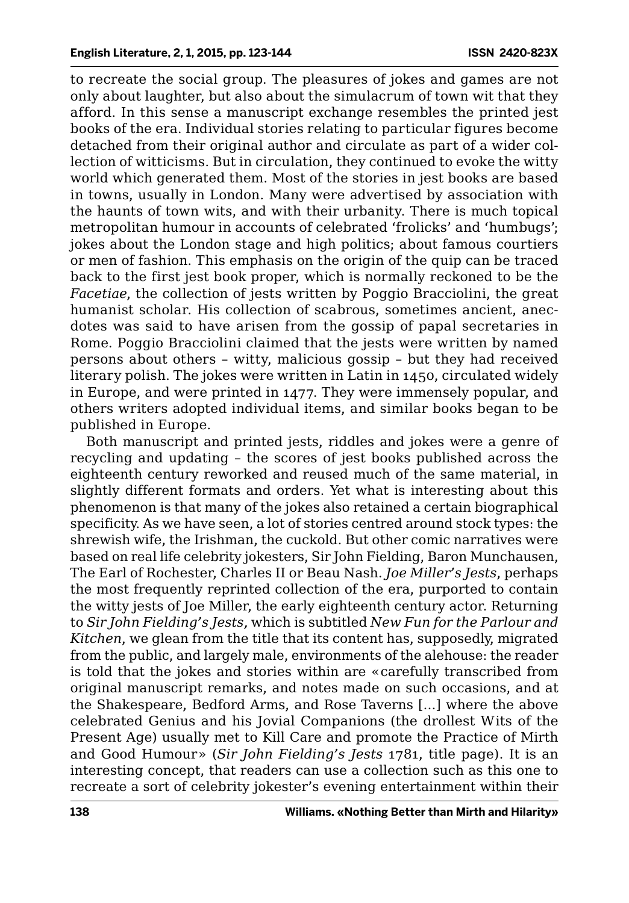to recreate the social group. The pleasures of jokes and games are not only about laughter, but also about the simulacrum of town wit that they afford. In this sense a manuscript exchange resembles the printed jest books of the era. Individual stories relating to particular figures become detached from their original author and circulate as part of a wider collection of witticisms. But in circulation, they continued to evoke the witty world which generated them. Most of the stories in jest books are based in towns, usually in London. Many were advertised by association with the haunts of town wits, and with their urbanity. There is much topical metropolitan humour in accounts of celebrated 'frolicks' and 'humbugs'; jokes about the London stage and high politics; about famous courtiers or men of fashion. This emphasis on the origin of the quip can be traced back to the first jest book proper, which is normally reckoned to be the *Facetiae*, the collection of jests written by Poggio Bracciolini, the great humanist scholar. His collection of scabrous, sometimes ancient, anecdotes was said to have arisen from the gossip of papal secretaries in Rome. Poggio Bracciolini claimed that the jests were written by named persons about others – witty, malicious gossip – but they had received literary polish. The jokes were written in Latin in 1450, circulated widely in Europe, and were printed in 1477. They were immensely popular, and others writers adopted individual items, and similar books began to be published in Europe.

Both manuscript and printed jests, riddles and jokes were a genre of recycling and updating – the scores of jest books published across the eighteenth century reworked and reused much of the same material, in slightly different formats and orders. Yet what is interesting about this phenomenon is that many of the jokes also retained a certain biographical specificity. As we have seen, a lot of stories centred around stock types: the shrewish wife, the Irishman, the cuckold. But other comic narratives were based on real life celebrity jokesters, Sir John Fielding, Baron Munchausen, The Earl of Rochester, Charles II or Beau Nash. *Joe Miller's Jests*, perhaps the most frequently reprinted collection of the era, purported to contain the witty jests of Joe Miller, the early eighteenth century actor. Returning to *Sir John Fielding's Jests,* which is subtitled *New Fun for the Parlour and Kitchen*, we glean from the title that its content has, supposedly, migrated from the public, and largely male, environments of the alehouse: the reader is told that the jokes and stories within are «carefully transcribed from original manuscript remarks, and notes made on such occasions, and at the Shakespeare, Bedford Arms, and Rose Taverns [...] where the above celebrated Genius and his Jovial Companions (the drollest Wits of the Present Age) usually met to Kill Care and promote the Practice of Mirth and Good Humour» (*Sir John Fielding's Jests* 1781, title page). It is an interesting concept, that readers can use a collection such as this one to recreate a sort of celebrity jokester's evening entertainment within their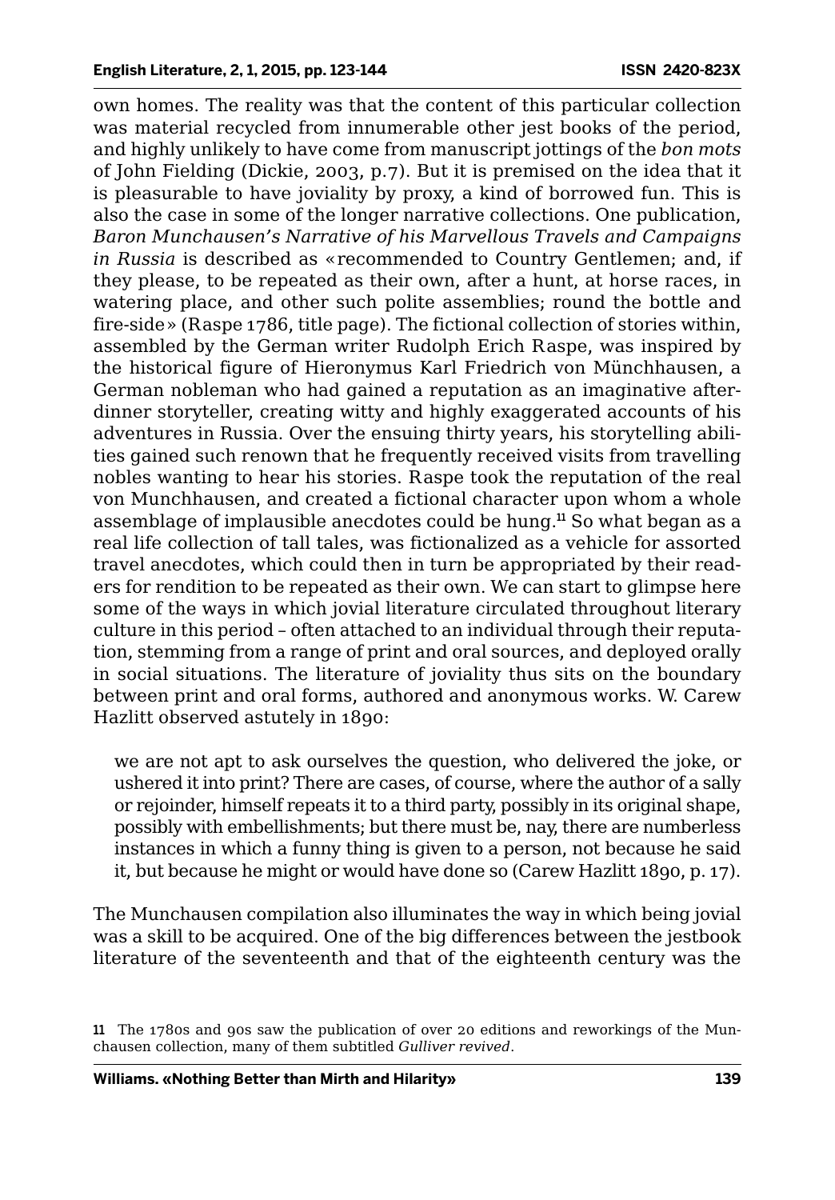own homes. The reality was that the content of this particular collection was material recycled from innumerable other jest books of the period, and highly unlikely to have come from manuscript jottings of the *bon mots* of John Fielding (Dickie, 2003, p.7). But it is premised on the idea that it is pleasurable to have joviality by proxy, a kind of borrowed fun. This is also the case in some of the longer narrative collections. One publication, *Baron Munchausen's Narrative of his Marvellous Travels and Campaigns in Russia* is described as «recommended to Country Gentlemen; and, if they please, to be repeated as their own, after a hunt, at horse races, in watering place, and other such polite assemblies; round the bottle and fire-side» (Raspe 1786, title page). The fictional collection of stories within, assembled by the German writer Rudolph Erich Raspe, was inspired by the historical figure of Hieronymus Karl Friedrich von Münchhausen, a German nobleman who had gained a reputation as an imaginative after-dinner storyteller, creating witty and highly exaggerated accounts of his adventures in Russia. Over the ensuing thirty years, his storytelling abilities gained such renown that he frequently received visits from travelling nobles wanting to hear his stories. Raspe took the reputation of the real von Munchhausen, and created a fictional character upon whom a whole assemblage of implausible anecdotes could be hung.[11] So what began as a real life collection of tall tales, was fictionalized as a vehicle for assorted travel anecdotes, which could then in turn be appropriated by their readers for rendition to be repeated as their own. We can start to glimpse here some of the ways in which jovial literature circulated throughout literary culture in this period – often attached to an individual through their reputation, stemming from a range of print and oral sources, and deployed orally in social situations. The literature of joviality thus sits on the boundary between print and oral forms, authored and anonymous works. W. Carew Hazlitt observed astutely in 1890:

> we are not apt to ask ourselves the question, who delivered the joke, or ushered it into print? There are cases, of course, where the author of a sally or rejoinder, himself repeats it to a third party, possibly in its original shape, possibly with embellishments; but there must be, nay, there are numberless instances in which a funny thing is given to a person, not because he said it, but because he might or would have done so (Carew Hazlitt 1890, p. 17).

The Munchausen compilation also illuminates the way in which being jovial was a skill to be acquired. One of the big differences between the jestbook literature of the seventeenth and that of the eighteenth century was the

11 The 1780s and 90s saw the publication of over 20 editions and reworkings of the Munchausen collection, many of them subtitled *Gulliver revived*.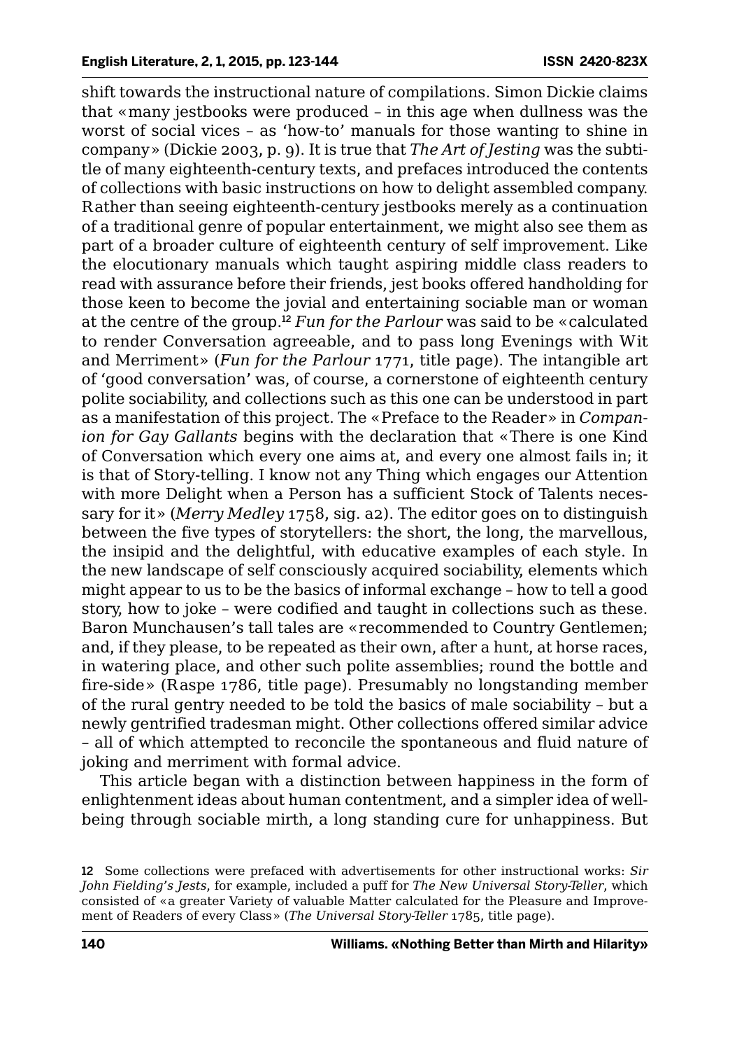shift towards the instructional nature of compilations. Simon Dickie claims that «many jestbooks were produced – in this age when dullness was the worst of social vices – as 'how-to' manuals for those wanting to shine in company» (Dickie 2003, p. 9). It is true that *The Art of Jesting* was the subtitle of many eighteenth-century texts, and prefaces introduced the contents of collections with basic instructions on how to delight assembled company. Rather than seeing eighteenth-century jestbooks merely as a continuation of a traditional genre of popular entertainment, we might also see them as part of a broader culture of eighteenth century of self improvement. Like the elocutionary manuals which taught aspiring middle class readers to read with assurance before their friends, jest books offered handholding for those keen to become the jovial and entertaining sociable man or woman at the centre of the group.[12] *Fun for the Parlour* was said to be «calculated to render Conversation agreeable, and to pass long Evenings with Wit and Merriment» (*Fun for the Parlour* 1771, title page). The intangible art of 'good conversation' was, of course, a cornerstone of eighteenth century polite sociability, and collections such as this one can be understood in part as a manifestation of this project. The «Preface to the Reader» in *Companion for Gay Gallants* begins with the declaration that «There is one Kind of Conversation which every one aims at, and every one almost fails in; it is that of Story-telling. I know not any Thing which engages our Attention with more Delight when a Person has a sufficient Stock of Talents necessary for it» (*Merry Medley* 1758, sig. a2). The editor goes on to distinguish between the five types of storytellers: the short, the long, the marvellous, the insipid and the delightful, with educative examples of each style. In the new landscape of self consciously acquired sociability, elements which might appear to us to be the basics of informal exchange – how to tell a good story, how to joke – were codified and taught in collections such as these. Baron Munchausen's tall tales are «recommended to Country Gentlemen; and, if they please, to be repeated as their own, after a hunt, at horse races, in watering place, and other such polite assemblies; round the bottle and fire-side» (Raspe 1786, title page). Presumably no longstanding member of the rural gentry needed to be told the basics of male sociability – but a newly gentrified tradesman might. Other collections offered similar advice – all of which attempted to reconcile the spontaneous and fluid nature of joking and merriment with formal advice.

This article began with a distinction between happiness in the form of enlightenment ideas about human contentment, and a simpler idea of well-being through sociable mirth, a long standing cure for unhappiness. But

12 Some collections were prefaced with advertisements for other instructional works: *Sir John Fielding's Jests*, for example, included a puff for *The New Universal Story-Teller*, which consisted of «a greater Variety of valuable Matter calculated for the Pleasure and Improvement of Readers of every Class» (*The Universal Story-Teller* 1785, title page).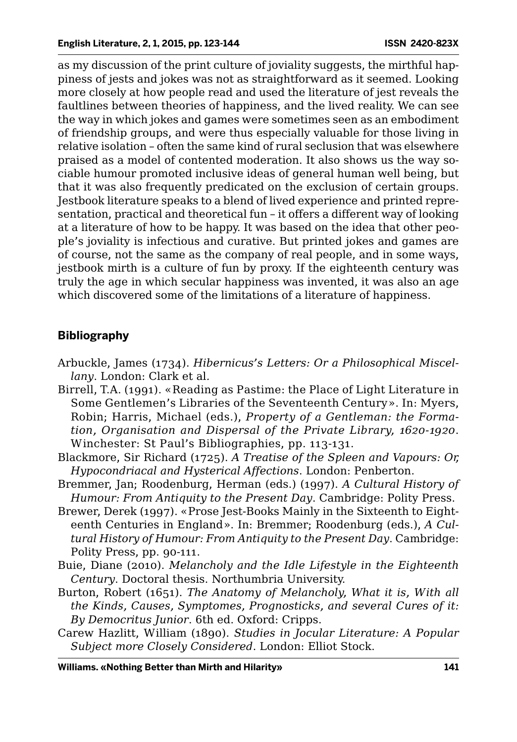as my discussion of the print culture of joviality suggests, the mirthful happiness of jests and jokes was not as straightforward as it seemed. Looking more closely at how people read and used the literature of jest reveals the faultlines between theories of happiness, and the lived reality. We can see the way in which jokes and games were sometimes seen as an embodiment of friendship groups, and were thus especially valuable for those living in relative isolation – often the same kind of rural seclusion that was elsewhere praised as a model of contented moderation. It also shows us the way sociable humour promoted inclusive ideas of general human well being, but that it was also frequently predicated on the exclusion of certain groups. Jestbook literature speaks to a blend of lived experience and printed representation, practical and theoretical fun – it offers a different way of looking at a literature of how to be happy. It was based on the idea that other people's joviality is infectious and curative. But printed jokes and games are of course, not the same as the company of real people, and in some ways, jestbook mirth is a culture of fun by proxy. If the eighteenth century was truly the age in which secular happiness was invented, it was also an age which discovered some of the limitations of a literature of happiness.

## Bibliography

Arbuckle, James (1734). *Hibernicus's Letters: Or a Philosophical Miscellany*. London: Clark et al.

Birrell, T.A. (1991). «Reading as Pastime: the Place of Light Literature in Some Gentlemen's Libraries of the Seventeenth Century». In: Myers, Robin; Harris, Michael (eds.), *Property of a Gentleman: the Formation, Organisation and Dispersal of the Private Library, 1620-1920*. Winchester: St Paul's Bibliographies, pp. 113-131.

Blackmore, Sir Richard (1725). *A Treatise of the Spleen and Vapours: Or, Hypocondriacal and Hysterical Affections*. London: Penberton.

Bremmer, Jan; Roodenburg, Herman (eds.) (1997). *A Cultural History of Humour: From Antiquity to the Present Day*. Cambridge: Polity Press.

Brewer, Derek (1997). «Prose Jest-Books Mainly in the Sixteenth to Eighteenth Centuries in England». In: Bremmer; Roodenburg (eds.), *A Cultural History of Humour: From Antiquity to the Present Day*. Cambridge: Polity Press, pp. 90-111.

Buie, Diane (2010). *Melancholy and the Idle Lifestyle in the Eighteenth Century*. Doctoral thesis. Northumbria University.

Burton, Robert (1651). *The Anatomy of Melancholy, What it is, With all the Kinds, Causes, Symptomes, Prognosticks, and several Cures of it: By Democritus Junior*. 6th ed. Oxford: Cripps.

Carew Hazlitt, William (1890). *Studies in Jocular Literature: A Popular Subject more Closely Considered*. London: Elliot Stock.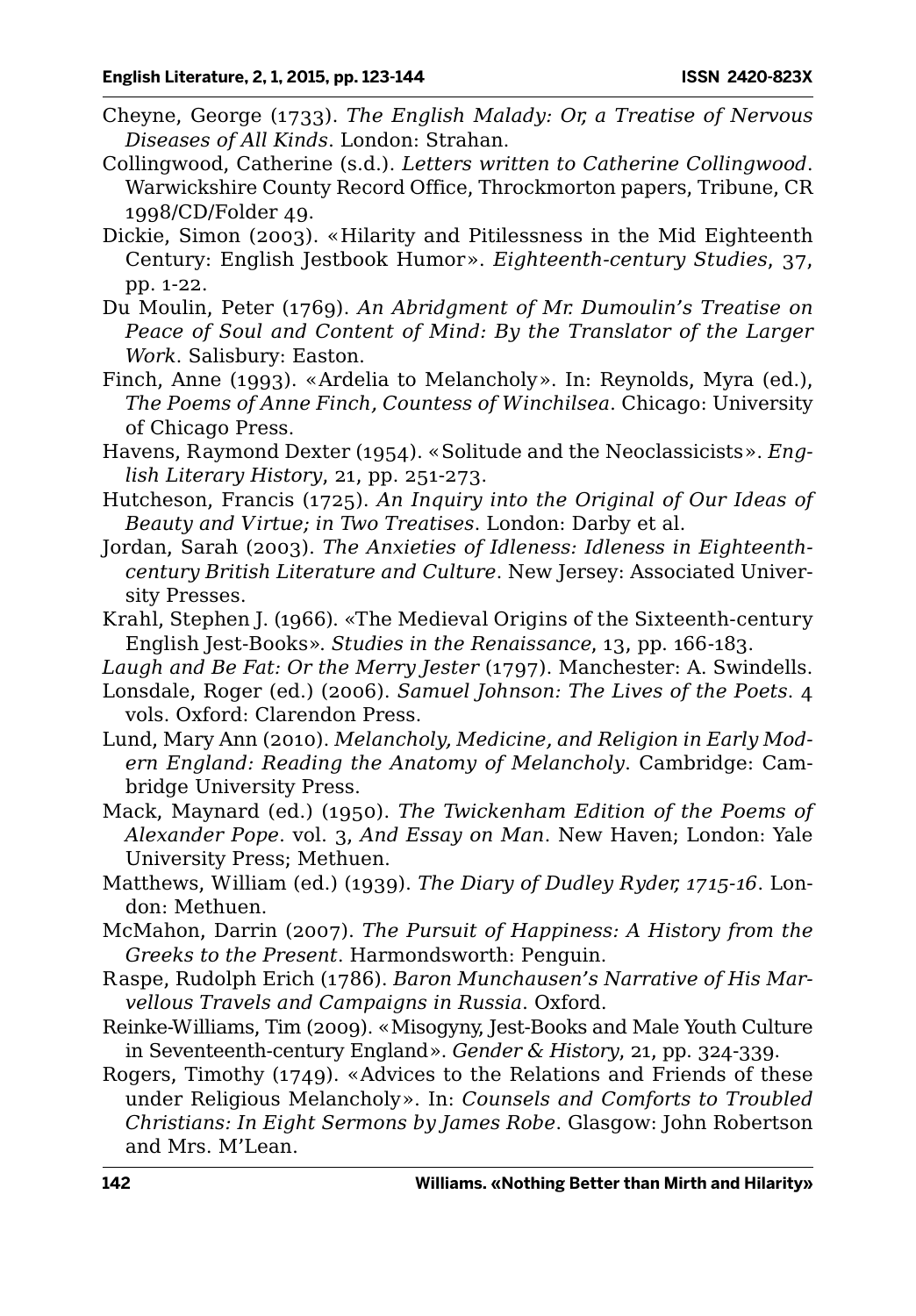Cheyne, George (1733). *The English Malady: Or, a Treatise of Nervous Diseases of All Kinds*. London: Strahan.

Collingwood, Catherine (s.d.). *Letters written to Catherine Collingwood*. Warwickshire County Record Office, Throckmorton papers, Tribune, CR 1998/CD/Folder 49.

Dickie, Simon (2003). «Hilarity and Pitilessness in the Mid Eighteenth Century: English Jestbook Humor». *Eighteenth-century Studies*, 37, pp. 1-22.

Du Moulin, Peter (1769). *An Abridgment of Mr. Dumoulin's Treatise on Peace of Soul and Content of Mind: By the Translator of the Larger Work*. Salisbury: Easton.

Finch, Anne (1993). «Ardelia to Melancholy». In: Reynolds, Myra (ed.), *The Poems of Anne Finch, Countess of Winchilsea*. Chicago: University of Chicago Press.

Havens, Raymond Dexter (1954). «Solitude and the Neoclassicists». *English Literary History*, 21, pp. 251-273.

Hutcheson, Francis (1725). *An Inquiry into the Original of Our Ideas of Beauty and Virtue; in Two Treatises*. London: Darby et al.

Jordan, Sarah (2003). *The Anxieties of Idleness: Idleness in Eighteenth-century British Literature and Culture*. New Jersey: Associated University Presses.

Krahl, Stephen J. (1966). «The Medieval Origins of the Sixteenth-century English Jest-Books». *Studies in the Renaissance*, 13, pp. 166-183.

*Laugh and Be Fat: Or the Merry Jester* (1797). Manchester: A. Swindells.

Lonsdale, Roger (ed.) (2006). *Samuel Johnson: The Lives of the Poets*. 4 vols. Oxford: Clarendon Press.

Lund, Mary Ann (2010). *Melancholy, Medicine, and Religion in Early Modern England: Reading the Anatomy of Melancholy*. Cambridge: Cambridge University Press.

Mack, Maynard (ed.) (1950). *The Twickenham Edition of the Poems of Alexander Pope*. vol. 3, *And Essay on Man*. New Haven; London: Yale University Press; Methuen.

Matthews, William (ed.) (1939). *The Diary of Dudley Ryder, 1715-16*. London: Methuen.

McMahon, Darrin (2007). *The Pursuit of Happiness: A History from the Greeks to the Present*. Harmondsworth: Penguin.

Raspe, Rudolph Erich (1786). *Baron Munchausen's Narrative of His Marvellous Travels and Campaigns in Russia*. Oxford.

Reinke-Williams, Tim (2009). «Misogyny, Jest-Books and Male Youth Culture in Seventeenth-century England». *Gender & History*, 21, pp. 324-339.

Rogers, Timothy (1749). «Advices to the Relations and Friends of these under Religious Melancholy». In: *Counsels and Comforts to Troubled Christians: In Eight Sermons by James Robe*. Glasgow: John Robertson and Mrs. M'Lean.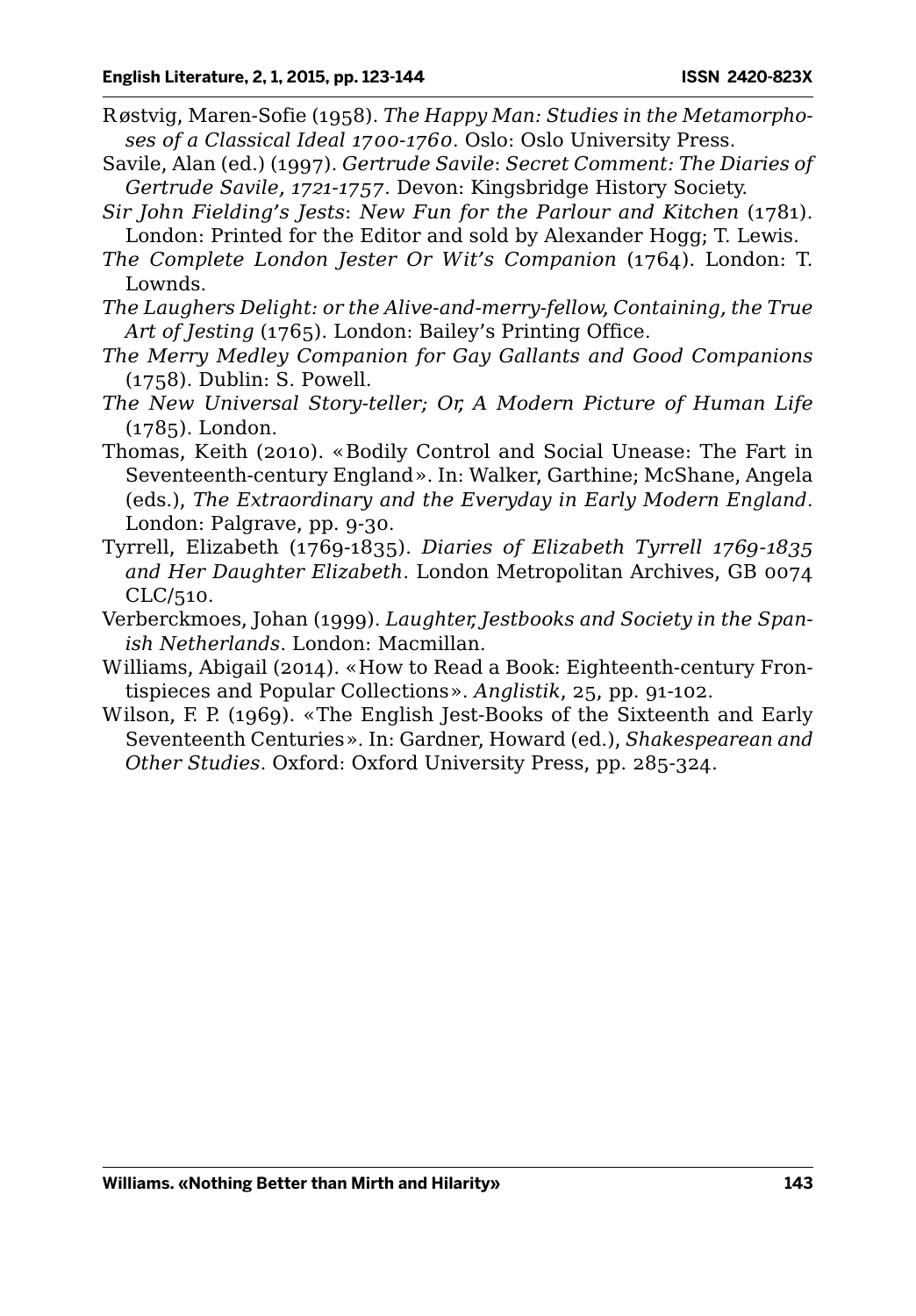Røstvig, Maren-Sofie (1958). *The Happy Man: Studies in the Metamorphoses of a Classical Ideal 1700-1760*. Oslo: Oslo University Press.

Savile, Alan (ed.) (1997). *Gertrude Savile*: *Secret Comment: The Diaries of Gertrude Savile, 1721-1757*. Devon: Kingsbridge History Society.

*Sir John Fielding's Jests*: *New Fun for the Parlour and Kitchen* (1781). London: Printed for the Editor and sold by Alexander Hogg; T. Lewis.

*The Complete London Jester Or Wit's Companion* (1764). London: T. Lownds.

*The Laughers Delight: or the Alive-and-merry-fellow, Containing, the True Art of Jesting* (1765). London: Bailey's Printing Office.

*The Merry Medley Companion for Gay Gallants and Good Companions* (1758). Dublin: S. Powell.

*The New Universal Story-teller; Or, A Modern Picture of Human Life* (1785). London.

Thomas, Keith (2010). «Bodily Control and Social Unease: The Fart in Seventeenth-century England». In: Walker, Garthine; McShane, Angela (eds.), *The Extraordinary and the Everyday in Early Modern England*. London: Palgrave, pp. 9-30.

Tyrrell, Elizabeth (1769-1835). *Diaries of Elizabeth Tyrrell 1769-1835 and Her Daughter Elizabeth*. London Metropolitan Archives, GB 0074 CLC/510.

Verberckmoes, Johan (1999). *Laughter, Jestbooks and Society in the Spanish Netherlands*. London: Macmillan.

Williams, Abigail (2014). «How to Read a Book: Eighteenth-century Frontispieces and Popular Collections». *Anglistik*, 25, pp. 91-102.

Wilson, F. P. (1969). «The English Jest-Books of the Sixteenth and Early Seventeenth Centuries». In: Gardner, Howard (ed.), *Shakespearean and Other Studies*. Oxford: Oxford University Press, pp. 285-324.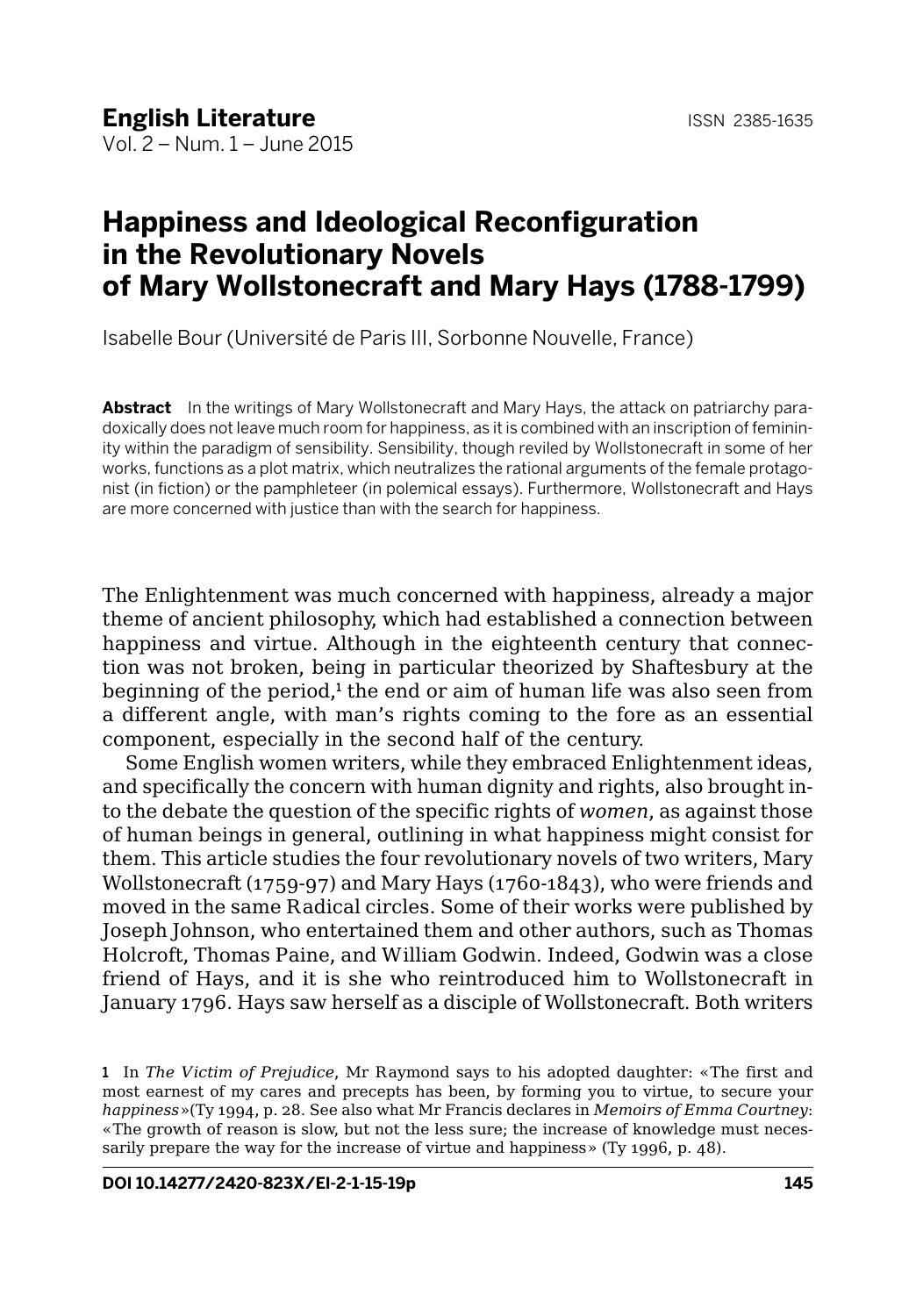# Happiness and Ideological Reconfiguration in the Revolutionary Novels of Mary Wollstonecraft and Mary Hays (1788-1799)

Isabelle Bour (Université de Paris III, Sorbonne Nouvelle, France)

**Abstract** In the writings of Mary Wollstonecraft and Mary Hays, the attack on patriarchy paradoxically does not leave much room for happiness, as it is combined with an inscription of femininity within the paradigm of sensibility. Sensibility, though reviled by Wollstonecraft in some of her works, functions as a plot matrix, which neutralizes the rational arguments of the female protagonist (in fiction) or the pamphleteer (in polemical essays). Furthermore, Wollstonecraft and Hays are more concerned with justice than with the search for happiness.

The Enlightenment was much concerned with happiness, already a major theme of ancient philosophy, which had established a connection between happiness and virtue. Although in the eighteenth century that connection was not broken, being in particular theorized by Shaftesbury at the beginning of the period,[1] the end or aim of human life was also seen from a different angle, with man's rights coming to the fore as an essential component, especially in the second half of the century.

Some English women writers, while they embraced Enlightenment ideas, and specifically the concern with human dignity and rights, also brought into the debate the question of the specific rights of *women*, as against those of human beings in general, outlining in what happiness might consist for them. This article studies the four revolutionary novels of two writers, Mary Wollstonecraft (1759-97) and Mary Hays (1760-1843), who were friends and moved in the same Radical circles. Some of their works were published by Joseph Johnson, who entertained them and other authors, such as Thomas Holcroft, Thomas Paine, and William Godwin. Indeed, Godwin was a close friend of Hays, and it is she who reintroduced him to Wollstonecraft in January 1796. Hays saw herself as a disciple of Wollstonecraft. Both writers

1 In *The Victim of Prejudice*, Mr Raymond says to his adopted daughter: «The first and most earnest of my cares and precepts has been, by forming you to virtue, to secure your *happiness*»(Ty 1994, p. 28. See also what Mr Francis declares in *Memoirs of Emma Courtney*: «The growth of reason is slow, but not the less sure; the increase of knowledge must necessarily prepare the way for the increase of virtue and happiness» (Ty 1996, p. 48).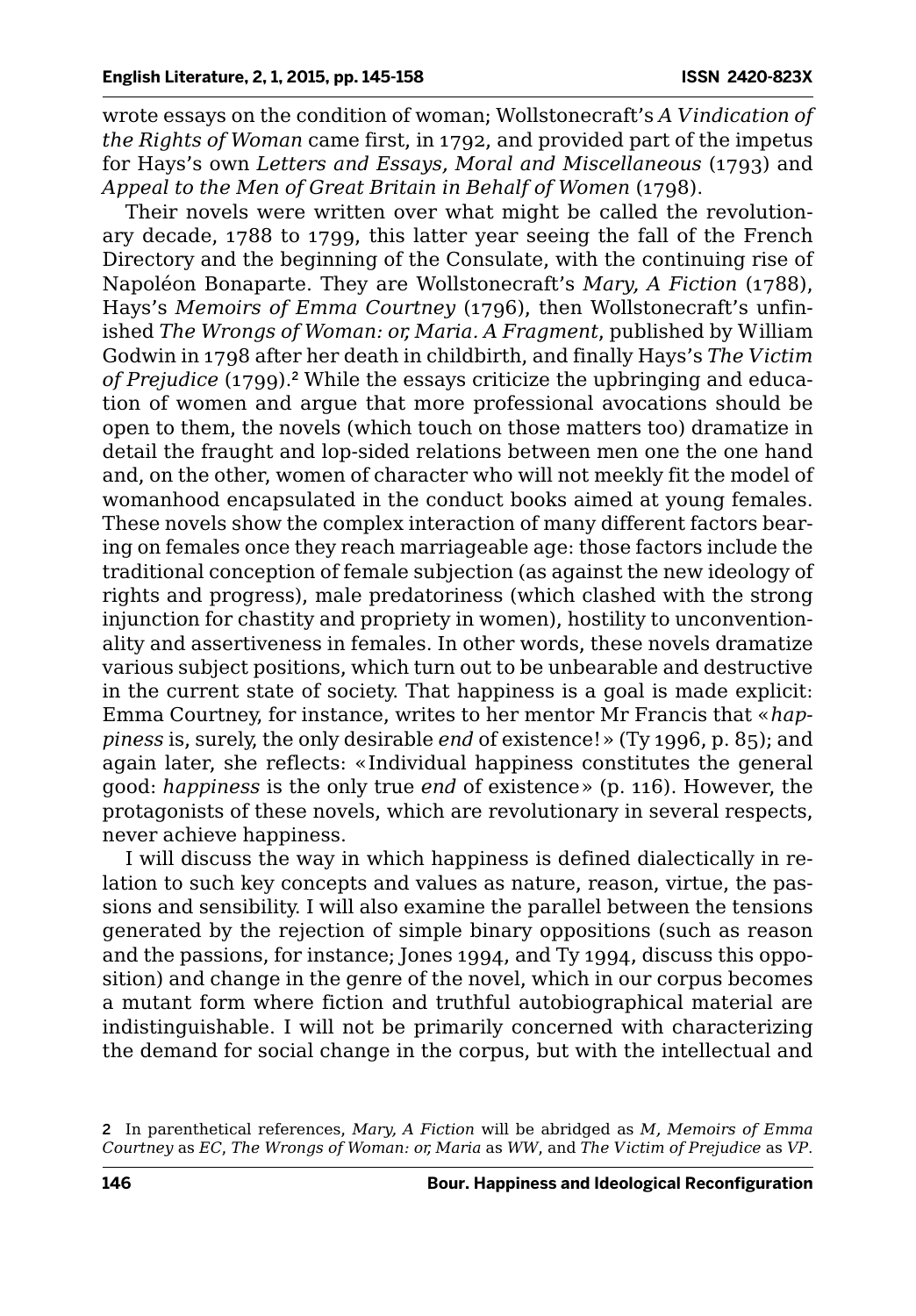wrote essays on the condition of woman; Wollstonecraft's *A Vindication of the Rights of Woman* came first, in 1792, and provided part of the impetus for Hays's own *Letters and Essays, Moral and Miscellaneous* (1793) and *Appeal to the Men of Great Britain in Behalf of Women* (1798).

Their novels were written over what might be called the revolutionary decade, 1788 to 1799, this latter year seeing the fall of the French Directory and the beginning of the Consulate, with the continuing rise of Napoléon Bonaparte. They are Wollstonecraft's *Mary, A Fiction* (1788), Hays's *Memoirs of Emma Courtney* (1796), then Wollstonecraft's unfinished *The Wrongs of Woman: or, Maria. A Fragment*, published by William Godwin in 1798 after her death in childbirth, and finally Hays's *The Victim of Prejudice* (1799).[2] While the essays criticize the upbringing and education of women and argue that more professional avocations should be open to them, the novels (which touch on those matters too) dramatize in detail the fraught and lop-sided relations between men one the one hand and, on the other, women of character who will not meekly fit the model of womanhood encapsulated in the conduct books aimed at young females. These novels show the complex interaction of many different factors bearing on females once they reach marriageable age: those factors include the traditional conception of female subjection (as against the new ideology of rights and progress), male predatoriness (which clashed with the strong injunction for chastity and propriety in women), hostility to unconventionality and assertiveness in females. In other words, these novels dramatize various subject positions, which turn out to be unbearable and destructive in the current state of society. That happiness is a goal is made explicit: Emma Courtney, for instance, writes to her mentor Mr Francis that «*happiness* is, surely, the only desirable *end* of existence!» (Ty 1996, p. 85); and again later, she reflects: «Individual happiness constitutes the general good: *happiness* is the only true *end* of existence» (p. 116). However, the protagonists of these novels, which are revolutionary in several respects, never achieve happiness.

I will discuss the way in which happiness is defined dialectically in relation to such key concepts and values as nature, reason, virtue, the passions and sensibility. I will also examine the parallel between the tensions generated by the rejection of simple binary oppositions (such as reason and the passions, for instance; Jones 1994, and Ty 1994, discuss this opposition) and change in the genre of the novel, which in our corpus becomes a mutant form where fiction and truthful autobiographical material are indistinguishable. I will not be primarily concerned with characterizing the demand for social change in the corpus, but with the intellectual and

2 In parenthetical references, *Mary, A Fiction* will be abridged as *M*, *Memoirs of Emma Courtney* as *EC*, *The Wrongs of Woman: or, Maria* as *WW*, and *The Victim of Prejudice* as *VP*.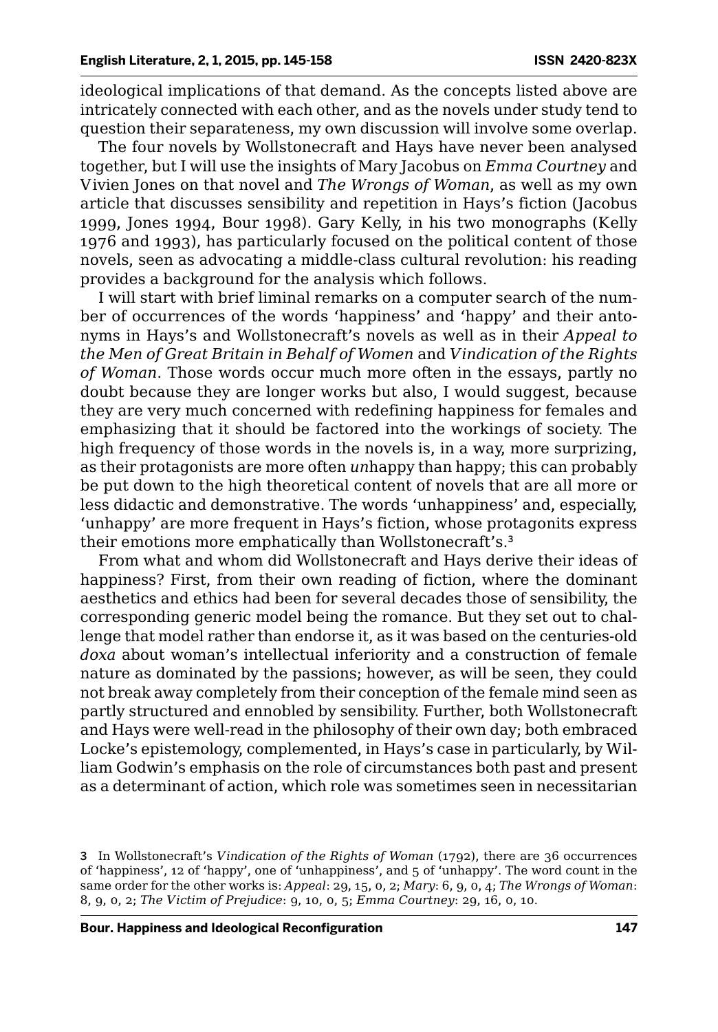ideological implications of that demand. As the concepts listed above are intricately connected with each other, and as the novels under study tend to question their separateness, my own discussion will involve some overlap.

The four novels by Wollstonecraft and Hays have never been analysed together, but I will use the insights of Mary Jacobus on *Emma Courtney* and Vivien Jones on that novel and *The Wrongs of Woman*, as well as my own article that discusses sensibility and repetition in Hays's fiction (Jacobus 1999, Jones 1994, Bour 1998). Gary Kelly, in his two monographs (Kelly 1976 and 1993), has particularly focused on the political content of those novels, seen as advocating a middle-class cultural revolution: his reading provides a background for the analysis which follows.

I will start with brief liminal remarks on a computer search of the number of occurrences of the words 'happiness' and 'happy' and their antonyms in Hays's and Wollstonecraft's novels as well as in their *Appeal to the Men of Great Britain in Behalf of Women* and *Vindication of the Rights of Woman*. Those words occur much more often in the essays, partly no doubt because they are longer works but also, I would suggest, because they are very much concerned with redefining happiness for females and emphasizing that it should be factored into the workings of society. The high frequency of those words in the novels is, in a way, more surprizing, as their protagonists are more often *un*happy than happy; this can probably be put down to the high theoretical content of novels that are all more or less didactic and demonstrative. The words 'unhappiness' and, especially, 'unhappy' are more frequent in Hays's fiction, whose protagonits express their emotions more emphatically than Wollstonecraft's.[3]

From what and whom did Wollstonecraft and Hays derive their ideas of happiness? First, from their own reading of fiction, where the dominant aesthetics and ethics had been for several decades those of sensibility, the corresponding generic model being the romance. But they set out to challenge that model rather than endorse it, as it was based on the centuries-old *doxa* about woman's intellectual inferiority and a construction of female nature as dominated by the passions; however, as will be seen, they could not break away completely from their conception of the female mind seen as partly structured and ennobled by sensibility. Further, both Wollstonecraft and Hays were well-read in the philosophy of their own day; both embraced Locke's epistemology, complemented, in Hays's case in particularly, by William Godwin's emphasis on the role of circumstances both past and present as a determinant of action, which role was sometimes seen in necessitarian

3 In Wollstonecraft's *Vindication of the Rights of Woman* (1792), there are 36 occurrences of 'happiness', 12 of 'happy', one of 'unhappiness', and 5 of 'unhappy'. The word count in the same order for the other works is: *Appeal*: 29, 15, 0, 2; *Mary*: 6, 9, 0, 4; *The Wrongs of Woman*: 8, 9, 0, 2; *The Victim of Prejudice*: 9, 10, 0, 5; *Emma Courtney*: 29, 16, 0, 10.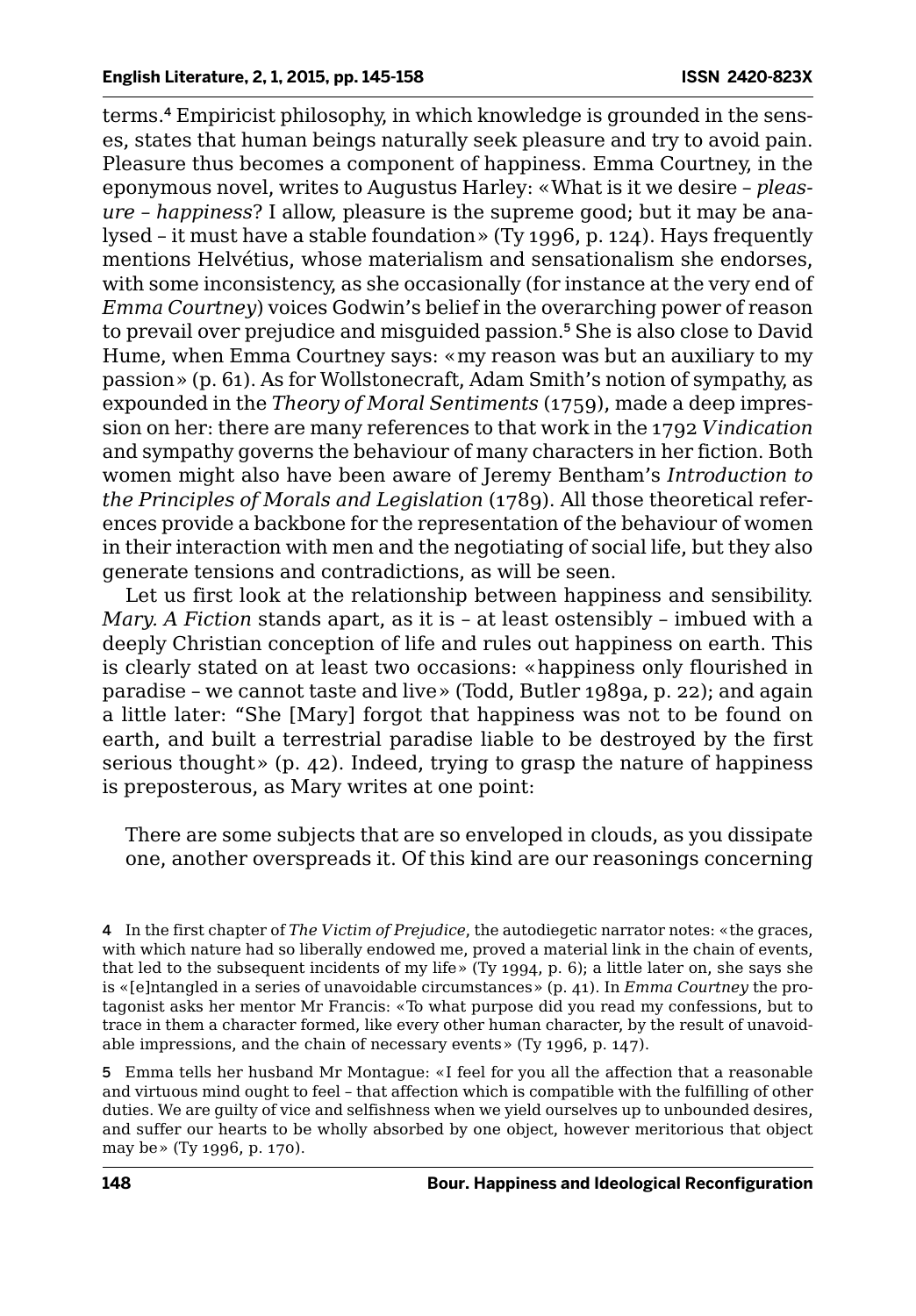terms.[4] Empiricist philosophy, in which knowledge is grounded in the senses, states that human beings naturally seek pleasure and try to avoid pain. Pleasure thus becomes a component of happiness. Emma Courtney, in the eponymous novel, writes to Augustus Harley: «What is it we desire – *pleasure* – *happiness*? I allow, pleasure is the supreme good; but it may be analysed – it must have a stable foundation» (Ty 1996, p. 124). Hays frequently mentions Helvétius, whose materialism and sensationalism she endorses, with some inconsistency, as she occasionally (for instance at the very end of *Emma Courtney*) voices Godwin's belief in the overarching power of reason to prevail over prejudice and misguided passion.[5] She is also close to David Hume, when Emma Courtney says: «my reason was but an auxiliary to my passion» (p. 61). As for Wollstonecraft, Adam Smith's notion of sympathy, as expounded in the *Theory of Moral Sentiments* (1759), made a deep impression on her: there are many references to that work in the 1792 *Vindication* and sympathy governs the behaviour of many characters in her fiction. Both women might also have been aware of Jeremy Bentham's *Introduction to the Principles of Morals and Legislation* (1789). All those theoretical references provide a backbone for the representation of the behaviour of women in their interaction with men and the negotiating of social life, but they also generate tensions and contradictions, as will be seen.

Let us first look at the relationship between happiness and sensibility. *Mary. A Fiction* stands apart, as it is – at least ostensibly – imbued with a deeply Christian conception of life and rules out happiness on earth. This is clearly stated on at least two occasions: «happiness only flourished in paradise – we cannot taste and live» (Todd, Butler 1989a, p. 22); and again a little later: "She [Mary] forgot that happiness was not to be found on earth, and built a terrestrial paradise liable to be destroyed by the first serious thought» (p. 42). Indeed, trying to grasp the nature of happiness is preposterous, as Mary writes at one point:

> There are some subjects that are so enveloped in clouds, as you dissipate one, another overspreads it. Of this kind are our reasonings concerning

---

4 In the first chapter of *The Victim of Prejudice*, the autodiegetic narrator notes: «the graces, with which nature had so liberally endowed me, proved a material link in the chain of events, that led to the subsequent incidents of my life» (Ty 1994, p. 6); a little later on, she says she is «[e]ntangled in a series of unavoidable circumstances» (p. 41). In *Emma Courtney* the protagonist asks her mentor Mr Francis: «To what purpose did you read my confessions, but to trace in them a character formed, like every other human character, by the result of unavoidable impressions, and the chain of necessary events» (Ty 1996, p. 147).

5 Emma tells her husband Mr Montague: «I feel for you all the affection that a reasonable and virtuous mind ought to feel – that affection which is compatible with the fulfilling of other duties. We are guilty of vice and selfishness when we yield ourselves up to unbounded desires, and suffer our hearts to be wholly absorbed by one object, however meritorious that object may be» (Ty 1996, p. 170).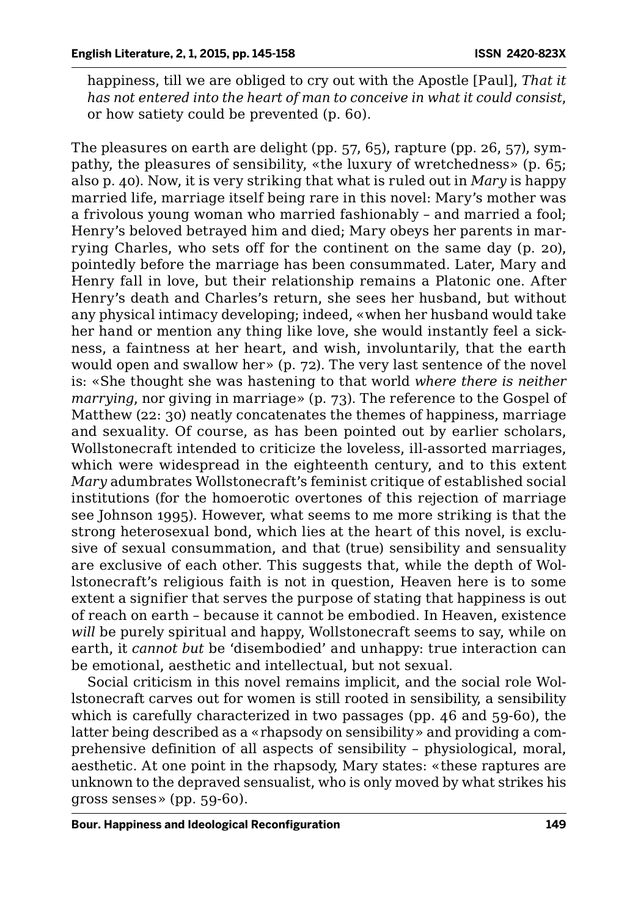happiness, till we are obliged to cry out with the Apostle [Paul], *That it has not entered into the heart of man to conceive in what it could consist*, or how satiety could be prevented (p. 60).

The pleasures on earth are delight (pp. 57, 65), rapture (pp. 26, 57), sympathy, the pleasures of sensibility, «the luxury of wretchedness» (p. 65; also p. 40). Now, it is very striking that what is ruled out in *Mary* is happy married life, marriage itself being rare in this novel: Mary's mother was a frivolous young woman who married fashionably – and married a fool; Henry's beloved betrayed him and died; Mary obeys her parents in marrying Charles, who sets off for the continent on the same day (p. 20), pointedly before the marriage has been consummated. Later, Mary and Henry fall in love, but their relationship remains a Platonic one. After Henry's death and Charles's return, she sees her husband, but without any physical intimacy developing; indeed, «when her husband would take her hand or mention any thing like love, she would instantly feel a sickness, a faintness at her heart, and wish, involuntarily, that the earth would open and swallow her» (p. 72). The very last sentence of the novel is: «She thought she was hastening to that world *where there is neither marrying*, nor giving in marriage» (p. 73). The reference to the Gospel of Matthew (22: 30) neatly concatenates the themes of happiness, marriage and sexuality. Of course, as has been pointed out by earlier scholars, Wollstonecraft intended to criticize the loveless, ill-assorted marriages, which were widespread in the eighteenth century, and to this extent *Mary* adumbrates Wollstonecraft's feminist critique of established social institutions (for the homoerotic overtones of this rejection of marriage see Johnson 1995). However, what seems to me more striking is that the strong heterosexual bond, which lies at the heart of this novel, is exclusive of sexual consummation, and that (true) sensibility and sensuality are exclusive of each other. This suggests that, while the depth of Wollstonecraft's religious faith is not in question, Heaven here is to some extent a signifier that serves the purpose of stating that happiness is out of reach on earth – because it cannot be embodied. In Heaven, existence *will* be purely spiritual and happy, Wollstonecraft seems to say, while on earth, it *cannot but* be 'disembodied' and unhappy: true interaction can be emotional, aesthetic and intellectual, but not sexual.

Social criticism in this novel remains implicit, and the social role Wollstonecraft carves out for women is still rooted in sensibility, a sensibility which is carefully characterized in two passages (pp. 46 and 59-60), the latter being described as a «rhapsody on sensibility» and providing a comprehensive definition of all aspects of sensibility – physiological, moral, aesthetic. At one point in the rhapsody, Mary states: «these raptures are unknown to the depraved sensualist, who is only moved by what strikes his gross senses» (pp. 59-60).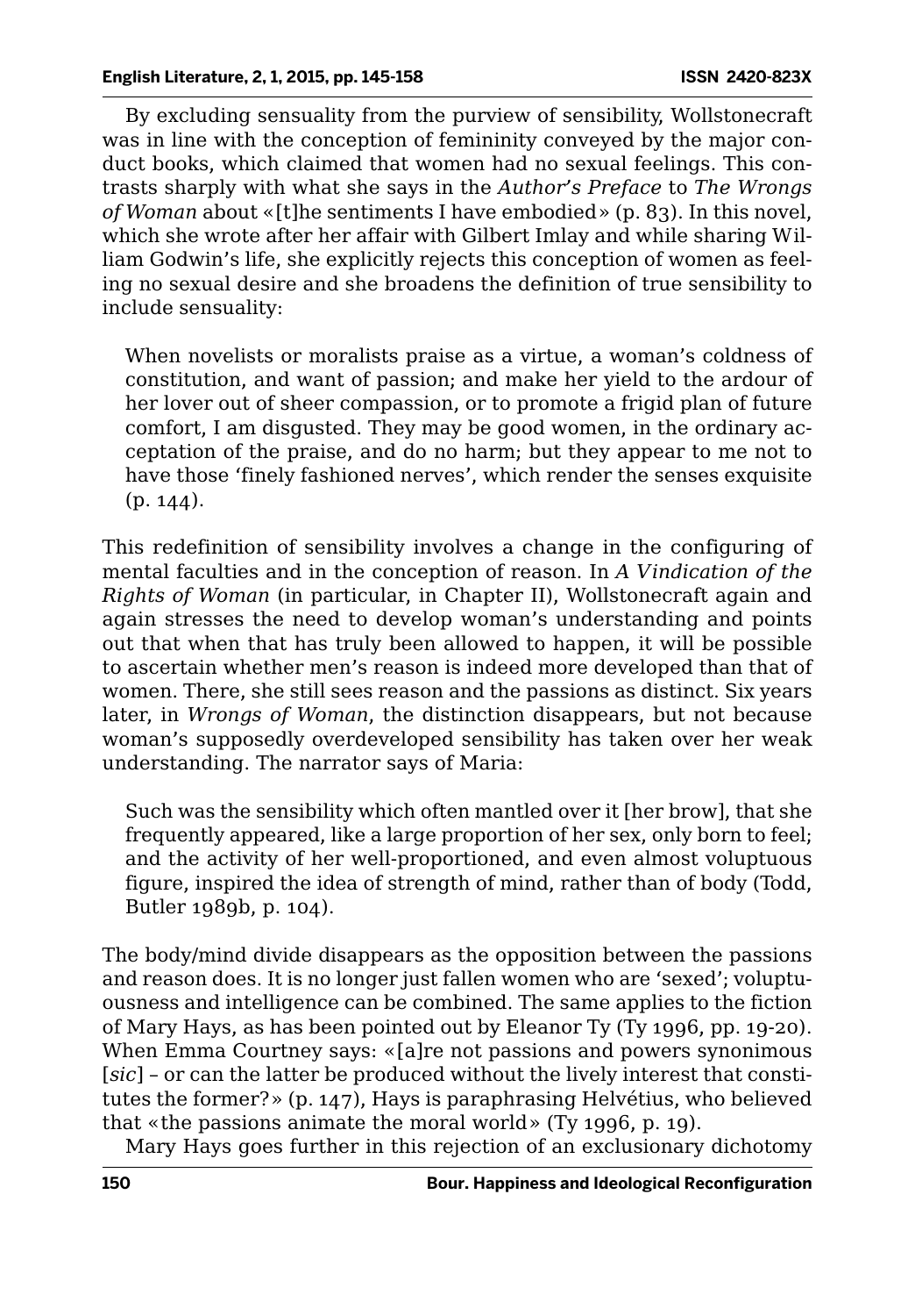By excluding sensuality from the purview of sensibility, Wollstonecraft was in line with the conception of femininity conveyed by the major conduct books, which claimed that women had no sexual feelings. This contrasts sharply with what she says in the *Author's Preface* to *The Wrongs of Woman* about «[t]he sentiments I have embodied» (p. 83). In this novel, which she wrote after her affair with Gilbert Imlay and while sharing William Godwin's life, she explicitly rejects this conception of women as feeling no sexual desire and she broadens the definition of true sensibility to include sensuality:

> When novelists or moralists praise as a virtue, a woman's coldness of constitution, and want of passion; and make her yield to the ardour of her lover out of sheer compassion, or to promote a frigid plan of future comfort, I am disgusted. They may be good women, in the ordinary acceptation of the praise, and do no harm; but they appear to me not to have those 'finely fashioned nerves', which render the senses exquisite (p. 144).

This redefinition of sensibility involves a change in the configuring of mental faculties and in the conception of reason. In *A Vindication of the Rights of Woman* (in particular, in Chapter II), Wollstonecraft again and again stresses the need to develop woman's understanding and points out that when that has truly been allowed to happen, it will be possible to ascertain whether men's reason is indeed more developed than that of women. There, she still sees reason and the passions as distinct. Six years later, in *Wrongs of Woman*, the distinction disappears, but not because woman's supposedly overdeveloped sensibility has taken over her weak understanding. The narrator says of Maria:

> Such was the sensibility which often mantled over it [her brow], that she frequently appeared, like a large proportion of her sex, only born to feel; and the activity of her well-proportioned, and even almost voluptuous figure, inspired the idea of strength of mind, rather than of body (Todd, Butler 1989b, p. 104).

The body/mind divide disappears as the opposition between the passions and reason does. It is no longer just fallen women who are 'sexed'; voluptuousness and intelligence can be combined. The same applies to the fiction of Mary Hays, as has been pointed out by Eleanor Ty (Ty 1996, pp. 19-20). When Emma Courtney says: «[a]re not passions and powers synonimous [*sic*] – or can the latter be produced without the lively interest that constitutes the former?» (p. 147), Hays is paraphrasing Helvétius, who believed that «the passions animate the moral world» (Ty 1996, p. 19).

Mary Hays goes further in this rejection of an exclusionary dichotomy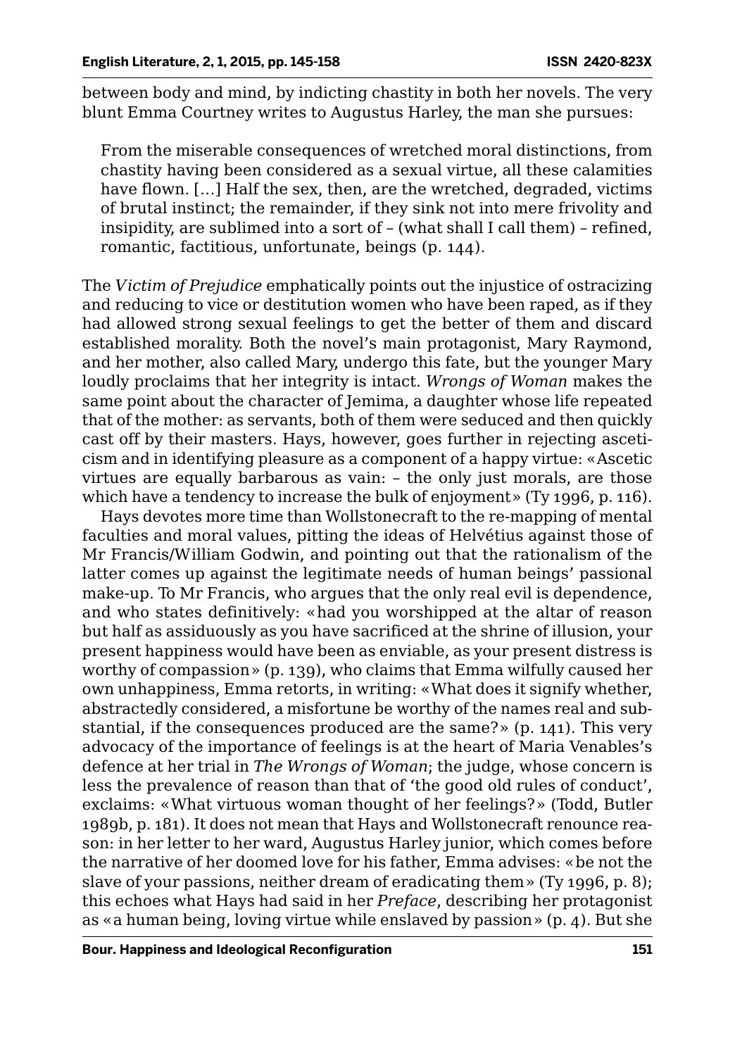between body and mind, by indicting chastity in both her novels. The very blunt Emma Courtney writes to Augustus Harley, the man she pursues:

> From the miserable consequences of wretched moral distinctions, from chastity having been considered as a sexual virtue, all these calamities have flown. […] Half the sex, then, are the wretched, degraded, victims of brutal instinct; the remainder, if they sink not into mere frivolity and insipidity, are sublimed into a sort of – (what shall I call them) – refined, romantic, factitious, unfortunate, beings (p. 144).

The *Victim of Prejudice* emphatically points out the injustice of ostracizing and reducing to vice or destitution women who have been raped, as if they had allowed strong sexual feelings to get the better of them and discard established morality. Both the novel's main protagonist, Mary Raymond, and her mother, also called Mary, undergo this fate, but the younger Mary loudly proclaims that her integrity is intact. *Wrongs of Woman* makes the same point about the character of Jemima, a daughter whose life repeated that of the mother: as servants, both of them were seduced and then quickly cast off by their masters. Hays, however, goes further in rejecting asceticism and in identifying pleasure as a component of a happy virtue: «Ascetic virtues are equally barbarous as vain: – the only just morals, are those which have a tendency to increase the bulk of enjoyment» (Ty 1996, p. 116).

Hays devotes more time than Wollstonecraft to the re-mapping of mental faculties and moral values, pitting the ideas of Helvétius against those of Mr Francis/William Godwin, and pointing out that the rationalism of the latter comes up against the legitimate needs of human beings' passional make-up. To Mr Francis, who argues that the only real evil is dependence, and who states definitively: «had you worshipped at the altar of reason but half as assiduously as you have sacrificed at the shrine of illusion, your present happiness would have been as enviable, as your present distress is worthy of compassion» (p. 139), who claims that Emma wilfully caused her own unhappiness, Emma retorts, in writing: «What does it signify whether, abstractedly considered, a misfortune be worthy of the names real and substantial, if the consequences produced are the same?» (p. 141). This very advocacy of the importance of feelings is at the heart of Maria Venables's defence at her trial in *The Wrongs of Woman*; the judge, whose concern is less the prevalence of reason than that of 'the good old rules of conduct', exclaims: «What virtuous woman thought of her feelings?» (Todd, Butler 1989b, p. 181). It does not mean that Hays and Wollstonecraft renounce reason: in her letter to her ward, Augustus Harley junior, which comes before the narrative of her doomed love for his father, Emma advises: «be not the slave of your passions, neither dream of eradicating them» (Ty 1996, p. 8); this echoes what Hays had said in her *Preface*, describing her protagonist as «a human being, loving virtue while enslaved by passion» (p. 4). But she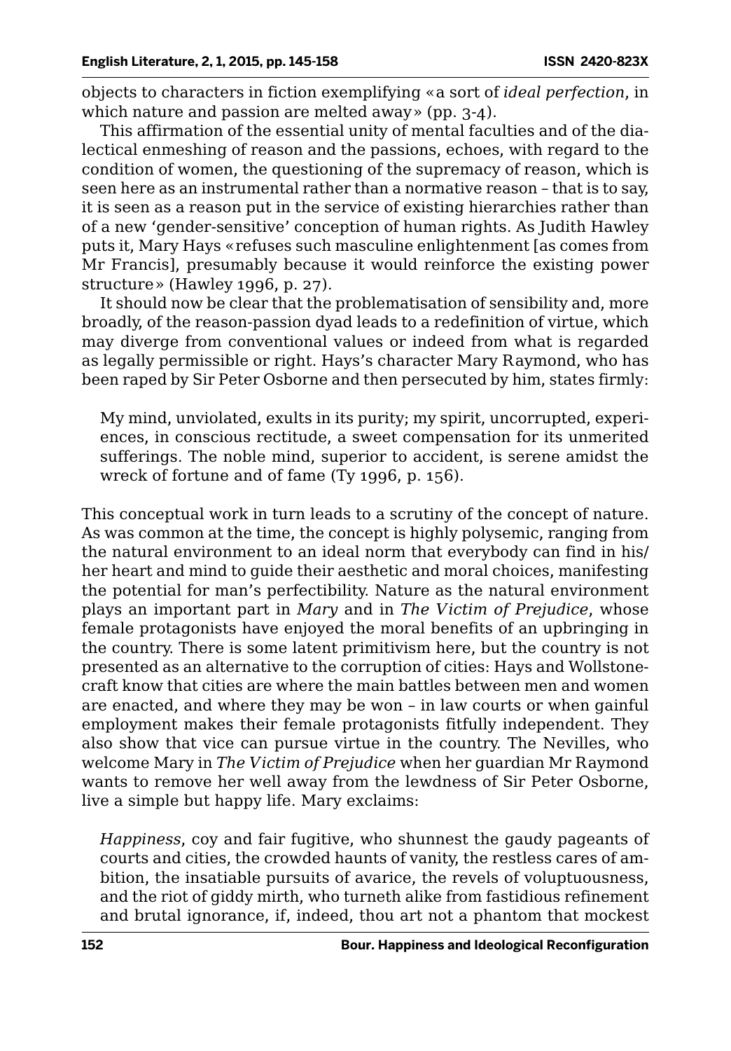objects to characters in fiction exemplifying «a sort of *ideal perfection*, in which nature and passion are melted away» (pp. 3-4).

This affirmation of the essential unity of mental faculties and of the dialectical enmeshing of reason and the passions, echoes, with regard to the condition of women, the questioning of the supremacy of reason, which is seen here as an instrumental rather than a normative reason – that is to say, it is seen as a reason put in the service of existing hierarchies rather than of a new 'gender-sensitive' conception of human rights. As Judith Hawley puts it, Mary Hays «refuses such masculine enlightenment [as comes from Mr Francis], presumably because it would reinforce the existing power structure» (Hawley 1996, p. 27).

It should now be clear that the problematisation of sensibility and, more broadly, of the reason-passion dyad leads to a redefinition of virtue, which may diverge from conventional values or indeed from what is regarded as legally permissible or right. Hays's character Mary Raymond, who has been raped by Sir Peter Osborne and then persecuted by him, states firmly:

> My mind, unviolated, exults in its purity; my spirit, uncorrupted, experiences, in conscious rectitude, a sweet compensation for its unmerited sufferings. The noble mind, superior to accident, is serene amidst the wreck of fortune and of fame (Ty 1996, p. 156).

This conceptual work in turn leads to a scrutiny of the concept of nature. As was common at the time, the concept is highly polysemic, ranging from the natural environment to an ideal norm that everybody can find in his/her heart and mind to guide their aesthetic and moral choices, manifesting the potential for man's perfectibility. Nature as the natural environment plays an important part in *Mary* and in *The Victim of Prejudice*, whose female protagonists have enjoyed the moral benefits of an upbringing in the country. There is some latent primitivism here, but the country is not presented as an alternative to the corruption of cities: Hays and Wollstonecraft know that cities are where the main battles between men and women are enacted, and where they may be won – in law courts or when gainful employment makes their female protagonists fitfully independent. They also show that vice can pursue virtue in the country. The Nevilles, who welcome Mary in *The Victim of Prejudice* when her guardian Mr Raymond wants to remove her well away from the lewdness of Sir Peter Osborne, live a simple but happy life. Mary exclaims:

> *Happiness*, coy and fair fugitive, who shunnest the gaudy pageants of courts and cities, the crowded haunts of vanity, the restless cares of ambition, the insatiable pursuits of avarice, the revels of voluptuousness, and the riot of giddy mirth, who turneth alike from fastidious refinement and brutal ignorance, if, indeed, thou art not a phantom that mockest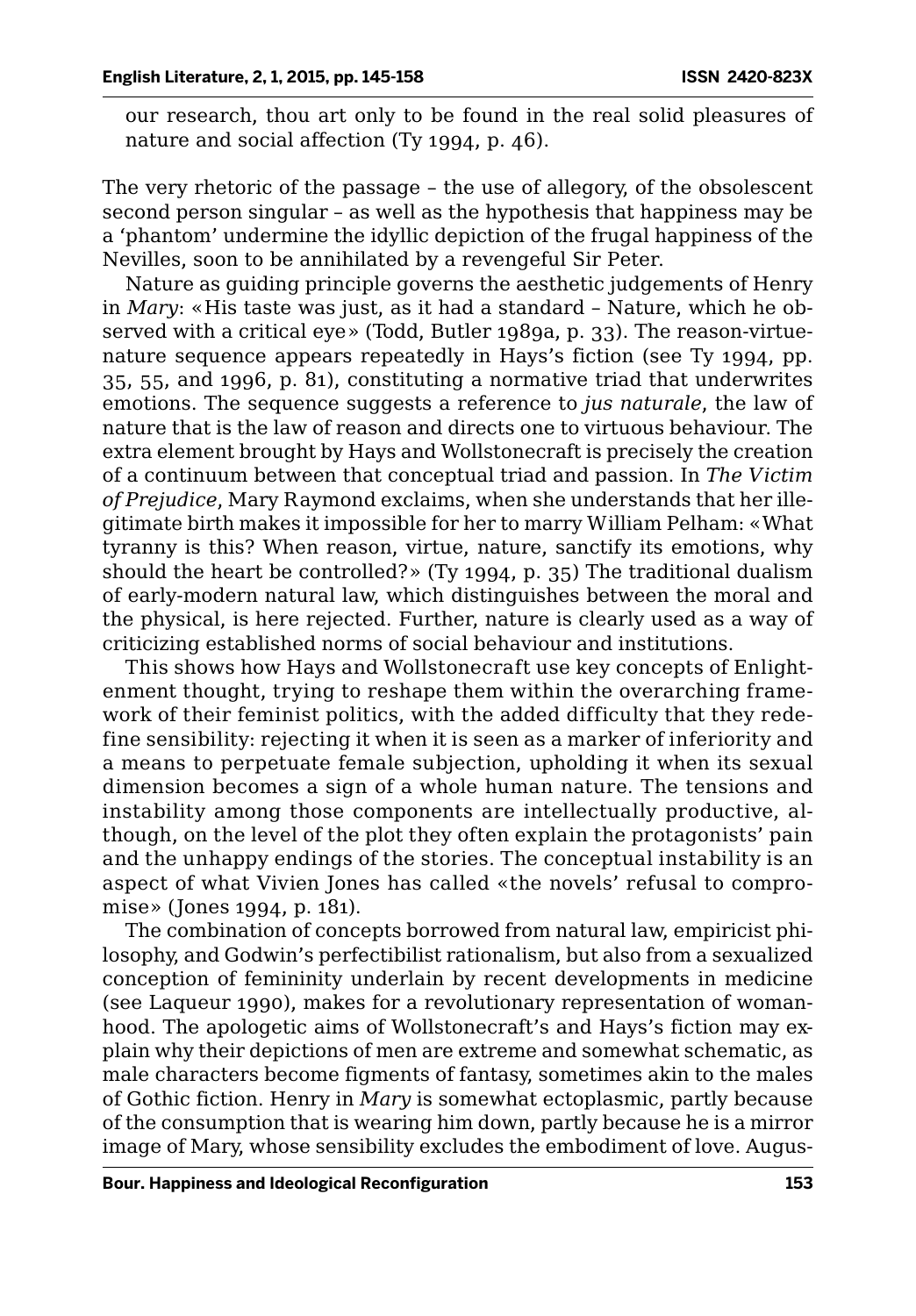our research, thou art only to be found in the real solid pleasures of nature and social affection (Ty 1994, p. 46).

The very rhetoric of the passage – the use of allegory, of the obsolescent second person singular – as well as the hypothesis that happiness may be a 'phantom' undermine the idyllic depiction of the frugal happiness of the Nevilles, soon to be annihilated by a revengeful Sir Peter.

Nature as guiding principle governs the aesthetic judgements of Henry in *Mary*: «His taste was just, as it had a standard – Nature, which he observed with a critical eye» (Todd, Butler 1989a, p. 33). The reason-virtue-nature sequence appears repeatedly in Hays's fiction (see Ty 1994, pp. 35, 55, and 1996, p. 81), constituting a normative triad that underwrites emotions. The sequence suggests a reference to *jus naturale*, the law of nature that is the law of reason and directs one to virtuous behaviour. The extra element brought by Hays and Wollstonecraft is precisely the creation of a continuum between that conceptual triad and passion. In *The Victim of Prejudice*, Mary Raymond exclaims, when she understands that her illegitimate birth makes it impossible for her to marry William Pelham: «What tyranny is this? When reason, virtue, nature, sanctify its emotions, why should the heart be controlled?» (Ty 1994, p. 35) The traditional dualism of early-modern natural law, which distinguishes between the moral and the physical, is here rejected. Further, nature is clearly used as a way of criticizing established norms of social behaviour and institutions.

This shows how Hays and Wollstonecraft use key concepts of Enlightenment thought, trying to reshape them within the overarching framework of their feminist politics, with the added difficulty that they redefine sensibility: rejecting it when it is seen as a marker of inferiority and a means to perpetuate female subjection, upholding it when its sexual dimension becomes a sign of a whole human nature. The tensions and instability among those components are intellectually productive, although, on the level of the plot they often explain the protagonists' pain and the unhappy endings of the stories. The conceptual instability is an aspect of what Vivien Jones has called «the novels' refusal to compromise» (Jones 1994, p. 181).

The combination of concepts borrowed from natural law, empiricist philosophy, and Godwin's perfectibilist rationalism, but also from a sexualized conception of femininity underlain by recent developments in medicine (see Laqueur 1990), makes for a revolutionary representation of womanhood. The apologetic aims of Wollstonecraft's and Hays's fiction may explain why their depictions of men are extreme and somewhat schematic, as male characters become figments of fantasy, sometimes akin to the males of Gothic fiction. Henry in *Mary* is somewhat ectoplasmic, partly because of the consumption that is wearing him down, partly because he is a mirror image of Mary, whose sensibility excludes the embodiment of love. Augus-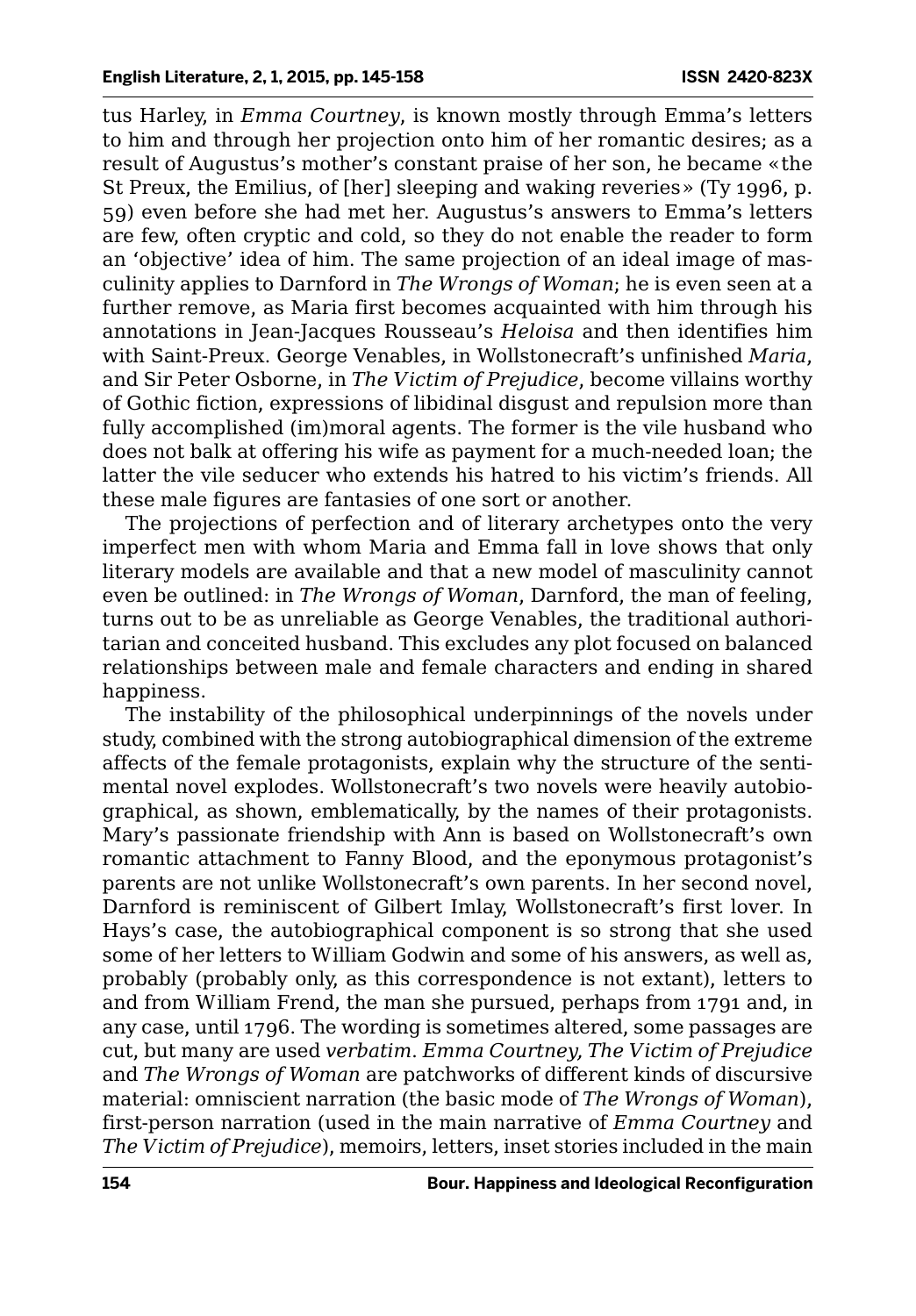tus Harley, in *Emma Courtney*, is known mostly through Emma's letters to him and through her projection onto him of her romantic desires; as a result of Augustus's mother's constant praise of her son, he became «the St Preux, the Emilius, of [her] sleeping and waking reveries» (Ty 1996, p. 59) even before she had met her. Augustus's answers to Emma's letters are few, often cryptic and cold, so they do not enable the reader to form an 'objective' idea of him. The same projection of an ideal image of masculinity applies to Darnford in *The Wrongs of Woman*; he is even seen at a further remove, as Maria first becomes acquainted with him through his annotations in Jean-Jacques Rousseau's *Heloisa* and then identifies him with Saint-Preux. George Venables, in Wollstonecraft's unfinished *Maria*, and Sir Peter Osborne, in *The Victim of Prejudice*, become villains worthy of Gothic fiction, expressions of libidinal disgust and repulsion more than fully accomplished (im)moral agents. The former is the vile husband who does not balk at offering his wife as payment for a much-needed loan; the latter the vile seducer who extends his hatred to his victim's friends. All these male figures are fantasies of one sort or another.

The projections of perfection and of literary archetypes onto the very imperfect men with whom Maria and Emma fall in love shows that only literary models are available and that a new model of masculinity cannot even be outlined: in *The Wrongs of Woman*, Darnford, the man of feeling, turns out to be as unreliable as George Venables, the traditional authoritarian and conceited husband. This excludes any plot focused on balanced relationships between male and female characters and ending in shared happiness.

The instability of the philosophical underpinnings of the novels under study, combined with the strong autobiographical dimension of the extreme affects of the female protagonists, explain why the structure of the sentimental novel explodes. Wollstonecraft's two novels were heavily autobiographical, as shown, emblematically, by the names of their protagonists. Mary's passionate friendship with Ann is based on Wollstonecraft's own romantic attachment to Fanny Blood, and the eponymous protagonist's parents are not unlike Wollstonecraft's own parents. In her second novel, Darnford is reminiscent of Gilbert Imlay, Wollstonecraft's first lover. In Hays's case, the autobiographical component is so strong that she used some of her letters to William Godwin and some of his answers, as well as, probably (probably only, as this correspondence is not extant), letters to and from William Frend, the man she pursued, perhaps from 1791 and, in any case, until 1796. The wording is sometimes altered, some passages are cut, but many are used *verbatim*. *Emma Courtney, The Victim of Prejudice* and *The Wrongs of Woman* are patchworks of different kinds of discursive material: omniscient narration (the basic mode of *The Wrongs of Woman*), first-person narration (used in the main narrative of *Emma Courtney* and *The Victim of Prejudice*), memoirs, letters, inset stories included in the main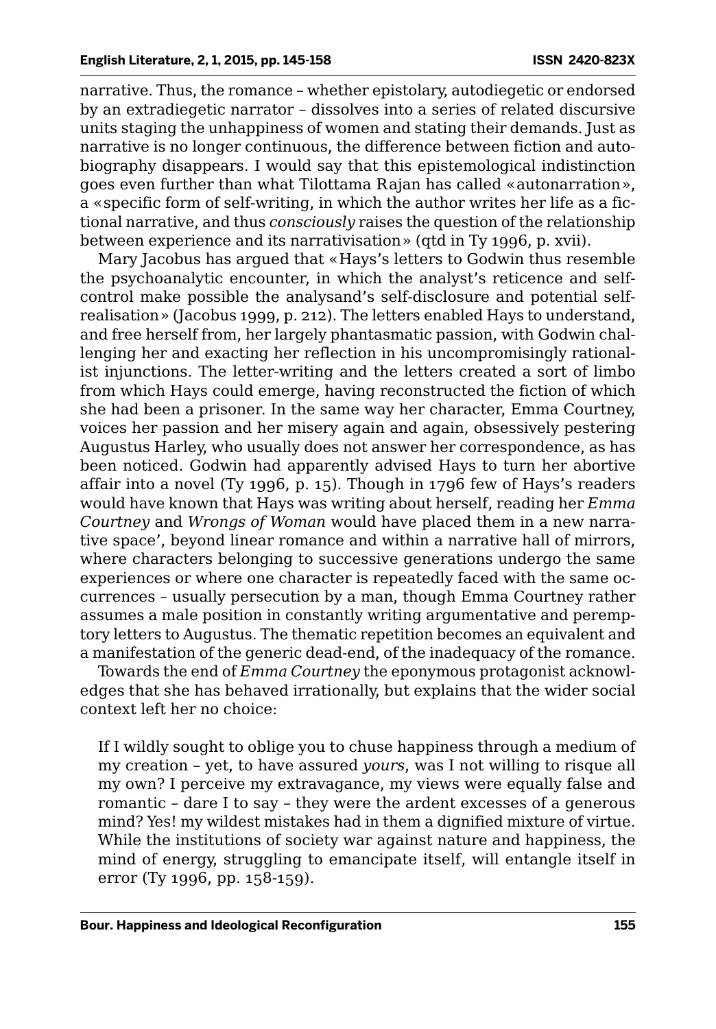narrative. Thus, the romance – whether epistolary, autodiegetic or endorsed by an extradiegetic narrator – dissolves into a series of related discursive units staging the unhappiness of women and stating their demands. Just as narrative is no longer continuous, the difference between fiction and autobiography disappears. I would say that this epistemological indistinction goes even further than what Tilottama Rajan has called «autonarration», a «specific form of self-writing, in which the author writes her life as a fictional narrative, and thus *consciously* raises the question of the relationship between experience and its narrativisation» (qtd in Ty 1996, p. xvii).

Mary Jacobus has argued that «Hays's letters to Godwin thus resemble the psychoanalytic encounter, in which the analyst's reticence and self-control make possible the analysand's self-disclosure and potential self-realisation» (Jacobus 1999, p. 212). The letters enabled Hays to understand, and free herself from, her largely phantasmatic passion, with Godwin challenging her and exacting her reflection in his uncompromisingly rationalist injunctions. The letter-writing and the letters created a sort of limbo from which Hays could emerge, having reconstructed the fiction of which she had been a prisoner. In the same way her character, Emma Courtney, voices her passion and her misery again and again, obsessively pestering Augustus Harley, who usually does not answer her correspondence, as has been noticed. Godwin had apparently advised Hays to turn her abortive affair into a novel (Ty 1996, p. 15). Though in 1796 few of Hays's readers would have known that Hays was writing about herself, reading her *Emma Courtney* and *Wrongs of Woman* would have placed them in a new narrative space', beyond linear romance and within a narrative hall of mirrors, where characters belonging to successive generations undergo the same experiences or where one character is repeatedly faced with the same occurrences – usually persecution by a man, though Emma Courtney rather assumes a male position in constantly writing argumentative and peremptory letters to Augustus. The thematic repetition becomes an equivalent and a manifestation of the generic dead-end, of the inadequacy of the romance.

Towards the end of *Emma Courtney* the eponymous protagonist acknowledges that she has behaved irrationally, but explains that the wider social context left her no choice:

> If I wildly sought to oblige you to chuse happiness through a medium of my creation – yet, to have assured *yours*, was I not willing to risque all my own? I perceive my extravagance, my views were equally false and romantic – dare I to say – they were the ardent excesses of a generous mind? Yes! my wildest mistakes had in them a dignified mixture of virtue. While the institutions of society war against nature and happiness, the mind of energy, struggling to emancipate itself, will entangle itself in error (Ty 1996, pp. 158-159).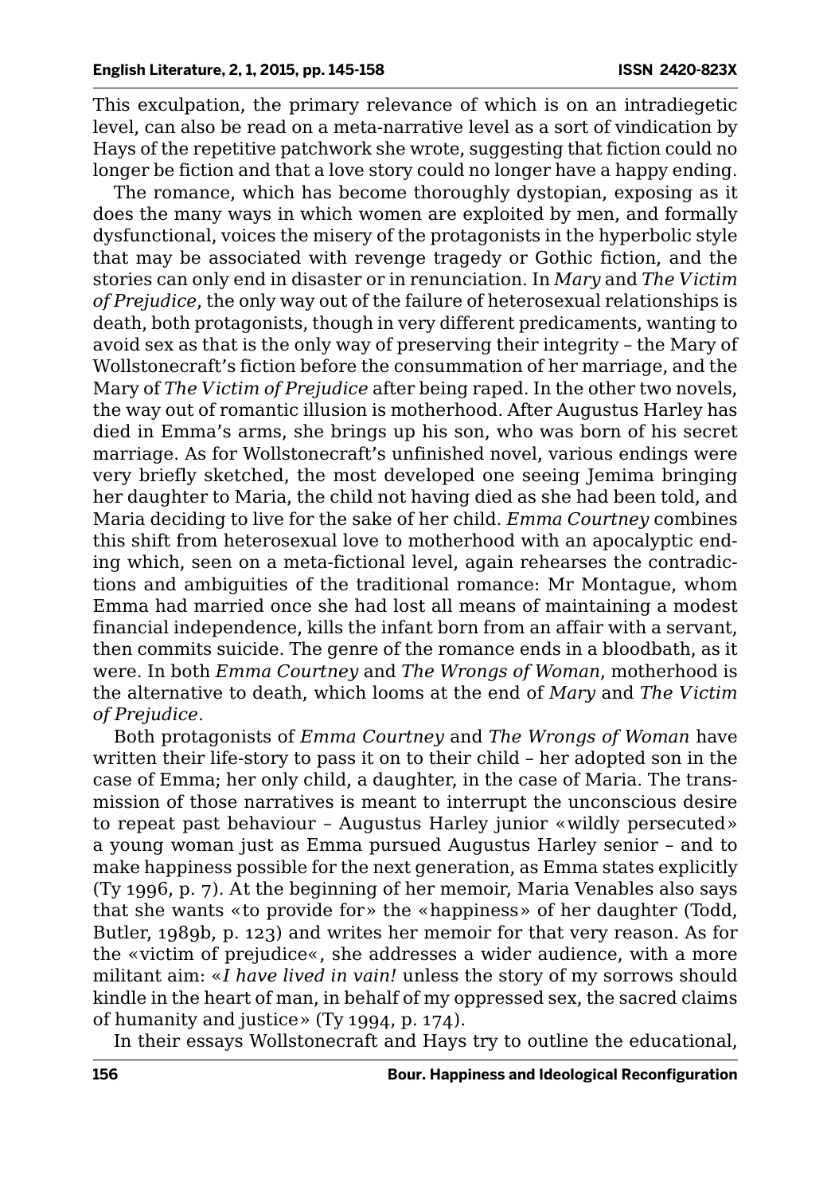This exculpation, the primary relevance of which is on an intradiegetic level, can also be read on a meta-narrative level as a sort of vindication by Hays of the repetitive patchwork she wrote, suggesting that fiction could no longer be fiction and that a love story could no longer have a happy ending.

The romance, which has become thoroughly dystopian, exposing as it does the many ways in which women are exploited by men, and formally dysfunctional, voices the misery of the protagonists in the hyperbolic style that may be associated with revenge tragedy or Gothic fiction, and the stories can only end in disaster or in renunciation. In *Mary* and *The Victim of Prejudice*, the only way out of the failure of heterosexual relationships is death, both protagonists, though in very different predicaments, wanting to avoid sex as that is the only way of preserving their integrity – the Mary of Wollstonecraft's fiction before the consummation of her marriage, and the Mary of *The Victim of Prejudice* after being raped. In the other two novels, the way out of romantic illusion is motherhood. After Augustus Harley has died in Emma's arms, she brings up his son, who was born of his secret marriage. As for Wollstonecraft's unfinished novel, various endings were very briefly sketched, the most developed one seeing Jemima bringing her daughter to Maria, the child not having died as she had been told, and Maria deciding to live for the sake of her child. *Emma Courtney* combines this shift from heterosexual love to motherhood with an apocalyptic ending which, seen on a meta-fictional level, again rehearses the contradictions and ambiguities of the traditional romance: Mr Montague, whom Emma had married once she had lost all means of maintaining a modest financial independence, kills the infant born from an affair with a servant, then commits suicide. The genre of the romance ends in a bloodbath, as it were. In both *Emma Courtney* and *The Wrongs of Woman*, motherhood is the alternative to death, which looms at the end of *Mary* and *The Victim of Prejudice*.

Both protagonists of *Emma Courtney* and *The Wrongs of Woman* have written their life-story to pass it on to their child – her adopted son in the case of Emma; her only child, a daughter, in the case of Maria. The transmission of those narratives is meant to interrupt the unconscious desire to repeat past behaviour – Augustus Harley junior «wildly persecuted» a young woman just as Emma pursued Augustus Harley senior – and to make happiness possible for the next generation, as Emma states explicitly (Ty 1996, p. 7). At the beginning of her memoir, Maria Venables also says that she wants «to provide for» the «happiness» of her daughter (Todd, Butler, 1989b, p. 123) and writes her memoir for that very reason. As for the «victim of prejudice«, she addresses a wider audience, with a more militant aim: «*I have lived in vain!* unless the story of my sorrows should kindle in the heart of man, in behalf of my oppressed sex, the sacred claims of humanity and justice» (Ty 1994, p. 174).

In their essays Wollstonecraft and Hays try to outline the educational,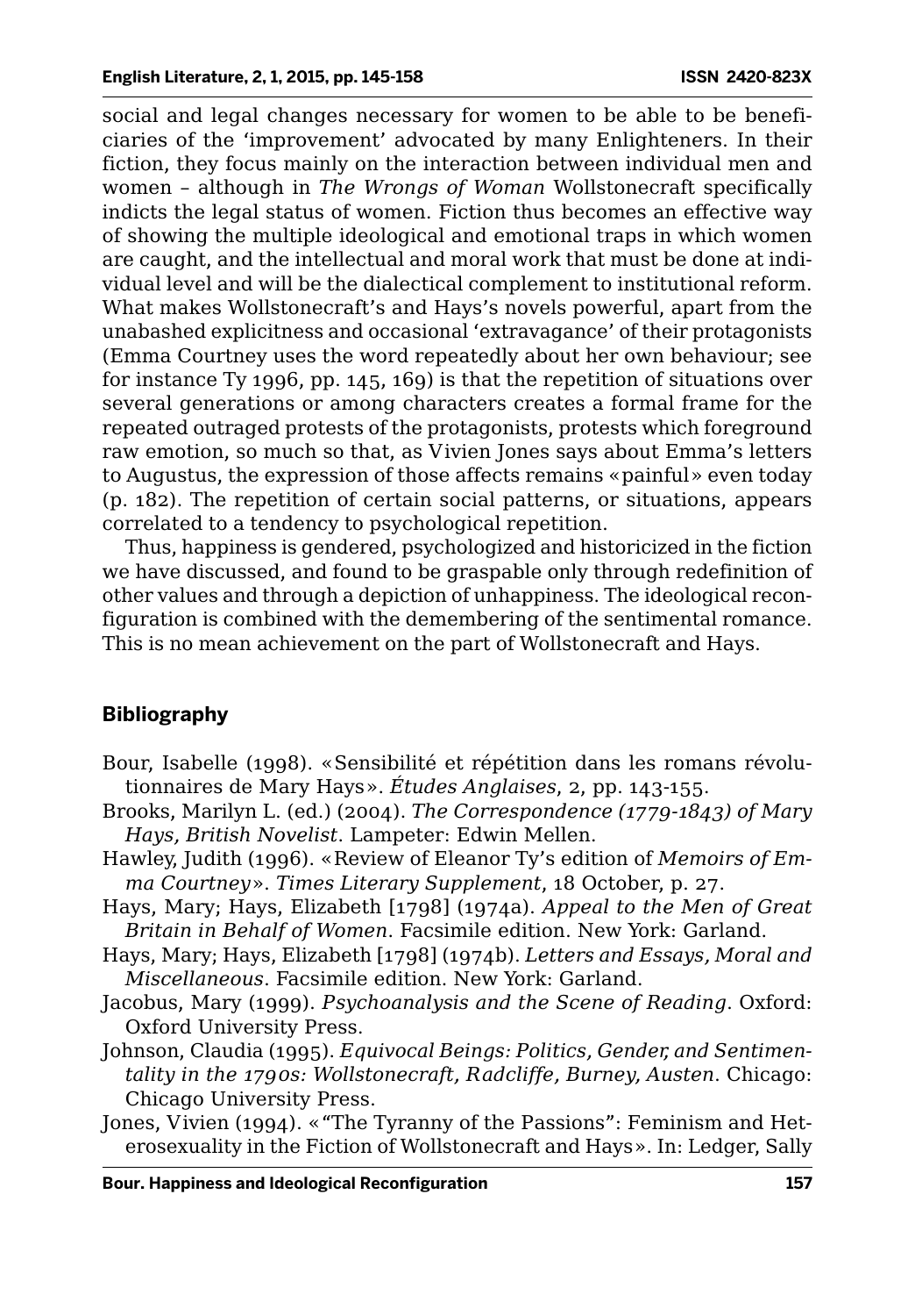social and legal changes necessary for women to be able to be beneficiaries of the 'improvement' advocated by many Enlighteners. In their fiction, they focus mainly on the interaction between individual men and women – although in *The Wrongs of Woman* Wollstonecraft specifically indicts the legal status of women. Fiction thus becomes an effective way of showing the multiple ideological and emotional traps in which women are caught, and the intellectual and moral work that must be done at individual level and will be the dialectical complement to institutional reform. What makes Wollstonecraft's and Hays's novels powerful, apart from the unabashed explicitness and occasional 'extravagance' of their protagonists (Emma Courtney uses the word repeatedly about her own behaviour; see for instance Ty 1996, pp. 145, 169) is that the repetition of situations over several generations or among characters creates a formal frame for the repeated outraged protests of the protagonists, protests which foreground raw emotion, so much so that, as Vivien Jones says about Emma's letters to Augustus, the expression of those affects remains «painful» even today (p. 182). The repetition of certain social patterns, or situations, appears correlated to a tendency to psychological repetition.

Thus, happiness is gendered, psychologized and historicized in the fiction we have discussed, and found to be graspable only through redefinition of other values and through a depiction of unhappiness. The ideological reconfiguration is combined with the demembering of the sentimental romance. This is no mean achievement on the part of Wollstonecraft and Hays.

## Bibliography

Bour, Isabelle (1998). «Sensibilité et répétition dans les romans révolutionnaires de Mary Hays». *Études Anglaises*, 2, pp. 143-155.

Brooks, Marilyn L. (ed.) (2004). *The Correspondence (1779-1843) of Mary Hays, British Novelist*. Lampeter: Edwin Mellen.

Hawley, Judith (1996). «Review of Eleanor Ty's edition of *Memoirs of Emma Courtney*». *Times Literary Supplement*, 18 October, p. 27.

Hays, Mary; Hays, Elizabeth [1798] (1974a). *Appeal to the Men of Great Britain in Behalf of Women*. Facsimile edition. New York: Garland.

Hays, Mary; Hays, Elizabeth [1798] (1974b). *Letters and Essays, Moral and Miscellaneous*. Facsimile edition. New York: Garland.

Jacobus, Mary (1999). *Psychoanalysis and the Scene of Reading*. Oxford: Oxford University Press.

Johnson, Claudia (1995). *Equivocal Beings: Politics, Gender, and Sentimentality in the 1790s: Wollstonecraft, Radcliffe, Burney, Austen*. Chicago: Chicago University Press.

Jones, Vivien (1994). «"The Tyranny of the Passions": Feminism and Heterosexuality in the Fiction of Wollstonecraft and Hays». In: Ledger, Sally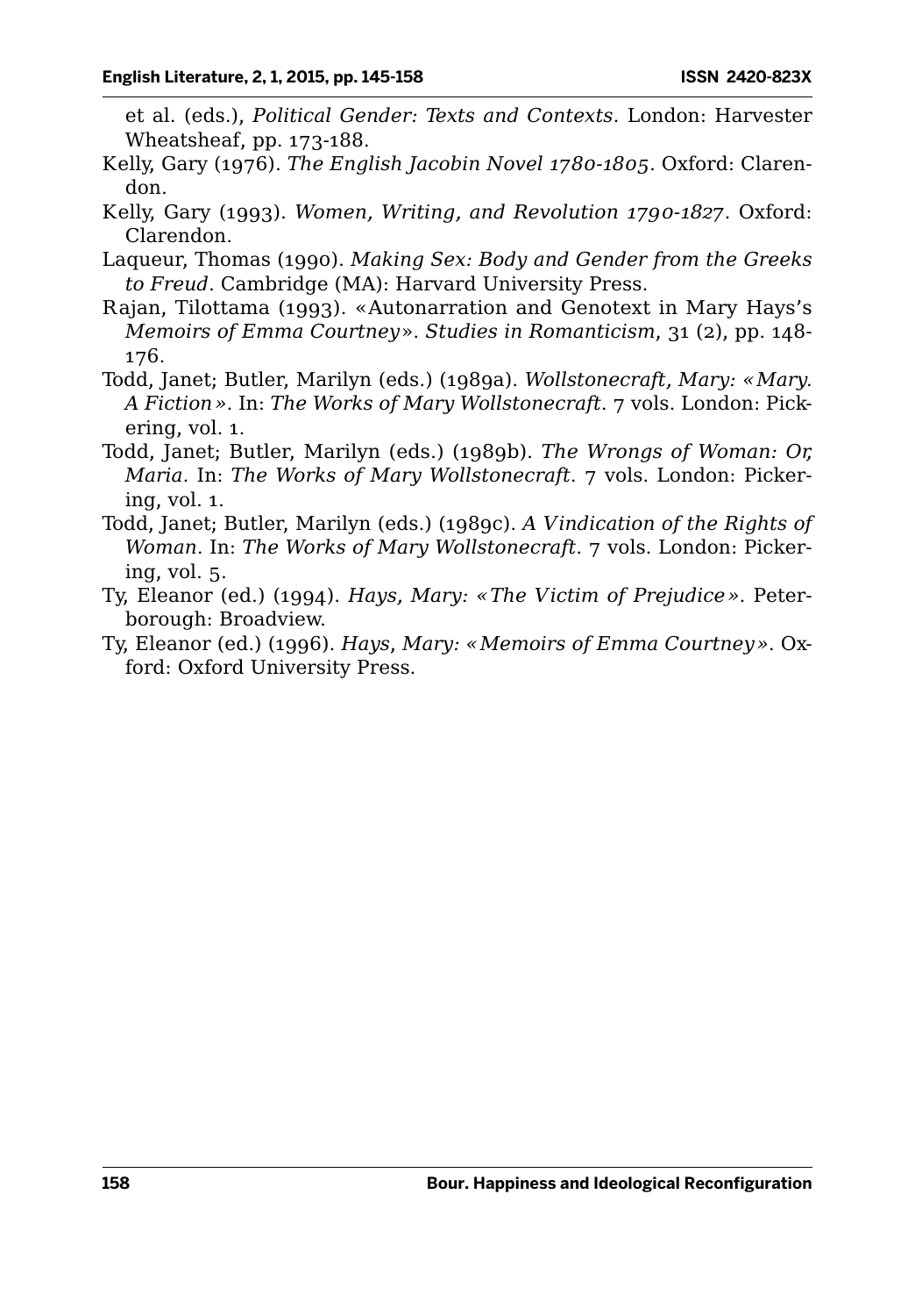et al. (eds.), *Political Gender: Texts and Contexts*. London: Harvester Wheatsheaf, pp. 173-188.

Kelly, Gary (1976). *The English Jacobin Novel 1780-1805*. Oxford: Clarendon.

Kelly, Gary (1993). *Women, Writing, and Revolution 1790-1827*. Oxford: Clarendon.

Laqueur, Thomas (1990). *Making Sex: Body and Gender from the Greeks to Freud*. Cambridge (MA): Harvard University Press.

Rajan, Tilottama (1993). «Autonarration and Genotext in Mary Hays's *Memoirs of Emma Courtney*». *Studies in Romanticism*, 31 (2), pp. 148-176.

Todd, Janet; Butler, Marilyn (eds.) (1989a). *Wollstonecraft, Mary: «Mary. A Fiction»*. In: *The Works of Mary Wollstonecraft*. 7 vols. London: Pickering, vol. 1.

Todd, Janet; Butler, Marilyn (eds.) (1989b). *The Wrongs of Woman: Or, Maria*. In: *The Works of Mary Wollstonecraft*. 7 vols. London: Pickering, vol. 1.

Todd, Janet; Butler, Marilyn (eds.) (1989c). *A Vindication of the Rights of Woman*. In: *The Works of Mary Wollstonecraft*. 7 vols. London: Pickering, vol. 5.

Ty, Eleanor (ed.) (1994). *Hays, Mary: «The Victim of Prejudice»*. Peterborough: Broadview.

Ty, Eleanor (ed.) (1996). *Hays, Mary: «Memoirs of Emma Courtney»*. Oxford: Oxford University Press.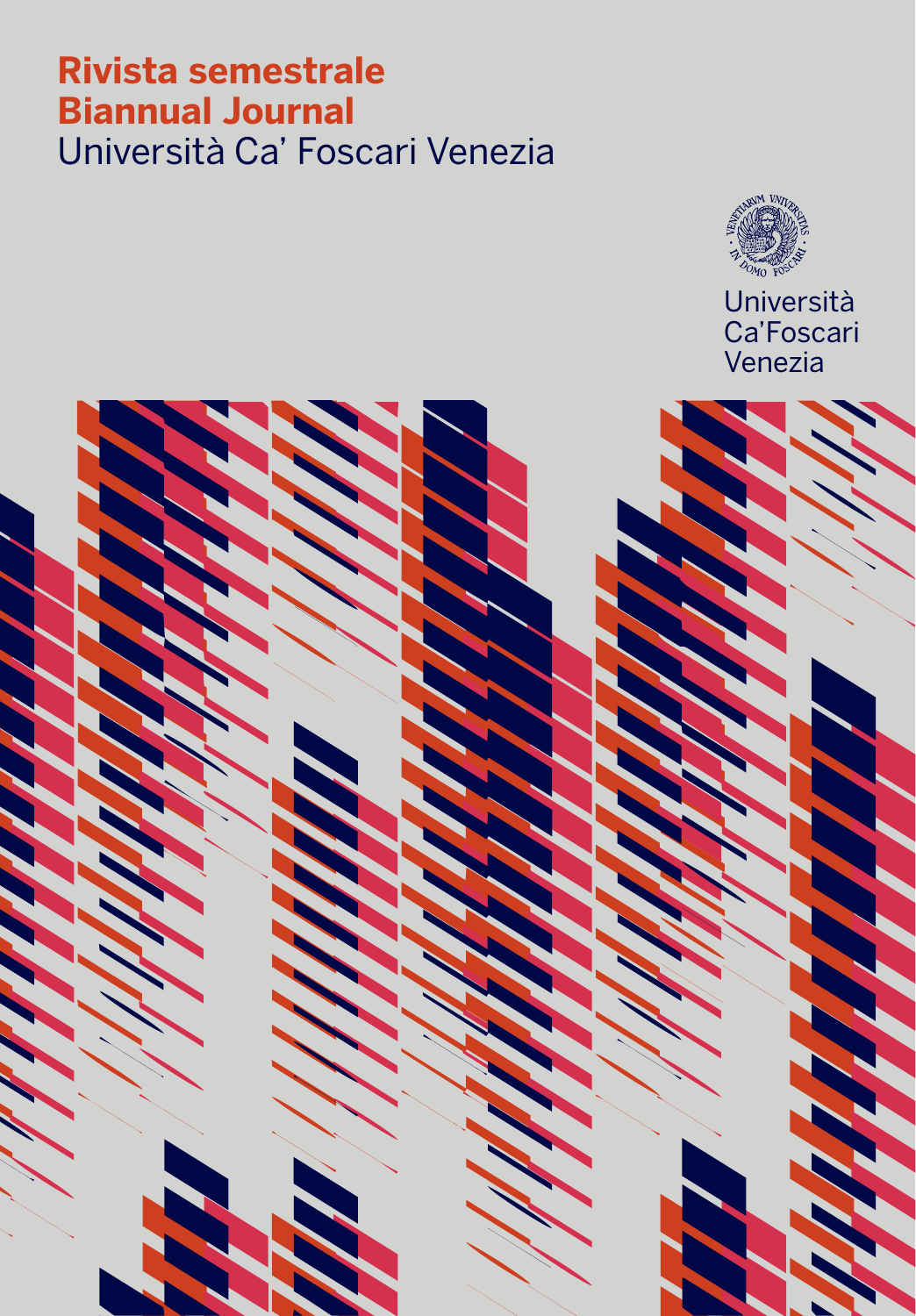**Rivista semestrale**
**Biannual Journal**
Università Ca' Foscari Venezia

Università
Ca'Foscari
Venezia